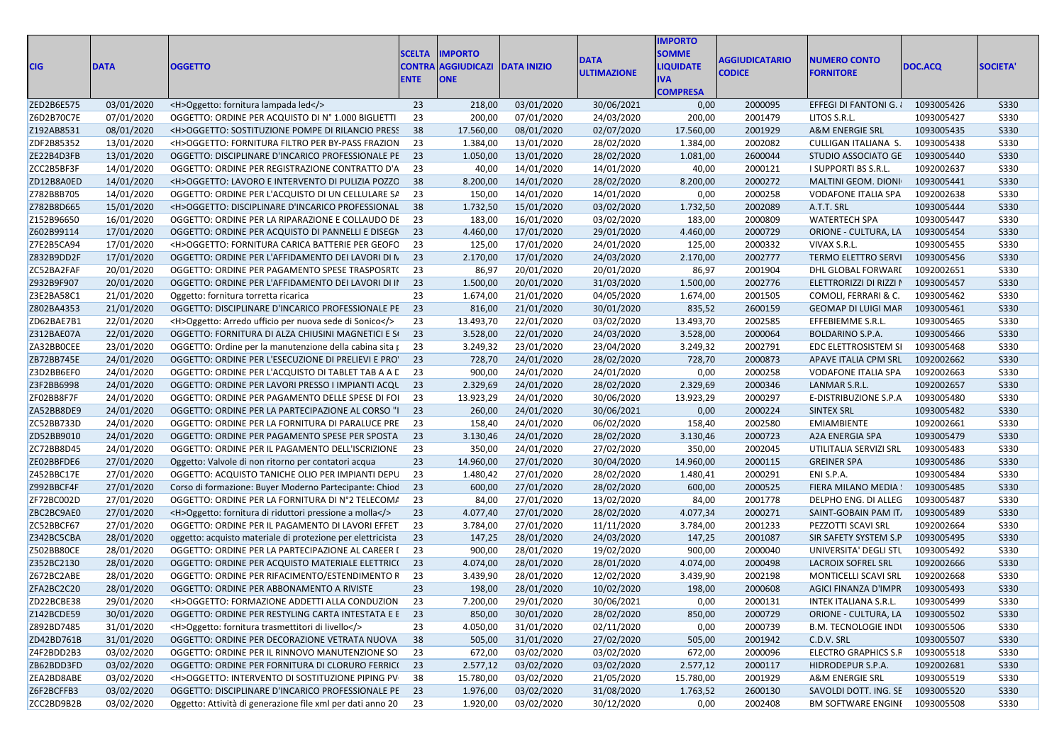| CIG | DATA | OGGETTO | SCELTA CONTRAENTE | IMPORTO AGGIUDICAZIONE | DATA INIZIO | DATA ULTIMAZIONE | IMPORTO SOMME LIQUIDATE IVA COMPRESA | AGGIUDICATARIO CODICE | NUMERO CONTO FORNITORE | DOC.ACQ | SOCIETA' |
|---|---|---|---|---|---|---|---|---|---|---|---|
| ZED2B6E575 | 03/01/2020 | <H>Oggetto: fornitura lampada led</> | 23 | 218,00 | 03/01/2020 | 30/06/2021 | 0,00 | 2000095 | EFFEGI DI FANTONI G. & | 1093005426 | S330 |
| Z6D2B70C7E | 07/01/2020 | OGGETTO: ORDINE PER ACQUISTO DI N° 1.000 BIGLIETTI | 23 | 200,00 | 07/01/2020 | 24/03/2020 | 200,00 | 2001479 | LITOS S.R.L. | 1093005427 | S330 |
| Z192AB8531 | 08/01/2020 | <H>OGGETTO: SOSTITUZIONE POMPE DI RILANCIO PRESS | 38 | 17.560,00 | 08/01/2020 | 02/07/2020 | 17.560,00 | 2001929 | A&M ENERGIE SRL | 1093005435 | S330 |
| ZDF2B85352 | 13/01/2020 | <H>OGGETTO: FORNITURA FILTRO PER BY-PASS FRAZION | 23 | 1.384,00 | 13/01/2020 | 28/02/2020 | 1.384,00 | 2002082 | CULLIGAN ITALIANA S. | 1093005438 | S330 |
| ZE22B4D3FB | 13/01/2020 | OGGETTO: DISCIPLINARE D'INCARICO PROFESSIONALE PE | 23 | 1.050,00 | 13/01/2020 | 28/02/2020 | 1.081,00 | 2600044 | STUDIO ASSOCIATO GE | 1093005440 | S330 |
| ZCC2B5BF3F | 14/01/2020 | OGGETTO: ORDINE PER REGISTRAZIONE CONTRATTO D'A | 23 | 40,00 | 14/01/2020 | 14/01/2020 | 40,00 | 2000121 | I SUPPORTI BS S.R.L. | 1092002637 | S330 |
| ZD12B8A0ED | 14/01/2020 | <H>OGGETTO: LAVORO E INTERVENTO DI PULIZIA POZZO | 38 | 8.200,00 | 14/01/2020 | 28/02/2020 | 8.200,00 | 2000272 | MALTINI GEOM. DIONI | 1093005441 | S330 |
| Z782B8B705 | 14/01/2020 | OGGETTO: ORDINE PER L'ACQUISTO DI UN CELLULARE SA | 23 | 150,00 | 14/01/2020 | 14/01/2020 | 0,00 | 2000258 | VODAFONE ITALIA SPA | 1092002638 | S330 |
| Z782B8D665 | 15/01/2020 | <H>OGGETTO: DISCIPLINARE D'INCARICO PROFESSIONAL | 38 | 1.732,50 | 15/01/2020 | 03/02/2020 | 1.732,50 | 2002089 | A.T.T. SRL | 1093005444 | S330 |
| Z152B96650 | 16/01/2020 | OGGETTO: ORDINE PER LA RIPARAZIONE E COLLAUDO DE | 23 | 183,00 | 16/01/2020 | 03/02/2020 | 183,00 | 2000809 | WATERTECH SPA | 1093005447 | S330 |
| Z602B99114 | 17/01/2020 | OGGETTO: ORDINE PER ACQUISTO DI PANNELLI E DISEGN | 23 | 4.460,00 | 17/01/2020 | 29/01/2020 | 4.460,00 | 2000729 | ORIONE - CULTURA, LA | 1093005454 | S330 |
| Z7E2B5CA94 | 17/01/2020 | <H>OGGETTO: FORNITURA CARICA BATTERIE PER GEOFO | 23 | 125,00 | 17/01/2020 | 24/01/2020 | 125,00 | 2000332 | VIVAX S.R.L. | 1093005455 | S330 |
| Z832B9DD2F | 17/01/2020 | OGGETTO: ORDINE PER L'AFFIDAMENTO DEI LAVORI DI N | 23 | 2.170,00 | 17/01/2020 | 24/03/2020 | 2.170,00 | 2002777 | TERMO ELETTRO SERVI | 1093005456 | S330 |
| ZC52BA2FAF | 20/01/2020 | OGGETTO: ORDINE PER PAGAMENTO SPESE TRASPOSRT( | 23 | 86,97 | 20/01/2020 | 20/01/2020 | 86,97 | 2001904 | DHL GLOBAL FORWARI | 1092002651 | S330 |
| Z932B9F907 | 20/01/2020 | OGGETTO: ORDINE PER L'AFFIDAMENTO DEI LAVORI DI II | 23 | 1.500,00 | 20/01/2020 | 31/03/2020 | 1.500,00 | 2002776 | ELETTRORIZZI DI RIZZI I | 1093005457 | S330 |
| Z3E2BA58C1 | 21/01/2020 | Oggetto: fornitura torretta ricarica | 23 | 1.674,00 | 21/01/2020 | 04/05/2020 | 1.674,00 | 2001505 | COMOLI, FERRARI & C. | 1093005462 | S330 |
| Z802BA4353 | 21/01/2020 | OGGETTO: DISCIPLINARE D'INCARICO PROFESSIONALE PE | 23 | 816,00 | 21/01/2020 | 30/01/2020 | 835,52 | 2600159 | GEOMAP DI LUIGI MAF | 1093005461 | S330 |
| ZD62BAE7B1 | 22/01/2020 | <H>Oggetto: Arredo ufficio per nuova sede di Sonico</> | 23 | 13.493,70 | 22/01/2020 | 03/02/2020 | 13.493,70 | 2002585 | EFFEBIEMME S.R.L. | 1093005465 | S330 |
| Z312BAE07A | 22/01/2020 | OGGETTO: FORNITURA DI ALZA CHIUSINI MAGNETICI E S | 23 | 3.528,00 | 22/01/2020 | 24/03/2020 | 3.528,00 | 2000064 | BOLDARINO S.P.A. | 1093005466 | S330 |
| ZA32BB0CEE | 23/01/2020 | OGGETTO: Ordine per la manutenzione della cabina sita p | 23 | 3.249,32 | 23/01/2020 | 23/04/2020 | 3.249,32 | 2002791 | EDC ELETTROSISTEM SI | 1093005468 | S330 |
| ZB72BB745E | 24/01/2020 | OGGETTO: ORDINE PER L'ESECUZIONE DI PRELIEVI E PRO | 23 | 728,70 | 24/01/2020 | 28/02/2020 | 728,70 | 2000873 | APAVE ITALIA CPM SRL | 1092002662 | S330 |
| Z3D2BB6EF0 | 24/01/2020 | OGGETTO: ORDINE PER L'ACQUISTO DI TABLET TAB A A D | 23 | 900,00 | 24/01/2020 | 24/01/2020 | 0,00 | 2000258 | VODAFONE ITALIA SPA | 1092002663 | S330 |
| Z3F2BB6998 | 24/01/2020 | OGGETTO: ORDINE PER LAVORI PRESSO I IMPIANTI ACQU | 23 | 2.329,69 | 24/01/2020 | 28/02/2020 | 2.329,69 | 2000346 | LANMAR S.R.L. | 1092002657 | S330 |
| ZF02BB8F7F | 24/01/2020 | OGGETTO: ORDINE PER PAGAMENTO DELLE SPESE DI FOI | 23 | 13.923,29 | 24/01/2020 | 30/06/2020 | 13.923,29 | 2000297 | E-DISTRIBUZIONE S.P.A | 1093005480 | S330 |
| ZA52BB8DE9 | 24/01/2020 | OGGETTO: ORDINE PER LA PARTECIPAZIONE AL CORSO "I | 23 | 260,00 | 24/01/2020 | 30/06/2021 | 0,00 | 2000224 | SINTEX SRL | 1093005482 | S330 |
| ZC52BB733D | 24/01/2020 | OGGETTO: ORDINE PER LA FORNITURA DI PARALUCE PRE | 23 | 158,40 | 24/01/2020 | 06/02/2020 | 158,40 | 2002580 | EMIAMBIENTE | 1092002661 | S330 |
| ZD52BB9010 | 24/01/2020 | OGGETTO: ORDINE PER PAGAMENTO SPESE PER SPOSTA | 23 | 3.130,46 | 24/01/2020 | 28/02/2020 | 3.130,46 | 2000723 | A2A ENERGIA SPA | 1093005479 | S330 |
| ZC72BB8D45 | 24/01/2020 | OGGETTO: ORDINE PER IL PAGAMENTO DELL'ISCRIZIONE | 23 | 350,00 | 24/01/2020 | 27/02/2020 | 350,00 | 2002045 | UTILITALIA SERVIZI SRL | 1093005483 | S330 |
| ZE02BBFDE6 | 27/01/2020 | Oggetto: Valvole di non ritorno per contatori acqua | 23 | 14.960,00 | 27/01/2020 | 30/04/2020 | 14.960,00 | 2000115 | GREINER SPA | 1093005486 | S330 |
| Z452BBC17E | 27/01/2020 | OGGETTO: ACQUISTO TANICHE OLIO PER IMPIANTI DEPU | 23 | 1.480,42 | 27/01/2020 | 28/02/2020 | 1.480,41 | 2000291 | ENI S.P.A. | 1093005484 | S330 |
| Z992BBCF4F | 27/01/2020 | Corso di formazione: Buyer Moderno Partecipante: Chiod | 23 | 600,00 | 27/01/2020 | 28/02/2020 | 600,00 | 2000525 | FIERA MILANO MEDIA : | 1093005485 | S330 |
| ZF72BC002D | 27/01/2020 | OGGETTO: ORDINE PER LA FORNITURA DI N°2 TELECOMA | 23 | 84,00 | 27/01/2020 | 13/02/2020 | 84,00 | 2001778 | DELPHO ENG. DI ALLEG | 1093005487 | S330 |
| ZBC2BC9AE0 | 27/01/2020 | <H>Oggetto: fornitura di riduttori pressione a molla</> | 23 | 4.077,40 | 27/01/2020 | 28/02/2020 | 4.077,34 | 2000271 | SAINT-GOBAIN PAM IT. | 1093005489 | S330 |
| ZC52BBCF67 | 27/01/2020 | OGGETTO: ORDINE PER IL PAGAMENTO DI LAVORI EFFET | 23 | 3.784,00 | 27/01/2020 | 11/11/2020 | 3.784,00 | 2001233 | PEZZOTTI SCAVI SRL | 1092002664 | S330 |
| Z342BC5CBA | 28/01/2020 | oggetto: acquisto materiale di protezione per elettricista | 23 | 147,25 | 28/01/2020 | 24/03/2020 | 147,25 | 2001087 | SIR SAFETY SYSTEM S.P | 1093005495 | S330 |
| Z502BB80CE | 28/01/2020 | OGGETTO: ORDINE PER LA PARTECIPAZIONE AL CAREER I | 23 | 900,00 | 28/01/2020 | 19/02/2020 | 900,00 | 2000040 | UNIVERSITA' DEGLI STU | 1093005492 | S330 |
| Z352BC2130 | 28/01/2020 | OGGETTO: ORDINE PER ACQUISTO MATERIALE ELETTRIC( | 23 | 4.074,00 | 28/01/2020 | 28/01/2020 | 4.074,00 | 2000498 | LACROIX SOFREL SRL | 1092002666 | S330 |
| Z672BC2ABE | 28/01/2020 | OGGETTO: ORDINE PER RIFACIMENTO/ESTENDIMENTO R | 23 | 3.439,90 | 28/01/2020 | 12/02/2020 | 3.439,90 | 2002198 | MONTICELLI SCAVI SRL | 1092002668 | S330 |
| ZFA2BC2C20 | 28/01/2020 | OGGETTO: ORDINE PER ABBONAMENTO A RIVISTE | 23 | 198,00 | 28/01/2020 | 10/02/2020 | 198,00 | 2000608 | AGICI FINANZA D'IMPR | 1093005493 | S330 |
| ZD22BCBE38 | 29/01/2020 | <H>OGGETTO: FORMAZIONE ADDETTI ALLA CONDUZION | 23 | 7.200,00 | 29/01/2020 | 30/06/2021 | 0,00 | 2000131 | INTEK ITALIANA S.R.L. | 1093005499 | S330 |
| Z142BCDE59 | 30/01/2020 | OGGETTO: ORDINE PER RESTYLING CARTA INTESTATA E E | 23 | 850,00 | 30/01/2020 | 28/02/2020 | 850,00 | 2000729 | ORIONE - CULTURA, LA | 1093005502 | S330 |
| Z892BD7485 | 31/01/2020 | <H>Oggetto: fornitura trasmettitori di livello</> | 23 | 4.050,00 | 31/01/2020 | 02/11/2020 | 0,00 | 2000739 | B.M. TECNOLOGIE INDI | 1093005506 | S330 |
| ZD42BD761B | 31/01/2020 | OGGETTO: ORDINE PER DECORAZIONE VETRATA NUOVA | 38 | 505,00 | 31/01/2020 | 27/02/2020 | 505,00 | 2001942 | C.D.V. SRL | 1093005507 | S330 |
| Z4F2BDD2B3 | 03/02/2020 | OGGETTO: ORDINE PER IL RINNOVO MANUTENZIONE SO | 23 | 672,00 | 03/02/2020 | 03/02/2020 | 672,00 | 2000096 | ELECTRO GRAPHICS S.F | 1093005518 | S330 |
| ZB62BDD3FD | 03/02/2020 | OGGETTO: ORDINE PER FORNITURA DI CLORURO FERRIC( | 23 | 2.577,12 | 03/02/2020 | 03/02/2020 | 2.577,12 | 2000117 | HIDRODEPUR S.P.A. | 1092002681 | S330 |
| ZEA2BD8ABE | 03/02/2020 | <H>OGGETTO: INTERVENTO DI SOSTITUZIONE PIPING PV | 38 | 15.780,00 | 03/02/2020 | 21/05/2020 | 15.780,00 | 2001929 | A&M ENERGIE SRL | 1093005519 | S330 |
| Z6F2BCFFB3 | 03/02/2020 | OGGETTO: DISCIPLINARE D'INCARICO PROFESSIONALE PE | 23 | 1.976,00 | 03/02/2020 | 31/08/2020 | 1.763,52 | 2600130 | SAVOLDI DOTT. ING. SE | 1093005520 | S330 |
| ZCC2BD9B2B | 03/02/2020 | Oggetto: Attività di generazione file xml per dati anno 20 | 23 | 1.920,00 | 03/02/2020 | 30/12/2020 | 0,00 | 2002408 | BM SOFTWARE ENGINE | 1093005508 | S330 |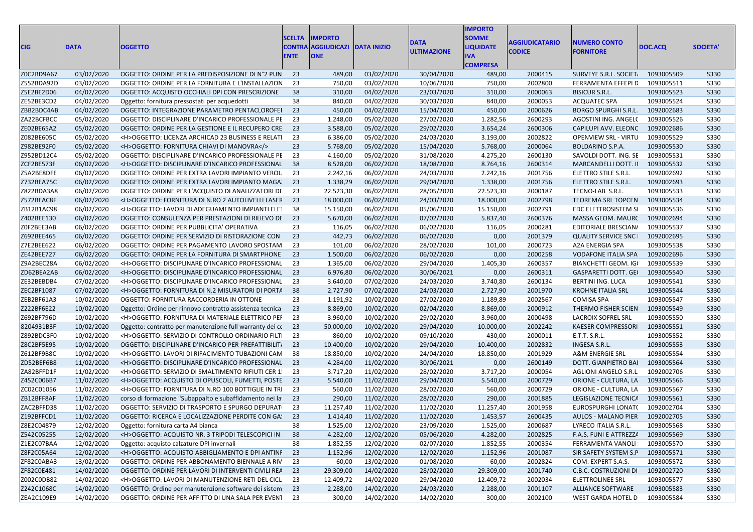| CIG | DATA | OGGETTO | SCELTA CONTRAENTE | IMPORTO AGGIUDICAZIONE | DATA INIZIO | DATA ULTIMAZIONE | IMPORTO SOMME LIQUIDATE IVA COMPRESA | AGGIUDICATARIO CODICE | NUMERO CONTO FORNITORE | DOC.ACQ | SOCIETA' |
|---|---|---|---|---|---|---|---|---|---|---|---|
| Z0C2BD9A67 | 03/02/2020 | OGGETTO: ORDINE PER LA PREDISPOSIZIONE DI N°2 PUN | 23 | 489,00 | 03/02/2020 | 30/04/2020 | 489,00 | 2000415 | SURVEYE S.R.L. SOCIET/ | 1093005509 | S330 |
| Z552BDA92D | 03/02/2020 | OGGETTO: ORDINE PER LA FORNITURA E L'INSTALLAZION | 23 | 750,00 | 03/02/2020 | 10/06/2020 | 750,00 | 2002800 | FERRAMENTA EFFEPI D | 1093005511 | S330 |
| Z5E2BE2D06 | 04/02/2020 | OGGETTO: ACQUISTO OCCHIALI DPI CON PRESCRIZIONE | 38 | 310,00 | 04/02/2020 | 23/03/2020 | 310,00 | 2000063 | BISICUR S.R.L. | 1093005523 | S330 |
| ZE52BE3CD2 | 04/02/2020 | Oggetto: fornitura pressostati per acquedotti | 38 | 840,00 | 04/02/2020 | 30/03/2020 | 840,00 | 2000053 | ACQUATEC SPA | 1093005524 | S330 |
| ZBB2BDC4AB | 04/02/2020 | OGGETTO: INTEGRAZIONE PARAMETRO PENTACLOROFEI | 23 | 450,00 | 04/02/2020 | 15/04/2020 | 450,00 | 2000626 | BORGO SPURGHI S.R.L. | 1092002683 | S330 |
| ZA22BCFBCC | 05/02/2020 | OGGETTO: DISCIPLINARE D'INCARICO PROFESSIONALE PE | 23 | 1.248,00 | 05/02/2020 | 27/02/2020 | 1.282,56 | 2600293 | AGOSTINI ING. ANGELC | 1093005526 | S330 |
| ZE02BE65A2 | 05/02/2020 | OGGETTO: ORDINE PER LA GESTIONE E IL RECUPERO CRE | 23 | 3.588,00 | 05/02/2020 | 29/02/2020 | 3.654,24 | 2600306 | CAPILUPI AVV. ELEONC | 1092002686 | S330 |
| Z082BE605C | 05/02/2020 | <H>OGGETTO: LICENZA ARCHICAD 23 BUSINESS E RELATI | 23 | 6.386,00 | 05/02/2020 | 24/03/2020 | 3.193,00 | 2002822 | OPENVIEW SRL - VIRTU | 1093005529 | S330 |
| Z982BE92F0 | 05/02/2020 | <H>OGGETTO: FORNITURA CHIAVI DI MANOVRA</> | 23 | 5.768,00 | 05/02/2020 | 15/04/2020 | 5.768,00 | 2000064 | BOLDARINO S.P.A. | 1093005530 | S330 |
| Z952BD12C4 | 05/02/2020 | OGGETTO: DISCIPLINARE D'INCARICO PROFESSIONALE PE | 23 | 4.160,00 | 05/02/2020 | 31/08/2020 | 4.275,20 | 2600130 | SAVOLDI DOTT. ING. SE | 1093005531 | S330 |
| ZCF2BE573F | 06/02/2020 | <H>OGGETTO: DISCIPLINARE D'INCARICO PROFESSIONAL | 38 | 8.528,00 | 06/02/2020 | 18/08/2020 | 8.764,16 | 2600314 | MARCANDELLI DOTT. II | 1093005532 | S330 |
| Z5A2BE8DFE | 06/02/2020 | OGGETTO: ORDINE PER EXTRA LAVORI IMPIANTO VEROL | 23 | 2.242,16 | 06/02/2020 | 24/03/2020 | 2.242,16 | 2001756 | ELETTRO STILE S.R.L. | 1092002692 | S330 |
| Z732BEA75C | 06/02/2020 | OGGETTO: ORDINE PER EXTRA LAVORI IMPIANTO MAGA | 23 | 1.338,29 | 06/02/2020 | 29/04/2020 | 1.338,00 | 2001756 | ELETTRO STILE S.R.L. | 1092002693 | S330 |
| Z822BDA3A8 | 06/02/2020 | OGGETTO: ORDINE PER L'ACQUISTO DI ANALIZZATORI DI | 23 | 22.523,30 | 06/02/2020 | 28/05/2020 | 22.523,30 | 2000187 | TECNO-LAB S.R.L. | 1093005533 | S330 |
| Z572BEAC8F | 06/02/2020 | <H>OGGETTO: FORNITURA DI N.RO 2 AUTOLIVELLI LASER | 23 | 18.000,00 | 06/02/2020 | 24/03/2020 | 18.000,00 | 2002798 | TEOREMA SRL TOPCEN | 1093005534 | S330 |
| ZB12B1AC98 | 06/02/2020 | <H>OGGETTO: LAVORI DI ADEGUAMENTO IMPIANTI ELE | 38 | 15.150,00 | 06/02/2020 | 05/06/2020 | 15.150,00 | 2002791 | EDC ELETTROSISTEM SI | 1093005536 | S330 |
| Z402BEE130 | 06/02/2020 | OGGETTO: CONSULENZA PER PRESTAZIONI DI RILIEVO DE | 23 | 5.670,00 | 06/02/2020 | 07/02/2020 | 5.837,40 | 2600376 | MASSA GEOM. MAURC | 1092002694 | S330 |
| Z0F2BEE3AB | 06/02/2020 | OGGETTO: ORDINE PER PUBBLICITA' OPERATIVA | 23 | 116,05 | 06/02/2020 | 06/02/2020 | 116,05 | 2000281 | EDITORIALE BRESCIAN/ | 1093005537 | S330 |
| Z692BEE465 | 06/02/2020 | OGGETTO: ORDINE PER SERVIZIO DI RISTORAZIONE CON | 23 | 442,73 | 06/02/2020 | 06/02/2020 | 0,00 | 2001379 | QUALITY SERVICE SNC | 1092002695 | S330 |
| Z7E2BEE622 | 06/02/2020 | OGGETTO: ORDINE PER PAGAMENTO LAVORO SPOSTAM | 23 | 101,00 | 06/02/2020 | 28/02/2020 | 101,00 | 2000723 | A2A ENERGIA SPA | 1093005538 | S330 |
| ZE42BEE727 | 06/02/2020 | OGGETTO: ORDINE PER LA FORNITURA DI SMARTPHONE | 23 | 1.500,00 | 06/02/2020 | 06/02/2020 | 0,00 | 2000258 | VODAFONE ITALIA SPA | 1092002696 | S330 |
| Z9A2BEC28A | 06/02/2020 | <H>OGGETTO: DISCIPLINARE D'INCARICO PROFESSIONAL | 23 | 1.365,00 | 06/02/2020 | 29/04/2020 | 1.405,30 | 2600357 | BIANCHETTI GEOM. IG | 1093005539 | S330 |
| ZD62BEA2AB | 06/02/2020 | <H>OGGETTO: DISCIPLINARE D'INCARICO PROFESSIONAL | 23 | 6.976,80 | 06/02/2020 | 30/06/2021 | 0,00 | 2600311 | GASPARETTI DOTT. GE | 1093005540 | S330 |
| ZE32BEBDB4 | 07/02/2020 | <H>OGGETTO: DISCIPLINARE D'INCARICO PROFESSIONAL | 23 | 3.640,00 | 07/02/2020 | 24/03/2020 | 3.740,80 | 2600134 | BERTINI ING. LUCA | 1093005541 | S330 |
| ZEC2BF1087 | 07/02/2020 | <H>OGGETTO: FORNITURA DI N.2 MISURATORI DI PORTA | 38 | 2.727,90 | 07/02/2020 | 24/03/2020 | 2.727,90 | 2001970 | KROHNE ITALIA SRL | 1093005544 | S330 |
| ZEB2BF61A3 | 10/02/2020 | OGGETTO: FORNITURA RACCORDERIA IN OTTONE | 23 | 1.191,92 | 10/02/2020 | 27/02/2020 | 1.189,89 | 2002567 | COMISA SPA | 1093005547 | S330 |
| Z222BF6E22 | 10/02/2020 | Oggetto: Ordine per rinnovo contratto assistenza tecnica | 23 | 8.869,00 | 10/02/2020 | 02/04/2020 | 8.869,00 | 2000912 | THERMO FISHER SCIEN | 1093005549 | S330 |
| Z692BF796D | 10/02/2020 | <H>OGGETTO: FORNITURA DI MATERIALE ELETTRICO PEF | 23 | 3.960,00 | 10/02/2020 | 29/02/2020 | 3.960,00 | 2000498 | LACROIX SOFREL SRL | 1093005550 | S330 |
| 8204931B3F | 10/02/2020 | Oggetto: contratto per manutenzione full warranty dei cc | 23 | 50.000,00 | 10/02/2020 | 29/04/2020 | 10.000,00 | 2002242 | KAESER COMPRESSORI | 1093005551 | S330 |
| Z892BDC3F0 | 10/02/2020 | <H>OGGETTO: SERVIZIO DI CONTROLLO ORDINARIO FILTI | 23 | 860,00 | 10/02/2020 | 09/10/2020 | 430,00 | 2000011 | E.T.T. S.R.L. | 1093005552 | S330 |
| Z8C2BF5E95 | 10/02/2020 | OGGETTO: DISCIPLINARE D'INCARICO PER PREFATTIBILIT/ | 23 | 10.400,00 | 10/02/2020 | 29/04/2020 | 10.400,00 | 2002832 | INGESA S.R.L. | 1093005553 | S330 |
| Z612BF9B8C | 10/02/2020 | <H>OGGETTO: LAVORI DI RIFACIMENTO TUBAZIONI CAM | 38 | 18.850,00 | 10/02/2020 | 24/04/2020 | 18.850,00 | 2001929 | A&M ENERGIE SRL | 1093005554 | S330 |
| ZD52BEF6B8 | 11/02/2020 | <H>OGGETTO: DISCIPLINARE D'INCARICO PROFESSIONAL | 23 | 4.284,00 | 11/02/2020 | 30/06/2021 | 0,00 | 2600149 | DOTT. GIANPIETRO BAI | 1093005564 | S330 |
| ZA82BFFD1F | 11/02/2020 | <H>OGGETTO: SERVIZIO DI SMALTIMENTO RIFIUTI CER 1! | 23 | 3.717,20 | 11/02/2020 | 28/02/2020 | 3.717,20 | 2000054 | AGLIONI ANGELO S.R.L | 1092002706 | S330 |
| Z452C006B7 | 11/02/2020 | <H>OGGETTO: ACQUISTO DI OPUSCOLI, FUMETTI, POSTE | 23 | 5.540,00 | 11/02/2020 | 29/04/2020 | 5.540,00 | 2000729 | ORIONE - CULTURA, LA | 1093005566 | S330 |
| ZC02C01056 | 11/02/2020 | <H>OGGETTO: FORNITURA DI N.RO 100 BOTTIGLIE IN TRI | 23 | 560,00 | 11/02/2020 | 28/02/2020 | 560,00 | 2000729 | ORIONE - CULTURA, LA | 1093005567 | S330 |
| ZB12BFF8AF | 11/02/2020 | corso di formazione "Subappalto e subaffidamento nei la | 23 | 290,00 | 11/02/2020 | 28/02/2020 | 290,00 | 2001885 | LEGISLAZIONE TECNICA | 1093005561 | S330 |
| ZAC2BFFD38 | 11/02/2020 | OGGETTO: SERVIZIO DI TRASPORTO E SPURGO DEPURAT | 23 | 11.257,40 | 11/02/2020 | 11/02/2020 | 11.257,40 | 2001958 | EUROSPURGHI LONATO | 1092002704 | S330 |
| Z192BFFCD1 | 11/02/2020 | OGGETTO: RICERCA E LOCALIZZAZIONE PERDITE CON GA! | 23 | 1.414,40 | 11/02/2020 | 11/02/2020 | 1.453,57 | 2600435 | AULOS - MALANO PIER | 1092002705 | S330 |
| Z8E2C04879 | 12/02/2020 | Oggetto: fornitura carta A4 bianca | 38 | 1.525,00 | 12/02/2020 | 23/09/2020 | 1.525,00 | 2000687 | LYRECO ITALIA S.R.L. | 1093005568 | S330 |
| Z542C05255 | 12/02/2020 | <H>OGGETTO: ACQUISTO NR. 3 TRIPODI TELESCOPICI IN | 38 | 4.282,00 | 12/02/2020 | 05/06/2020 | 4.282,00 | 2002825 | F.A.S. FUNI E ATTREZZA | 1093005569 | S330 |
| Z1E2C07BAA | 12/02/2020 | Oggetto: acquisto calzature DPI invernali | 38 | 1.852,55 | 12/02/2020 | 02/07/2020 | 1.852,55 | 2000354 | FERRAMENTA VANOLI | 1093005570 | S330 |
| Z8F2C05A64 | 12/02/2020 | <H>OGGETTO: ACQUISTO ABBIGLIAMENTO E DPI ANTINF | 23 | 1.152,96 | 12/02/2020 | 12/02/2020 | 1.152,96 | 2001087 | SIR SAFETY SYSTEM S.P | 1093005571 | S330 |
| ZF82C0ABA3 | 13/02/2020 | OGGETTO: ORDINE PER ABBONAMENTO BIENNALE A RIV | 23 | 60,00 | 13/02/2020 | 01/08/2020 | 60,00 | 2002824 | COM. EXPERT S.A.S. | 1093005572 | S330 |
| ZF82C0E481 | 14/02/2020 | OGGETTO: ORDINE PER LAVORI DI INTERVENTI CIVILI REA | 23 | 29.309,00 | 14/02/2020 | 28/02/2020 | 29.309,00 | 2001740 | C.B.C. COSTRUZIONI DI | 1092002720 | S330 |
| Z002C0DB82 | 14/02/2020 | <H>OGGETTO: LAVORI DI MANUTENZIONE RETI DEL CICL | 23 | 12.409,72 | 14/02/2020 | 29/04/2020 | 12.409,72 | 2002034 | ELETTROLINEE SRL | 1093005577 | S330 |
| Z242C1068C | 14/02/2020 | OGGETTO: Ordine per manutenzione software dei sistem | 23 | 2.288,00 | 14/02/2020 | 24/03/2020 | 2.288,00 | 2001107 | ALLIANCE SOFTWARE | 1093005583 | S330 |
| ZEA2C109E9 | 14/02/2020 | OGGETTO: ORDINE PER AFFITTO DI UNA SALA PER EVENT | 23 | 300,00 | 14/02/2020 | 14/02/2020 | 300,00 | 2002100 | WEST GARDA HOTEL D | 1093005584 | S330 |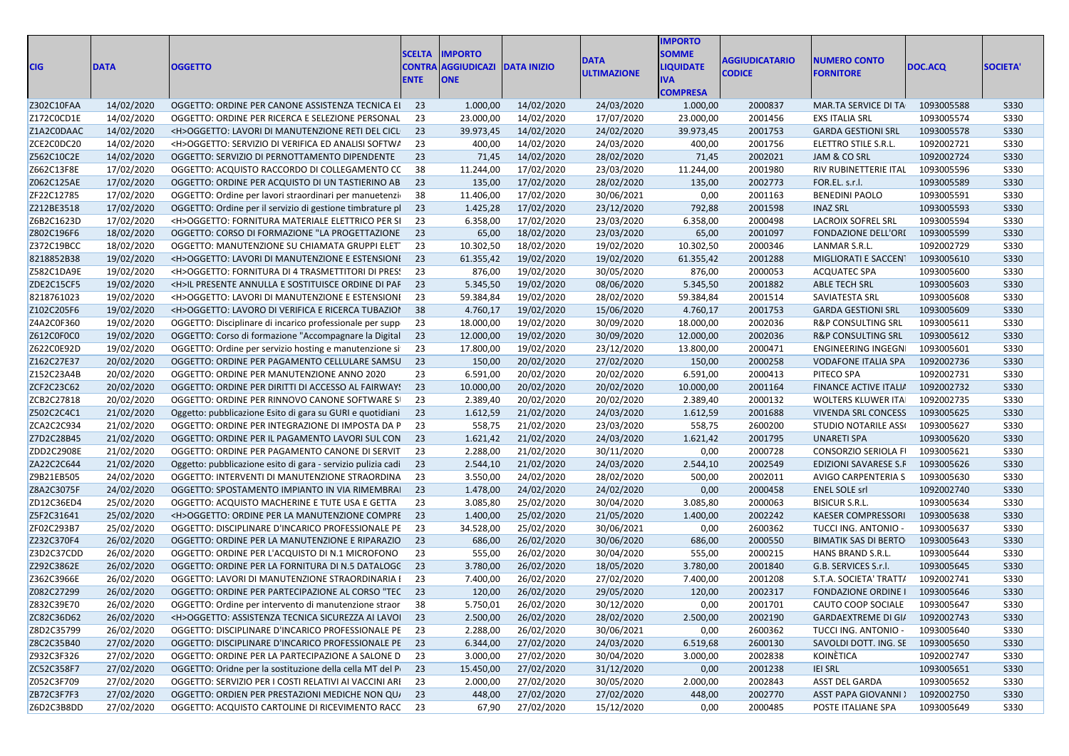| CIG | DATA | OGGETTO | SCELTA CONTRAENTE | IMPORTO AGGIUDICAZIONE | DATA INIZIO | DATA ULTIMAZIONE | IMPORTO SOMME LIQUIDATE IVA COMPRESA | AGGIUDICATARIO CODICE | NUMERO CONTO FORNITORE | DOC.ACQ | SOCIETA' |
|---|---|---|---|---|---|---|---|---|---|---|---|
| Z302C10FAA | 14/02/2020 | OGGETTO: ORDINE PER CANONE ASSISTENZA TECNICA EI | 23 | 1.000,00 | 14/02/2020 | 24/03/2020 | 1.000,00 | 2000837 | MAR.TA SERVICE DI TA | 1093005588 | S330 |
| Z172C0CD1E | 14/02/2020 | OGGETTO: ORDINE PER RICERCA E SELEZIONE PERSONAL | 23 | 23.000,00 | 14/02/2020 | 17/07/2020 | 23.000,00 | 2001456 | EXS ITALIA SRL | 1093005574 | S330 |
| Z1A2C0DAAC | 14/02/2020 | <H>OGGETTO: LAVORI DI MANUTENZIONE RETI DEL CICL | 23 | 39.973,45 | 14/02/2020 | 24/02/2020 | 39.973,45 | 2001753 | GARDA GESTIONI SRL | 1093005578 | S330 |
| ZCE2C0DC20 | 14/02/2020 | <H>OGGETTO: SERVIZIO DI VERIFICA ED ANALISI SOFTWA | 23 | 400,00 | 14/02/2020 | 24/03/2020 | 400,00 | 2001756 | ELETTRO STILE S.R.L. | 1092002721 | S330 |
| Z562C10C2E | 14/02/2020 | OGGETTO: SERVIZIO DI PERNOTTAMENTO DIPENDENTE | 23 | 71,45 | 14/02/2020 | 28/02/2020 | 71,45 | 2002021 | JAM & CO SRL | 1092002724 | S330 |
| Z662C13F8E | 17/02/2020 | OGGETTO: ACQUISTO RACCORDO DI COLLEGAMENTO CC | 38 | 11.244,00 | 17/02/2020 | 23/03/2020 | 11.244,00 | 2001980 | RIV RUBINETTERIE ITAL | 1093005596 | S330 |
| Z062C125AE | 17/02/2020 | OGGETTO: ORDINE PER ACQUISTO DI UN TASTIERINO AB | 23 | 135,00 | 17/02/2020 | 28/02/2020 | 135,00 | 2002773 | FOR.EL. s.r.l. | 1093005589 | S330 |
| ZF22C12785 | 17/02/2020 | OGGETTO: Ordine per lavori straordinari per manuetenzi | 38 | 11.406,00 | 17/02/2020 | 30/06/2021 | 0,00 | 2001163 | BENEDINI PAOLO | 1093005591 | S330 |
| Z212BE3518 | 17/02/2020 | OGGETTO: Ordine per il servizio di gestione timbrature pl | 23 | 1.425,28 | 17/02/2020 | 23/12/2020 | 792,88 | 2001598 | INAZ SRL | 1093005593 | S330 |
| Z6B2C1623D | 17/02/2020 | <H>OGGETTO: FORNITURA MATERIALE ELETTRICO PER SI | 23 | 6.358,00 | 17/02/2020 | 23/03/2020 | 6.358,00 | 2000498 | LACROIX SOFREL SRL | 1093005594 | S330 |
| Z802C196F6 | 18/02/2020 | OGGETTO: CORSO DI FORMAZIONE "LA PROGETTAZIONE | 23 | 65,00 | 18/02/2020 | 23/03/2020 | 65,00 | 2001097 | FONDAZIONE DELL'ORI | 1093005599 | S330 |
| Z372C19BCC | 18/02/2020 | OGGETTO: MANUTENZIONE SU CHIAMATA GRUPPI ELET | 23 | 10.302,50 | 18/02/2020 | 19/02/2020 | 10.302,50 | 2000346 | LANMAR S.R.L. | 1092002729 | S330 |
| 8218852B38 | 19/02/2020 | <H>OGGETTO: LAVORI DI MANUTENZIONE E ESTENSIONI | 23 | 61.355,42 | 19/02/2020 | 19/02/2020 | 61.355,42 | 2001288 | MIGLIORATI E SACCEN | 1093005610 | S330 |
| Z582C1DA9E | 19/02/2020 | <H>OGGETTO: FORNITURA DI 4 TRASMETTITORI DI PRES | 23 | 876,00 | 19/02/2020 | 30/05/2020 | 876,00 | 2000053 | ACQUATEC SPA | 1093005600 | S330 |
| ZDE2C15CF5 | 19/02/2020 | <H>IL PRESENTE ANNULLA E SOSTITUISCE ORDINE DI PAF | 23 | 5.345,50 | 19/02/2020 | 08/06/2020 | 5.345,50 | 2001882 | ABLE TECH SRL | 1093005603 | S330 |
| 8218761023 | 19/02/2020 | <H>OGGETTO: LAVORI DI MANUTENZIONE E ESTENSIONI | 23 | 59.384,84 | 19/02/2020 | 28/02/2020 | 59.384,84 | 2001514 | SAVIATESTA SRL | 1093005608 | S330 |
| Z102C205F6 | 19/02/2020 | <H>OGGETTO: LAVORO DI VERIFICA E RICERCA TUBAZIOI | 38 | 4.760,17 | 19/02/2020 | 15/06/2020 | 4.760,17 | 2001753 | GARDA GESTIONI SRL | 1093005609 | S330 |
| Z4A2C0F360 | 19/02/2020 | OGGETTO: Disciplinare di incarico professionale per supp | 23 | 18.000,00 | 19/02/2020 | 30/09/2020 | 18.000,00 | 2002036 | R&P CONSULTING SRL | 1093005611 | S330 |
| Z612C0F0C0 | 19/02/2020 | OGGETTO: Corso di formazione "Accompagnare la Digital | 23 | 12.000,00 | 19/02/2020 | 30/09/2020 | 12.000,00 | 2002036 | R&P CONSULTING SRL | 1093005612 | S330 |
| Z622C0E92D | 19/02/2020 | OGGETTO: Ordine per servizio hosting e manutenzione si | 23 | 17.800,00 | 19/02/2020 | 23/12/2020 | 13.800,00 | 2000471 | ENGINEERING INGEGNI | 1093005601 | S330 |
| Z162C27E37 | 20/02/2020 | OGGETTO: ORDINE PER PAGAMENTO CELLULARE SAMSU | 23 | 150,00 | 20/02/2020 | 27/02/2020 | 150,00 | 2000258 | VODAFONE ITALIA SPA | 1092002736 | S330 |
| Z152C23A4B | 20/02/2020 | OGGETTO: ORDINE PER MANUTENZIONE ANNO 2020 | 23 | 6.591,00 | 20/02/2020 | 20/02/2020 | 6.591,00 | 2000413 | PITECO SPA | 1092002731 | S330 |
| ZCF2C23C62 | 20/02/2020 | OGGETTO: ORDINE PER DIRITTI DI ACCESSO AL FAIRWAYS | 23 | 10.000,00 | 20/02/2020 | 20/02/2020 | 10.000,00 | 2001164 | FINANCE ACTIVE ITALIA | 1092002732 | S330 |
| ZCB2C27818 | 20/02/2020 | OGGETTO: ORDINE PER RINNOVO CANONE SOFTWARE SI | 23 | 2.389,40 | 20/02/2020 | 20/02/2020 | 2.389,40 | 2000132 | WOLTERS KLUWER ITA | 1092002735 | S330 |
| Z502C2C4C1 | 21/02/2020 | Oggetto: pubblicazione Esito di gara su GURI e quotidiani | 23 | 1.612,59 | 21/02/2020 | 24/03/2020 | 1.612,59 | 2001688 | VIVENDA SRL CONCESS | 1093005625 | S330 |
| ZCA2C2C934 | 21/02/2020 | OGGETTO: ORDINE PER INTEGRAZIONE DI IMPOSTA DA P | 23 | 558,75 | 21/02/2020 | 23/03/2020 | 558,75 | 2600200 | STUDIO NOTARILE ASS | 1093005627 | S330 |
| Z7D2C28B45 | 21/02/2020 | OGGETTO: ORDINE PER IL PAGAMENTO LAVORI SUL CON | 23 | 1.621,42 | 21/02/2020 | 24/03/2020 | 1.621,42 | 2001795 | UNARETI SPA | 1093005620 | S330 |
| ZDD2C2908E | 21/02/2020 | OGGETTO: ORDINE PER PAGAMENTO CANONE DI SERVIT | 23 | 2.288,00 | 21/02/2020 | 30/11/2020 | 0,00 | 2000728 | CONSORZIO SERIOLA F | 1093005621 | S330 |
| ZA22C2C644 | 21/02/2020 | Oggetto: pubblicazione esito di gara - servizio pulizia cadi | 23 | 2.544,10 | 21/02/2020 | 24/03/2020 | 2.544,10 | 2002549 | EDIZIONI SAVARESE S.F | 1093005626 | S330 |
| Z9B21EB505 | 24/02/2020 | OGGETTO: INTERVENTI DI MANUTENZIONE STRAORDINA | 23 | 3.550,00 | 24/02/2020 | 28/02/2020 | 500,00 | 2002011 | AVIGO CARPENTERIA S | 1093005630 | S330 |
| Z8A2C3075F | 24/02/2020 | OGGETTO: SPOSTAMENTO IMPIANTO IN VIA RIMEMBRAI | 23 | 1.478,00 | 24/02/2020 | 24/02/2020 | 0,00 | 2000458 | ENEL SOLE srl | 1092002740 | S330 |
| ZD12C36ED4 | 25/02/2020 | OGGETTO: ACQUISTO MACHERINE E TUTE USA E GETTA | 23 | 3.085,80 | 25/02/2020 | 30/04/2020 | 3.085,80 | 2000063 | BISICUR S.R.L. | 1093005634 | S330 |
| Z5F2C31641 | 25/02/2020 | <H>OGGETTO: ORDINE PER LA MANUTENZIONE COMPRE | 23 | 1.400,00 | 25/02/2020 | 21/05/2020 | 1.400,00 | 2002242 | KAESER COMPRESSORI | 1093005638 | S330 |
| ZF02C293B7 | 25/02/2020 | OGGETTO: DISCIPLINARE D'INCARICO PROFESSIONALE PE | 23 | 34.528,00 | 25/02/2020 | 30/06/2021 | 0,00 | 2600362 | TUCCI ING. ANTONIO - | 1093005637 | S330 |
| Z232C370F4 | 26/02/2020 | OGGETTO: ORDINE PER LA MANUTENZIONE E RIPARAZIO | 23 | 686,00 | 26/02/2020 | 30/06/2020 | 686,00 | 2000550 | BIMATIK SAS DI BERTO | 1093005643 | S330 |
| Z3D2C37CDD | 26/02/2020 | OGGETTO: ORDINE PER L'ACQUISTO DI N.1 MICROFONO | 23 | 555,00 | 26/02/2020 | 30/04/2020 | 555,00 | 2000215 | HANS BRAND S.R.L. | 1093005644 | S330 |
| Z292C3862E | 26/02/2020 | OGGETTO: ORDINE PER LA FORNITURA DI N.5 DATALOGG | 23 | 3.780,00 | 26/02/2020 | 18/05/2020 | 3.780,00 | 2001840 | G.B. SERVICES S.r.l. | 1093005645 | S330 |
| Z362C3966E | 26/02/2020 | OGGETTO: LAVORI DI MANUTENZIONE STRAORDINARIA I | 23 | 7.400,00 | 26/02/2020 | 27/02/2020 | 7.400,00 | 2001208 | S.T.A. SOCIETA' TRATTA | 1092002741 | S330 |
| Z082C27299 | 26/02/2020 | OGGETTO: ORDINE PER PARTECIPAZIONE AL CORSO "TEC | 23 | 120,00 | 26/02/2020 | 29/05/2020 | 120,00 | 2002317 | FONDAZIONE ORDINE I | 1093005646 | S330 |
| Z832C39E70 | 26/02/2020 | OGGETTO: Ordine per intervento di manutenzione straor | 38 | 5.750,01 | 26/02/2020 | 30/12/2020 | 0,00 | 2001701 | CAUTO COOP SOCIALE | 1093005647 | S330 |
| ZC82C36D62 | 26/02/2020 | <H>OGGETTO: ASSISTENZA TECNICA SICUREZZA AI LAVOI | 23 | 2.500,00 | 26/02/2020 | 28/02/2020 | 2.500,00 | 2002190 | GARDAEXTREME DI GIA | 1092002743 | S330 |
| Z8D2C35799 | 26/02/2020 | OGGETTO: DISCIPLINARE D'INCARICO PROFESSIONALE PE | 23 | 2.288,00 | 26/02/2020 | 30/06/2021 | 0,00 | 2600362 | TUCCI ING. ANTONIO - | 1093005640 | S330 |
| Z8C2C35B40 | 27/02/2020 | OGGETTO: DISCIPLINARE D'INCARICO PROFESSIONALE PE | 23 | 6.344,00 | 27/02/2020 | 24/03/2020 | 6.519,68 | 2600130 | SAVOLDI DOTT. ING. SE | 1093005650 | S330 |
| Z932C3F326 | 27/02/2020 | OGGETTO: ORDINE PER LA PARTECIPAZIONE A SALONE D | 23 | 3.000,00 | 27/02/2020 | 30/04/2020 | 3.000,00 | 2002838 | KOINÈTICA | 1092002747 | S330 |
| ZC52C358F7 | 27/02/2020 | OGGETTO: Oridne per la sostituzione della cella MT del P | 23 | 15.450,00 | 27/02/2020 | 31/12/2020 | 0,00 | 2001238 | IEI SRL | 1093005651 | S330 |
| Z052C3F709 | 27/02/2020 | OGGETTO: SERVIZIO PER I COSTI RELATIVI AI VACCINI ARI | 23 | 2.000,00 | 27/02/2020 | 30/05/2020 | 2.000,00 | 2002843 | ASST DEL GARDA | 1093005652 | S330 |
| ZB72C3F7F3 | 27/02/2020 | OGGETTO: ORDIEN PER PRESTAZIONI MEDICHE NON QUA | 23 | 448,00 | 27/02/2020 | 27/02/2020 | 448,00 | 2002770 | ASST PAPA GIOVANNI X | 1092002750 | S330 |
| Z6D2C3B8DD | 27/02/2020 | OGGETTO: ACQUISTO CARTOLINE DI RICEVIMENTO RACC | 23 | 67,90 | 27/02/2020 | 15/12/2020 | 0,00 | 2000485 | POSTE ITALIANE SPA | 1093005649 | S330 |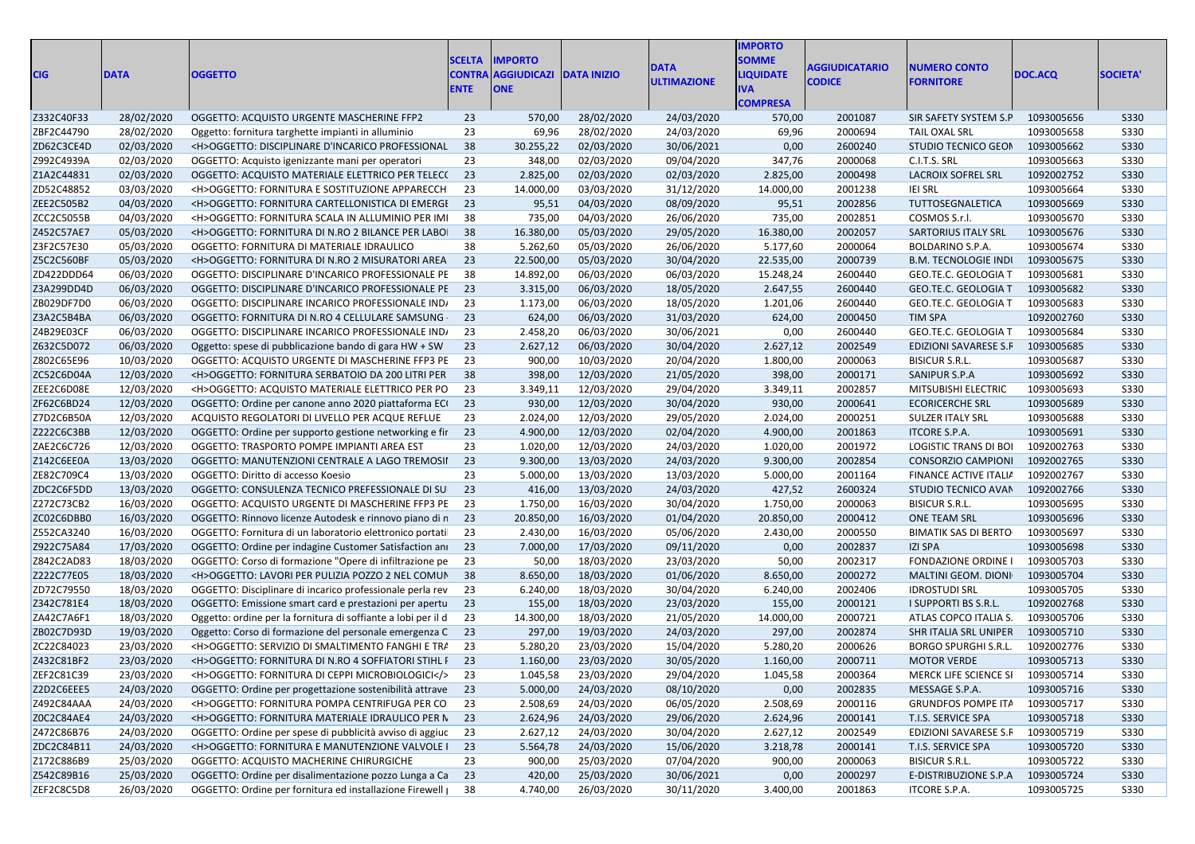| CIG | DATA | OGGETTO | SCELTA CONTRAENTE | IMPORTO AGGIUDICAZIONE | DATA INIZIO | DATA ULTIMAZIONE | IMPORTO SOMME LIQUIDATE IVA COMPRESA | AGGIUDICATARIO CODICE | NUMERO CONTO FORNITORE | DOC.ACQ | SOCIETA' |
|---|---|---|---|---|---|---|---|---|---|---|---|
| Z332C40F33 | 28/02/2020 | OGGETTO: ACQUISTO URGENTE MASCHERINE FFP2 | 23 | 570,00 | 28/02/2020 | 24/03/2020 | 570,00 | 2001087 | SIR SAFETY SYSTEM S.P | 1093005656 | S330 |
| ZBF2C44790 | 28/02/2020 | Oggetto: fornitura targhette impianti in alluminio | 23 | 69,96 | 28/02/2020 | 24/03/2020 | 69,96 | 2000694 | TAIL OXAL SRL | 1093005658 | S330 |
| ZD62C3CE4D | 02/03/2020 | <H>OGGETTO: DISCIPLINARE D'INCARICO PROFESSIONAL | 38 | 30.255,22 | 02/03/2020 | 30/06/2021 | 0,00 | 2600240 | STUDIO TECNICO GEOM | 1093005662 | S330 |
| Z992C4939A | 02/03/2020 | OGGETTO: Acquisto igenizzante mani per operatori | 23 | 348,00 | 02/03/2020 | 09/04/2020 | 347,76 | 2000068 | C.I.T.S. SRL | 1093005663 | S330 |
| Z1A2C44831 | 02/03/2020 | OGGETTO: ACQUISTO MATERIALE ELETTRICO PER TELECO | 23 | 2.825,00 | 02/03/2020 | 02/03/2020 | 2.825,00 | 2000498 | LACROIX SOFREL SRL | 1092002752 | S330 |
| ZD52C48852 | 03/03/2020 | <H>OGGETTO: FORNITURA E SOSTITUZIONE APPARECCH | 23 | 14.000,00 | 03/03/2020 | 31/12/2020 | 14.000,00 | 2001238 | IEI SRL | 1093005664 | S330 |
| ZEE2C505B2 | 04/03/2020 | <H>OGGETTO: FORNITURA CARTELLONISTICA DI EMERGE | 23 | 95,51 | 04/03/2020 | 08/09/2020 | 95,51 | 2002856 | TUTTOSEGNALETICA | 1093005669 | S330 |
| ZCC2C5055B | 04/03/2020 | <H>OGGETTO: FORNITURA SCALA IN ALLUMINIO PER IMI | 38 | 735,00 | 04/03/2020 | 26/06/2020 | 735,00 | 2002851 | COSMOS S.r.l. | 1093005670 | S330 |
| Z452C57AE7 | 05/03/2020 | <H>OGGETTO: FORNITURA DI N.RO 2 BILANCE PER LABO | 38 | 16.380,00 | 05/03/2020 | 29/05/2020 | 16.380,00 | 2002057 | SARTORIUS ITALY SRL | 1093005676 | S330 |
| Z3F2C57E30 | 05/03/2020 | OGGETTO: FORNITURA DI MATERIALE IDRAULICO | 38 | 5.262,60 | 05/03/2020 | 26/06/2020 | 5.177,60 | 2000064 | BOLDARINO S.P.A. | 1093005674 | S330 |
| Z5C2C560BF | 05/03/2020 | <H>OGGETTO: FORNITURA DI N.RO 2 MISURATORI AREA | 23 | 22.500,00 | 05/03/2020 | 30/04/2020 | 22.535,00 | 2000739 | B.M. TECNOLOGIE INDU | 1093005675 | S330 |
| ZD422DDD64 | 06/03/2020 | OGGETTO: DISCIPLINARE D'INCARICO PROFESSIONALE PE | 38 | 14.892,00 | 06/03/2020 | 06/03/2020 | 15.248,24 | 2600440 | GEO.TE.C. GEOLOGIA T | 1093005681 | S330 |
| Z3A299DD4D | 06/03/2020 | OGGETTO: DISCIPLINARE D'INCARICO PROFESSIONALE PE | 23 | 3.315,00 | 06/03/2020 | 18/05/2020 | 2.647,55 | 2600440 | GEO.TE.C. GEOLOGIA T | 1093005682 | S330 |
| ZB029DF7D0 | 06/03/2020 | OGGETTO: DISCIPLINARE INCARICO PROFESSIONALE IND/ | 23 | 1.173,00 | 06/03/2020 | 18/05/2020 | 1.201,06 | 2600440 | GEO.TE.C. GEOLOGIA T | 1093005683 | S330 |
| Z3A2C5B4BA | 06/03/2020 | OGGETTO: FORNITURA DI N.RO 4 CELLULARE SAMSUNG | 23 | 624,00 | 06/03/2020 | 31/03/2020 | 624,00 | 2000450 | TIM SPA | 1092002760 | S330 |
| Z4B29E03CF | 06/03/2020 | OGGETTO: DISCIPLINARE INCARICO PROFESSIONALE IND/ | 23 | 2.458,20 | 06/03/2020 | 30/06/2021 | 0,00 | 2600440 | GEO.TE.C. GEOLOGIA T | 1093005684 | S330 |
| Z632C5D072 | 06/03/2020 | Oggetto: spese di pubblicazione bando di gara HW + SW | 23 | 2.627,12 | 06/03/2020 | 30/04/2020 | 2.627,12 | 2002549 | EDIZIONI SAVARESE S.F | 1093005685 | S330 |
| Z802C65E96 | 10/03/2020 | OGGETTO: ACQUISTO URGENTE DI MASCHERINE FFP3 PE | 23 | 900,00 | 10/03/2020 | 20/04/2020 | 1.800,00 | 2000063 | BISICUR S.R.L. | 1093005687 | S330 |
| ZC52C6D04A | 12/03/2020 | <H>OGGETTO: FORNITURA SERBATOIO DA 200 LITRI PER | 38 | 398,00 | 12/03/2020 | 21/05/2020 | 398,00 | 2000171 | SANIPUR S.P.A | 1093005692 | S330 |
| ZEE2C6D08E | 12/03/2020 | <H>OGGETTO: ACQUISTO MATERIALE ELETTRICO PER PO | 23 | 3.349,11 | 12/03/2020 | 29/04/2020 | 3.349,11 | 2002857 | MITSUBISHI ELECTRIC | 1093005693 | S330 |
| ZF62C6BD24 | 12/03/2020 | OGGETTO: Ordine per canone anno 2020 piattaforma EC( | 23 | 930,00 | 12/03/2020 | 30/04/2020 | 930,00 | 2000641 | ECORICERCHE SRL | 1093005689 | S330 |
| Z7D2C6B50A | 12/03/2020 | ACQUISTO REGOLATORI DI LIVELLO PER ACQUE REFLUE | 23 | 2.024,00 | 12/03/2020 | 29/05/2020 | 2.024,00 | 2000251 | SULZER ITALY SRL | 1093005688 | S330 |
| Z222C6C3BB | 12/03/2020 | OGGETTO: Ordine per supporto gestione networking e fir | 23 | 4.900,00 | 12/03/2020 | 02/04/2020 | 4.900,00 | 2001863 | ITCORE S.P.A. | 1093005691 | S330 |
| ZAE2C6C726 | 12/03/2020 | OGGETTO: TRASPORTO POMPE IMPIANTI AREA EST | 23 | 1.020,00 | 12/03/2020 | 24/03/2020 | 1.020,00 | 2001972 | LOGISTIC TRANS DI BOI | 1092002763 | S330 |
| Z142C6EE0A | 13/03/2020 | OGGETTO: MANUTENZIONI CENTRALE A LAGO TREMOSII | 23 | 9.300,00 | 13/03/2020 | 24/03/2020 | 9.300,00 | 2002854 | CONSORZIO CAMPIONI | 1092002765 | S330 |
| ZE82C709C4 | 13/03/2020 | OGGETTO: Diritto di accesso Koesio | 23 | 5.000,00 | 13/03/2020 | 13/03/2020 | 5.000,00 | 2001164 | FINANCE ACTIVE ITALIA | 1092002767 | S330 |
| ZDC2C6F5DD | 13/03/2020 | OGGETTO: CONSULENZA TECNICO PREFESSIONALE DI SU | 23 | 416,00 | 13/03/2020 | 24/03/2020 | 427,52 | 2600324 | STUDIO TECNICO AVAN | 1092002766 | S330 |
| Z272C73CB2 | 16/03/2020 | OGGETTO: ACQUISTO URGENTE DI MASCHERINE FFP3 PE | 23 | 1.750,00 | 16/03/2020 | 30/04/2020 | 1.750,00 | 2000063 | BISICUR S.R.L. | 1093005695 | S330 |
| ZC02C6DBB0 | 16/03/2020 | OGGETTO: Rinnovo licenze Autodesk e rinnovo piano di n | 23 | 20.850,00 | 16/03/2020 | 01/04/2020 | 20.850,00 | 2000412 | ONE TEAM SRL | 1093005696 | S330 |
| Z552CA3240 | 16/03/2020 | OGGETTO: Fornitura di un laboratorio elettronico portati | 23 | 2.430,00 | 16/03/2020 | 05/06/2020 | 2.430,00 | 2000550 | BIMATIK SAS DI BERTO | 1093005697 | S330 |
| Z922C75A84 | 17/03/2020 | OGGETTO: Ordine per indagine Customer Satisfaction anı | 23 | 7.000,00 | 17/03/2020 | 09/11/2020 | 0,00 | 2002837 | IZI SPA | 1093005698 | S330 |
| Z842C2AD83 | 18/03/2020 | OGGETTO: Corso di formazione "Opere di infiltrazione pe | 23 | 50,00 | 18/03/2020 | 23/03/2020 | 50,00 | 2002317 | FONDAZIONE ORDINE I | 1093005703 | S330 |
| Z222C77E05 | 18/03/2020 | <H>OGGETTO: LAVORI PER PULIZIA POZZO 2 NEL COMUN | 38 | 8.650,00 | 18/03/2020 | 01/06/2020 | 8.650,00 | 2000272 | MALTINI GEOM. DIONI | 1093005704 | S330 |
| ZD72C79550 | 18/03/2020 | OGGETTO: Disciplinare di incarico professionale perla rev | 23 | 6.240,00 | 18/03/2020 | 30/04/2020 | 6.240,00 | 2002406 | IDROSTUDI SRL | 1093005705 | S330 |
| Z342C781E4 | 18/03/2020 | OGGETTO: Emissione smart card e prestazioni per apertu | 23 | 155,00 | 18/03/2020 | 23/03/2020 | 155,00 | 2000121 | I SUPPORTI BS S.R.L. | 1092002768 | S330 |
| ZA42C7A6F1 | 18/03/2020 | Oggetto: ordine per la fornitura di soffiante a lobi per il d | 23 | 14.300,00 | 18/03/2020 | 21/05/2020 | 14.000,00 | 2000721 | ATLAS COPCO ITALIA S. | 1093005706 | S330 |
| ZB02C7D93D | 19/03/2020 | Oggetto: Corso di formazione del personale emergenza C | 23 | 297,00 | 19/03/2020 | 24/03/2020 | 297,00 | 2002874 | SHR ITALIA SRL UNIPER | 1093005710 | S330 |
| ZC22C84023 | 23/03/2020 | <H>OGGETTO: SERVIZIO DI SMALTIMENTO FANGHI E TRA | 23 | 5.280,20 | 23/03/2020 | 15/04/2020 | 5.280,20 | 2000626 | BORGO SPURGHI S.R.L. | 1092002776 | S330 |
| Z432C81BF2 | 23/03/2020 | <H>OGGETTO: FORNITURA DI N.RO 4 SOFFIATORI STIHL F | 23 | 1.160,00 | 23/03/2020 | 30/05/2020 | 1.160,00 | 2000711 | MOTOR VERDE | 1093005713 | S330 |
| ZEF2C81C39 | 23/03/2020 | <H>OGGETTO: FORNITURA DI CEPPI MICROBIOLOGICI</> | 23 | 1.045,58 | 23/03/2020 | 29/04/2020 | 1.045,58 | 2000364 | MERCK LIFE SCIENCE SI | 1093005714 | S330 |
| Z2D2C6EEE5 | 24/03/2020 | OGGETTO: Ordine per progettazione sostenibilità attrave | 23 | 5.000,00 | 24/03/2020 | 08/10/2020 | 0,00 | 2002835 | MESSAGE S.P.A. | 1093005716 | S330 |
| Z492C84AAA | 24/03/2020 | <H>OGGETTO: FORNITURA POMPA CENTRIFUGA PER CO | 23 | 2.508,69 | 24/03/2020 | 06/05/2020 | 2.508,69 | 2000116 | GRUNDFOS POMPE ITA | 1093005717 | S330 |
| Z0C2C84AE4 | 24/03/2020 | <H>OGGETTO: FORNITURA MATERIALE IDRAULICO PER N | 23 | 2.624,96 | 24/03/2020 | 29/06/2020 | 2.624,96 | 2000141 | T.I.S. SERVICE SPA | 1093005718 | S330 |
| Z472C86B76 | 24/03/2020 | OGGETTO: Ordine per spese di pubblicità avviso di aggiuc | 23 | 2.627,12 | 24/03/2020 | 30/04/2020 | 2.627,12 | 2002549 | EDIZIONI SAVARESE S.F | 1093005719 | S330 |
| ZDC2C84B11 | 24/03/2020 | <H>OGGETTO: FORNITURA E MANUTENZIONE VALVOLE I | 23 | 5.564,78 | 24/03/2020 | 15/06/2020 | 3.218,78 | 2000141 | T.I.S. SERVICE SPA | 1093005720 | S330 |
| Z172C886B9 | 25/03/2020 | OGGETTO: ACQUISTO MACHERINE CHIRURGICHE | 23 | 900,00 | 25/03/2020 | 07/04/2020 | 900,00 | 2000063 | BISICUR S.R.L. | 1093005722 | S330 |
| Z542C89B16 | 25/03/2020 | OGGETTO: Ordine per disalimentazione pozzo Lunga a Ca | 23 | 420,00 | 25/03/2020 | 30/06/2021 | 0,00 | 2000297 | E-DISTRIBUZIONE S.P.A | 1093005724 | S330 |
| ZEF2C8C5D8 | 26/03/2020 | OGGETTO: Ordine per fornitura ed installazione Firewell | 38 | 4.740,00 | 26/03/2020 | 30/11/2020 | 3.400,00 | 2001863 | ITCORE S.P.A. | 1093005725 | S330 |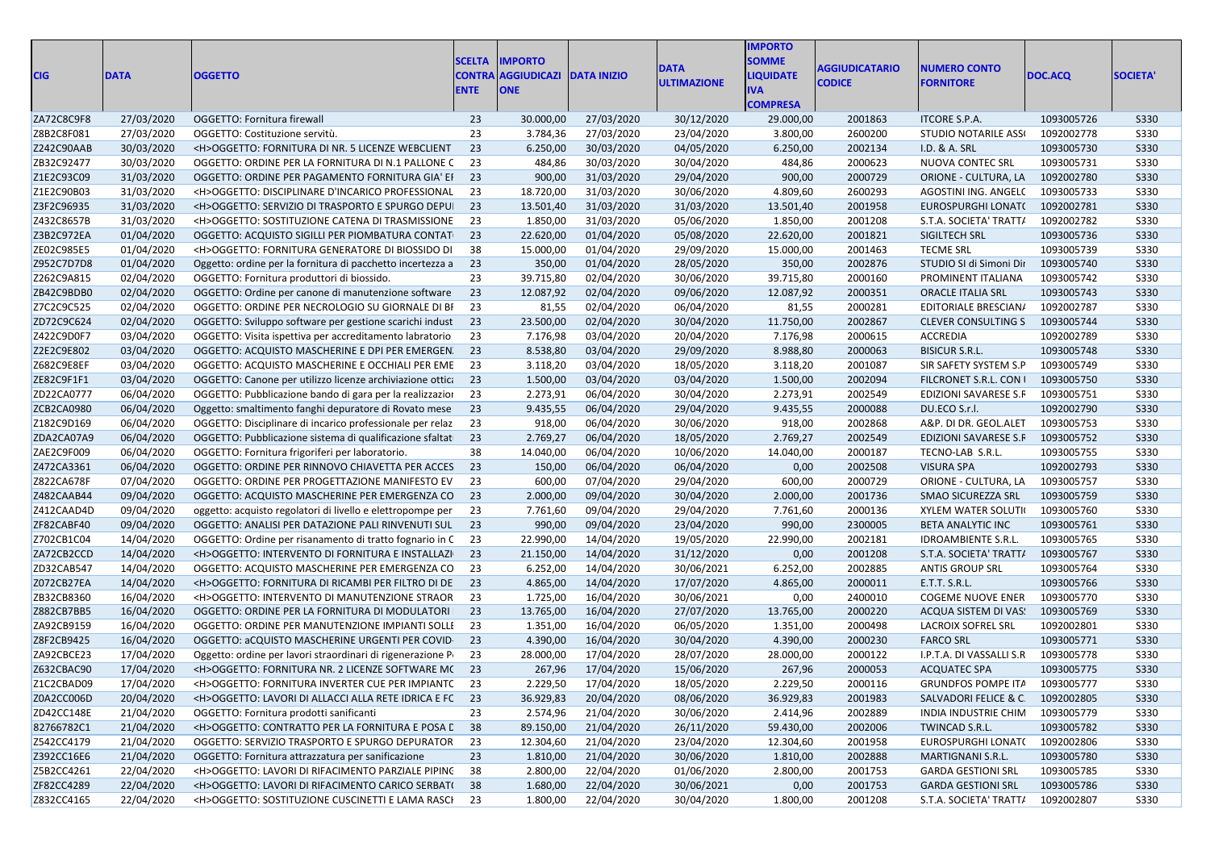| CIG | DATA | OGGETTO | SCELTA CONTRAENTE | IMPORTO AGGIUDICAZIONE | DATA INIZIO | DATA ULTIMAZIONE | IMPORTO SOMME LIQUIDATE IVA COMPRESA | AGGIUDICATARIO CODICE | NUMERO CONTO FORNITORE | DOC.ACQ | SOCIETA' |
|---|---|---|---|---|---|---|---|---|---|---|---|
| ZA72C8C9F8 | 27/03/2020 | OGGETTO: Fornitura firewall | 23 | 30.000,00 | 27/03/2020 | 30/12/2020 | 29.000,00 | 2001863 | ITCORE S.P.A. | 1093005726 | S330 |
| Z8B2C8F081 | 27/03/2020 | OGGETTO: Costituzione servitù. | 23 | 3.784,36 | 27/03/2020 | 23/04/2020 | 3.800,00 | 2600200 | STUDIO NOTARILE ASS( | 1092002778 | S330 |
| Z242C90AAB | 30/03/2020 | <H>OGGETTO: FORNITURA DI NR. 5 LICENZE WEBCLIENT | 23 | 6.250,00 | 30/03/2020 | 04/05/2020 | 6.250,00 | 2002134 | I.D. & A. SRL | 1093005730 | S330 |
| ZB32C92477 | 30/03/2020 | OGGETTO: ORDINE PER LA FORNITURA DI N.1 PALLONE C | 23 | 484,86 | 30/03/2020 | 30/04/2020 | 484,86 | 2000623 | NUOVA CONTEC SRL | 1093005731 | S330 |
| Z1E2C93C09 | 31/03/2020 | OGGETTO: ORDINE PER PAGAMENTO FORNITURA GIA' EI | 23 | 900,00 | 31/03/2020 | 29/04/2020 | 900,00 | 2000729 | ORIONE - CULTURA, LA | 1092002780 | S330 |
| Z1E2C90B03 | 31/03/2020 | <H>OGGETTO: DISCIPLINARE D'INCARICO PROFESSIONAL | 23 | 18.720,00 | 31/03/2020 | 30/06/2020 | 4.809,60 | 2600293 | AGOSTINI ING. ANGELC | 1093005733 | S330 |
| Z3F2C96935 | 31/03/2020 | <H>OGGETTO: SERVIZIO DI TRASPORTO E SPURGO DEPUI | 23 | 13.501,40 | 31/03/2020 | 31/03/2020 | 13.501,40 | 2001958 | EUROSPURGHI LONATC | 1092002781 | S330 |
| Z432C8657B | 31/03/2020 | <H>OGGETTO: SOSTITUZIONE CATENA DI TRASMISSIONE | 23 | 1.850,00 | 31/03/2020 | 05/06/2020 | 1.850,00 | 2001208 | S.T.A. SOCIETA' TRATT/ | 1092002782 | S330 |
| Z3B2C972EA | 01/04/2020 | OGGETTO: ACQUISTO SIGILLI PER PIOMBATURA CONTAT | 23 | 22.620,00 | 01/04/2020 | 05/08/2020 | 22.620,00 | 2001821 | SIGILTECH SRL | 1093005736 | S330 |
| ZE02C985E5 | 01/04/2020 | <H>OGGETTO: FORNITURA GENERATORE DI BIOSSIDO DI | 38 | 15.000,00 | 01/04/2020 | 29/09/2020 | 15.000,00 | 2001463 | TECME SRL | 1093005739 | S330 |
| Z952C7D7D8 | 01/04/2020 | Oggetto: ordine per la fornitura di pacchetto incertezza a | 23 | 350,00 | 01/04/2020 | 28/05/2020 | 350,00 | 2002876 | STUDIO SI di Simoni Dir | 1093005740 | S330 |
| Z262C9A815 | 02/04/2020 | OGGETTO: Fornitura produttori di biossido. | 23 | 39.715,80 | 02/04/2020 | 30/06/2020 | 39.715,80 | 2000160 | PROMINENT ITALIANA | 1093005742 | S330 |
| ZB42C9BDB0 | 02/04/2020 | OGGETTO: Ordine per canone di manutenzione software | 23 | 12.087,92 | 02/04/2020 | 09/06/2020 | 12.087,92 | 2000351 | ORACLE ITALIA SRL | 1093005743 | S330 |
| Z7C2C9C525 | 02/04/2020 | OGGETTO: ORDINE PER NECROLOGIO SU GIORNALE DI BI | 23 | 81,55 | 02/04/2020 | 06/04/2020 | 81,55 | 2000281 | EDITORIALE BRESCIAN/ | 1092002787 | S330 |
| ZD72C9C624 | 02/04/2020 | OGGETTO: Sviluppo software per gestione scarichi indust | 23 | 23.500,00 | 02/04/2020 | 30/04/2020 | 11.750,00 | 2002867 | CLEVER CONSULTING S | 1093005744 | S330 |
| Z422C9D0F7 | 03/04/2020 | OGGETTO: Visita ispettiva per accreditamento labratorio | 23 | 7.176,98 | 03/04/2020 | 20/04/2020 | 7.176,98 | 2000615 | ACCREDIA | 1092002789 | S330 |
| Z2E2C9E802 | 03/04/2020 | OGGETTO: ACQUISTO MASCHERINE E DPI PER EMERGEN. | 23 | 8.538,80 | 03/04/2020 | 29/09/2020 | 8.988,80 | 2000063 | BISICUR S.R.L. | 1093005748 | S330 |
| Z682C9E8EF | 03/04/2020 | OGGETTO: ACQUISTO MASCHERINE E OCCHIALI PER EME | 23 | 3.118,20 | 03/04/2020 | 18/05/2020 | 3.118,20 | 2001087 | SIR SAFETY SYSTEM S.P | 1093005749 | S330 |
| ZE82C9F1F1 | 03/04/2020 | OGGETTO: Canone per utilizzo licenze archiviazione ottica | 23 | 1.500,00 | 03/04/2020 | 03/04/2020 | 1.500,00 | 2002094 | FILCRONET S.R.L. CON | 1093005750 | S330 |
| ZD22CA0777 | 06/04/2020 | OGGETTO: Pubblicazione bando di gara per la realizzazior | 23 | 2.273,91 | 06/04/2020 | 30/04/2020 | 2.273,91 | 2002549 | EDIZIONI SAVARESE S.F | 1093005751 | S330 |
| ZCB2CA0980 | 06/04/2020 | Oggetto: smaltimento fanghi depuratore di Rovato mese | 23 | 9.435,55 | 06/04/2020 | 29/04/2020 | 9.435,55 | 2000088 | DU.ECO S.r.l. | 1092002790 | S330 |
| Z182C9D169 | 06/04/2020 | OGGETTO: Disciplinare di incarico professionale per relaz | 23 | 918,00 | 06/04/2020 | 30/06/2020 | 918,00 | 2002868 | A&P. DI DR. GEOL.ALET | 1093005753 | S330 |
| ZDA2CA07A9 | 06/04/2020 | OGGETTO: Pubblicazione sistema di qualificazione sfaltat | 23 | 2.769,27 | 06/04/2020 | 18/05/2020 | 2.769,27 | 2002549 | EDIZIONI SAVARESE S.F | 1093005752 | S330 |
| ZAE2C9F009 | 06/04/2020 | OGGETTO: Fornitura frigoriferi per laboratorio. | 38 | 14.040,00 | 06/04/2020 | 10/06/2020 | 14.040,00 | 2000187 | TECNO-LAB S.R.L. | 1093005755 | S330 |
| Z472CA3361 | 06/04/2020 | OGGETTO: ORDINE PER RINNOVO CHIAVETTA PER ACCES | 23 | 150,00 | 06/04/2020 | 06/04/2020 | 0,00 | 2002508 | VISURA SPA | 1092002793 | S330 |
| Z822CA678F | 07/04/2020 | OGGETTO: ORDINE PER PROGETTAZIONE MANIFESTO EV | 23 | 600,00 | 07/04/2020 | 29/04/2020 | 600,00 | 2000729 | ORIONE - CULTURA, LA | 1093005757 | S330 |
| Z482CAAB44 | 09/04/2020 | OGGETTO: ACQUISTO MASCHERINE PER EMERGENZA CO | 23 | 2.000,00 | 09/04/2020 | 30/04/2020 | 2.000,00 | 2001736 | SMAO SICUREZZA SRL | 1093005759 | S330 |
| Z412CAAD4D | 09/04/2020 | oggetto: acquisto regolatori di livello e elettropompe per | 23 | 7.761,60 | 09/04/2020 | 29/04/2020 | 7.761,60 | 2000136 | XYLEM WATER SOLUTI( | 1093005760 | S330 |
| ZF82CABF40 | 09/04/2020 | OGGETTO: ANALISI PER DATAZIONE PALI RINVENUTI SUL | 23 | 990,00 | 09/04/2020 | 23/04/2020 | 990,00 | 2300005 | BETA ANALYTIC INC | 1093005761 | S330 |
| Z702CB1C04 | 14/04/2020 | OGGETTO: Ordine per risanamento di tratto fognario in C | 23 | 22.990,00 | 14/04/2020 | 19/05/2020 | 22.990,00 | 2002181 | IDROAMBIENTE S.R.L. | 1093005765 | S330 |
| ZA72CB2CCD | 14/04/2020 | <H>OGGETTO: INTERVENTO DI FORNITURA E INSTALLAZI | 23 | 21.150,00 | 14/04/2020 | 31/12/2020 | 0,00 | 2001208 | S.T.A. SOCIETA' TRATT/ | 1093005767 | S330 |
| ZD32CAB547 | 14/04/2020 | OGGETTO: ACQUISTO MASCHERINE PER EMERGENZA CO | 23 | 6.252,00 | 14/04/2020 | 30/06/2021 | 6.252,00 | 2002885 | ANTIS GROUP SRL | 1093005764 | S330 |
| Z072CB27EA | 14/04/2020 | <H>OGGETTO: FORNITURA DI RICAMBI PER FILTRO DI DE | 23 | 4.865,00 | 14/04/2020 | 17/07/2020 | 4.865,00 | 2000011 | E.T.T. S.R.L. | 1093005766 | S330 |
| ZB32CB8360 | 16/04/2020 | <H>OGGETTO: INTERVENTO DI MANUTENZIONE STRAOR | 23 | 1.725,00 | 16/04/2020 | 30/06/2021 | 0,00 | 2400010 | COGEME NUOVE ENER | 1093005770 | S330 |
| Z882CB7BB5 | 16/04/2020 | OGGETTO: ORDINE PER LA FORNITURA DI MODULATORI | 23 | 13.765,00 | 16/04/2020 | 27/07/2020 | 13.765,00 | 2000220 | ACQUA SISTEM DI VAS! | 1093005769 | S330 |
| ZA92CB9159 | 16/04/2020 | OGGETTO: ORDINE PER MANUTENZIONE IMPIANTI SOLLI | 23 | 1.351,00 | 16/04/2020 | 06/05/2020 | 1.351,00 | 2000498 | LACROIX SOFREL SRL | 1092002801 | S330 |
| Z8F2CB9425 | 16/04/2020 | OGGETTO: aCQUISTO MASCHERINE URGENTI PER COVID | 23 | 4.390,00 | 16/04/2020 | 30/04/2020 | 4.390,00 | 2000230 | FARCO SRL | 1093005771 | S330 |
| ZA92CBCE23 | 17/04/2020 | Oggetto: ordine per lavori straordinari di rigenerazione P | 23 | 28.000,00 | 17/04/2020 | 28/07/2020 | 28.000,00 | 2000122 | I.P.T.A. DI VASSALLI S.R | 1093005778 | S330 |
| Z632CBAC90 | 17/04/2020 | <H>OGGETTO: FORNITURA NR. 2 LICENZE SOFTWARE MC | 23 | 267,96 | 17/04/2020 | 15/06/2020 | 267,96 | 2000053 | ACQUATEC SPA | 1093005775 | S330 |
| Z1C2CBAD09 | 17/04/2020 | <H>OGGETTO: FORNITURA INVERTER CUE PER IMPIANTC | 23 | 2.229,50 | 17/04/2020 | 18/05/2020 | 2.229,50 | 2000116 | GRUNDFOS POMPE ITA | 1093005777 | S330 |
| Z0A2CC006D | 20/04/2020 | <H>OGGETTO: LAVORI DI ALLACCI ALLA RETE IDRICA E FC | 23 | 36.929,83 | 20/04/2020 | 08/06/2020 | 36.929,83 | 2001983 | SALVADORI FELICE & C. | 1092002805 | S330 |
| ZD42CC148E | 21/04/2020 | OGGETTO: Fornitura prodotti sanificanti | 23 | 2.574,96 | 21/04/2020 | 30/06/2020 | 2.414,96 | 2002889 | INDIA INDUSTRIE CHIM | 1093005779 | S330 |
| 82766782C1 | 21/04/2020 | <H>OGGETTO: CONTRATTO PER LA FORNITURA E POSA C | 38 | 89.150,00 | 21/04/2020 | 26/11/2020 | 59.430,00 | 2002006 | TWINCAD S.R.L. | 1093005782 | S330 |
| Z542CC4179 | 21/04/2020 | OGGETTO: SERVIZIO TRASPORTO E SPURGO DEPURATOR | 23 | 12.304,60 | 21/04/2020 | 23/04/2020 | 12.304,60 | 2001958 | EUROSPURGHI LONATC | 1092002806 | S330 |
| Z392CC16E6 | 21/04/2020 | OGGETTO: Fornitura attrazzatura per sanificazione | 23 | 1.810,00 | 21/04/2020 | 30/06/2020 | 1.810,00 | 2002888 | MARTIGNANI S.R.L. | 1093005780 | S330 |
| Z5B2CC4261 | 22/04/2020 | <H>OGGETTO: LAVORI DI RIFACIMENTO PARZIALE PIPINC | 38 | 2.800,00 | 22/04/2020 | 01/06/2020 | 2.800,00 | 2001753 | GARDA GESTIONI SRL | 1093005785 | S330 |
| ZF82CC4289 | 22/04/2020 | <H>OGGETTO: LAVORI DI RIFACIMENTO CARICO SERBAT( | 38 | 1.680,00 | 22/04/2020 | 30/06/2021 | 0,00 | 2001753 | GARDA GESTIONI SRL | 1093005786 | S330 |
| Z832CC4165 | 22/04/2020 | <H>OGGETTO: SOSTITUZIONE CUSCINETTI E LAMA RASCH | 23 | 1.800,00 | 22/04/2020 | 30/04/2020 | 1.800,00 | 2001208 | S.T.A. SOCIETA' TRATT/ | 1092002807 | S330 |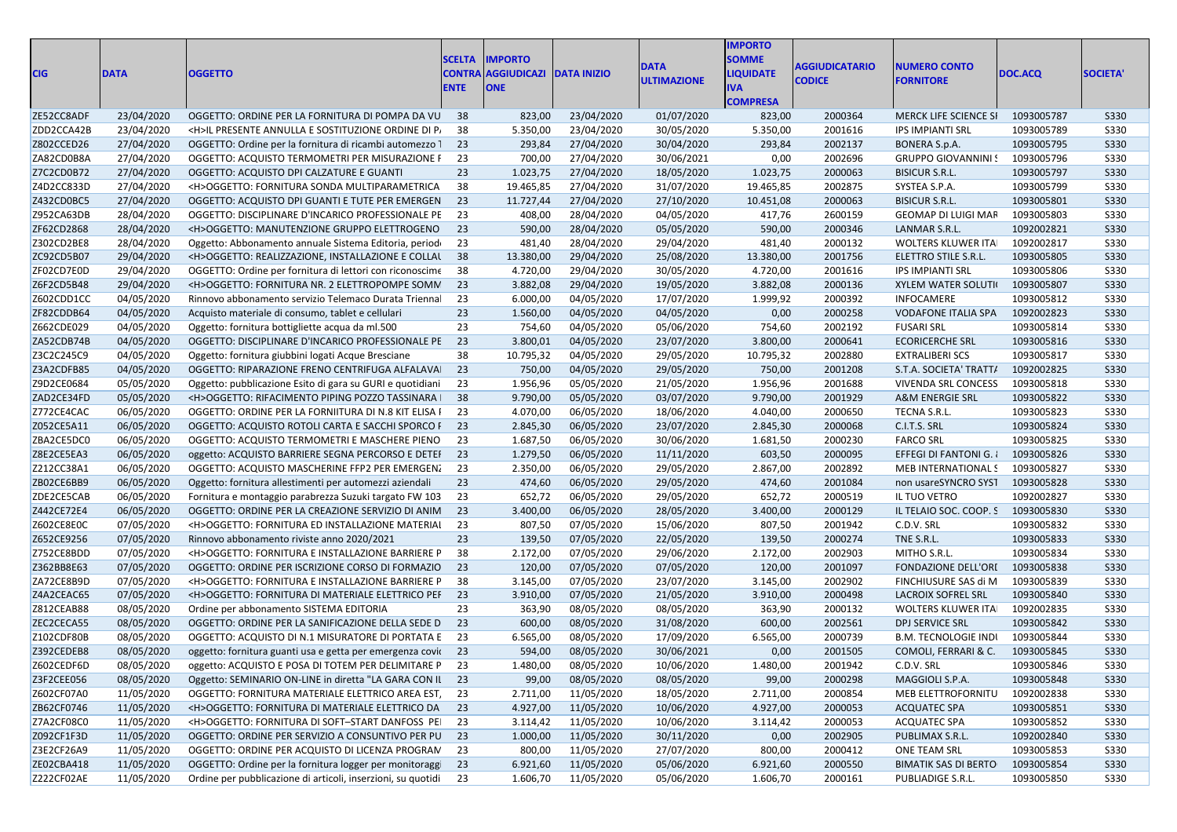| CIG | DATA | OGGETTO | SCELTA CONTRAENTE | IMPORTO AGGIUDICAZIONE | DATA INIZIO | DATA ULTIMAZIONE | IMPORTO SOMME LIQUIDATE IVA COMPRESA | AGGIUDICATARIO CODICE | NUMERO CONTO FORNITORE | DOC.ACQ | SOCIETA' |
|---|---|---|---|---|---|---|---|---|---|---|---|
| ZE52CC8ADF | 23/04/2020 | OGGETTO: ORDINE PER LA FORNITURA DI POMPA DA VU | 38 | 823,00 | 23/04/2020 | 01/07/2020 | 823,00 | 2000364 | MERCK LIFE SCIENCE SI | 1093005787 | S330 |
| ZDD2CCA42B | 23/04/2020 | <H>IL PRESENTE ANNULLA E SOSTITUZIONE ORDINE DI P. | 38 | 5.350,00 | 23/04/2020 | 30/05/2020 | 5.350,00 | 2001616 | IPS IMPIANTI SRL | 1093005789 | S330 |
| Z802CCED26 | 27/04/2020 | OGGETTO: Ordine per la fornitura di ricambi automezzo T | 23 | 293,84 | 27/04/2020 | 30/04/2020 | 293,84 | 2002137 | BONERA S.p.A. | 1093005795 | S330 |
| ZA82CD0B8A | 27/04/2020 | OGGETTO: ACQUISTO TERMOMETRI PER MISURAZIONE F | 23 | 700,00 | 27/04/2020 | 30/06/2021 | 0,00 | 2002696 | GRUPPO GIOVANNINI S | 1093005796 | S330 |
| Z7C2CD0B72 | 27/04/2020 | OGGETTO: ACQUISTO DPI CALZATURE E GUANTI | 23 | 1.023,75 | 27/04/2020 | 18/05/2020 | 1.023,75 | 2000063 | BISICUR S.R.L. | 1093005797 | S330 |
| Z4D2CC833D | 27/04/2020 | <H>OGGETTO: FORNITURA SONDA MULTIPARAMETRICA | 38 | 19.465,85 | 27/04/2020 | 31/07/2020 | 19.465,85 | 2002875 | SYSTEA S.P.A. | 1093005799 | S330 |
| Z432CD0BC5 | 27/04/2020 | OGGETTO: ACQUISTO DPI GUANTI E TUTE PER EMERGEN | 23 | 11.727,44 | 27/04/2020 | 27/10/2020 | 10.451,08 | 2000063 | BISICUR S.R.L. | 1093005801 | S330 |
| Z952CA63DB | 28/04/2020 | OGGETTO: DISCIPLINARE D'INCARICO PROFESSIONALE PE | 23 | 408,00 | 28/04/2020 | 04/05/2020 | 417,76 | 2600159 | GEOMAP DI LUIGI MAR | 1093005803 | S330 |
| ZF62CD2868 | 28/04/2020 | <H>OGGETTO: MANUTENZIONE GRUPPO ELETTROGENO | 23 | 590,00 | 28/04/2020 | 05/05/2020 | 590,00 | 2000346 | LANMAR S.R.L. | 1092002821 | S330 |
| Z302CD2BE8 | 28/04/2020 | Oggetto: Abbonamento annuale Sistema Editoria, period | 23 | 481,40 | 28/04/2020 | 29/04/2020 | 481,40 | 2000132 | WOLTERS KLUWER ITA | 1092002817 | S330 |
| ZC92CD5B07 | 29/04/2020 | <H>OGGETTO: REALIZZAZIONE, INSTALLAZIONE E COLLAU | 38 | 13.380,00 | 29/04/2020 | 25/08/2020 | 13.380,00 | 2001756 | ELETTRO STILE S.R.L. | 1093005805 | S330 |
| ZF02CD7E0D | 29/04/2020 | OGGETTO: Ordine per fornitura di lettori con riconoscime | 38 | 4.720,00 | 29/04/2020 | 30/05/2020 | 4.720,00 | 2001616 | IPS IMPIANTI SRL | 1093005806 | S330 |
| Z6F2CD5B48 | 29/04/2020 | <H>OGGETTO: FORNITURA NR. 2 ELETTROPOMPE SOMM | 23 | 3.882,08 | 29/04/2020 | 19/05/2020 | 3.882,08 | 2000136 | XYLEM WATER SOLUTI | 1093005807 | S330 |
| Z602CDD1CC | 04/05/2020 | Rinnovo abbonamento servizio Telemaco Durata Triennal | 23 | 6.000,00 | 04/05/2020 | 17/07/2020 | 1.999,92 | 2000392 | INFOCAMERE | 1093005812 | S330 |
| ZF82CDDB64 | 04/05/2020 | Acquisto materiale di consumo, tablet e cellulari | 23 | 1.560,00 | 04/05/2020 | 04/05/2020 | 0,00 | 2000258 | VODAFONE ITALIA SPA | 1092002823 | S330 |
| Z662CDE029 | 04/05/2020 | Oggetto: fornitura bottigliette acqua da ml.500 | 23 | 754,60 | 04/05/2020 | 05/06/2020 | 754,60 | 2002192 | FUSARI SRL | 1093005814 | S330 |
| ZA52CDB74B | 04/05/2020 | OGGETTO: DISCIPLINARE D'INCARICO PROFESSIONALE PE | 23 | 3.800,01 | 04/05/2020 | 23/07/2020 | 3.800,00 | 2000641 | ECORICERCHE SRL | 1093005816 | S330 |
| Z3C2C245C9 | 04/05/2020 | Oggetto: fornitura giubbini logati Acque Bresciane | 38 | 10.795,32 | 04/05/2020 | 29/05/2020 | 10.795,32 | 2002880 | EXTRALIBERI SCS | 1093005817 | S330 |
| Z3A2CDFB85 | 04/05/2020 | OGGETTO: RIPARAZIONE FRENO CENTRIFUGA ALFALAVA | 23 | 750,00 | 04/05/2020 | 29/05/2020 | 750,00 | 2001208 | S.T.A. SOCIETA' TRATT | 1092002825 | S330 |
| Z9D2CE0684 | 05/05/2020 | Oggetto: pubblicazione Esito di gara su GURI e quotidiani | 23 | 1.956,96 | 05/05/2020 | 21/05/2020 | 1.956,96 | 2001688 | VIVENDA SRL CONCESS | 1093005818 | S330 |
| ZAD2CE34FD | 05/05/2020 | <H>OGGETTO: RIFACIMENTO PIPING POZZO TASSINARA | 38 | 9.790,00 | 05/05/2020 | 03/07/2020 | 9.790,00 | 2001929 | A&M ENERGIE SRL | 1093005822 | S330 |
| Z772CE4CAC | 06/05/2020 | OGGETTO: ORDINE PER LA FORNIITURA DI N.8 KIT ELISA I | 23 | 4.070,00 | 06/05/2020 | 18/06/2020 | 4.040,00 | 2000650 | TECNA S.R.L. | 1093005823 | S330 |
| Z052CE5A11 | 06/05/2020 | OGGETTO: ACQUISTO ROTOLI CARTA E SACCHI SPORCO F | 23 | 2.845,30 | 06/05/2020 | 23/07/2020 | 2.845,30 | 2000068 | C.I.T.S. SRL | 1093005824 | S330 |
| ZBA2CE5DC0 | 06/05/2020 | OGGETTO: ACQUISTO TERMOMETRI E MASCHERE PIENO | 23 | 1.687,50 | 06/05/2020 | 30/06/2020 | 1.681,50 | 2000230 | FARCO SRL | 1093005825 | S330 |
| Z8E2CE5EA3 | 06/05/2020 | oggetto: ACQUISTO BARRIERE SEGNA PERCORSO E DETEI | 23 | 1.279,50 | 06/05/2020 | 11/11/2020 | 603,50 | 2000095 | EFFEGI DI FANTONI G. | 1093005826 | S330 |
| Z212CC38A1 | 06/05/2020 | OGGETTO: ACQUISTO MASCHERINE FFP2 PER EMERGENZ | 23 | 2.350,00 | 06/05/2020 | 29/05/2020 | 2.867,00 | 2002892 | MEB INTERNATIONAL S | 1093005827 | S330 |
| ZB02CE6BB9 | 06/05/2020 | Oggetto: fornitura allestimenti per automezzi aziendali | 23 | 474,60 | 06/05/2020 | 29/05/2020 | 474,60 | 2001084 | non usareSYNCRO SYST | 1093005828 | S330 |
| ZDE2CE5CAB | 06/05/2020 | Fornitura e montaggio parabrezza Suzuki targato FW 103 | 23 | 652,72 | 06/05/2020 | 29/05/2020 | 652,72 | 2000519 | IL TUO VETRO | 1092002827 | S330 |
| Z442CE72E4 | 06/05/2020 | OGGETTO: ORDINE PER LA CREAZIONE SERVIZIO DI ANIM | 23 | 3.400,00 | 06/05/2020 | 28/05/2020 | 3.400,00 | 2000129 | IL TELAIO SOC. COOP. S | 1093005830 | S330 |
| Z602CE8E0C | 07/05/2020 | <H>OGGETTO: FORNITURA ED INSTALLAZIONE MATERIAL | 23 | 807,50 | 07/05/2020 | 15/06/2020 | 807,50 | 2001942 | C.D.V. SRL | 1093005832 | S330 |
| Z652CE9256 | 07/05/2020 | Rinnovo abbonamento riviste anno 2020/2021 | 23 | 139,50 | 07/05/2020 | 22/05/2020 | 139,50 | 2000274 | TNE S.R.L. | 1093005833 | S330 |
| Z752CE8BDD | 07/05/2020 | <H>OGGETTO: FORNITURA E INSTALLAZIONE BARRIERE P | 38 | 2.172,00 | 07/05/2020 | 29/06/2020 | 2.172,00 | 2002903 | MITHO S.R.L. | 1093005834 | S330 |
| Z362BB8E63 | 07/05/2020 | OGGETTO: ORDINE PER ISCRIZIONE CORSO DI FORMAZIO | 23 | 120,00 | 07/05/2020 | 07/05/2020 | 120,00 | 2001097 | FONDAZIONE DELL'ORI | 1093005838 | S330 |
| ZA72CE8B9D | 07/05/2020 | <H>OGGETTO: FORNITURA E INSTALLAZIONE BARRIERE P | 38 | 3.145,00 | 07/05/2020 | 23/07/2020 | 3.145,00 | 2002902 | FINCHIUSURE SAS di M | 1093005839 | S330 |
| Z4A2CEAC65 | 07/05/2020 | <H>OGGETTO: FORNITURA DI MATERIALE ELETTRICO PEF | 23 | 3.910,00 | 07/05/2020 | 21/05/2020 | 3.910,00 | 2000498 | LACROIX SOFREL SRL | 1093005840 | S330 |
| Z812CEAB88 | 08/05/2020 | Ordine per abbonamento SISTEMA EDITORIA | 23 | 363,90 | 08/05/2020 | 08/05/2020 | 363,90 | 2000132 | WOLTERS KLUWER ITA | 1092002835 | S330 |
| ZEC2CECA55 | 08/05/2020 | OGGETTO: ORDINE PER LA SANIFICAZIONE DELLA SEDE D | 23 | 600,00 | 08/05/2020 | 31/08/2020 | 600,00 | 2002561 | DPJ SERVICE SRL | 1093005842 | S330 |
| Z102CDF80B | 08/05/2020 | OGGETTO: ACQUISTO DI N.1 MISURATORE DI PORTATA E | 23 | 6.565,00 | 08/05/2020 | 17/09/2020 | 6.565,00 | 2000739 | B.M. TECNOLOGIE INDI | 1093005844 | S330 |
| Z392CEDEB8 | 08/05/2020 | oggetto: fornitura guanti usa e getta per emergenza covi | 23 | 594,00 | 08/05/2020 | 30/06/2021 | 0,00 | 2001505 | COMOLI, FERRARI & C. | 1093005845 | S330 |
| Z602CEDF6D | 08/05/2020 | oggetto: ACQUISTO E POSA DI TOTEM PER DELIMITARE P | 23 | 1.480,00 | 08/05/2020 | 10/06/2020 | 1.480,00 | 2001942 | C.D.V. SRL | 1093005846 | S330 |
| Z3F2CEE056 | 08/05/2020 | Oggetto: SEMINARIO ON-LINE in diretta "LA GARA CON IL | 23 | 99,00 | 08/05/2020 | 08/05/2020 | 99,00 | 2000298 | MAGGIOLI S.P.A. | 1093005848 | S330 |
| Z602CF07A0 | 11/05/2020 | OGGETTO: FORNITURA MATERIALE ELETTRICO AREA EST, | 23 | 2.711,00 | 11/05/2020 | 18/05/2020 | 2.711,00 | 2000854 | MEB ELETTROFORNITU | 1092002838 | S330 |
| ZB62CF0746 | 11/05/2020 | <H>OGGETTO: FORNITURA DI MATERIALE ELETTRICO DA | 23 | 4.927,00 | 11/05/2020 | 10/06/2020 | 4.927,00 | 2000053 | ACQUATEC SPA | 1093005851 | S330 |
| Z7A2CF08C0 | 11/05/2020 | <H>OGGETTO: FORNITURA DI SOFT–START DANFOSS PEI | 23 | 3.114,42 | 11/05/2020 | 10/06/2020 | 3.114,42 | 2000053 | ACQUATEC SPA | 1093005852 | S330 |
| Z092CF1F3D | 11/05/2020 | OGGETTO: ORDINE PER SERVIZIO A CONSUNTIVO PER PU | 23 | 1.000,00 | 11/05/2020 | 30/11/2020 | 0,00 | 2002905 | PUBLIMAX S.R.L. | 1092002840 | S330 |
| Z3E2CF26A9 | 11/05/2020 | OGGETTO: ORDINE PER ACQUISTO DI LICENZA PROGRAM | 23 | 800,00 | 11/05/2020 | 27/07/2020 | 800,00 | 2000412 | ONE TEAM SRL | 1093005853 | S330 |
| ZE02CBA418 | 11/05/2020 | OGGETTO: Ordine per la fornitura logger per monitoraggi | 23 | 6.921,60 | 11/05/2020 | 05/06/2020 | 6.921,60 | 2000550 | BIMATIK SAS DI BERTO | 1093005854 | S330 |
| Z222CF02AE | 11/05/2020 | Ordine per pubblicazione di articoli, inserzioni, su quotidi | 23 | 1.606,70 | 11/05/2020 | 05/06/2020 | 1.606,70 | 2000161 | PUBLIADIGE S.R.L. | 1093005850 | S330 |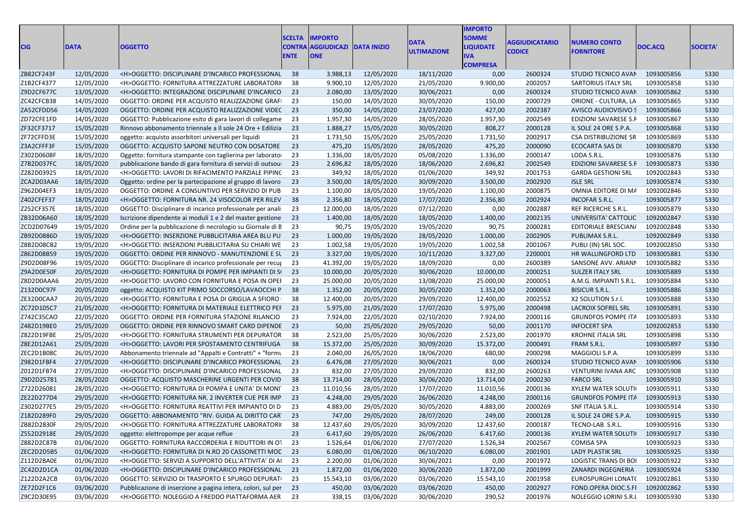| CIG | DATA | OGGETTO | SCELTA CONTRAENTE | IMPORTO AGGIUDICAZIONE | DATA INIZIO | DATA ULTIMAZIONE | IMPORTO SOMME LIQUIDATE IVA COMPRESA | AGGIUDICATARIO CODICE | NUMERO CONTO FORNITORE | DOC.ACQ | SOCIETA' |
|---|---|---|---|---|---|---|---|---|---|---|---|
| ZB82CF243F | 12/05/2020 | <H>OGGETTO: DISCIPLINARE D'INCARICO PROFESSIONAL | 38 | 3.988,13 | 12/05/2020 | 18/11/2020 | 0,00 | 2600324 | STUDIO TECNICO AVAN | 1093005856 | S330 |
| Z1B2CF4377 | 12/05/2020 | <H>OGGETTO: FORNITURA ATTREZZATURE LABORATORI | 38 | 9.900,10 | 12/05/2020 | 21/05/2020 | 9.900,00 | 2002057 | SARTORIUS ITALY SRL | 1093005858 | S330 |
| Z9D2CF677C | 13/05/2020 | <H>OGGETTO: INTEGRAZIONE DISCIPLINARE D'INCARICO | 23 | 2.080,00 | 13/05/2020 | 30/06/2021 | 0,00 | 2600324 | STUDIO TECNICO AVAN | 1093005862 | S330 |
| ZC42CFCB38 | 14/05/2020 | OGGETTO: ORDINE PER ACQUISTO REALIZZAZIONE GRAFI | 23 | 150,00 | 14/05/2020 | 30/05/2020 | 150,00 | 2000729 | ORIONE - CULTURA, LA | 1093005865 | S330 |
| ZA52CFDD56 | 14/05/2020 | OGGETTO: ORDINE PER ACQUISTO REALIZZAZIONE VIDEC | 23 | 350,00 | 14/05/2020 | 23/07/2020 | 427,00 | 2002387 | AVISCO AUDIOVISIVO S | 1093005866 | S330 |
| ZD72CFE1FD | 14/05/2020 | OGGETTO: Pubblicazione esito di gara lavori di collegame | 23 | 1.957,30 | 14/05/2020 | 28/05/2020 | 1.957,30 | 2002549 | EDIZIONI SAVARESE S.F | 1093005867 | S330 |
| ZF32CF3717 | 15/05/2020 | Rinnovo abbonamento triennale a Il sole 24 Ore + Edilizia | 23 | 1.888,27 | 15/05/2020 | 30/05/2020 | 808,27 | 2000128 | IL SOLE 24 ORE S.P.A. | 1093005868 | S330 |
| ZF72CFFD3E | 15/05/2020 | oggetto: acquisto assorbitori universali per liquidi | 23 | 1.731,50 | 15/05/2020 | 25/05/2020 | 1.731,50 | 2002917 | CSA DISTRIBUZIONE SR | 1093005869 | S330 |
| Z3A2CFFF3F | 15/05/2020 | OGGETTO: ACQUISTO SAPONE NEUTRO CON DOSATORE | 23 | 475,20 | 15/05/2020 | 28/05/2020 | 475,20 | 2000090 | ECOCARTA SAS DI | 1093005870 | S330 |
| Z302D0608F | 18/05/2020 | Oggetto: fornitura stampante con taglierina per laborato | 23 | 1.336,00 | 18/05/2020 | 05/08/2020 | 1.336,00 | 2000147 | LODA S.R.L. | 1093005876 | S330 |
| Z7B2D037FC | 18/05/2020 | pubblicazione bando di gara fornitura di servizi di outsou | 23 | 2.696,82 | 18/05/2020 | 18/06/2020 | 2.696,82 | 2002549 | EDIZIONI SAVARESE S.F | 1093005873 | S330 |
| Z282D03925 | 18/05/2020 | <H>OGGETTO: LAVORI DI RIFACIMENTO PARZIALE PIPINC | 23 | 349,92 | 18/05/2020 | 01/06/2020 | 349,92 | 2001753 | GARDA GESTIONI SRL | 1092002843 | S330 |
| ZCA2D03AA6 | 18/05/2020 | Oggetto: ordine per la partecipazione al gruppo di lavoro | 23 | 3.500,00 | 18/05/2020 | 30/09/2020 | 3.500,00 | 2002920 | ISLE SRL | 1093005874 | S330 |
| Z962D04EF3 | 18/05/2020 | OGGETTO: ORDINE A CONSUNTIVO PER SERVIZIO DI PUB | 23 | 1.100,00 | 18/05/2020 | 19/05/2020 | 1.100,00 | 2000875 | OMNIA EDITORE DI MA | 1092002846 | S330 |
| Z402CFEF37 | 18/05/2020 | <H>OGGETTO: FORNITURA NR. 24 VISOCOLOR PER RILEV | 38 | 2.356,80 | 18/05/2020 | 17/07/2020 | 2.356,80 | 2002924 | INCOFAR S.R.L. | 1093005877 | S330 |
| Z252CF357E | 18/05/2020 | OGGETTO: Disciplinare di incarico professionale per anali | 23 | 12.000,00 | 18/05/2020 | 07/12/2020 | 0,00 | 2002887 | REF RICERCHE S.R.L. | 1093005879 | S330 |
| ZB32D06A60 | 18/05/2020 | Iscrizione dipendente ai moduli 1 e 2 del master gestione | 23 | 1.400,00 | 18/05/2020 | 18/05/2020 | 1.400,00 | 2002135 | UNIVERSITA' CATTOLIC | 1092002847 | S330 |
| ZCD2D07649 | 19/05/2020 | Ordine per la pubblicazione di necrologio su Giornale di B | 23 | 90,75 | 19/05/2020 | 19/05/2020 | 90,75 | 2000281 | EDITORIALE BRESCIAN/ | 1092002848 | S330 |
| ZB92D0886D | 19/05/2020 | <H>OGGETTO: INSERZIONE PUBBLICITARIA AREA BLU PU | 23 | 1.000,00 | 19/05/2020 | 28/05/2020 | 1.000,00 | 2002905 | PUBLIMAX S.R.L. | 1092002849 | S330 |
| Z8B2D08CB2 | 19/05/2020 | <H>OGGETTO: INSERZIONI PUBBLICITARIA SU CHIARI WE | 23 | 1.002,58 | 19/05/2020 | 19/05/2020 | 1.002,58 | 2001067 | PUBLI (IN) SRL SOC. | 1092002850 | S330 |
| Z862D08B59 | 19/05/2020 | OGGETTO: ORDINE PER RINNOVO - MANUTENZIONE E SL | 23 | 3.327,00 | 19/05/2020 | 10/11/2020 | 3.327,00 | 2200001 | HR WALLINGFORD LTD | 1093005881 | S330 |
| Z9D2D08F96 | 19/05/2020 | OGGETTO: Disciplinare di incarico professionale per recu | 23 | 41.392,00 | 19/05/2020 | 18/09/2020 | 0,00 | 2600389 | SANSONE AVV. ARIANN | 1093005882 | S330 |
| Z9A2D0E50F | 20/05/2020 | <H>OGGETTO: FORNITURA DI POMPE PER IMPIANTI DI S | 23 | 10.000,00 | 20/05/2020 | 30/06/2020 | 10.000,00 | 2000251 | SULZER ITALY SRL | 1093005889 | S330 |
| Z8D2D0AAA6 | 20/05/2020 | <H>OGGETTO: LAVORO CON FORNITURA E POSA IN OPEI | 23 | 25.000,00 | 20/05/2020 | 13/08/2020 | 25.000,00 | 2000051 | A.M.G. IMPIANTI S.R.L. | 1093005884 | S330 |
| Z132D0C97F | 20/05/2020 | oggetto: ACQUISTO KIT PRIMO SOCCORSO/LAVAOCCHI P | 38 | 1.352,00 | 20/05/2020 | 30/05/2020 | 1.352,00 | 2000063 | BISICUR S.R.L. | 1093005886 | S330 |
| ZE32D0CAA7 | 20/05/2020 | <H>OGGETTO: FORNITURA E POSA DI GRIGLIA A SFIORO | 38 | 12.400,00 | 20/05/2020 | 29/09/2020 | 12.400,00 | 2002552 | X2 SOLUTION S.r.l. | 1093005888 | S330 |
| ZC72D105C7 | 21/05/2020 | <H>OGGETTO: FORNITURA DI MATERIALE ELETTRICO PEF | 23 | 5.975,00 | 21/05/2020 | 17/07/2020 | 5.975,00 | 2000498 | LACROIX SOFREL SRL | 1093005891 | S330 |
| Z742C35CAO | 22/05/2020 | OGGETTO: ORDINE PER FORNITURA STAZIONE RILANCIO | 23 | 7.924,00 | 22/05/2020 | 02/10/2020 | 7.924,00 | 2000116 | GRUNDFOS POMPE ITA | 1093005893 | S330 |
| Z482D19BE0 | 25/05/2020 | OGGETTO: ORDINE PER RINNOVO SMART CARD DIPENDE | 23 | 50,00 | 25/05/2020 | 29/05/2020 | 50,00 | 2001170 | INFOCERT SPA | 1092002853 | S330 |
| Z822D19FBE | 25/05/2020 | <H>OGGETTO: FORNITURA STRUMENTI PER DEPURATOR | 38 | 2.523,00 | 25/05/2020 | 30/06/2020 | 2.523,00 | 2001970 | KROHNE ITALIA SRL | 1093005898 | S330 |
| Z8E2D12A61 | 25/05/2020 | <H>OGGETTO: LAVORI PER SPOSTAMENTO CENTRIFUGA | 38 | 15.372,00 | 25/05/2020 | 30/09/2020 | 15.372,00 | 2000491 | FRAM S.R.L. | 1093005897 | S330 |
| ZEC2D1B08C | 26/05/2020 | Abbonamento triennale ad "Appalti e Contratti" + "formu | 23 | 2.040,00 | 26/05/2020 | 18/06/2020 | 680,00 | 2000298 | MAGGIOLI S.P.A. | 1093005899 | S330 |
| Z982D1FBF4 | 27/05/2020 | <H>OGGETTO: DISCIPLINARE D'INCARICO PROFESSIONAL | 23 | 6.476,08 | 27/05/2020 | 30/06/2021 | 0,00 | 2600324 | STUDIO TECNICO AVAN | 1093005906 | S330 |
| Z012D1FB74 | 27/05/2020 | <H>OGGETTO: DISCIPLINARE D'INCARICO PROFESSIONAL | 23 | 832,00 | 27/05/2020 | 29/09/2020 | 832,00 | 2600263 | VENTURINI IVANA ARC | 1093005908 | S330 |
| Z9D2D25781 | 28/05/2020 | OGGETTO: ACQUISTO MASCHERINE URGENTI PER COVID | 38 | 13.714,00 | 28/05/2020 | 30/06/2020 | 13.714,00 | 2000230 | FARCO SRL | 1093005910 | S330 |
| Z722D26081 | 28/05/2020 | <H>OGGETTO: FORNITURA DI POMPA E UNITA' DI MONI | 23 | 11.010,56 | 28/05/2020 | 17/07/2020 | 11.010,56 | 2000136 | XYLEM WATER SOLUTI | 1093005911 | S330 |
| ZE22D277D4 | 29/05/2020 | <H>OGGETTO: FORNITURA NR. 2 INVERTER CUE PER IMP | 23 | 4.248,00 | 29/05/2020 | 26/06/2020 | 4.248,00 | 2000116 | GRUNDFOS POMPE ITA | 1093005913 | S330 |
| Z302D277E5 | 29/05/2020 | <H>OGGETTO: FORNITURA REATTIVI PER IMPIANTO DI D | 23 | 4.883,00 | 29/05/2020 | 30/05/2020 | 4.883,00 | 2000269 | SNF ITALIA S.R.L. | 1093005914 | S330 |
| Z182D289F0 | 29/05/2020 | OGGETTO: ABBONAMENTO "RIV. GUIDA AL DIRITTO CAR | 23 | 747,00 | 29/05/2020 | 28/07/2020 | 249,00 | 2000128 | IL SOLE 24 ORE S.P.A. | 1093005915 | S330 |
| ZB82D2830F | 29/05/2020 | <H>OGGETTO: FORNITURA ATTREZZATURE LABORATORI | 38 | 12.437,60 | 29/05/2020 | 30/09/2020 | 12.437,60 | 2000187 | TECNO-LAB S.R.L. | 1093005916 | S330 |
| Z552D2918E | 29/05/2020 | oggetto: elettropompe per acque reflue | 23 | 6.417,60 | 29/05/2020 | 26/06/2020 | 6.417,60 | 2000136 | XYLEM WATER SOLUTI | 1093005917 | S330 |
| Z882D2C87B | 01/06/2020 | OGGETTO: FORNITURA RACCORDERIA E RIDUTTORI IN O | 23 | 1.526,64 | 01/06/2020 | 27/07/2020 | 1.526,34 | 2002567 | COMISA SPA | 1093005923 | S330 |
| ZEC2D2D5B5 | 01/06/2020 | <H>OGGETTO: FORNITURA DI N.RO 20 CASSONETTI MOD | 23 | 6.080,00 | 01/06/2020 | 06/10/2020 | 6.080,00 | 2001901 | LADY PLASTIK SRL | 1093005925 | S330 |
| Z112D2BA0E | 01/06/2020 | <H>OGGETTO: SERVIZI A SUPPORTO DELL'ATTIVITA' DI AI | 23 | 2.200,00 | 01/06/2020 | 30/06/2021 | 0,00 | 2001972 | LOGISTIC TRANS DI BOI | 1093005922 | S330 |
| ZC42D2D1CA | 01/06/2020 | <H>OGGETTO: DISCIPLINARE D'INCARICO PROFESSIONAL | 23 | 1.872,00 | 01/06/2020 | 30/06/2020 | 1.872,00 | 2001999 | ZANARDI INGEGNERIA | 1093005924 | S330 |
| Z122D2A2CB | 03/06/2020 | OGGETTO: SERVIZIO DI TRASPORTO E SPURGO DEPURAT | 23 | 15.543,10 | 03/06/2020 | 03/06/2020 | 15.543,10 | 2001958 | EUROSPURGHI LONATO | 1092002861 | S330 |
| ZE72D2F1C6 | 03/06/2020 | Pubblicazione di inserzione a pagina intera, colori, sul per | 23 | 450,00 | 03/06/2020 | 03/06/2020 | 450,00 | 2002927 | FOND.OPERA DIOC.S.FI | 1092002862 | S330 |
| Z9C2D30E95 | 03/06/2020 | <H>OGGETTO: NOLEGGIO A FREDDO PIATTAFORMA AER | 23 | 338,15 | 03/06/2020 | 30/06/2020 | 290,52 | 2001976 | NOLEGGIO LORINI S.R.L | 1093005930 | S330 |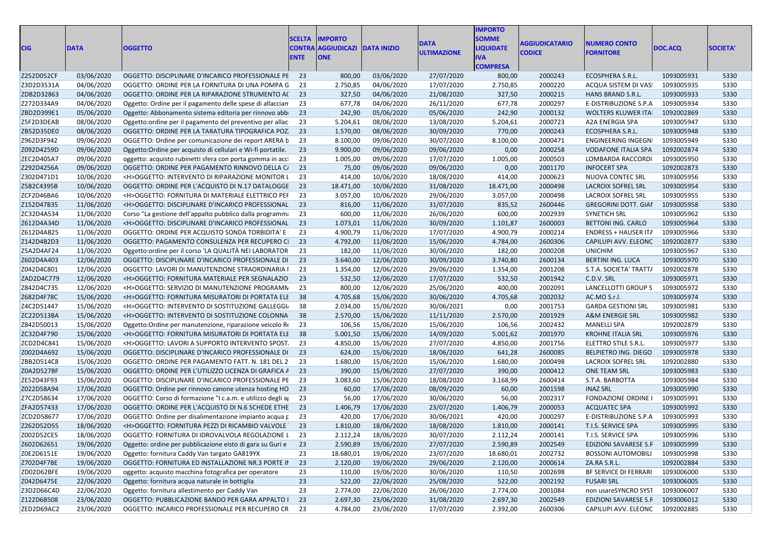| CIG | DATA | OGGETTO | SCELTA CONTRAENTE | IMPORTO AGGIUDICAZIONE | DATA INIZIO | DATA ULTIMAZIONE | IMPORTO SOMME LIQUIDATE IVA COMPRESA | AGGIUDICATARIO CODICE | NUMERO CONTO FORNITORE | DOC.ACQ | SOCIETA' |
|---|---|---|---|---|---|---|---|---|---|---|---|
| Z252D052CF | 03/06/2020 | OGGETTO: DISCIPLINARE D'INCARICO PROFESSIONALE PE | 23 | 800,00 | 03/06/2020 | 27/07/2020 | 800,00 | 2000243 | ECOSPHERA S.R.L. | 1093005931 | S330 |
| Z3D2D3531A | 04/06/2020 | OGGETTO: ORDINE PER LA FORNITURA DI UNA POMPA G | 23 | 2.750,85 | 04/06/2020 | 17/07/2020 | 2.750,85 | 2000220 | ACQUA SISTEM DI VAS: | 1093005935 | S330 |
| ZDB2D32863 | 04/06/2020 | OGGETTO: ORDINE PER LA RIPARAZIONE STRUMENTO AC | 23 | 327,50 | 04/06/2020 | 21/08/2020 | 327,50 | 2000215 | HANS BRAND S.R.L. | 1093005933 | S330 |
| Z272D334A9 | 04/06/2020 | Oggetto: Ordine per il pagamento delle spese di allaccian | 23 | 677,78 | 04/06/2020 | 26/11/2020 | 677,78 | 2000297 | E-DISTRIBUZIONE S.P.A | 1093005934 | S330 |
| ZBD2D399E1 | 05/06/2020 | Oggetto: Abbonamento sistema editoria per rinnovo abb | 23 | 242,90 | 05/06/2020 | 05/06/2020 | 242,90 | 2000132 | WOLTERS KLUWER ITA | 1092002869 | S330 |
| Z5F2D3DEAB | 08/06/2020 | Oggetto:ordine per il pagamento del preventivo per allac | 23 | 5.204,61 | 08/06/2020 | 13/08/2020 | 5.204,61 | 2000723 | A2A ENERGIA SPA | 1093005947 | S330 |
| ZB52D35DE0 | 08/06/2020 | OGGETTO: ORDINE PER LA TARATURA TIPOGRAFICA POZ | 23 | 1.570,00 | 08/06/2020 | 30/09/2020 | 770,00 | 2000243 | ECOSPHERA S.R.L. | 1093005948 | S330 |
| Z962D3F942 | 09/06/2020 | OGGETTO: Ordine per comunicazione dei report ARERA b | 23 | 8.100,00 | 09/06/2020 | 30/07/2020 | 8.100,00 | 2000471 | ENGINEERING INGEGNI | 1093005949 | S330 |
| Z092D4259D | 09/06/2020 | Oggetto:Ordine per acquisto di cellulari e Wi-fi portatile. | 23 | 9.900,00 | 09/06/2020 | 09/06/2020 | 0,00 | 2000258 | VODAFONE ITALIA SPA | 1092002874 | S330 |
| ZEC2D405A7 | 09/06/2020 | oggetto: acquisto rubinetti sfera con porta gomma in acci | 23 | 1.005,00 | 09/06/2020 | 17/07/2020 | 1.005,00 | 2000503 | LOMBARDA RACCORDI | 1093005950 | S330 |
| Z292D4256A | 09/06/2020 | OGGETTO: ORDINE PER PAGAMENTO RINNOVO DELLA C/ | 23 | 75,00 | 09/06/2020 | 09/06/2020 | 0,00 | 2001170 | INFOCERT SPA | 1092002873 | S330 |
| Z302D471D1 | 10/06/2020 | <H>OGGETTO: INTERVENTO DI RIPARAZIONE MONITOR L | 23 | 414,00 | 10/06/2020 | 18/08/2020 | 414,00 | 2000623 | NUOVA CONTEC SRL | 1093005956 | S330 |
| Z5B2C4395B | 10/06/2020 | OGGETTO: ORDINE PER L'ACQUISTO DI N.17 DATALOGGE | 23 | 18.471,00 | 10/06/2020 | 31/08/2020 | 18.471,00 | 2000498 | LACROIX SOFREL SRL | 1093005954 | S330 |
| ZCF2D46BA6 | 10/06/2020 | <H>OGGETTO: FORNITURA DI MATERIALE ELETTRICO PEF | 23 | 3.057,00 | 10/06/2020 | 29/06/2020 | 3.057,00 | 2000498 | LACROIX SOFREL SRL | 1093005955 | S330 |
| Z152D47B35 | 11/06/2020 | <H>OGGETTO: DISCIPLINARE D'INCARICO PROFESSIONAL | 23 | 816,00 | 11/06/2020 | 31/07/2020 | 835,52 | 2600446 | GREGORINI DOTT. GIAI | 1093005958 | S330 |
| ZC32D4A534 | 11/06/2020 | Corso "La gestione dell'appalto pubblico dalla programm: | 23 | 600,00 | 11/06/2020 | 26/06/2020 | 600,00 | 2002939 | SYNETICH SRL | 1093005962 | S330 |
| Z612D4A34D | 11/06/2020 | <H>OGGETTO: DISCIPLINARE D'INCARICO PROFESSIONAL | 23 | 1.073,01 | 11/06/2020 | 30/09/2020 | 1.101,87 | 2600003 | BETTONI ING. CARLO | 1093005964 | S330 |
| Z612D4AB25 | 11/06/2020 | OGGETTO: ORDINE PER ACQUISTO SONDA TORBIDITA' E | 23 | 4.900,79 | 11/06/2020 | 17/07/2020 | 4.900,79 | 2000214 | ENDRESS + HAUSER ITA | 1093005966 | S330 |
| Z142D4B2D3 | 11/06/2020 | OGGETTO: PAGAMENTO CONSULENZA PER RECUPERO CI | 23 | 4.792,00 | 11/06/2020 | 15/06/2020 | 4.784,00 | 2600306 | CAPILUPI AVV. ELEONC | 1092002877 | S330 |
| Z5A2D4AF24 | 11/06/2020 | Oggetto:ordine per il corso 'LA QUALITÀ NEI LABORATOR | 23 | 182,00 | 11/06/2020 | 30/06/2020 | 182,00 | 2000208 | UNICHIM | 1093005967 | S330 |
| Z602D4A403 | 12/06/2020 | OGGETTO: DISCIPLINARE D'INCARICO PROFESSIONALE DI | 23 | 3.640,00 | 12/06/2020 | 30/09/2020 | 3.740,80 | 2600134 | BERTINI ING. LUCA | 1093005970 | S330 |
| Z042D4C801 | 12/06/2020 | OGGETTO: LAVORI DI MANUTENZIONE STRAORDINARIA I | 23 | 1.354,00 | 12/06/2020 | 29/06/2020 | 1.354,00 | 2001208 | S.T.A. SOCIETA' TRATT/ | 1092002878 | S330 |
| ZAD2D4C779 | 12/06/2020 | <H>OGGETTO: FORNITURA MATERIALE PER SEGNALAZIO | 23 | 532,50 | 12/06/2020 | 17/07/2020 | 532,50 | 2001942 | C.D.V. SRL | 1093005971 | S330 |
| Z842D4C735 | 12/06/2020 | <H>OGGETTO: SERVIZIO DI MANUTENZIONE PROGRAMN | 23 | 800,00 | 12/06/2020 | 25/06/2020 | 400,00 | 2002091 | LANCELLOTTI GROUP S | 1093005972 | S330 |
| Z682D4F78C | 15/06/2020 | <H>OGGETTO: FORNITURA MISURATORI DI PORTATA ELE | 38 | 4.705,68 | 15/06/2020 | 30/06/2020 | 4.705,68 | 2002032 | AC.MO S.r.l. | 1093005974 | S330 |
| Z4C2D51447 | 15/06/2020 | <H>OGGETTO: INTERVENTO DI SOSTITUZIONE GALLEGGI | 38 | 2.034,00 | 15/06/2020 | 30/06/2021 | 0,00 | 2001753 | GARDA GESTIONI SRL | 1093005981 | S330 |
| ZC22D513BA | 15/06/2020 | <H>OGGETTO: INTERVENTO DI SOSTITUZIONE COLONNA | 38 | 2.570,00 | 15/06/2020 | 11/11/2020 | 2.570,00 | 2001929 | A&M ENERGIE SRL | 1093005982 | S330 |
| Z842D50013 | 15/06/2020 | Oggetto:Ordine per manutenzione, riparazione veicolo Re | 23 | 106,56 | 15/06/2020 | 15/06/2020 | 106,56 | 2002432 | MANELLI SPA | 1092002879 | S330 |
| ZC32D4F790 | 15/06/2020 | <H>OGGETTO: FORNITURA MISURATORI DI PORTATA ELE | 38 | 5.001,50 | 15/06/2020 | 14/09/2020 | 5.001,62 | 2001970 | KROHNE ITALIA SRL | 1093005976 | S330 |
| ZCD2D4C841 | 15/06/2020 | <H>OGGETTO: LAVORI A SUPPORTO INTERVENTO SPOST. | 23 | 4.850,00 | 15/06/2020 | 27/07/2020 | 4.850,00 | 2001756 | ELETTRO STILE S.R.L. | 1093005977 | S330 |
| Z002D4A692 | 15/06/2020 | OGGETTO: DISCIPLINARE D'INCARICO PROFESSIONALE DI | 23 | 624,00 | 15/06/2020 | 18/06/2020 | 641,28 | 2600085 | BELPIETRO ING. DIEGO | 1093005978 | S330 |
| ZBB2D514C8 | 15/06/2020 | OGGETTO: ORDINE PER PAGAMENTO FATT. N. 181 DEL 2 | 23 | 1.680,00 | 15/06/2020 | 15/06/2020 | 1.680,00 | 2000498 | LACROIX SOFREL SRL | 1092002880 | S330 |
| Z0A2D527BF | 15/06/2020 | OGGETTO: ORDINE PER L'UTILIZZO LICENZA DI GRAFICA A | 23 | 390,00 | 15/06/2020 | 27/07/2020 | 390,00 | 2000412 | ONE TEAM SRL | 1093005983 | S330 |
| ZE52D43F93 | 15/06/2020 | OGGETTO: DISCIPLINARE D'INCARICO PROFESSIONALE PE | 23 | 3.083,60 | 15/06/2020 | 18/08/2020 | 3.168,99 | 2600414 | S.T.A. BARBOTTA | 1093005984 | S330 |
| Z022D58A94 | 17/06/2020 | OGGETTO: Ordine per rinnovo canone utenza hosting HO | 23 | 60,00 | 17/06/2020 | 08/09/2020 | 60,00 | 2001598 | INAZ SRL | 1093005990 | S330 |
| Z7C2D58634 | 17/06/2020 | OGGETTO: Corso di formazione "I c.a.m. e utilizzo degli a | 23 | 56,00 | 17/06/2020 | 30/06/2020 | 56,00 | 2002317 | FONDAZIONE ORDINE I | 1093005991 | S330 |
| ZFA2D57433 | 17/06/2020 | OGGETTO: ORDINE PER L'ACQUISTO DI N.6 SCHEDE ETHE | 23 | 1.406,79 | 17/06/2020 | 23/07/2020 | 1.406,79 | 2000053 | ACQUATEC SPA | 1093005992 | S330 |
| ZCD2D58677 | 17/06/2020 | OGGETTO: Ordine per disalimentazione impianto acqua p | 23 | 420,00 | 17/06/2020 | 30/06/2021 | 420,00 | 2000297 | E-DISTRIBUZIONE S.P.A | 1093005993 | S330 |
| Z262D52D55 | 18/06/2020 | <H>OGGETTO: FORNITURA PEZZI DI RICAMBIO VALVOLE | 23 | 1.810,00 | 18/06/2020 | 18/08/2020 | 1.810,00 | 2000141 | T.I.S. SERVICE SPA | 1093005995 | S330 |
| Z002D52CE5 | 18/06/2020 | OGGETTO: FORNITURA DI IDROVALVOLA REGOLAZIONE L | 23 | 2.112,24 | 18/06/2020 | 30/07/2020 | 2.112,24 | 2000141 | T.I.S. SERVICE SPA | 1093005996 | S330 |
| Z602D62651 | 19/06/2020 | Oggetto: ordine per pubblicazione eisto di gara su Guri e | 23 | 2.590,89 | 19/06/2020 | 27/07/2020 | 2.590,89 | 2002549 | EDIZIONI SAVARESE S.F | 1093005999 | S330 |
| Z0E2D6151E | 19/06/2020 | Oggetto: fornitura Caddy Van targato GA819YX | 23 | 18.680,01 | 19/06/2020 | 23/07/2020 | 18.680,01 | 2002732 | BOSSONI AUTOMOBILI | 1093005998 | S330 |
| Z702D4F7BE | 19/06/2020 | OGGETTO: FORNITURA ED INSTALLAZIONE NR.3 PORTE IN | 23 | 2.120,00 | 19/06/2020 | 29/06/2020 | 2.120,00 | 2000614 | ZA.RA S.R.L. | 1092002884 | S330 |
| ZD02D62BFE | 19/06/2020 | oggetto: acquisto macchina fotografica per operatore | 23 | 110,00 | 19/06/2020 | 30/06/2020 | 110,50 | 2002698 | BF SERVICE DI FERRARI | 1093006000 | S330 |
| Z042D6475E | 22/06/2020 | Oggetto: fornitura acqua naturale in bottiglia | 23 | 522,00 | 22/06/2020 | 25/08/2020 | 522,00 | 2002192 | FUSARI SRL | 1093006005 | S330 |
| Z3D2D66C4D | 22/06/2020 | Oggetto: fornitura allestimento per Caddy Van | 23 | 2.774,00 | 22/06/2020 | 26/06/2020 | 2.774,00 | 2001084 | non usareSYNCRO SYST | 1093006007 | S330 |
| Z122D6B508 | 23/06/2020 | OGGETTO: PUBBLICAZIONE BANDO PER GARA APPALTO I | 23 | 2.697,30 | 23/06/2020 | 31/08/2020 | 2.697,30 | 2002549 | EDIZIONI SAVARESE S.F | 1093006012 | S330 |
| ZED2D69AC2 | 23/06/2020 | OGGETTO: INCARICO PROFESSIONALE PER RECUPERO CR | 23 | 4.784,00 | 23/06/2020 | 17/07/2020 | 2.392,00 | 2600306 | CAPILUPI AVV. ELEONC | 1092002885 | S330 |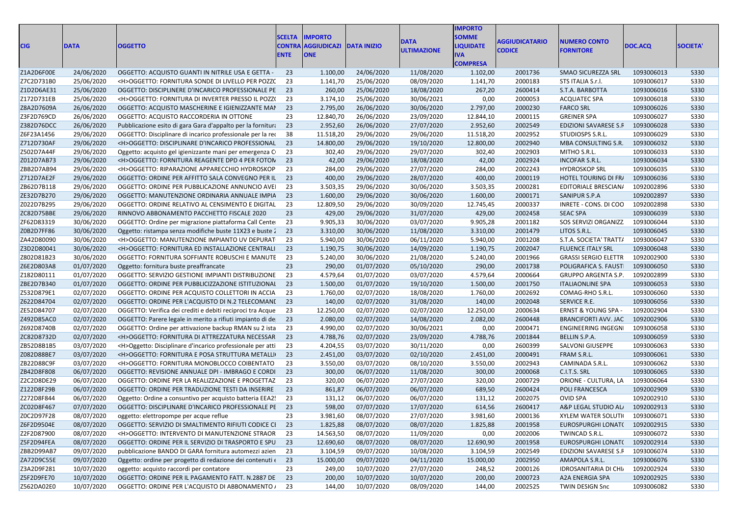| CIG | DATA | OGGETTO | SCELTA CONTRA ENTE | IMPORTO AGGIUDICAZI ONE | DATA INIZIO | DATA ULTIMAZIONE | IMPORTO SOMME LIQUIDATE IVA COMPRESA | AGGIUDICATARIO CODICE | NUMERO CONTO FORNITORE | DOC.ACQ | SOCIETA' |
|---|---|---|---|---|---|---|---|---|---|---|---|
| Z1A2D6F00E | 24/06/2020 | OGGETTO: ACQUISTO GUANTI IN NITRILE USA E GETTA - | 23 | 1.100,00 | 24/06/2020 | 11/08/2020 | 1.102,00 | 2001736 | SMAO SICUREZZA SRL | 1093006013 | S330 |
| Z7C2D731B0 | 25/06/2020 | <H>OGGETTO: FORNITURA SONDE DI LIVELLO PER POZZC | 23 | 1.141,70 | 25/06/2020 | 08/09/2020 | 1.141,70 | 2000183 | STS ITALIA S.r.l. | 1093006017 | S330 |
| Z1D2D6AE31 | 25/06/2020 | OGGETTO: DISCIPLINERE D'INCARICO PROFESSIONALE PE | 23 | 260,00 | 25/06/2020 | 18/08/2020 | 267,20 | 2600414 | S.T.A. BARBOTTA | 1093006016 | S330 |
| Z172D731EB | 25/06/2020 | <H>OGGETTO: FORNITURA DI INVERTER PRESSO IL POZZ( | 23 | 3.174,10 | 25/06/2020 | 30/06/2021 | 0,00 | 2000053 | ACQUATEC SPA | 1093006018 | S330 |
| Z8A2D7609A | 26/06/2020 | OGGETTO: ACQUISTO MASCHERINE E IGIENIZZANTE MAN | 23 | 2.795,00 | 26/06/2020 | 30/06/2020 | 2.797,00 | 2000230 | FARCO SRL | 1093006026 | S330 |
| Z3F2D769CD | 26/06/2020 | OGGETTO: ACQUISTO RACCORDERIA IN OTTONE | 23 | 12.840,70 | 26/06/2020 | 23/09/2020 | 12.844,10 | 2000115 | GREINER SPA | 1093006027 | S330 |
| Z382D76DCC | 26/06/2020 | Pubblicazione esito di gara Gara d'appalto per la fornitura | 23 | 2.952,60 | 26/06/2020 | 27/07/2020 | 2.952,60 | 2002549 | EDIZIONI SAVARESE S.F | 1093006028 | S330 |
| Z6F23A1456 | 29/06/2020 | OGGETTO: Disciplinare di incarico professionale per la rec | 38 | 11.518,20 | 29/06/2020 | 29/06/2020 | 11.518,20 | 2002952 | STUDIOSPS S.R.L. | 1093006029 | S330 |
| Z712D730AF | 29/06/2020 | <H>OGGETTO: DISCIPLINARE D'INCARICO PROFESSIONAL | 23 | 14.800,00 | 29/06/2020 | 19/10/2020 | 12.800,00 | 2002940 | MBA CONSULTING S.R. | 1093006032 | S330 |
| Z502D7A44F | 29/06/2020 | Oggetto: acquisto gel igienizzante mani per emergenza C | 23 | 302,40 | 29/06/2020 | 29/07/2020 | 302,40 | 2002903 | MITHO S.R.L. | 1093006033 | S330 |
| Z012D7AB73 | 29/06/2020 | <H>OGGETTO: FORNITURA REAGENTE DPD 4 PER FOTON | 23 | 42,00 | 29/06/2020 | 18/08/2020 | 42,00 | 2002924 | INCOFAR S.R.L. | 1093006034 | S330 |
| ZBB2D7AB94 | 29/06/2020 | <H>OGGETTO: RIPARAZIONE APPARECCHIO HYDROSKOP | 23 | 284,00 | 29/06/2020 | 27/07/2020 | 284,00 | 2002243 | HYDROSKOP SRL | 1093006035 | S330 |
| Z712D7AE2F | 29/06/2020 | OGGETTO: ORDINE PER AFFITTO SALA CONVEGNO PER IL | 23 | 400,00 | 29/06/2020 | 28/07/2020 | 400,00 | 2000119 | HOTEL TOURING DI FR/ | 1093006036 | S330 |
| ZB62D7B118 | 29/06/2020 | OGGETTO: ORDINE PER PUBBLICAZIONE ANNUNCIO AVEI | 23 | 3.503,35 | 29/06/2020 | 30/06/2020 | 3.503,35 | 2000281 | EDITORIALE BRESCIAN/ | 1092002896 | S330 |
| ZE32D7B270 | 29/06/2020 | OGGETTO: MANUTENZIONE ORDINARIA ANNUALE IMPIA | 23 | 1.600,00 | 29/06/2020 | 30/06/2020 | 1.600,00 | 2000171 | SANIPUR S.P.A | 1092002897 | S330 |
| Z022D7B295 | 29/06/2020 | OGGETTO: ORDINE RELATIVO AL CENSIMENTO E DIGITAL | 23 | 12.809,50 | 29/06/2020 | 30/09/2020 | 12.745,45 | 2000337 | INRETE - CONS. DI COO | 1092002898 | S330 |
| ZC82D75BBE | 29/06/2020 | RINNOVO ABBONAMENTO PACCHETTO FISCALE 2020 | 23 | 429,00 | 29/06/2020 | 31/07/2020 | 429,00 | 2002458 | SEAC SPA | 1093006039 | S330 |
| ZF62D83319 | 30/06/2020 | OGGETTO: Ordine per migrazione piattaforma Call Cente | 23 | 9.905,33 | 30/06/2020 | 03/07/2020 | 9.905,28 | 2001182 | SOS SERVIZI ORGANIZZ | 1093006044 | S330 |
| Z0B2D7FF86 | 30/06/2020 | Oggetto: ristampa senza modifiche buste 11X23 e buste 2 | 23 | 3.310,00 | 30/06/2020 | 11/08/2020 | 3.310,00 | 2001479 | LITOS S.R.L. | 1093006045 | S330 |
| ZA42D80090 | 30/06/2020 | <H>OGGETTO: MANUTENZIONE IMPIANTO UV DEPURAT | 23 | 5.940,00 | 30/06/2020 | 06/11/2020 | 5.940,00 | 2001208 | S.T.A. SOCIETA' TRATT/ | 1093006047 | S330 |
| Z3D2D80041 | 30/06/2020 | <H>OGGETTO: FORNITURA ED INSTALLAZIONE CENTRALI | 23 | 1.190,75 | 30/06/2020 | 14/09/2020 | 1.190,75 | 2002047 | FLUENCE ITALY SRL | 1093006048 | S330 |
| Z802D81B23 | 30/06/2020 | OGGETTO: FORNITURA SOFFIANTE ROBUSCHI E MANUTE | 23 | 5.240,00 | 30/06/2020 | 21/08/2020 | 5.240,00 | 2001966 | GRASSI SERGIO ELETTR | 1092002900 | S330 |
| Z6E2D803A8 | 01/07/2020 | Oggetto: fornitura buste preaffrancate | 23 | 290,00 | 01/07/2020 | 05/10/2020 | 290,00 | 2001738 | POLIGRAFICA S. FAUSTI | 1093006050 | S330 |
| Z182D80111 | 01/07/2020 | OGGETTO: SERVIZIO GESTIONE IMPIANTI DISTRIBUZIONE | 23 | 4.579,64 | 01/07/2020 | 03/07/2020 | 4.579,64 | 2000664 | GRUPPO ARGENTA S.P. | 1092002899 | S330 |
| ZBE2D7B340 | 01/07/2020 | OGGETTO: ORDINE PER PUBBLICIZZAZIONE ISTITUZIONAL | 23 | 1.500,00 | 01/07/2020 | 19/10/2020 | 1.500,00 | 2001750 | ITALIAONLINE SPA | 1093006053 | S330 |
| Z532D879E1 | 02/07/2020 | OGGETTO: ORDINE PER ACQUISTO COLLETTORI IN ACCIA | 23 | 1.760,00 | 02/07/2020 | 18/08/2020 | 1.760,00 | 2002692 | COMAG-RHO S.R.L. | 1093006060 | S330 |
| Z622D84704 | 02/07/2020 | OGGETTO: ORDINE PER L'ACQUISTO DI N.2 TELECOMANI | 23 | 140,00 | 02/07/2020 | 31/08/2020 | 140,00 | 2002048 | SERVICE R.E. | 1093006056 | S330 |
| ZE52D84707 | 02/07/2020 | OGGETTO: Verifica dei crediti e debiti reciproci tra Acque | 23 | 12.250,00 | 02/07/2020 | 02/07/2020 | 12.250,00 | 2000634 | ERNST & YOUNG SPA - | 1092002904 | S330 |
| Z492D85AC0 | 02/07/2020 | OGGETTO: Parere legale in merito a rifiuti impianto di de | 23 | 2.080,00 | 02/07/2020 | 14/08/2020 | 2.082,00 | 2600448 | BRANCIFORTI AVV. JAC | 1092002906 | S330 |
| Z692D8740B | 02/07/2020 | OGGETTO: Ordine per attivazione backup RMAN su 2 ista | 23 | 4.990,00 | 02/07/2020 | 30/06/2021 | 0,00 | 2000471 | ENGINEERING INGEGNI | 1093006058 | S330 |
| ZC82D8732D | 02/07/2020 | <H>OGGETTO: FORNITURA DI ATTREZZATURA NECESSAR | 23 | 4.788,76 | 02/07/2020 | 23/09/2020 | 4.788,76 | 2001844 | BELLIN S.P.A. | 1093006059 | S330 |
| ZB52D8B1B5 | 03/07/2020 | <H>Oggetto: Disciplinare d'incarico professionale per atti | 23 | 4.204,55 | 03/07/2020 | 30/11/2020 | 0,00 | 2600399 | SALVONI GIUSEPPE | 1093006063 | S330 |
| Z082D88BE7 | 03/07/2020 | <H>OGGETTO: FORNITURA E POSA STRUTTURA METALLI | 23 | 2.451,00 | 03/07/2020 | 02/10/2020 | 2.451,00 | 2000491 | FRAM S.R.L. | 1093006061 | S330 |
| ZB22D88C9F | 03/07/2020 | <H>OGGETTO: FORNITURA MONOBLOCCO COIBENTATO | 23 | 3.550,00 | 03/07/2020 | 08/10/2020 | 3.550,00 | 2002943 | CAMINADA S.R.L. | 1093006062 | S330 |
| ZB42D8F808 | 06/07/2020 | OGGETTO: REVISIONE ANNUALE DPI - IMBRAGO E CORDI | 23 | 300,00 | 06/07/2020 | 11/08/2020 | 300,00 | 2000068 | C.I.T.S. SRL | 1093006065 | S330 |
| Z2C2D8DE29 | 06/07/2020 | OGGETTO: ORDINE PER LA REALIZZAZIONE E PROGETTAZ | 23 | 320,00 | 06/07/2020 | 27/07/2020 | 320,00 | 2000729 | ORIONE - CULTURA, LA | 1093006064 | S330 |
| Z122D8F29B | 06/07/2020 | OGGETTO: ORDINE PER TRADUZIONE TESTI DA INSERIRE | 23 | 861,87 | 06/07/2020 | 06/07/2020 | 689,50 | 2600424 | POLI FRANCESCA | 1092002909 | S330 |
| Z272D8F844 | 06/07/2020 | Oggetto: Ordine a consuntivo per acquisto batteria EEA2! | 23 | 131,12 | 06/07/2020 | 06/07/2020 | 131,12 | 2002075 | OVID SPA | 1092002910 | S330 |
| ZC02D8F467 | 07/07/2020 | OGGETTO: DISCIPLINARE D'INCARICO PROFESSIONALE PE | 23 | 598,00 | 07/07/2020 | 17/07/2020 | 614,56 | 2600417 | A&P LEGAL STUDIO AL/ | 1092002913 | S330 |
| Z0C2D97F28 | 08/07/2020 | oggetto: elettropompe per acque reflue | 23 | 3.981,60 | 08/07/2020 | 27/07/2020 | 3.981,60 | 2000136 | XYLEM WATER SOLUTI( | 1093006071 | S330 |
| Z6F2D9504E | 08/07/2020 | OGGETTO: SERVIZIO DI SMALTIMENTO RIFIUTI CODICE CI | 23 | 1.825,88 | 08/07/2020 | 08/07/2020 | 1.825,88 | 2001958 | EUROSPURGHI LONAT( | 1092002915 | S330 |
| Z2F2D87900 | 08/07/2020 | <H>OGGETTO: INTERVENTO DI MANUTENZIONE STRAOR | 23 | 14.563,50 | 08/07/2020 | 11/09/2020 | 0,00 | 2002006 | TWINCAD S.R.L. | 1093006072 | S330 |
| Z5F2D94FEA | 08/07/2020 | OGGETTO: ORDINE PER IL SERVIZIO DI TRASPORTO E SPU | 23 | 12.690,90 | 08/07/2020 | 08/07/2020 | 12.690,90 | 2001958 | EUROSPURGHI LONAT( | 1092002914 | S330 |
| ZBB2D99AB7 | 09/07/2020 | pubblicazione BANDO DI GARA fornitura automezzi azien | 23 | 3.104,59 | 09/07/2020 | 10/08/2020 | 3.104,59 | 2002549 | EDIZIONI SAVARESE S.F | 1093006074 | S330 |
| ZA72D9C55E | 09/07/2020 | Oggetto: ordine per progetto di redazione dei contenuti ( | 23 | 15.000,00 | 09/07/2020 | 04/11/2020 | 15.000,00 | 2002950 | AMAPOLA S.R.L. | 1093006076 | S330 |
| Z3A2D9F281 | 10/07/2020 | oggetto: acquisto raccordi per contatore | 23 | 249,00 | 10/07/2020 | 27/07/2020 | 248,52 | 2000126 | IDROSANITARIA DI CHI/ | 1092002924 | S330 |
| Z5F2D9FE70 | 10/07/2020 | OGGETTO: ORDINE PER IL PAGAMENTO FATT. N.2887 DE | 23 | 200,00 | 10/07/2020 | 10/07/2020 | 200,00 | 2000723 | A2A ENERGIA SPA | 1092002925 | S330 |
| Z562DA02E0 | 10/07/2020 | OGGETTO: ORDINE PER L'ACQUISTO DI ABBONAMENTO / | 23 | 144,00 | 10/07/2020 | 08/09/2020 | 144,00 | 2002525 | TWIN DESIGN Snc | 1093006082 | S330 |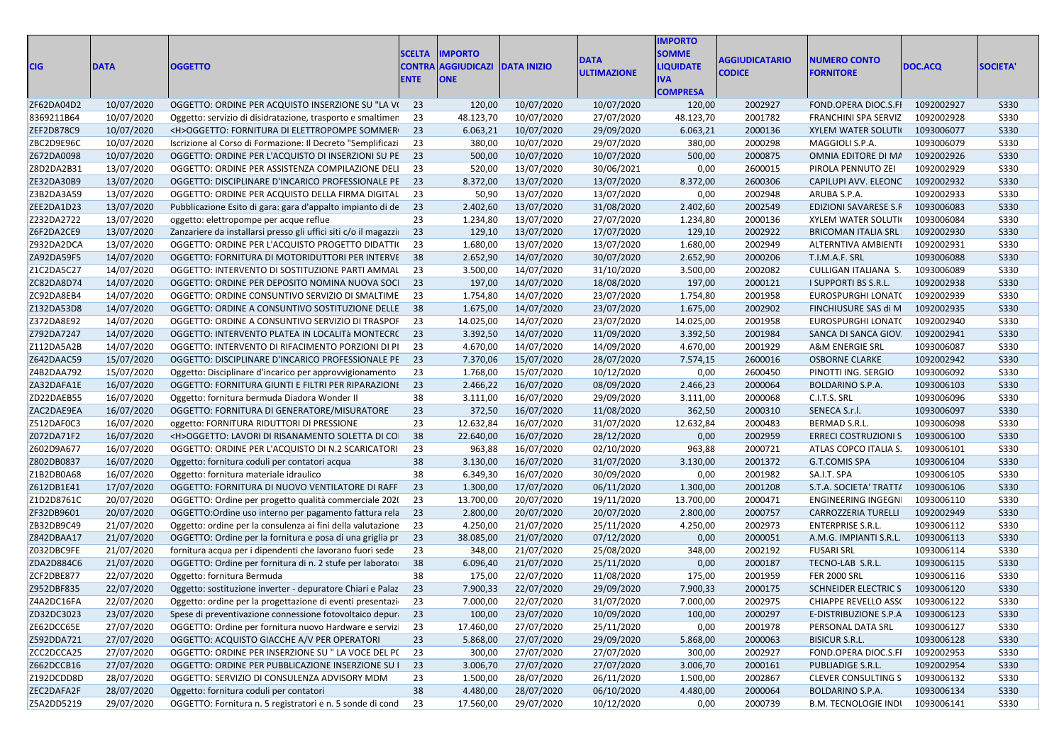| CIG | DATA | OGGETTO | SCELTA CONTRAENTE | IMPORTO AGGIUDICAZIONE | DATA INIZIO | DATA ULTIMAZIONE | IMPORTO SOMME LIQUIDATE IVA COMPRESA | AGGIUDICATARIO CODICE | NUMERO CONTO FORNITORE | DOC.ACQ | SOCIETA' |
|---|---|---|---|---|---|---|---|---|---|---|---|
| ZF62DA04D2 | 10/07/2020 | OGGETTO: ORDINE PER ACQUISTO INSERZIONE SU "LA V | 23 | 120,00 | 10/07/2020 | 10/07/2020 | 120,00 | 2002927 | FOND.OPERA DIOC.S.FI | 1092002927 | S330 |
| 8369211B64 | 10/07/2020 | Oggetto: servizio di disidratazione, trasporto e smaltimen | 23 | 48.123,70 | 10/07/2020 | 27/07/2020 | 48.123,70 | 2001782 | FRANCHINI SPA SERVIZ | 1092002928 | S330 |
| ZEF2D878C9 | 10/07/2020 | <H>OGGETTO: FORNITURA DI ELETTROPOMPE SOMMER | 23 | 6.063,21 | 10/07/2020 | 29/09/2020 | 6.063,21 | 2000136 | XYLEM WATER SOLUTI | 1093006077 | S330 |
| ZBC2D9E96C | 10/07/2020 | Iscrizione al Corso di Formazione: Il Decreto "Semplificazi | 23 | 380,00 | 10/07/2020 | 29/07/2020 | 380,00 | 2000298 | MAGGIOLI S.P.A. | 1093006079 | S330 |
| Z672DA0098 | 10/07/2020 | OGGETTO: ORDINE PER L'ACQUISTO DI INSERZIONI SU PE | 23 | 500,00 | 10/07/2020 | 10/07/2020 | 500,00 | 2000875 | OMNIA EDITORE DI MA | 1092002926 | S330 |
| Z8D2DA2B31 | 13/07/2020 | OGGETTO: ORDINE PER ASSISTENZA COMPILAZIONE DELI | 23 | 520,00 | 13/07/2020 | 30/06/2021 | 0,00 | 2600015 | PIROLA PENNUTO ZEI | 1092002929 | S330 |
| ZE32DA30B9 | 13/07/2020 | OGGETTO: DISCIPLINARE D'INCARICO PROFESSIONALE PE | 23 | 8.372,00 | 13/07/2020 | 13/07/2020 | 8.372,00 | 2600306 | CAPILUPI AVV. ELEONC | 1092002932 | S330 |
| Z3B2DA3A59 | 13/07/2020 | OGGETTO: ORDINE PER ACQUISTO DELLA FIRMA DIGITAL | 23 | 50,90 | 13/07/2020 | 13/07/2020 | 0,00 | 2002948 | ARUBA S.P.A. | 1092002933 | S330 |
| ZEE2DA1D23 | 13/07/2020 | Pubblicazione Esito di gara: gara d'appalto impianto di de | 23 | 2.402,60 | 13/07/2020 | 31/08/2020 | 2.402,60 | 2002549 | EDIZIONI SAVARESE S.F | 1093006083 | S330 |
| Z232DA2722 | 13/07/2020 | oggetto: elettropompe per acque reflue | 23 | 1.234,80 | 13/07/2020 | 27/07/2020 | 1.234,80 | 2000136 | XYLEM WATER SOLUTI | 1093006084 | S330 |
| Z6F2DA2CE9 | 13/07/2020 | Zanzariere da installarsi presso gli uffici siti c/o il magazzi | 23 | 129,10 | 13/07/2020 | 17/07/2020 | 129,10 | 2002922 | BRICOMAN ITALIA SRL | 1092002930 | S330 |
| Z932DA2DCA | 13/07/2020 | OGGETTO: ORDINE PER L'ACQUISTO PROGETTO DIDATTI | 23 | 1.680,00 | 13/07/2020 | 13/07/2020 | 1.680,00 | 2002949 | ALTERNTIVA AMBIENTI | 1092002931 | S330 |
| ZA92DA59F5 | 14/07/2020 | OGGETTO: FORNITURA DI MOTORIDUTTORI PER INTERVE | 38 | 2.652,90 | 14/07/2020 | 30/07/2020 | 2.652,90 | 2000206 | T.I.M.A.F. SRL | 1093006088 | S330 |
| Z1C2DA5C27 | 14/07/2020 | OGGETTO: INTERVENTO DI SOSTITUZIONE PARTI AMMAL | 23 | 3.500,00 | 14/07/2020 | 31/10/2020 | 3.500,00 | 2002082 | CULLIGAN ITALIANA S. | 1093006089 | S330 |
| ZC82DA8D74 | 14/07/2020 | OGGETTO: ORDINE PER DEPOSITO NOMINA NUOVA SOCI | 23 | 197,00 | 14/07/2020 | 18/08/2020 | 197,00 | 2000121 | I SUPPORTI BS S.R.L. | 1092002938 | S330 |
| ZC92DA8EB4 | 14/07/2020 | OGGETTO: ORDINE CONSUNTIVO SERVIZIO DI SMALTIME | 23 | 1.754,80 | 14/07/2020 | 23/07/2020 | 1.754,80 | 2001958 | EUROSPURGHI LONATC | 1092002939 | S330 |
| Z132DA53D8 | 14/07/2020 | OGGETTO: ORDINE A CONSUNTIVO SOSTITUZIONE DELLE | 38 | 1.675,00 | 14/07/2020 | 23/07/2020 | 1.675,00 | 2002902 | FINCHIUSURE SAS di M | 1092002935 | S330 |
| Z372DA8E92 | 14/07/2020 | OGGETTO: ORDINE A CONSUNTIVO SERVIZIO DI TRASPOF | 23 | 14.025,00 | 14/07/2020 | 23/07/2020 | 14.025,00 | 2001958 | EUROSPURGHI LONATC | 1092002940 | S330 |
| Z792DA7247 | 14/07/2020 | OGGETTO: INTERVENTO PLATEA IN LOCALITà MONTECRC | 23 | 3.392,50 | 14/07/2020 | 11/09/2020 | 3.392,50 | 2001984 | SANCA DI SANCA GIOV. | 1092002941 | S330 |
| Z112DA5A2B | 14/07/2020 | OGGETTO: INTERVENTO DI RIFACIMENTO PORZIONI DI PI | 23 | 4.670,00 | 14/07/2020 | 14/09/2020 | 4.670,00 | 2001929 | A&M ENERGIE SRL | 1093006087 | S330 |
| Z642DAAC59 | 15/07/2020 | OGGETTO: DISCIPLINARE D'INCARICO PROFESSIONALE PE | 23 | 7.370,06 | 15/07/2020 | 28/07/2020 | 7.574,15 | 2600016 | OSBORNE CLARKE | 1092002942 | S330 |
| Z4B2DAA792 | 15/07/2020 | Oggetto: Disciplinare d'incarico per approvvigionamento | 23 | 1.768,00 | 15/07/2020 | 10/12/2020 | 0,00 | 2600450 | PINOTTI ING. SERGIO | 1093006092 | S330 |
| ZA32DAFA1E | 16/07/2020 | OGGETTO: FORNITURA GIUNTI E FILTRI PER RIPARAZIONE | 23 | 2.466,22 | 16/07/2020 | 08/09/2020 | 2.466,23 | 2000064 | BOLDARINO S.P.A. | 1093006103 | S330 |
| ZD22DAEB55 | 16/07/2020 | Oggetto: fornitura bermuda Diadora Wonder II | 38 | 3.111,00 | 16/07/2020 | 29/09/2020 | 3.111,00 | 2000068 | C.I.T.S. SRL | 1093006096 | S330 |
| ZAC2DAE9EA | 16/07/2020 | OGGETTO: FORNITURA DI GENERATORE/MISURATORE | 23 | 372,50 | 16/07/2020 | 11/08/2020 | 362,50 | 2000310 | SENECA S.r.l. | 1093006097 | S330 |
| Z512DAF0C3 | 16/07/2020 | oggetto: FORNITURA RIDUTTORI DI PRESSIONE | 23 | 12.632,84 | 16/07/2020 | 31/07/2020 | 12.632,84 | 2000483 | BERMAD S.R.L. | 1093006098 | S330 |
| Z072DA71F2 | 16/07/2020 | <H>OGGETTO: LAVORI DI RISANAMENTO SOLETTA DI CO | 38 | 22.640,00 | 16/07/2020 | 28/12/2020 | 0,00 | 2002959 | ERRECI COSTRUZIONI S | 1093006100 | S330 |
| Z602D9A677 | 16/07/2020 | OGGETTO: ORDINE PER L'ACQUISTO DI N.2 SCARICATORI | 23 | 963,88 | 16/07/2020 | 02/10/2020 | 963,88 | 2000721 | ATLAS COPCO ITALIA S. | 1093006101 | S330 |
| Z802DB0837 | 16/07/2020 | Oggetto: fornitura coduli per contatori acqua | 38 | 3.130,00 | 16/07/2020 | 31/07/2020 | 3.130,00 | 2001372 | G.T.COMIS SPA | 1093006104 | S330 |
| Z1B2DB0A68 | 16/07/2020 | Oggetto: fornitura materiale idraulico | 38 | 6.349,30 | 16/07/2020 | 30/09/2020 | 0,00 | 2001982 | SA.I.T. SPA | 1093006105 | S330 |
| Z612DB1E41 | 17/07/2020 | OGGETTO: FORNITURA DI NUOVO VENTILATORE DI RAFF | 23 | 1.300,00 | 17/07/2020 | 06/11/2020 | 1.300,00 | 2001208 | S.T.A. SOCIETA' TRATTA | 1093006106 | S330 |
| Z1D2D8761C | 20/07/2020 | OGGETTO: Ordine per progetto qualità commerciale 202( | 23 | 13.700,00 | 20/07/2020 | 19/11/2020 | 13.700,00 | 2000471 | ENGINEERING INGEGN | 1093006110 | S330 |
| ZF32DB9601 | 20/07/2020 | OGGETTO:Ordine uso interno per pagamento fattura rela | 23 | 2.800,00 | 20/07/2020 | 20/07/2020 | 2.800,00 | 2000757 | CARROZZERIA TURELLI | 1092002949 | S330 |
| ZB32DB9C49 | 21/07/2020 | Oggetto: ordine per la consulenza ai fini della valutazione | 23 | 4.250,00 | 21/07/2020 | 25/11/2020 | 4.250,00 | 2002973 | ENTERPRISE S.R.L. | 1093006112 | S330 |
| Z842DBAA17 | 21/07/2020 | OGGETTO: Ordine per la fornitura e posa di una griglia pr | 23 | 38.085,00 | 21/07/2020 | 07/12/2020 | 0,00 | 2000051 | A.M.G. IMPIANTI S.R.L. | 1093006113 | S330 |
| Z032DBC9FE | 21/07/2020 | fornitura acqua per i dipendenti che lavorano fuori sede | 23 | 348,00 | 21/07/2020 | 25/08/2020 | 348,00 | 2002192 | FUSARI SRL | 1093006114 | S330 |
| ZDA2D884C6 | 21/07/2020 | OGGETTO: Ordine per fornitura di n. 2 stufe per laborato | 38 | 6.096,40 | 21/07/2020 | 25/11/2020 | 0,00 | 2000187 | TECNO-LAB S.R.L. | 1093006115 | S330 |
| ZCF2DBE877 | 22/07/2020 | Oggetto: fornitura Bermuda | 38 | 175,00 | 22/07/2020 | 11/08/2020 | 175,00 | 2001959 | FER 2000 SRL | 1093006116 | S330 |
| Z952DBF835 | 22/07/2020 | Oggetto: sostituzione inverter - depuratore Chiari e Palaz | 23 | 7.900,33 | 22/07/2020 | 29/09/2020 | 7.900,33 | 2000175 | SCHNEIDER ELECTRIC S | 1093006120 | S330 |
| Z4A2DC16FA | 22/07/2020 | Oggetto: ordine per la progettazione di eventi presentazi | 23 | 7.000,00 | 22/07/2020 | 31/07/2020 | 7.000,00 | 2002975 | CHIAPPE REVELLO ASSC | 1093006122 | S330 |
| ZD32DC3023 | 23/07/2020 | Spese di preventivazione connessione fotovoltaico depur | 23 | 100,00 | 23/07/2020 | 10/09/2020 | 100,00 | 2000297 | E-DISTRIBUZIONE S.P.A | 1093006123 | S330 |
| ZE62DCC65E | 27/07/2020 | OGGETTO: Ordine per fornitura nuovo Hardware e servizi | 23 | 17.460,00 | 27/07/2020 | 25/11/2020 | 0,00 | 2001978 | PERSONAL DATA SRL | 1093006127 | S330 |
| Z592DDA721 | 27/07/2020 | OGGETTO: ACQUISTO GIACCHE A/V PER OPERATORI | 23 | 5.868,00 | 27/07/2020 | 29/09/2020 | 5.868,00 | 2000063 | BISICUR S.R.L. | 1093006128 | S330 |
| ZCC2DCCA25 | 27/07/2020 | OGGETTO: ORDINE PER INSERZIONE SU " LA VOCE DEL PC | 23 | 300,00 | 27/07/2020 | 27/07/2020 | 300,00 | 2002927 | FOND.OPERA DIOC.S.FI | 1092002953 | S330 |
| Z662DCCB16 | 27/07/2020 | OGGETTO: ORDINE PER PUBBLICAZIONE INSERZIONE SU I | 23 | 3.006,70 | 27/07/2020 | 27/07/2020 | 3.006,70 | 2000161 | PUBLIADIGE S.R.L. | 1092002954 | S330 |
| Z192DCDD8D | 28/07/2020 | OGGETTO: SERVIZIO DI CONSULENZA ADVISORY MDM | 23 | 1.500,00 | 28/07/2020 | 26/11/2020 | 1.500,00 | 2002867 | CLEVER CONSULTING S | 1093006132 | S330 |
| ZEC2DAFA2F | 28/07/2020 | Oggetto: fornitura coduli per contatori | 38 | 4.480,00 | 28/07/2020 | 06/10/2020 | 4.480,00 | 2000064 | BOLDARINO S.P.A. | 1093006134 | S330 |
| Z5A2DD5219 | 29/07/2020 | OGGETTO: Fornitura n. 5 registratori e n. 5 sonde di cond | 23 | 17.560,00 | 29/07/2020 | 10/12/2020 | 0,00 | 2000739 | B.M. TECNOLOGIE INDI | 1093006141 | S330 |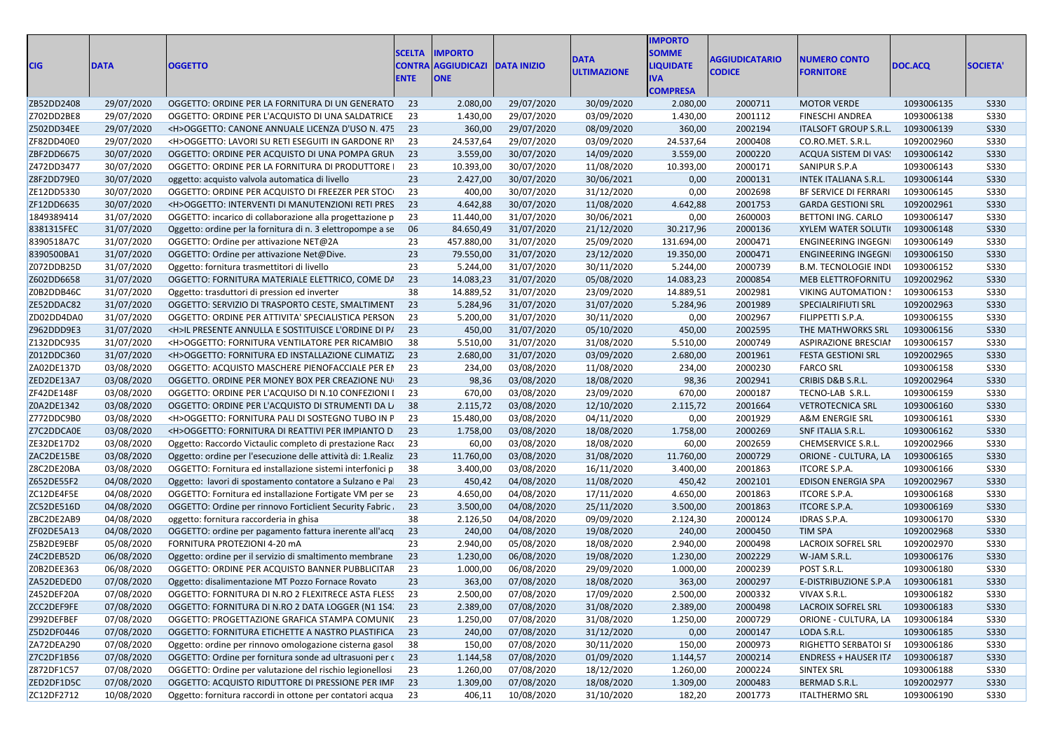| CIG | DATA | OGGETTO | SCELTA CONTRAENTE | IMPORTO AGGIUDICAZIONE | DATA INIZIO | DATA ULTIMAZIONE | IMPORTO SOMME LIQUIDATE IVA COMPRESA | AGGIUDICATARIO CODICE | NUMERO CONTO FORNITORE | DOC.ACQ | SOCIETA' |
|---|---|---|---|---|---|---|---|---|---|---|---|
| ZB52DD2408 | 29/07/2020 | OGGETTO: ORDINE PER LA FORNITURA DI UN GENERATO | 23 | 2.080,00 | 29/07/2020 | 30/09/2020 | 2.080,00 | 2000711 | MOTOR VERDE | 1093006135 | S330 |
| Z702DD2BE8 | 29/07/2020 | OGGETTO: ORDINE PER L'ACQUISTO DI UNA SALDATRICE | 23 | 1.430,00 | 29/07/2020 | 03/09/2020 | 1.430,00 | 2001112 | FINESCHI ANDREA | 1093006138 | S330 |
| Z502DD34EE | 29/07/2020 | <H>OGGETTO: CANONE ANNUALE LICENZA D'USO N. 475 | 23 | 360,00 | 29/07/2020 | 08/09/2020 | 360,00 | 2002194 | ITALSOFT GROUP S.R.L. | 1093006139 | S330 |
| ZF82DD40E0 | 29/07/2020 | <H>OGGETTO: LAVORI SU RETI ESEGUITI IN GARDONE RI | 23 | 24.537,64 | 29/07/2020 | 03/09/2020 | 24.537,64 | 2000408 | CO.RO.MET. S.R.L. | 1092002960 | S330 |
| ZBF2DD6675 | 30/07/2020 | OGGETTO: ORDINE PER ACQUISTO DI UNA POMPA GRUN | 23 | 3.559,00 | 30/07/2020 | 14/09/2020 | 3.559,00 | 2000220 | ACQUA SISTEM DI VAS: | 1093006142 | S330 |
| Z472DD3477 | 30/07/2020 | OGGETTO: ORDINE PER LA FORNITURA DI PRODUTTORE I | 23 | 10.393,00 | 30/07/2020 | 11/08/2020 | 10.393,00 | 2000171 | SANIPUR S.P.A | 1093006143 | S330 |
| Z8F2DD79E0 | 30/07/2020 | oggetto: acquisto valvola automatica di livello | 23 | 2.427,00 | 30/07/2020 | 30/06/2021 | 0,00 | 2000131 | INTEK ITALIANA S.R.L. | 1093006144 | S330 |
| ZE12DD5330 | 30/07/2020 | OGGETTO: ORDINE PER ACQUISTO DI FREEZER PER STOC | 23 | 400,00 | 30/07/2020 | 31/12/2020 | 0,00 | 2002698 | BF SERVICE DI FERRARI | 1093006145 | S330 |
| ZF12DD6635 | 30/07/2020 | <H>OGGETTO: INTERVENTI DI MANUTENZIONI RETI PRES | 23 | 4.642,88 | 30/07/2020 | 11/08/2020 | 4.642,88 | 2001753 | GARDA GESTIONI SRL | 1092002961 | S330 |
| 1849389414 | 31/07/2020 | OGGETTO: incarico di collaborazione alla progettazione p | 23 | 11.440,00 | 31/07/2020 | 30/06/2021 | 0,00 | 2600003 | BETTONI ING. CARLO | 1093006147 | S330 |
| 8381315FEC | 31/07/2020 | Oggetto: ordine per la fornitura di n. 3 elettropompe a se | 06 | 84.650,49 | 31/07/2020 | 21/12/2020 | 30.217,96 | 2000136 | XYLEM WATER SOLUTI | 1093006148 | S330 |
| 8390518A7C | 31/07/2020 | OGGETTO: Ordine per attivazione NET@2A | 23 | 457.880,00 | 31/07/2020 | 25/09/2020 | 131.694,00 | 2000471 | ENGINEERING INGEGNI | 1093006149 | S330 |
| 8390500BA1 | 31/07/2020 | OGGETTO: Ordine per attivazione Net@Dive. | 23 | 79.550,00 | 31/07/2020 | 23/12/2020 | 19.350,00 | 2000471 | ENGINEERING INGEGNI | 1093006150 | S330 |
| Z072DDB25D | 31/07/2020 | Oggetto: fornitura trasmettitori di livello | 23 | 5.244,00 | 31/07/2020 | 30/11/2020 | 5.244,00 | 2000739 | B.M. TECNOLOGIE INDI | 1093006152 | S330 |
| Z602DD6658 | 31/07/2020 | OGGETTO: FORNITURA MATERIALE ELETTRICO, COME DA | 23 | 14.083,23 | 31/07/2020 | 05/08/2020 | 14.083,23 | 2000854 | MEB ELETTROFORNITU | 1092002962 | S330 |
| Z0B2DDB46C | 31/07/2020 | Oggetto: trasduttori di pression ed inverter | 38 | 14.889,52 | 31/07/2020 | 23/09/2020 | 14.889,51 | 2002981 | VIKING AUTOMATION : | 1093006153 | S330 |
| ZE52DDAC82 | 31/07/2020 | OGGETTO: SERVIZIO DI TRASPORTO CESTE, SMALTIMENT | 23 | 5.284,96 | 31/07/2020 | 31/07/2020 | 5.284,96 | 2001989 | SPECIALRIFIUTI SRL | 1092002963 | S330 |
| ZD02DD4DA0 | 31/07/2020 | OGGETTO: ORDINE PER ATTIVITA' SPECIALISTICA PERSON | 23 | 5.200,00 | 31/07/2020 | 30/11/2020 | 0,00 | 2002967 | FILIPPETTI S.P.A. | 1093006155 | S330 |
| Z962DDD9E3 | 31/07/2020 | <H>IL PRESENTE ANNULLA E SOSTITUISCE L'ORDINE DI P/ | 23 | 450,00 | 31/07/2020 | 05/10/2020 | 450,00 | 2002595 | THE MATHWORKS SRL | 1093006156 | S330 |
| Z132DDC935 | 31/07/2020 | <H>OGGETTO: FORNITURA VENTILATORE PER RICAMBIO | 38 | 5.510,00 | 31/07/2020 | 31/08/2020 | 5.510,00 | 2000749 | ASPIRAZIONE BRESCIAI | 1093006157 | S330 |
| Z012DDC360 | 31/07/2020 | <H>OGGETTO: FORNITURA ED INSTALLAZIONE CLIMATIZ | 23 | 2.680,00 | 31/07/2020 | 03/09/2020 | 2.680,00 | 2001961 | FESTA GESTIONI SRL | 1092002965 | S330 |
| ZA02DE137D | 03/08/2020 | OGGETTO: ACQUISTO MASCHERE PIENOFACCIALE PER EI | 23 | 234,00 | 03/08/2020 | 11/08/2020 | 234,00 | 2000230 | FARCO SRL | 1093006158 | S330 |
| ZED2DE13A7 | 03/08/2020 | OGGETTO. ORDINE PER MONEY BOX PER CREAZIONE NU | 23 | 98,36 | 03/08/2020 | 18/08/2020 | 98,36 | 2002941 | CRIBIS D&B S.R.L. | 1092002964 | S330 |
| ZF42DE148F | 03/08/2020 | OGGETTO: ORDINE PER L'ACQUISO DI N.10 CONFEZIONI I | 23 | 670,00 | 03/08/2020 | 23/09/2020 | 670,00 | 2000187 | TECNO-LAB S.R.L. | 1093006159 | S330 |
| Z0A2DE1342 | 03/08/2020 | OGGETTO: ORDINE PER L'ACQUISTO DI STRUMENTI DA L/ | 38 | 2.115,72 | 03/08/2020 | 12/10/2020 | 2.115,72 | 2001664 | VETROTECNICA SRL | 1093006160 | S330 |
| Z772DDC9B0 | 03/08/2020 | <H>OGGETTO: FORNITURA PALI DI SOSTEGNO TUBO IN P | 23 | 15.480,00 | 03/08/2020 | 04/11/2020 | 0,00 | 2001929 | A&M ENERGIE SRL | 1093006161 | S330 |
| Z7C2DDCA0E | 03/08/2020 | <H>OGGETTO: FORNITURA DI REATTIVI PER IMPIANTO D | 23 | 1.758,00 | 03/08/2020 | 18/08/2020 | 1.758,00 | 2000269 | SNF ITALIA S.R.L. | 1093006162 | S330 |
| ZE32DE17D2 | 03/08/2020 | Oggetto: Raccordo Victaulic completo di prestazione Racc | 23 | 60,00 | 03/08/2020 | 18/08/2020 | 60,00 | 2002659 | CHEMSERVICE S.R.L. | 1092002966 | S330 |
| ZAC2DE15BE | 03/08/2020 | Oggetto: ordine per l'esecuzione delle attività di: 1.Realiz | 23 | 11.760,00 | 03/08/2020 | 31/08/2020 | 11.760,00 | 2000729 | ORIONE - CULTURA, LA | 1093006165 | S330 |
| Z8C2DE20BA | 03/08/2020 | OGGETTO: Fornitura ed installazione sistemi interfonici p | 38 | 3.400,00 | 03/08/2020 | 16/11/2020 | 3.400,00 | 2001863 | ITCORE S.P.A. | 1093006166 | S330 |
| Z652DE55F2 | 04/08/2020 | Oggetto: lavori di spostamento contatore a Sulzano e Pal | 23 | 450,42 | 04/08/2020 | 11/08/2020 | 450,42 | 2002101 | EDISON ENERGIA SPA | 1092002967 | S330 |
| ZC12DE4F5E | 04/08/2020 | OGGETTO: Fornitura ed installazione Fortigate VM per se | 23 | 4.650,00 | 04/08/2020 | 17/11/2020 | 4.650,00 | 2001863 | ITCORE S.P.A. | 1093006168 | S330 |
| ZC52DE516D | 04/08/2020 | OGGETTO: Ordine per rinnovo Forticlient Security Fabric | 23 | 3.500,00 | 04/08/2020 | 25/11/2020 | 3.500,00 | 2001863 | ITCORE S.P.A. | 1093006169 | S330 |
| ZBC2DE2AB9 | 04/08/2020 | oggetto: fornitura raccorderia in ghisa | 38 | 2.126,50 | 04/08/2020 | 09/09/2020 | 2.124,30 | 2000124 | IDRAS S.P.A. | 1093006170 | S330 |
| ZF02DE5A13 | 04/08/2020 | OGGETTO: ordine per pagamento fattura inerente all'acq | 23 | 240,00 | 04/08/2020 | 19/08/2020 | 240,00 | 2000450 | TIM SPA | 1092002968 | S330 |
| Z5B2DE9EBF | 05/08/2020 | FORNITURA PROTEZIONI 4-20 mA | 23 | 2.940,00 | 05/08/2020 | 18/08/2020 | 2.940,00 | 2000498 | LACROIX SOFREL SRL | 1092002970 | S330 |
| Z4C2DEB52D | 06/08/2020 | Oggetto: ordine per il servizio di smaltimento membrane | 23 | 1.230,00 | 06/08/2020 | 19/08/2020 | 1.230,00 | 2002229 | W-JAM S.R.L. | 1093006176 | S330 |
| Z0B2DEE363 | 06/08/2020 | OGGETTO: ORDINE PER ACQUISTO BANNER PUBBLICITAR | 23 | 1.000,00 | 06/08/2020 | 29/09/2020 | 1.000,00 | 2000239 | POST S.R.L. | 1093006180 | S330 |
| ZA52DEDED0 | 07/08/2020 | Oggetto: disalimentazione MT Pozzo Fornace Rovato | 23 | 363,00 | 07/08/2020 | 18/08/2020 | 363,00 | 2000297 | E-DISTRIBUZIONE S.P.A | 1093006181 | S330 |
| Z452DEF20A | 07/08/2020 | OGGETTO: FORNITURA DI N.RO 2 FLEXITRECE ASTA FLESS | 23 | 2.500,00 | 07/08/2020 | 17/09/2020 | 2.500,00 | 2000332 | VIVAX S.R.L. | 1093006182 | S330 |
| ZCC2DEF9FE | 07/08/2020 | OGGETTO: FORNITURA DI N.RO 2 DATA LOGGER (N1 1S4 | 23 | 2.389,00 | 07/08/2020 | 31/08/2020 | 2.389,00 | 2000498 | LACROIX SOFREL SRL | 1093006183 | S330 |
| Z992DEFBEF | 07/08/2020 | OGGETTO: PROGETTAZIONE GRAFICA STAMPA COMUNIC | 23 | 1.250,00 | 07/08/2020 | 31/08/2020 | 1.250,00 | 2000729 | ORIONE - CULTURA, LA | 1093006184 | S330 |
| Z5D2DF0446 | 07/08/2020 | OGGETTO: FORNITURA ETICHETTE A NASTRO PLASTIFICA | 23 | 240,00 | 07/08/2020 | 31/12/2020 | 0,00 | 2000147 | LODA S.R.L. | 1093006185 | S330 |
| ZA72DEA290 | 07/08/2020 | Oggetto: ordine per rinnovo omologazione cisterna gasol | 38 | 150,00 | 07/08/2020 | 30/11/2020 | 150,00 | 2000973 | RIGHETTO SERBATOI SI | 1093006186 | S330 |
| Z7C2DF1B56 | 07/08/2020 | OGGETTO: Ordine per fornitura sonde ad ultrasuoni per c | 23 | 1.144,58 | 07/08/2020 | 01/09/2020 | 1.144,57 | 2000214 | ENDRESS + HAUSER ITA | 1093006187 | S330 |
| Z872DF1C57 | 07/08/2020 | OGGETTO: Ordine per valutazione del rischio legionellosi | 23 | 1.260,00 | 07/08/2020 | 18/12/2020 | 1.260,00 | 2000224 | SINTEX SRL | 1093006188 | S330 |
| ZED2DF1D5C | 07/08/2020 | OGGETTO: ACQUISTO RIDUTTORE DI PRESSIONE PER IMP | 23 | 1.309,00 | 07/08/2020 | 18/08/2020 | 1.309,00 | 2000483 | BERMAD S.R.L. | 1092002977 | S330 |
| ZC12DF2712 | 10/08/2020 | Oggetto: fornitura raccordi in ottone per contatori acqua | 23 | 406,11 | 10/08/2020 | 31/10/2020 | 182,20 | 2001773 | ITALTHERMO SRL | 1093006190 | S330 |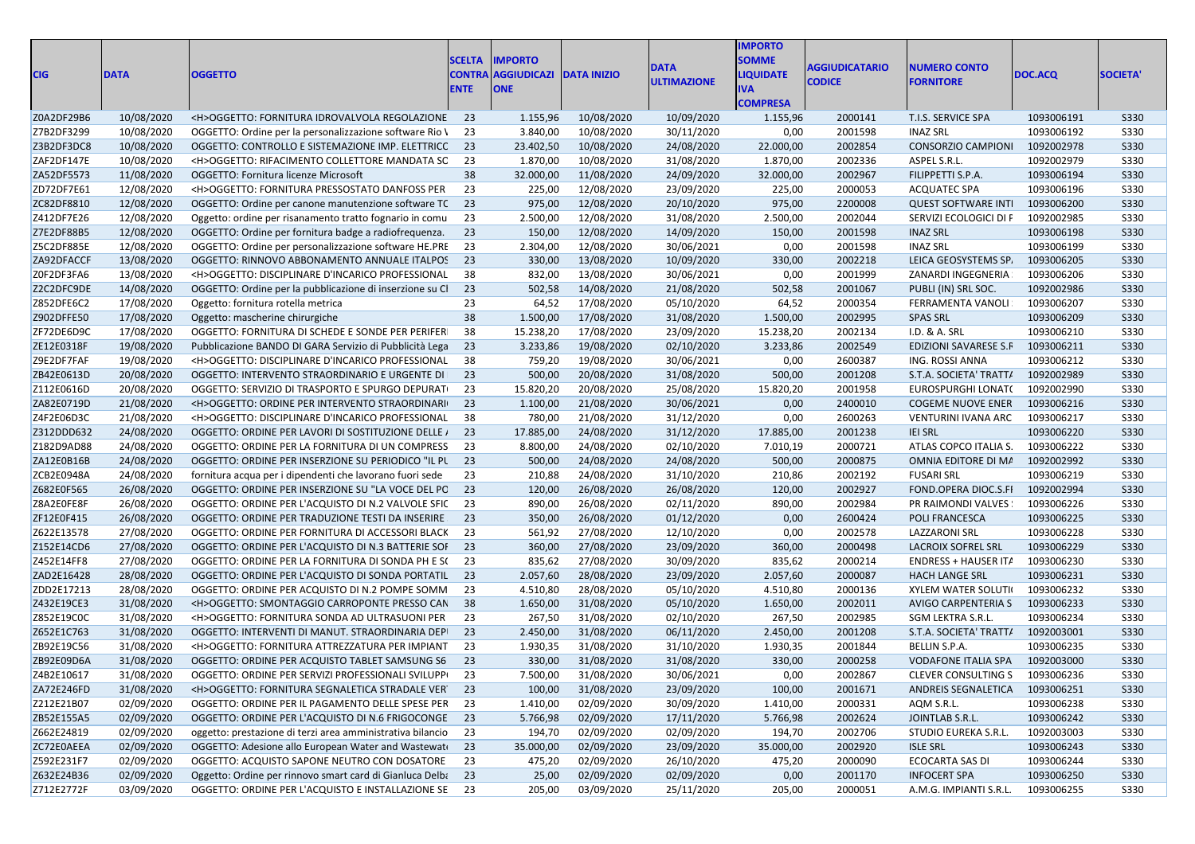| CIG | DATA | OGGETTO | SCELTA CONTRAENTE | IMPORTO AGGIUDICAZIONE | DATA INIZIO | DATA ULTIMAZIONE | IMPORTO SOMME LIQUIDATE IVA COMPRESA | AGGIUDICATARIO CODICE | NUMERO CONTO FORNITORE | DOC.ACQ | SOCIETA' |
|---|---|---|---|---|---|---|---|---|---|---|---|
| Z0A2DF29B6 | 10/08/2020 | <H>OGGETTO: FORNITURA IDROVALVOLA REGOLAZIONE | 23 | 1.155,96 | 10/08/2020 | 10/09/2020 | 1.155,96 | 2000141 | T.I.S. SERVICE SPA | 1093006191 | S330 |
| Z7B2DF3299 | 10/08/2020 | OGGETTO: Ordine per la personalizzazione software Rio \ | 23 | 3.840,00 | 10/08/2020 | 30/11/2020 | 0,00 | 2001598 | INAZ SRL | 1093006192 | S330 |
| Z3B2DF3DC8 | 10/08/2020 | OGGETTO: CONTROLLO E SISTEMAZIONE IMP. ELETTRICO | 23 | 23.402,50 | 10/08/2020 | 24/08/2020 | 22.000,00 | 2002854 | CONSORZIO CAMPIONI | 1092002978 | S330 |
| ZAF2DF147E | 10/08/2020 | <H>OGGETTO: RIFACIMENTO COLLETTORE MANDATA SC | 23 | 1.870,00 | 10/08/2020 | 31/08/2020 | 1.870,00 | 2002336 | ASPEL S.R.L. | 1092002979 | S330 |
| ZA52DF5573 | 11/08/2020 | OGGETTO: Fornitura licenze Microsoft | 38 | 32.000,00 | 11/08/2020 | 24/09/2020 | 32.000,00 | 2002967 | FILIPPETTI S.P.A. | 1093006194 | S330 |
| ZD72DF7E61 | 12/08/2020 | <H>OGGETTO: FORNITURA PRESSOSTATO DANFOSS PER | 23 | 225,00 | 12/08/2020 | 23/09/2020 | 225,00 | 2000053 | ACQUATEC SPA | 1093006196 | S330 |
| ZC82DF8810 | 12/08/2020 | OGGETTO: Ordine per canone manutenzione software TC | 23 | 975,00 | 12/08/2020 | 20/10/2020 | 975,00 | 2200008 | QUEST SOFTWARE INTI | 1093006200 | S330 |
| Z412DF7E26 | 12/08/2020 | Oggetto: ordine per risanamento tratto fognario in comu | 23 | 2.500,00 | 12/08/2020 | 31/08/2020 | 2.500,00 | 2002044 | SERVIZI ECOLOGICI DI F | 1092002985 | S330 |
| Z7E2DF88B5 | 12/08/2020 | OGGETTO: Ordine per fornitura badge a radiofrequenza. | 23 | 150,00 | 12/08/2020 | 14/09/2020 | 150,00 | 2001598 | INAZ SRL | 1093006198 | S330 |
| Z5C2DF885E | 12/08/2020 | OGGETTO: Ordine per personalizzazione software HE.PRE | 23 | 2.304,00 | 12/08/2020 | 30/06/2021 | 0,00 | 2001598 | INAZ SRL | 1093006199 | S330 |
| ZA92DFACCF | 13/08/2020 | OGGETTO: RINNOVO ABBONAMENTO ANNUALE ITALPOS | 23 | 330,00 | 13/08/2020 | 10/09/2020 | 330,00 | 2002218 | LEICA GEOSYSTEMS SP. | 1093006205 | S330 |
| Z0F2DF3FA6 | 13/08/2020 | <H>OGGETTO: DISCIPLINARE D'INCARICO PROFESSIONAL | 38 | 832,00 | 13/08/2020 | 30/06/2021 | 0,00 | 2001999 | ZANARDI INGEGNERIA | 1093006206 | S330 |
| Z2C2DFC9DE | 14/08/2020 | OGGETTO: Ordine per la pubblicazione di inserzione su Cl | 23 | 502,58 | 14/08/2020 | 21/08/2020 | 502,58 | 2001067 | PUBLI (IN) SRL SOC. | 1092002986 | S330 |
| Z852DFE6C2 | 17/08/2020 | Oggetto: fornitura rotella metrica | 23 | 64,52 | 17/08/2020 | 05/10/2020 | 64,52 | 2000354 | FERRAMENTA VANOLI | 1093006207 | S330 |
| Z902DFFE50 | 17/08/2020 | Oggetto: mascherine chirurgiche | 38 | 1.500,00 | 17/08/2020 | 31/08/2020 | 1.500,00 | 2002995 | SPAS SRL | 1093006209 | S330 |
| ZF72DE6D9C | 17/08/2020 | OGGETTO: FORNITURA DI SCHEDE E SONDE PER PERIFERI | 38 | 15.238,20 | 17/08/2020 | 23/09/2020 | 15.238,20 | 2002134 | I.D. & A. SRL | 1093006210 | S330 |
| ZE12E0318F | 19/08/2020 | Pubblicazione BANDO DI GARA Servizio di Pubblicità Lega | 23 | 3.233,86 | 19/08/2020 | 02/10/2020 | 3.233,86 | 2002549 | EDIZIONI SAVARESE S.F | 1093006211 | S330 |
| Z9E2DF7FAF | 19/08/2020 | <H>OGGETTO: DISCIPLINARE D'INCARICO PROFESSIONAL | 38 | 759,20 | 19/08/2020 | 30/06/2021 | 0,00 | 2600387 | ING. ROSSI ANNA | 1093006212 | S330 |
| ZB42E0613D | 20/08/2020 | OGGETTO: INTERVENTO STRAORDINARIO E URGENTE DI | 23 | 500,00 | 20/08/2020 | 31/08/2020 | 500,00 | 2001208 | S.T.A. SOCIETA' TRATT/ | 1092002989 | S330 |
| Z112E0616D | 20/08/2020 | OGGETTO: SERVIZIO DI TRASPORTO E SPURGO DEPURAT | 23 | 15.820,20 | 20/08/2020 | 25/08/2020 | 15.820,20 | 2001958 | EUROSPURGHI LONAT( | 1092002990 | S330 |
| ZA82E0719D | 21/08/2020 | <H>OGGETTO: ORDINE PER INTERVENTO STRAORDINARI | 23 | 1.100,00 | 21/08/2020 | 30/06/2021 | 0,00 | 2400010 | COGEME NUOVE ENER | 1093006216 | S330 |
| Z4F2E06D3C | 21/08/2020 | <H>OGGETTO: DISCIPLINARE D'INCARICO PROFESSIONAL | 38 | 780,00 | 21/08/2020 | 31/12/2020 | 0,00 | 2600263 | VENTURINI IVANA ARC | 1093006217 | S330 |
| Z312DDD632 | 24/08/2020 | OGGETTO: ORDINE PER LAVORI DI SOSTITUZIONE DELLE / | 23 | 17.885,00 | 24/08/2020 | 31/12/2020 | 17.885,00 | 2001238 | IEI SRL | 1093006220 | S330 |
| Z182D9AD88 | 24/08/2020 | OGGETTO: ORDINE PER LA FORNITURA DI UN COMPRESS | 23 | 8.800,00 | 24/08/2020 | 02/10/2020 | 7.010,19 | 2000721 | ATLAS COPCO ITALIA S. | 1093006222 | S330 |
| ZA12E0B16B | 24/08/2020 | OGGETTO: ORDINE PER INSERZIONE SU PERIODICO "IL PL | 23 | 500,00 | 24/08/2020 | 24/08/2020 | 500,00 | 2000875 | OMNIA EDITORE DI MA | 1092002992 | S330 |
| ZCB2E0948A | 24/08/2020 | fornitura acqua per i dipendenti che lavorano fuori sede | 23 | 210,88 | 24/08/2020 | 31/10/2020 | 210,86 | 2002192 | FUSARI SRL | 1093006219 | S330 |
| Z682E0F565 | 26/08/2020 | OGGETTO: ORDINE PER INSERZIONE SU "LA VOCE DEL PO | 23 | 120,00 | 26/08/2020 | 26/08/2020 | 120,00 | 2002927 | FOND.OPERA DIOC.S.FI | 1092002994 | S330 |
| Z8A2E0FE8F | 26/08/2020 | OGGETTO: ORDINE PER L'ACQUISTO DI N.2 VALVOLE SFIC | 23 | 890,00 | 26/08/2020 | 02/11/2020 | 890,00 | 2002984 | PR RAIMONDI VALVES | 1093006226 | S330 |
| ZF12E0F415 | 26/08/2020 | OGGETTO: ORDINE PER TRADUZIONE TESTI DA INSERIRE | 23 | 350,00 | 26/08/2020 | 01/12/2020 | 0,00 | 2600424 | POLI FRANCESCA | 1093006225 | S330 |
| Z622E13578 | 27/08/2020 | OGGETTO: ORDINE PER FORNITURA DI ACCESSORI BLACK | 23 | 561,92 | 27/08/2020 | 12/10/2020 | 0,00 | 2002578 | LAZZARONI SRL | 1093006228 | S330 |
| Z152E14CD6 | 27/08/2020 | OGGETTO: ORDINE PER L'ACQUISTO DI N.3 BATTERIE SOF | 23 | 360,00 | 27/08/2020 | 23/09/2020 | 360,00 | 2000498 | LACROIX SOFREL SRL | 1093006229 | S330 |
| Z452E14FF8 | 27/08/2020 | OGGETTO: ORDINE PER LA FORNITURA DI SONDA PH E S( | 23 | 835,62 | 27/08/2020 | 30/09/2020 | 835,62 | 2000214 | ENDRESS + HAUSER ITA | 1093006230 | S330 |
| ZAD2E16428 | 28/08/2020 | OGGETTO: ORDINE PER L'ACQUISTO DI SONDA PORTATIL | 23 | 2.057,60 | 28/08/2020 | 23/09/2020 | 2.057,60 | 2000087 | HACH LANGE SRL | 1093006231 | S330 |
| ZDD2E17213 | 28/08/2020 | OGGETTO: ORDINE PER ACQUISTO DI N.2 POMPE SOMM | 23 | 4.510,80 | 28/08/2020 | 05/10/2020 | 4.510,80 | 2000136 | XYLEM WATER SOLUTI( | 1093006232 | S330 |
| Z432E19CE3 | 31/08/2020 | <H>OGGETTO: SMONTAGGIO CARROPONTE PRESSO CAN | 38 | 1.650,00 | 31/08/2020 | 05/10/2020 | 1.650,00 | 2002011 | AVIGO CARPENTERIA S | 1093006233 | S330 |
| Z852E19C0C | 31/08/2020 | <H>OGGETTO: FORNITURA SONDA AD ULTRASUONI PER | 23 | 267,50 | 31/08/2020 | 02/10/2020 | 267,50 | 2002985 | SGM LEKTRA S.R.L. | 1093006234 | S330 |
| Z652E1C763 | 31/08/2020 | OGGETTO: INTERVENTI DI MANUT. STRAORDINARIA DEP | 23 | 2.450,00 | 31/08/2020 | 06/11/2020 | 2.450,00 | 2001208 | S.T.A. SOCIETA' TRATT/ | 1092003001 | S330 |
| ZB92E19C56 | 31/08/2020 | <H>OGGETTO: FORNITURA ATTREZZATURA PER IMPIANT | 23 | 1.930,35 | 31/08/2020 | 31/10/2020 | 1.930,35 | 2001844 | BELLIN S.P.A. | 1093006235 | S330 |
| ZB92E09D6A | 31/08/2020 | OGGETTO: ORDINE PER ACQUISTO TABLET SAMSUNG S6 | 23 | 330,00 | 31/08/2020 | 31/08/2020 | 330,00 | 2000258 | VODAFONE ITALIA SPA | 1092003000 | S330 |
| Z4B2E10617 | 31/08/2020 | OGGETTO: ORDINE PER SERVIZI PROFESSIONALI SVILUPP | 23 | 7.500,00 | 31/08/2020 | 30/06/2021 | 0,00 | 2002867 | CLEVER CONSULTING S | 1093006236 | S330 |
| ZA72E246FD | 31/08/2020 | <H>OGGETTO: FORNITURA SEGNALETICA STRADALE VER | 23 | 100,00 | 31/08/2020 | 23/09/2020 | 100,00 | 2001671 | ANDREIS SEGNALETICA | 1093006251 | S330 |
| Z212E21B07 | 02/09/2020 | OGGETTO: ORDINE PER IL PAGAMENTO DELLE SPESE PER | 23 | 1.410,00 | 02/09/2020 | 30/09/2020 | 1.410,00 | 2000331 | AQM S.R.L. | 1093006238 | S330 |
| ZB52E155A5 | 02/09/2020 | OGGETTO: ORDINE PER L'ACQUISTO DI N.6 FRIGOCONGE | 23 | 5.766,98 | 02/09/2020 | 17/11/2020 | 5.766,98 | 2002624 | JOINTLAB S.R.L. | 1093006242 | S330 |
| Z662E24819 | 02/09/2020 | oggetto: prestazione di terzi area amministrativa bilancio | 23 | 194,70 | 02/09/2020 | 02/09/2020 | 194,70 | 2002706 | STUDIO EUREKA S.R.L. | 1092003003 | S330 |
| ZC72E0AEEA | 02/09/2020 | OGGETTO: Adesione allo European Water and Wastewat | 23 | 35.000,00 | 02/09/2020 | 23/09/2020 | 35.000,00 | 2002920 | ISLE SRL | 1093006243 | S330 |
| Z592E231F7 | 02/09/2020 | OGGETTO: ACQUISTO SAPONE NEUTRO CON DOSATORE | 23 | 475,20 | 02/09/2020 | 26/10/2020 | 475,20 | 2000090 | ECOCARTA SAS DI | 1093006244 | S330 |
| Z632E24B36 | 02/09/2020 | Oggetto: Ordine per rinnovo smart card di Gianluca Delba | 23 | 25,00 | 02/09/2020 | 02/09/2020 | 0,00 | 2001170 | INFOCERT SPA | 1093006250 | S330 |
| Z712E2772F | 03/09/2020 | OGGETTO: ORDINE PER L'ACQUISTO E INSTALLAZIONE SE | 23 | 205,00 | 03/09/2020 | 25/11/2020 | 205,00 | 2000051 | A.M.G. IMPIANTI S.R.L. | 1093006255 | S330 |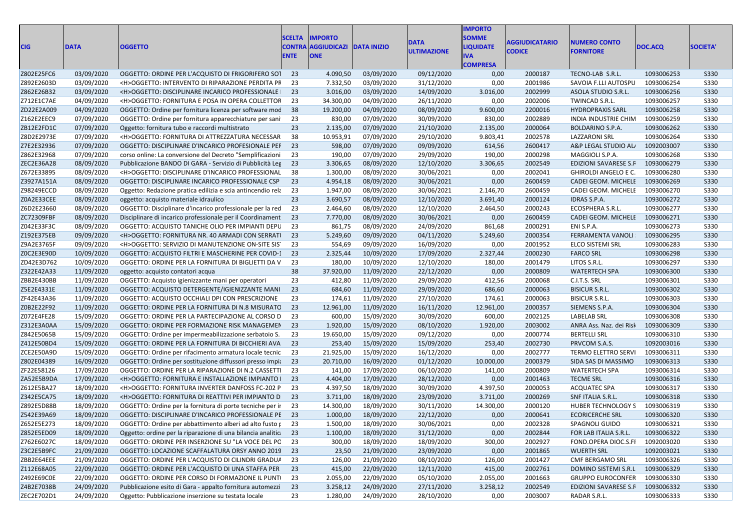| CIG | DATA | OGGETTO | SCELTA CONTRAENTE | IMPORTO AGGIUDICAZIONE | DATA INIZIO | DATA ULTIMAZIONE | IMPORTO SOMME LIQUIDATE IVA COMPRESA | AGGIUDICATARIO CODICE | NUMERO CONTO FORNITORE | DOC.ACQ | SOCIETA' |
|---|---|---|---|---|---|---|---|---|---|---|---|
| Z802E25FC6 | 03/09/2020 | OGGETTO: ORDINE PER L'ACQUISTO DI FRIGORIFERO SOT | 23 | 4.090,50 | 03/09/2020 | 09/12/2020 | 0,00 | 2000187 | TECNO-LAB S.R.L. | 1093006253 | S330 |
| Z892E2603D | 03/09/2020 | <H>OGGETTO: INTERVENTO DI RIPARAZIONE PERDITA PR | 23 | 7.332,50 | 03/09/2020 | 31/12/2020 | 0,00 | 2001986 | SAVOIA F.LLI AUTOSPU | 1093006254 | S330 |
| Z862E26B32 | 03/09/2020 | <H>OGGETTO: DISCIPLINARE INCARICO PROFESSIONALE | 23 | 3.016,00 | 03/09/2020 | 14/09/2020 | 3.016,00 | 2002999 | ASOLA STUDIO S.R.L. | 1093006256 | S330 |
| Z712E1C7AE | 04/09/2020 | <H>OGGETTO: FORNITURA E POSA IN OPERA COLLETTOR | 23 | 34.300,00 | 04/09/2020 | 26/11/2020 | 0,00 | 2002006 | TWINCAD S.R.L. | 1093006257 | S330 |
| ZD22E2A009 | 04/09/2020 | OGGETTO: Ordine per fornitura licenza per software mod | 38 | 19.200,00 | 04/09/2020 | 08/09/2020 | 9.600,00 | 2200016 | HYDROPRAXIS SARL | 1093006258 | S330 |
| Z162E2EEC9 | 07/09/2020 | OGGETTO: Ordine per fornitura apparecchiature per sani | 23 | 830,00 | 07/09/2020 | 30/09/2020 | 830,00 | 2002889 | INDIA INDUSTRIE CHIM | 1093006259 | S330 |
| ZB12E2FD1C | 07/09/2020 | Oggetto: fornitura tubo e raccordi multistrato | 23 | 2.135,00 | 07/09/2020 | 21/10/2020 | 2.135,00 | 2000064 | BOLDARINO S.P.A. | 1093006262 | S330 |
| Z8D2E2973E | 07/09/2020 | <H>OGGETTO: FORNITURA DI ATTREZZATURA NECESSAR | 38 | 10.953,91 | 07/09/2020 | 29/10/2020 | 9.803,41 | 2002578 | LAZZARONI SRL | 1093006264 | S330 |
| Z7E2E32936 | 07/09/2020 | OGGETTO: DISCIPLINARE D'INCARICO PROFESIONALE PEF | 23 | 598,00 | 07/09/2020 | 09/09/2020 | 614,56 | 2600417 | A&P LEGAL STUDIO AL | 1092003007 | S330 |
| Z862E32968 | 07/09/2020 | corso online: La conversione del Decreto "Semplificazioni | 23 | 190,00 | 07/09/2020 | 29/09/2020 | 190,00 | 2000298 | MAGGIOLI S.P.A. | 1093006268 | S330 |
| ZEC2E36A28 | 08/09/2020 | Pubblicazione BANDO DI GARA - Servizio di Pubblicità Leg | 23 | 3.306,65 | 08/09/2020 | 12/10/2020 | 3.306,65 | 2002549 | EDIZIONI SAVARESE S.F | 1093006279 | S330 |
| Z672E33895 | 08/09/2020 | <H>OGGETTO: DISCIPLINARE D'INCARICO PROFESSIONAL | 38 | 1.300,00 | 08/09/2020 | 30/06/2021 | 0,00 | 2002041 | GHIROLDI ANGELO E C. | 1093006280 | S330 |
| Z3927A151A | 08/09/2020 | OGGETTO: DISCIPLINARE INCARICO PROFESSIONALE CSP | 23 | 4.954,18 | 08/09/2020 | 30/06/2021 | 0,00 | 2600459 | CADEI GEOM. MICHELE | 1093006269 | S330 |
| Z98249ECCD | 08/09/2020 | Oggetto: Redazione pratica edilizia e scia antincendio rela | 23 | 1.947,00 | 08/09/2020 | 30/06/2021 | 2.146,70 | 2600459 | CADEI GEOM. MICHELE | 1093006270 | S330 |
| Z0A2E33CEE | 08/09/2020 | oggetto: acquisto materiale idraulico | 23 | 3.690,57 | 08/09/2020 | 12/10/2020 | 3.691,40 | 2000124 | IDRAS S.P.A. | 1093006272 | S330 |
| Z6D2E23660 | 08/09/2020 | OGGETTO: Disciplinare d'incarico professionale per la red | 23 | 2.464,60 | 08/09/2020 | 12/10/2020 | 2.464,50 | 2000243 | ECOSPHERA S.R.L. | 1093006277 | S330 |
| ZC72309FBF | 08/09/2020 | Disciplinare di incarico professionale per il Coordinament | 23 | 7.770,00 | 08/09/2020 | 30/06/2021 | 0,00 | 2600459 | CADEI GEOM. MICHELE | 1093006271 | S330 |
| Z042E33F3C | 08/09/2020 | OGGETTO: ACQUISTO TANICHE OLIO PER IMPIANTI DEPU | 23 | 861,75 | 08/09/2020 | 24/09/2020 | 861,68 | 2000291 | ENI S.P.A. | 1093006273 | S330 |
| Z192E375EB | 09/09/2020 | <H>OGGETTO: FORNITURA NR. 40 ARMADI CON SERRATU | 23 | 5.249,60 | 09/09/2020 | 04/11/2020 | 5.249,60 | 2000354 | FERRAMENTA VANOLI | 1093006295 | S330 |
| Z9A2E3765F | 09/09/2020 | <H>OGGETTO: SERVIZIO DI MANUTENZIONE ON-SITE SIS | 23 | 554,69 | 09/09/2020 | 16/09/2020 | 0,00 | 2001952 | ELCO SISTEMI SRL | 1093006283 | S330 |
| Z0C2E3E90D | 10/09/2020 | OGGETTO: ACQUISTO FILTRI E MASCHERINE PER COVID-1 | 23 | 2.325,44 | 10/09/2020 | 17/09/2020 | 2.327,44 | 2000230 | FARCO SRL | 1093006298 | S330 |
| ZD42E3D762 | 10/09/2020 | OGGETTO: ORDINE PER LA FORNITURA DI BIGLIETTI DA V | 23 | 180,00 | 10/09/2020 | 12/10/2020 | 180,00 | 2001479 | LITOS S.R.L. | 1093006297 | S330 |
| Z322E42A33 | 11/09/2020 | oggetto: acquisto contatori acqua | 38 | 37.920,00 | 11/09/2020 | 22/12/2020 | 0,00 | 2000809 | WATERTECH SPA | 1093006300 | S330 |
| ZBB2E430BB | 11/09/2020 | OGGETTO: Acquisto igienizzante mani per operatori | 23 | 412,80 | 11/09/2020 | 29/09/2020 | 412,56 | 2000068 | C.I.T.S. SRL | 1093006301 | S330 |
| Z5E2E4331E | 11/09/2020 | OGGETTO: ACQUISTO DETERGENTE/IGIENIZZANTE MANI | 23 | 684,60 | 11/09/2020 | 29/09/2020 | 686,60 | 2000063 | BISICUR S.R.L. | 1093006302 | S330 |
| ZF42E43A36 | 11/09/2020 | OGGETTO: ACQUISTO OCCHIALI DPI CON PRESCRIZIONE | 23 | 174,61 | 11/09/2020 | 27/10/2020 | 174,61 | 2000063 | BISICUR S.R.L. | 1093006303 | S330 |
| Z0B2E22F92 | 11/09/2020 | OGGETTO: ORDINE PER LA FORNITURA DI N.8 MISURATO | 23 | 12.961,00 | 11/09/2020 | 16/11/2020 | 12.961,00 | 2000357 | SIEMENS S.P.A. | 1093006304 | S330 |
| Z072E4FE28 | 15/09/2020 | OGGETTO: ORDINE PER LA PARTECIPAZIONE AL CORSO D | 23 | 600,00 | 15/09/2020 | 30/09/2020 | 600,00 | 2002125 | LABELAB SRL | 1093006308 | S330 |
| Z312E3A0AA | 15/09/2020 | OGGETTO: ORDINE PER FORMAZIONE RISK MANAGEMEN | 23 | 1.920,00 | 15/09/2020 | 08/10/2020 | 1.920,00 | 2003002 | ANRA Ass. Naz. dei Risk | 1093006309 | S330 |
| Z842E5065B | 15/09/2020 | OGGETTO: Ordine per impermeabilizzazione serbatoio S. | 23 | 19.650,00 | 15/09/2020 | 09/12/2020 | 0,00 | 2000774 | BERTELLI SRL | 1093006310 | S330 |
| Z412E50BD4 | 15/09/2020 | OGGETTO: ORDINE PER LA FORNITURA DI BICCHIERI AVA | 23 | 253,40 | 15/09/2020 | 15/09/2020 | 253,40 | 2002730 | PRVCOM S.A.S. | 1092003016 | S330 |
| ZCE2E50A9D | 15/09/2020 | OGGETTO: Ordine per rifacimento armatura locale tecnic | 23 | 21.925,00 | 15/09/2020 | 16/12/2020 | 0,00 | 2002777 | TERMO ELETTRO SERVI | 1093006311 | S330 |
| Z802E04389 | 16/09/2020 | OGGETTO: Ordine per sostituzione diffusori presso impia | 23 | 20.710,00 | 16/09/2020 | 01/12/2020 | 10.000,00 | 2000379 | SIDA SAS DI MASSIMO | 1093006313 | S330 |
| ZF22E58126 | 17/09/2020 | OGGETTO: ORDINE PER LA RIPARAZIONE DI N.2 CASSETTI | 23 | 141,00 | 17/09/2020 | 06/10/2020 | 141,00 | 2000809 | WATERTECH SPA | 1093006314 | S330 |
| ZA52E5B9DA | 17/09/2020 | <H>OGGETTO: FORNITURA E INSTALLAZIONE IMPIANTO | 23 | 4.404,00 | 17/09/2020 | 28/12/2020 | 0,00 | 2001463 | TECME SRL | 1093006316 | S330 |
| Z612E5BA27 | 18/09/2020 | <H>OGGETTO: FORNITURA INVERTER DANFOSS FC-202 P | 23 | 4.397,50 | 18/09/2020 | 30/09/2020 | 4.397,50 | 2000053 | ACQUATEC SPA | 1093006317 | S330 |
| Z342E5CA75 | 18/09/2020 | <H>OGGETTO: FORNITURA DI REATTIVI PER IMPIANTO D | 23 | 3.711,00 | 18/09/2020 | 23/09/2020 | 3.711,00 | 2000269 | SNF ITALIA S.R.L. | 1093006318 | S330 |
| Z892E5D88B | 18/09/2020 | OGGETTO: Ordine per la fornitura di porte tecniche per ir | 23 | 14.300,00 | 18/09/2020 | 30/11/2020 | 14.300,00 | 2000120 | HUBER TECHNOLOGY S | 1093006319 | S330 |
| Z542E39A69 | 18/09/2020 | OGGETTO: DISCIPLINARE D'INCARICO PROFESSIONALE PE | 23 | 1.000,00 | 18/09/2020 | 22/12/2020 | 0,00 | 2000641 | ECORICERCHE SRL | 1093006320 | S330 |
| Z652E5E273 | 18/09/2020 | OGGETTO: Ordine per abbattimento alberi ad alto fusto p | 23 | 1.500,00 | 18/09/2020 | 30/06/2021 | 0,00 | 2002328 | SPAGNOLI GUIDO | 1093006321 | S330 |
| Z852E5ED09 | 18/09/2020 | Oggetto: ordine per la riparazione di una bilancia analitica | 23 | 1.100,00 | 18/09/2020 | 31/12/2020 | 0,00 | 2002844 | FOR LAB ITALIA S.R.L. | 1093006322 | S330 |
| Z762E6027C | 18/09/2020 | OGGETTO: ORDINE PER INSERZIONE SU "LA VOCE DEL PO | 23 | 300,00 | 18/09/2020 | 18/09/2020 | 300,00 | 2002927 | FOND.OPERA DIOC.S.FI | 1092003020 | S330 |
| Z3C2E5B9FC | 21/09/2020 | OGGETTO: LOCAZIONE SCAFFALATURA ORSY ANNO 2019 | 23 | 23,50 | 21/09/2020 | 23/09/2020 | 0,00 | 2001865 | WUERTH SRL | 1092003021 | S330 |
| ZBB2E64EEE | 21/09/2020 | OGGETTO: ORDINE PER L'ACQUISTO DI CILINDRI GRADUA | 23 | 126,00 | 21/09/2020 | 08/10/2020 | 126,00 | 2001427 | CMF BERGAMO SRL | 1093006326 | S330 |
| Z112E68A05 | 22/09/2020 | OGGETTO: ORDINE PER L'ACQUISTO DI UNA STAFFA PER | 23 | 415,00 | 22/09/2020 | 12/11/2020 | 415,00 | 2002761 | DOMINO SISTEMI S.R.L | 1093006329 | S330 |
| Z492E69C0E | 22/09/2020 | OGGETTO: ORDINE PER CORSO DI FORMAZIONE IL PUNTO | 23 | 2.055,00 | 22/09/2020 | 05/10/2020 | 2.055,00 | 2001663 | GRUPPO EUROCONFER | 1093006330 | S330 |
| Z4B2E7038B | 24/09/2020 | Pubblicazione esito di Gara - appalto fornitura automezzi | 23 | 3.258,12 | 24/09/2020 | 27/11/2020 | 3.258,12 | 2002549 | EDIZIONI SAVARESE S.F | 1093006332 | S330 |
| ZEC2E702D1 | 24/09/2020 | Oggetto: Pubblicazione inserzione su testata locale | 23 | 1.280,00 | 24/09/2020 | 28/10/2020 | 0,00 | 2003007 | RADAR S.R.L. | 1093006333 | S330 |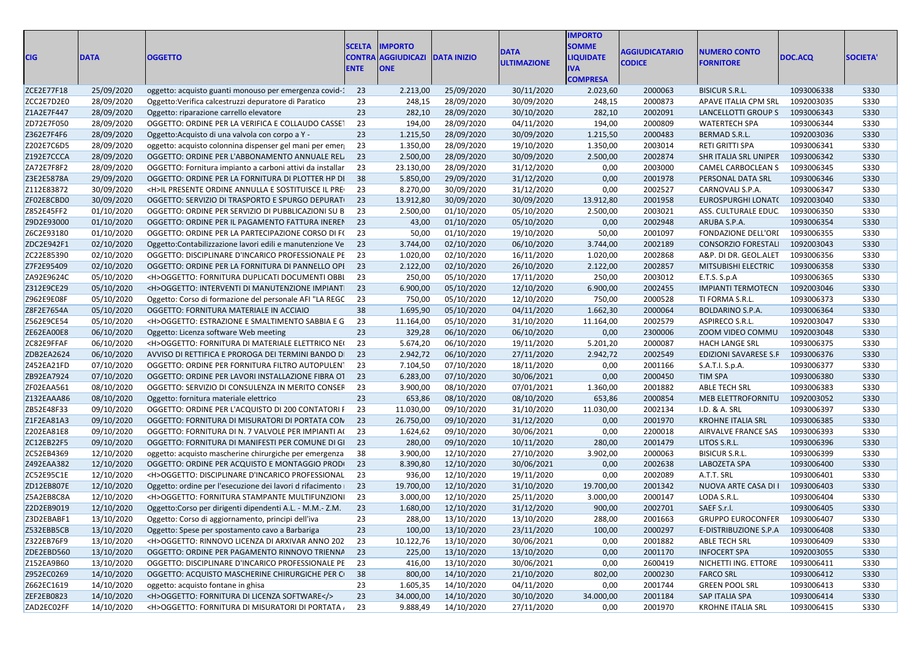| CIG | DATA | OGGETTO | SCELTA CONTRAENTE | IMPORTO AGGIUDICAZIONE | DATA INIZIO | DATA ULTIMAZIONE | IMPORTO SOMME LIQUIDATE IVA COMPRESA | AGGIUDICATARIO CODICE | NUMERO CONTO FORNITORE | DOC.ACQ | SOCIETA' |
|---|---|---|---|---|---|---|---|---|---|---|---|
| ZCE2E77F18 | 25/09/2020 | oggetto: acquisto guanti monouso per emergenza covid-1 | 23 | 2.213,00 | 25/09/2020 | 30/11/2020 | 2.023,60 | 2000063 | BISICUR S.R.L. | 1093006338 | S330 |
| ZCC2E7D2E0 | 28/09/2020 | Oggetto:Verifica calcestruzzi depuratore di Paratico | 23 | 248,15 | 28/09/2020 | 30/09/2020 | 248,15 | 2000873 | APAVE ITALIA CPM SRL | 1092003035 | S330 |
| Z1A2E7F447 | 28/09/2020 | Oggetto: riparazione carrello elevatore | 23 | 282,10 | 28/09/2020 | 30/10/2020 | 282,10 | 2002091 | LANCELLOTTI GROUP S | 1093006343 | S330 |
| ZD72E7F050 | 28/09/2020 | OGGETTO: ORDINE PER LA VERIFICA E COLLAUDO CASSET | 23 | 194,00 | 28/09/2020 | 04/11/2020 | 194,00 | 2000809 | WATERTECH SPA | 1093006344 | S330 |
| Z362E7F4F6 | 28/09/2020 | Oggetto:Acquisto di una valvola con corpo a Y - | 23 | 1.215,50 | 28/09/2020 | 30/09/2020 | 1.215,50 | 2000483 | BERMAD S.R.L. | 1092003036 | S330 |
| Z202E7C6D5 | 28/09/2020 | oggetto: acquisto colonnina dispenser gel mani per emer | 23 | 1.350,00 | 28/09/2020 | 19/10/2020 | 1.350,00 | 2003014 | RETI GRITTI SPA | 1093006341 | S330 |
| Z192E7CCCA | 28/09/2020 | OGGETTO: ORDINE PER L'ABBONAMENTO ANNUALE REL | 23 | 2.500,00 | 28/09/2020 | 30/09/2020 | 2.500,00 | 2002874 | SHR ITALIA SRL UNIPER | 1093006342 | S330 |
| ZA72E7F8F2 | 28/09/2020 | OGGETTO: Fornitura impianto a carboni attivi da installar | 23 | 23.130,00 | 28/09/2020 | 31/12/2020 | 0,00 | 2003000 | CAMEL CARBOCLEAN S | 1093006345 | S330 |
| Z3E2E5878A | 29/09/2020 | OGGETTO: ORDINE PER LA FORNITURA DI PLOTTER HP DI | 38 | 5.850,00 | 29/09/2020 | 31/12/2020 | 0,00 | 2001978 | PERSONAL DATA SRL | 1093006346 | S330 |
| Z112E83872 | 30/09/2020 | <H>IL PRESENTE ORDINE ANNULLA E SOSTITUISCE IL PRE | 23 | 8.270,00 | 30/09/2020 | 31/12/2020 | 0,00 | 2002527 | CARNOVALI S.P.A. | 1093006347 | S330 |
| ZF02E8CBD0 | 30/09/2020 | OGGETTO: SERVIZIO DI TRASPORTO E SPURGO DEPURAT | 23 | 13.912,80 | 30/09/2020 | 30/09/2020 | 13.912,80 | 2001958 | EUROSPURGHI LONATO | 1092003040 | S330 |
| Z852E45FF2 | 01/10/2020 | OGGETTO: ORDINE PER SERVIZIO DI PUBBLICAZIONI SU B | 23 | 2.500,00 | 01/10/2020 | 05/10/2020 | 2.500,00 | 2003021 | ASS. CULTURALE EDUC. | 1093006350 | S330 |
| Z9D2E93000 | 01/10/2020 | OGGETTO: ORDINE PER IL PAGAMENTO FATTURA INEREN | 23 | 43,00 | 01/10/2020 | 05/10/2020 | 0,00 | 2002948 | ARUBA S.P.A. | 1093006354 | S330 |
| Z6C2E93180 | 01/10/2020 | OGGETTO: ORDINE PER LA PARTECIPAZIONE CORSO DI FO | 23 | 50,00 | 01/10/2020 | 19/10/2020 | 50,00 | 2001097 | FONDAZIONE DELL'ORD | 1093006355 | S330 |
| ZDC2E942F1 | 02/10/2020 | Oggetto:Contabilizzazione lavori edili e manutenzione Ve | 23 | 3.744,00 | 02/10/2020 | 06/10/2020 | 3.744,00 | 2002189 | CONSORZIO FORESTALI | 1092003043 | S330 |
| ZC22E85390 | 02/10/2020 | OGGETTO: DISCIPLINARE D'INCARICO PROFESSIONALE PE | 23 | 1.020,00 | 02/10/2020 | 16/11/2020 | 1.020,00 | 2002868 | A&P. DI DR. GEOL.ALET | 1093006356 | S330 |
| Z7F2E95409 | 02/10/2020 | OGGETTO: ORDINE PER LA FORNITURA DI PANNELLO OPE | 23 | 2.122,00 | 02/10/2020 | 26/10/2020 | 2.122,00 | 2002857 | MITSUBISHI ELECTRIC | 1093006358 | S330 |
| ZA92E9624C | 05/10/2020 | <H>OGGETTO: FORNITURA DUPLICATI DOCUMENTI OBBL | 23 | 250,00 | 05/10/2020 | 17/11/2020 | 250,00 | 2003012 | E.T.S. S.p.A | 1093006365 | S330 |
| Z312E9CE29 | 05/10/2020 | <H>OGGETTO: INTERVENTI DI MANUTENZIONE IMPIANTI | 23 | 6.900,00 | 05/10/2020 | 12/10/2020 | 6.900,00 | 2002455 | IMPIANTI TERMOTECN | 1092003046 | S330 |
| Z962E9E08F | 05/10/2020 | Oggetto: Corso di formazione del personale AFI "LA REGO | 23 | 750,00 | 05/10/2020 | 12/10/2020 | 750,00 | 2000528 | TI FORMA S.R.L. | 1093006373 | S330 |
| Z8F2E7654A | 05/10/2020 | OGGETTO: FORNITURA MATERIALE IN ACCIAIO | 38 | 1.695,90 | 05/10/2020 | 04/11/2020 | 1.662,30 | 2000064 | BOLDARINO S.P.A. | 1093006364 | S330 |
| Z562E9CE54 | 05/10/2020 | <H>OGGETTO: ESTRAZIONE E SMALTIMENTO SABBIA E G | 23 | 11.164,00 | 05/10/2020 | 31/10/2020 | 11.164,00 | 2002579 | ASPIRECO S.R.L. | 1092003047 | S330 |
| ZE62EA00E8 | 06/10/2020 | Oggetto: Licenza software Web meeting | 23 | 329,28 | 06/10/2020 | 06/10/2020 | 0,00 | 2300006 | ZOOM VIDEO COMMU | 1092003048 | S330 |
| ZC82E9FFAF | 06/10/2020 | <H>OGGETTO: FORNITURA DI MATERIALE ELETTRICO NE | 23 | 5.674,20 | 06/10/2020 | 19/11/2020 | 5.201,20 | 2000087 | HACH LANGE SRL | 1093006375 | S330 |
| ZDB2EA2624 | 06/10/2020 | AVVISO DI RETTIFICA E PROROGA DEI TERMINI BANDO D | 23 | 2.942,72 | 06/10/2020 | 27/11/2020 | 2.942,72 | 2002549 | EDIZIONI SAVARESE S.R | 1093006376 | S330 |
| Z452EA21FD | 07/10/2020 | OGGETTO: ORDINE PER FORNITURA FILTRO AUTOPULEN | 23 | 7.104,50 | 07/10/2020 | 18/11/2020 | 0,00 | 2001166 | S.A.T.I. S.p.A. | 1093006377 | S330 |
| ZB92EA7924 | 07/10/2020 | OGGETTO: ORDINE PER LAVORI INSTALLAZIONE FIBRA OT | 23 | 6.283,00 | 07/10/2020 | 30/06/2021 | 0,00 | 2000450 | TIM SPA | 1093006380 | S330 |
| ZF02EAA561 | 08/10/2020 | OGGETTO: SERVIZIO DI CONSULENZA IN MERITO CONSER | 23 | 3.900,00 | 08/10/2020 | 07/01/2021 | 1.360,00 | 2001882 | ABLE TECH SRL | 1093006383 | S330 |
| Z132EAAA86 | 08/10/2020 | Oggetto: fornitura materiale elettrico | 23 | 653,86 | 08/10/2020 | 08/10/2020 | 653,86 | 2000854 | MEB ELETTROFORNITU | 1092003052 | S330 |
| ZB52E48F33 | 09/10/2020 | OGGETTO: ORDINE PER L'ACQUISTO DI 200 CONTATORI F | 23 | 11.030,00 | 09/10/2020 | 31/10/2020 | 11.030,00 | 2002134 | I.D. & A. SRL | 1093006397 | S330 |
| Z1F2EA81A3 | 09/10/2020 | OGGETTO: FORNITURA DI MISURATORI DI PORTATA CON | 23 | 26.750,00 | 09/10/2020 | 31/12/2020 | 0,00 | 2001970 | KROHNE ITALIA SRL | 1093006385 | S330 |
| Z202EA81E8 | 09/10/2020 | OGGETTO: FORNITURA DI N. 7 VALVOLE PER IMPIANTI AC | 23 | 1.624,62 | 09/10/2020 | 30/06/2021 | 0,00 | 2200018 | AIRVALVE FRANCE SAS | 1093006393 | S330 |
| ZC12EB22F5 | 09/10/2020 | OGGETTO: FORNITURA DI MANIFESTI PER COMUNE DI GI | 23 | 280,00 | 09/10/2020 | 10/11/2020 | 280,00 | 2001479 | LITOS S.R.L. | 1093006396 | S330 |
| ZC52EB4369 | 12/10/2020 | oggetto: acquisto mascherine chirurgiche per emergenza | 38 | 3.900,00 | 12/10/2020 | 27/10/2020 | 3.902,00 | 2000063 | BISICUR S.R.L. | 1093006399 | S330 |
| Z492EAA382 | 12/10/2020 | OGGETTO: ORDINE PER ACQUISTO E MONTAGGIO PROD | 23 | 8.390,80 | 12/10/2020 | 30/06/2021 | 0,00 | 2002638 | LABOZETA SPA | 1093006400 | S330 |
| ZC52E95C1E | 12/10/2020 | <H>OGGETTO: DISCIPLINARE D'INCARICO PROFESSIONAL | 23 | 936,00 | 12/10/2020 | 19/11/2020 | 0,00 | 2002089 | A.T.T. SRL | 1093006401 | S330 |
| ZD12EB807E | 12/10/2020 | Oggetto: ordine per l'esecuzione dei lavori di rifacimento | 23 | 19.700,00 | 12/10/2020 | 31/10/2020 | 19.700,00 | 2001342 | NUOVA ARTE CASA DI I | 1093006403 | S330 |
| Z5A2EB8C8A | 12/10/2020 | <H>OGGETTO: FORNITURA STAMPANTE MULTIFUNZIONI | 23 | 3.000,00 | 12/10/2020 | 25/11/2020 | 3.000,00 | 2000147 | LODA S.R.L. | 1093006404 | S330 |
| Z2D2EB9019 | 12/10/2020 | Oggetto:Corso per dirigenti dipendenti A.L. - M.M.- Z.M. | 23 | 1.680,00 | 12/10/2020 | 31/12/2020 | 900,00 | 2002701 | SAEF S.r.l. | 1093006405 | S330 |
| Z3D2EBABF1 | 13/10/2020 | Oggetto: Corso di aggiornamento, principi dell'iva | 23 | 288,00 | 13/10/2020 | 13/10/2020 | 288,00 | 2001663 | GRUPPO EUROCONFER | 1093006407 | S330 |
| Z532EBB5CB | 13/10/2020 | Oggetto: Spese per spostamento cavo a Barbariga | 23 | 100,00 | 13/10/2020 | 23/11/2020 | 100,00 | 2000297 | E-DISTRIBUZIONE S.P.A | 1093006408 | S330 |
| Z322EB76F9 | 13/10/2020 | <H>OGGETTO: RINNOVO LICENZA DI ARXIVAR ANNO 202 | 23 | 10.122,76 | 13/10/2020 | 30/06/2021 | 0,00 | 2001882 | ABLE TECH SRL | 1093006409 | S330 |
| ZDE2EBD560 | 13/10/2020 | OGGETTO: ORDINE PER PAGAMENTO RINNOVO TRIENNA | 23 | 225,00 | 13/10/2020 | 13/10/2020 | 0,00 | 2001170 | INFOCERT SPA | 1092003055 | S330 |
| Z152EA9B60 | 13/10/2020 | OGGETTO: DISCIPLINARE D'INCARICO PROFESSIONALE PE | 23 | 416,00 | 13/10/2020 | 30/06/2021 | 0,00 | 2600419 | NICHETTI ING. ETTORE | 1093006411 | S330 |
| Z952EC0269 | 14/10/2020 | OGGETTO: ACQUISTO MASCHERINE CHIRURGICHE PER C | 38 | 800,00 | 14/10/2020 | 21/10/2020 | 802,00 | 2000230 | FARCO SRL | 1093006412 | S330 |
| Z662EC1619 | 14/10/2020 | oggetto: acquisto fontane in ghisa | 23 | 1.605,35 | 14/10/2020 | 04/11/2020 | 0,00 | 2001744 | GREEN POOL SRL | 1093006413 | S330 |
| ZEF2EB0823 | 14/10/2020 | <H>OGGETTO: FORNITURA DI LICENZA SOFTWARE</> | 23 | 34.000,00 | 14/10/2020 | 30/10/2020 | 34.000,00 | 2001184 | SAP ITALIA SPA | 1093006414 | S330 |
| ZAD2EC02FF | 14/10/2020 | <H>OGGETTO: FORNITURA DI MISURATORI DI PORTATA | 23 | 9.888,49 | 14/10/2020 | 27/11/2020 | 0,00 | 2001970 | KROHNE ITALIA SRL | 1093006415 | S330 |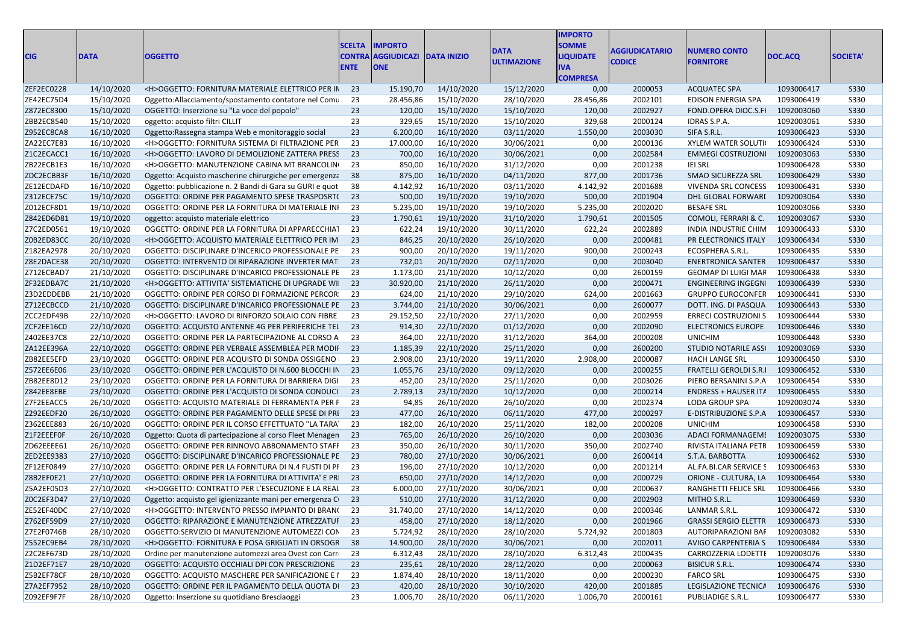| CIG | DATA | OGGETTO | SCELTA CONTRAENTE | IMPORTO AGGIUDICAZIONE | DATA INIZIO | DATA ULTIMAZIONE | IMPORTO SOMME LIQUIDATE IVA COMPRESA | AGGIUDICATARIO CODICE | NUMERO CONTO FORNITORE | DOC.ACQ | SOCIETA' |
|---|---|---|---|---|---|---|---|---|---|---|---|
| ZEF2EC0228 | 14/10/2020 | <H>OGGETTO: FORNITURA MATERIALE ELETTRICO PER IN | 23 | 15.190,70 | 14/10/2020 | 15/12/2020 | 0,00 | 2000053 | ACQUATEC SPA | 1093006417 | S330 |
| ZE42EC75D4 | 15/10/2020 | Oggetto:Allacciamento/spostamento contatore nel Comu | 23 | 28.456,86 | 15/10/2020 | 28/10/2020 | 28.456,86 | 2002101 | EDISON ENERGIA SPA | 1093006419 | S330 |
| Z872EC8300 | 15/10/2020 | OGGETTO: Inserzione su "La voce del popolo" | 23 | 120,00 | 15/10/2020 | 15/10/2020 | 120,00 | 2002927 | FOND.OPERA DIOC.S.FI | 1092003060 | S330 |
| ZBB2EC8540 | 15/10/2020 | oggetto: acquisto filtri CILLIT | 23 | 329,65 | 15/10/2020 | 15/10/2020 | 329,68 | 2000124 | IDRAS S.P.A. | 1092003061 | S330 |
| Z952EC8CA8 | 16/10/2020 | Oggetto:Rassegna stampa Web e monitoraggio social | 23 | 6.200,00 | 16/10/2020 | 03/11/2020 | 1.550,00 | 2003030 | SIFA S.R.L. | 1093006423 | S330 |
| ZA22EC7E83 | 16/10/2020 | <H>OGGETTO: FORNITURA SISTEMA DI FILTRAZIONE PER | 23 | 17.000,00 | 16/10/2020 | 30/06/2021 | 0,00 | 2000136 | XYLEM WATER SOLUTI | 1093006424 | S330 |
| Z1C2ECACC1 | 16/10/2020 | <H>OGGETTO: LAVORO DI DEMOLIZIONE ZATTERA PRESS | 23 | 700,00 | 16/10/2020 | 30/06/2021 | 0,00 | 2002584 | EMMEGI COSTRUZIONI | 1092003063 | S330 |
| ZB22ECB1E3 | 16/10/2020 | <H>OGGETTO: MANUTENZIONE CABINA MT BRANCOLIN | 23 | 850,00 | 16/10/2020 | 31/12/2020 | 0,00 | 2001238 | IEI SRL | 1093006428 | S330 |
| ZDC2ECBB3F | 16/10/2020 | Oggetto: Acquisto mascherine chirurgiche per emergenza | 38 | 875,00 | 16/10/2020 | 04/11/2020 | 877,00 | 2001736 | SMAO SICUREZZA SRL | 1093006429 | S330 |
| ZE12ECDAFD | 16/10/2020 | Oggetto: pubblicazione n. 2 Bandi di Gara su GURI e quot | 38 | 4.142,92 | 16/10/2020 | 03/11/2020 | 4.142,92 | 2001688 | VIVENDA SRL CONCESS | 1093006431 | S330 |
| Z312ECE75C | 19/10/2020 | OGGETTO: ORDINE PER PAGAMENTO SPESE TRASPOSRT | 23 | 500,00 | 19/10/2020 | 19/10/2020 | 500,00 | 2001904 | DHL GLOBAL FORWARD | 1092003064 | S330 |
| Z012ECF8D1 | 19/10/2020 | OGGETTO: ORDINE PER LA FORNITURA DI MATERIALE INI | 23 | 5.235,00 | 19/10/2020 | 19/10/2020 | 5.235,00 | 2002020 | BESAFE SRL | 1092003066 | S330 |
| Z842ED6D81 | 19/10/2020 | oggetto: acquisto materiale elettrico | 23 | 1.790,61 | 19/10/2020 | 31/10/2020 | 1.790,61 | 2001505 | COMOLI, FERRARI & C. | 1092003067 | S330 |
| Z7C2ED0561 | 19/10/2020 | OGGETTO: ORDINE PER LA FORNITURA DI APPARECCHIAT | 23 | 622,24 | 19/10/2020 | 30/11/2020 | 622,24 | 2002889 | INDIA INDUSTRIE CHIM | 1093006433 | S330 |
| Z0B2ED83CC | 20/10/2020 | <H>OGGETTO: ACQUISTO MATERIALE ELETTRICO PER IM | 23 | 846,25 | 20/10/2020 | 26/10/2020 | 0,00 | 2000481 | PR ELECTRONICS ITALY | 1093006434 | S330 |
| Z182EA2978 | 20/10/2020 | OGGETTO: DISCIPLINARE D'INCERICO PROFESSIONALE PE | 23 | 900,00 | 20/10/2020 | 19/11/2020 | 900,00 | 2000243 | ECOSPHERA S.R.L. | 1093006435 | S330 |
| Z8E2DACE38 | 20/10/2020 | OGGETTO: INTERVENTO DI RIPARAZIONE INVERTER MAT | 23 | 732,01 | 20/10/2020 | 02/11/2020 | 0,00 | 2003040 | ENERTRONICA SANTER | 1093006437 | S330 |
| Z712ECBAD7 | 21/10/2020 | OGGETTO: DISCIPLINARE D'INCARICO PROFESSIONALE PE | 23 | 1.173,00 | 21/10/2020 | 10/12/2020 | 0,00 | 2600159 | GEOMAP DI LUIGI MAR | 1093006438 | S330 |
| ZF32EDBA7C | 21/10/2020 | <H>OGGETTO: ATTIVITA' SISTEMATICHE DI UPGRADE WI | 23 | 30.920,00 | 21/10/2020 | 26/11/2020 | 0,00 | 2000471 | ENGINEERING INGEGNI | 1093006439 | S330 |
| Z3D2EDDEBB | 21/10/2020 | OGGETTO: ORDINE PER CORSO DI FORMAZIONE PERCOR | 23 | 624,00 | 21/10/2020 | 29/10/2020 | 624,00 | 2001663 | GRUPPO EUROCONFER | 1093006441 | S330 |
| Z712ECBCCD | 21/10/2020 | OGGETTO: DISCIPLINARE D'INCARICO PROFESSIONALE PE | 23 | 3.744,00 | 21/10/2020 | 30/06/2021 | 0,00 | 2600077 | DOTT. ING. DI PASQUA | 1093006443 | S330 |
| ZCC2EDF49B | 22/10/2020 | <H>OGGETTO: LAVORO DI RINFORZO SOLAIO CON FIBRE | 23 | 29.152,50 | 22/10/2020 | 27/11/2020 | 0,00 | 2002959 | ERRECI COSTRUZIONI S | 1093006444 | S330 |
| ZCF2EE16C0 | 22/10/2020 | OGGETTO: ACQUISTO ANTENNE 4G PER PERIFERICHE TEL | 23 | 914,30 | 22/10/2020 | 01/12/2020 | 0,00 | 2002090 | ELECTRONICS EUROPE | 1093006446 | S330 |
| Z402EE37C8 | 22/10/2020 | OGGETTO: ORDINE PER LA PARTECIPAZIONE AL CORSO A | 23 | 364,00 | 22/10/2020 | 31/12/2020 | 364,00 | 2000208 | UNICHIM | 1093006448 | S330 |
| ZA12EE396A | 22/10/2020 | OGGETTO: ORDINE PER VERBALE ASSEMBLEA PER MODIF | 23 | 1.185,39 | 22/10/2020 | 25/11/2020 | 0,00 | 2600200 | STUDIO NOTARILE ASS | 1092003069 | S330 |
| ZB82EE5EFD | 23/10/2020 | OGGETTO: ORDINE PER ACQUISTO DI SONDA OSSIGENO | 23 | 2.908,00 | 23/10/2020 | 19/11/2020 | 2.908,00 | 2000087 | HACH LANGE SRL | 1093006450 | S330 |
| Z572EE6E06 | 23/10/2020 | OGGETTO: ORDINE PER L'ACQUISTO DI N.600 BLOCCHI IN | 23 | 1.055,76 | 23/10/2020 | 09/12/2020 | 0,00 | 2000255 | FRATELLI GEROLDI S.R.I | 1093006452 | S330 |
| ZB82EE8D12 | 23/10/2020 | OGGETTO: ORDINE PER LA FORNITURA DI BARRIERA DIGI | 23 | 452,00 | 23/10/2020 | 25/11/2020 | 0,00 | 2003026 | PIERO BERSANINI S.P.A | 1093006454 | S330 |
| Z842EE8EBE | 23/10/2020 | OGGETTO: ORDINE PER L'ACQUISTO DI SONDA CONDUCI | 23 | 2.789,13 | 23/10/2020 | 10/12/2020 | 0,00 | 2000214 | ENDRESS + HAUSER ITA | 1093006455 | S330 |
| Z7F2EEACC5 | 26/10/2020 | OGGETTO: ACQUISTO MATERIALE DI FERRAMENTA PER F | 23 | 94,85 | 26/10/2020 | 26/10/2020 | 0,00 | 2002374 | LODA GROUP SPA | 1092003074 | S330 |
| Z292EEDF20 | 26/10/2020 | OGGETTO: ORDINE PER PAGAMENTO DELLE SPESE DI PRI | 23 | 477,00 | 26/10/2020 | 06/11/2020 | 477,00 | 2000297 | E-DISTRIBUZIONE S.P.A | 1093006457 | S330 |
| Z362EEE883 | 26/10/2020 | OGGETTO: ORDINE PER IL CORSO EFFETTUATO "LA TARA | 23 | 182,00 | 26/10/2020 | 25/11/2020 | 182,00 | 2000208 | UNICHIM | 1093006458 | S330 |
| Z1F2EEEF0F | 26/10/2020 | Oggetto: Quota di partecipazione al corso Fleet Managen | 23 | 765,00 | 26/10/2020 | 26/10/2020 | 0,00 | 2003036 | ADACI FORMANAGEMI | 1092003075 | S330 |
| ZD62EEEE61 | 26/10/2020 | OGGETTO: ORDINE PER RINNOVO ABBONAMENTO STAFF | 23 | 350,00 | 26/10/2020 | 30/11/2020 | 350,00 | 2002740 | RIVISTA ITALIANA PETR | 1093006459 | S330 |
| ZED2EE9383 | 27/10/2020 | OGGETTO: DISCIPLINARE D'INCARICO PROFESSIONALE PE | 23 | 780,00 | 27/10/2020 | 30/06/2021 | 0,00 | 2600414 | S.T.A. BARBOTTA | 1093006462 | S330 |
| ZF12EF0849 | 27/10/2020 | OGGETTO: ORDINE PER LA FORNITURA DI N.4 FUSTI DI PI | 23 | 196,00 | 27/10/2020 | 10/12/2020 | 0,00 | 2001214 | AL.FA.BI.CAR SERVICE S | 1093006463 | S330 |
| Z8B2EF0E21 | 27/10/2020 | OGGETTO: ORDINE PER LA FORNITURA DI ATTIVITA' E PRI | 23 | 650,00 | 27/10/2020 | 14/12/2020 | 0,00 | 2000729 | ORIONE - CULTURA, LA | 1093006464 | S330 |
| Z5A2EF05D3 | 27/10/2020 | <H>OGGETTO: CONTRATTO PER L'ESECUZIONE E LA REAL | 23 | 6.000,00 | 27/10/2020 | 30/06/2021 | 0,00 | 2000637 | RANGHETTI FELICE SRL | 1093006466 | S330 |
| Z0C2EF3D47 | 27/10/2020 | Oggetto: acquisto gel igienizzante mani per emergenza C | 23 | 510,00 | 27/10/2020 | 31/12/2020 | 0,00 | 2002903 | MITHO S.R.L. | 1093006469 | S330 |
| ZE52EF40DC | 27/10/2020 | <H>OGGETTO: INTERVENTO PRESSO IMPIANTO DI BRAN | 23 | 31.740,00 | 27/10/2020 | 14/12/2020 | 0,00 | 2000346 | LANMAR S.R.L. | 1093006472 | S330 |
| Z762EF59D9 | 27/10/2020 | OGGETTO: RIPARAZIONE E MANUTENZIONE ATTREZZATUI | 23 | 458,00 | 27/10/2020 | 18/12/2020 | 0,00 | 2001966 | GRASSI SERGIO ELETTR | 1093006473 | S330 |
| Z7E2F0746B | 28/10/2020 | OGGETTO:SERVIZIO DI MANUTENZIONE AUTOMEZZI CON | 23 | 5.724,92 | 28/10/2020 | 28/10/2020 | 5.724,92 | 2001803 | AUTORIPARAZIONI BAF | 1092003082 | S330 |
| Z552EC9EB4 | 28/10/2020 | <H>OGGETTO: FORNITURA E POSA GRIGLIATI IN ORSOGR | 38 | 14.900,00 | 28/10/2020 | 30/06/2021 | 0,00 | 2002011 | AVIGO CARPENTERIA S | 1093006484 | S330 |
| Z2C2EF673D | 28/10/2020 | Ordine per manutenzione automezzi area Ovest con Carr | 23 | 6.312,43 | 28/10/2020 | 28/10/2020 | 6.312,43 | 2000435 | CARROZZERIA LODETTI | 1092003076 | S330 |
| Z1D2EF71E7 | 28/10/2020 | OGGETTO: ACQUISTO OCCHIALI DPI CON PRESCRIZIONE | 23 | 235,61 | 28/10/2020 | 28/12/2020 | 0,00 | 2000063 | BISICUR S.R.L. | 1093006474 | S330 |
| Z5B2EF78CF | 28/10/2020 | OGGETTO: ACQUISTO MASCHERE PER SANIFICAZIONE E I | 23 | 1.874,40 | 28/10/2020 | 18/11/2020 | 0,00 | 2000230 | FARCO SRL | 1093006475 | S330 |
| Z7A2EF7952 | 28/10/2020 | OGGETTO: ORDINE PER IL PAGAMENTO DELLA QUOTA DI | 23 | 420,00 | 28/10/2020 | 30/10/2020 | 420,00 | 2001885 | LEGISLAZIONE TECNICA | 1093006476 | S330 |
| Z092EF9F7F | 28/10/2020 | Oggetto: Inserzione su quotidiano Bresciaoggi | 23 | 1.006,70 | 28/10/2020 | 06/11/2020 | 1.006,70 | 2000161 | PUBLIADIGE S.R.L. | 1093006477 | S330 |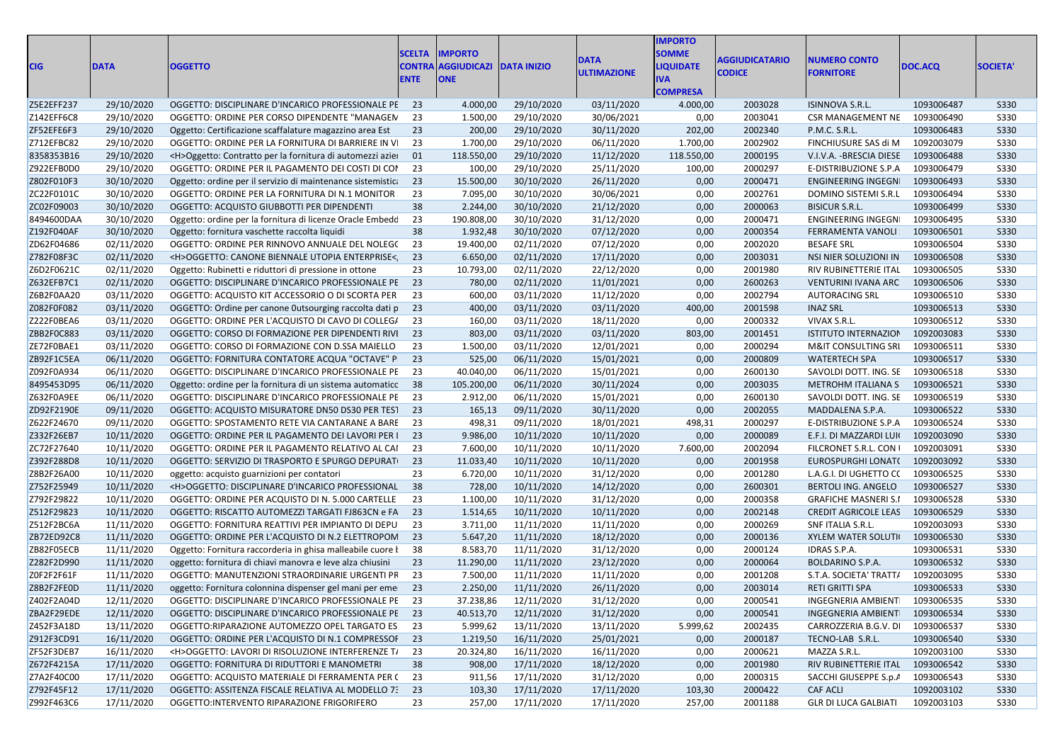| CIG | DATA | OGGETTO | SCELTA CONTRAENTE | IMPORTO AGGIUDICAZIONE | DATA INIZIO | DATA ULTIMAZIONE | IMPORTO SOMME LIQUIDATE IVA COMPRESA | AGGIUDICATARIO CODICE | NUMERO CONTO FORNITORE | DOC.ACQ | SOCIETA' |
|---|---|---|---|---|---|---|---|---|---|---|---|
| Z5E2EFF237 | 29/10/2020 | OGGETTO: DISCIPLINARE D'INCARICO PROFESSIONALE PE | 23 | 4.000,00 | 29/10/2020 | 03/11/2020 | 4.000,00 | 2003028 | ISINNOVA S.R.L. | 1093006487 | S330 |
| Z142EFF6C8 | 29/10/2020 | OGGETTO: ORDINE PER CORSO DIPENDENTE "MANAGEM | 23 | 1.500,00 | 29/10/2020 | 30/06/2021 | 0,00 | 2003041 | CSR MANAGEMENT NE | 1093006490 | S330 |
| ZF52EFE6F3 | 29/10/2020 | Oggetto: Certificazione scaffalature magazzino area Est | 23 | 200,00 | 29/10/2020 | 30/11/2020 | 202,00 | 2002340 | P.M.C. S.R.L. | 1093006483 | S330 |
| Z712EFBC82 | 29/10/2020 | OGGETTO: ORDINE PER LA FORNITURA DI BARRIERE IN VI | 23 | 1.700,00 | 29/10/2020 | 06/11/2020 | 1.700,00 | 2002902 | FINCHIUSURE SAS di M | 1092003079 | S330 |
| 8358353B16 | 29/10/2020 | <H>Oggetto: Contratto per la fornitura di automezzi azie | 01 | 118.550,00 | 29/10/2020 | 11/12/2020 | 118.550,00 | 2000195 | V.I.V.A. -BRESCIA DIESE | 1093006488 | S330 |
| Z922EFB0D0 | 29/10/2020 | OGGETTO: ORDINE PER IL PAGAMENTO DEI COSTI DI CON | 23 | 100,00 | 29/10/2020 | 25/11/2020 | 100,00 | 2000297 | E-DISTRIBUZIONE S.P.A | 1093006479 | S330 |
| Z802F010F3 | 30/10/2020 | Oggetto: ordine per il servizio di maintenance sistemistic | 23 | 15.500,00 | 30/10/2020 | 26/11/2020 | 0,00 | 2000471 | ENGINEERING INGEGNI | 1093006493 | S330 |
| ZC22F0101C | 30/10/2020 | OGGETTO: ORDINE PER LA FORNITURA DI N.1 MONITOR | 23 | 7.095,00 | 30/10/2020 | 30/06/2021 | 0,00 | 2002761 | DOMINO SISTEMI S.R.L | 1093006494 | S330 |
| ZC02F09003 | 30/10/2020 | OGGETTO: ACQUISTO GIUBBOTTI PER DIPENDENTI | 38 | 2.244,00 | 30/10/2020 | 21/12/2020 | 0,00 | 2000063 | BISICUR S.R.L. | 1093006499 | S330 |
| 8494600DAA | 30/10/2020 | Oggetto: ordine per la fornitura di licenze Oracle Embedd | 23 | 190.808,00 | 30/10/2020 | 31/12/2020 | 0,00 | 2000471 | ENGINEERING INGEGNI | 1093006495 | S330 |
| Z192F040AF | 30/10/2020 | Oggetto: fornitura vaschette raccolta liquidi | 38 | 1.932,48 | 30/10/2020 | 07/12/2020 | 0,00 | 2000354 | FERRAMENTA VANOLI | 1093006501 | S330 |
| ZD62F04686 | 02/11/2020 | OGGETTO: ORDINE PER RINNOVO ANNUALE DEL NOLEGG | 23 | 19.400,00 | 02/11/2020 | 07/12/2020 | 0,00 | 2002020 | BESAFE SRL | 1093006504 | S330 |
| Z782F08F3C | 02/11/2020 | <H>OGGETTO: CANONE BIENNALE UTOPIA ENTERPRISE<, | 23 | 6.650,00 | 02/11/2020 | 17/11/2020 | 0,00 | 2003031 | NSI NIER SOLUZIONI IN | 1093006508 | S330 |
| Z6D2F0621C | 02/11/2020 | Oggetto: Rubinetti e riduttori di pressione in ottone | 23 | 10.793,00 | 02/11/2020 | 22/12/2020 | 0,00 | 2001980 | RIV RUBINETTERIE ITAL | 1093006505 | S330 |
| Z632EFB7C1 | 02/11/2020 | OGGETTO: DISCIPLINARE D'INCARICO PROFESSIONALE PE | 23 | 780,00 | 02/11/2020 | 11/01/2021 | 0,00 | 2600263 | VENTURINI IVANA ARC | 1093006506 | S330 |
| Z6B2F0AA20 | 03/11/2020 | OGGETTO: ACQUISTO KIT ACCESSORIO O DI SCORTA PER | 23 | 600,00 | 03/11/2020 | 11/12/2020 | 0,00 | 2002794 | AUTORACING SRL | 1093006510 | S330 |
| Z082F0F082 | 03/11/2020 | OGGETTO: Ordine per canone 0utsourging raccolta dati p | 23 | 400,00 | 03/11/2020 | 03/11/2020 | 400,00 | 2001598 | INAZ SRL | 1093006513 | S330 |
| Z222F0BEA6 | 03/11/2020 | OGGETTO: ORDINE PER L'ACQUISTO DI CAVO DI COLLEGA | 23 | 160,00 | 03/11/2020 | 18/11/2020 | 0,00 | 2000332 | VIVAX S.R.L. | 1093006512 | S330 |
| ZBB2F0C883 | 03/11/2020 | OGGETTO: CORSO DI FORMAZIONE PER DIPENDENTI RIVI | 23 | 803,00 | 03/11/2020 | 03/11/2020 | 803,00 | 2001451 | ISTITUTO INTERNAZION | 1092003083 | S330 |
| ZE72F0BAE1 | 03/11/2020 | OGGETTO: CORSO DI FORMAZIONE CON D.SSA MAIELLO | 23 | 1.500,00 | 03/11/2020 | 12/01/2021 | 0,00 | 2000294 | M&IT CONSULTING SRI | 1093006511 | S330 |
| ZB92F1C5EA | 06/11/2020 | OGGETTO: FORNITURA CONTATORE ACQUA "OCTAVE" P | 23 | 525,00 | 06/11/2020 | 15/01/2021 | 0,00 | 2000809 | WATERTECH SPA | 1093006517 | S330 |
| Z092F0A934 | 06/11/2020 | OGGETTO: DISCIPLINARE D'INCARICO PROFESSIONALE PE | 23 | 40.040,00 | 06/11/2020 | 15/01/2021 | 0,00 | 2600130 | SAVOLDI DOTT. ING. SE | 1093006518 | S330 |
| 8495453D95 | 06/11/2020 | Oggetto: ordine per la fornitura di un sistema automaticc | 38 | 105.200,00 | 06/11/2020 | 30/11/2024 | 0,00 | 2003035 | METROHM ITALIANA S | 1093006521 | S330 |
| Z632F0A9EE | 06/11/2020 | OGGETTO: DISCIPLINARE D'INCARICO PROFESSIONALE PE | 23 | 2.912,00 | 06/11/2020 | 15/01/2021 | 0,00 | 2600130 | SAVOLDI DOTT. ING. SE | 1093006519 | S330 |
| ZD92F2190E | 09/11/2020 | OGGETTO: ACQUISTO MISURATORE DN50 DS30 PER TEST | 23 | 165,13 | 09/11/2020 | 30/11/2020 | 0,00 | 2002055 | MADDALENA S.P.A. | 1093006522 | S330 |
| Z622F24670 | 09/11/2020 | OGGETTO: SPOSTAMENTO RETE VIA CANTARANE A BARE | 23 | 498,31 | 09/11/2020 | 18/01/2021 | 498,31 | 2000297 | E-DISTRIBUZIONE S.P.A | 1093006524 | S330 |
| Z332F26EB7 | 10/11/2020 | OGGETTO: ORDINE PER IL PAGAMENTO DEI LAVORI PER I | 23 | 9.986,00 | 10/11/2020 | 10/11/2020 | 0,00 | 2000089 | E.F.I. DI MAZZARDI LUI( | 1092003090 | S330 |
| ZC72F27640 | 10/11/2020 | OGGETTO: ORDINE PER IL PAGAMENTO RELATIVO AL CAI | 23 | 7.600,00 | 10/11/2020 | 10/11/2020 | 7.600,00 | 2002094 | FILCRONET S.R.L. CON I | 1092003091 | S330 |
| Z392F288D8 | 10/11/2020 | OGGETTO: SERVIZIO DI TRASPORTO E SPURGO DEPURATI | 23 | 11.033,40 | 10/11/2020 | 10/11/2020 | 0,00 | 2001958 | EUROSPURGHI LONATO | 1092003092 | S330 |
| Z8B2F26A00 | 10/11/2020 | oggetto: acquisto guarnizioni per contatori | 23 | 6.720,00 | 10/11/2020 | 31/12/2020 | 0,00 | 2001280 | L.A.G.I. DI UGHETTO CC | 1093006525 | S330 |
| Z752F25949 | 10/11/2020 | <H>OGGETTO: DISCIPLINARE D'INCARICO PROFESSIONAL | 38 | 728,00 | 10/11/2020 | 14/12/2020 | 0,00 | 2600301 | BERTOLI ING. ANGELO | 1093006527 | S330 |
| Z792F29822 | 10/11/2020 | OGGETTO: ORDINE PER ACQUISTO DI N. 5.000 CARTELLE | 23 | 1.100,00 | 10/11/2020 | 31/12/2020 | 0,00 | 2000358 | GRAFICHE MASNERI S.I | 1093006528 | S330 |
| Z512F29823 | 10/11/2020 | OGGETTO: RISCATTO AUTOMEZZI TARGATI FJ863CN e FA | 23 | 1.514,65 | 10/11/2020 | 10/11/2020 | 0,00 | 2002148 | CREDIT AGRICOLE LEAS | 1093006529 | S330 |
| Z512F2BC6A | 11/11/2020 | OGGETTO: FORNITURA REATTIVI PER IMPIANTO DI DEPU | 23 | 3.711,00 | 11/11/2020 | 11/11/2020 | 0,00 | 2000269 | SNF ITALIA S.R.L. | 1092003093 | S330 |
| ZB72ED92C8 | 11/11/2020 | OGGETTO: ORDINE PER L'ACQUISTO DI N.2 ELETTROPOM | 23 | 5.647,20 | 11/11/2020 | 18/12/2020 | 0,00 | 2000136 | XYLEM WATER SOLUTI( | 1093006530 | S330 |
| ZB82F05ECB | 11/11/2020 | Oggetto: Fornitura raccorderia in ghisa malleabile cuore I | 38 | 8.583,70 | 11/11/2020 | 31/12/2020 | 0,00 | 2000124 | IDRAS S.P.A. | 1093006531 | S330 |
| Z282F2D990 | 11/11/2020 | oggetto: fornitura di chiavi manovra e leve alza chiusini | 23 | 11.290,00 | 11/11/2020 | 23/12/2020 | 0,00 | 2000064 | BOLDARINO S.P.A. | 1093006532 | S330 |
| Z0F2F2F61F | 11/11/2020 | OGGETTO: MANUTENZIONI STRAORDINARIE URGENTI PR | 23 | 7.500,00 | 11/11/2020 | 11/11/2020 | 0,00 | 2001208 | S.T.A. SOCIETA' TRATTA | 1092003095 | S330 |
| Z8B2F2FE0D | 11/11/2020 | oggetto: Fornitura colonnina dispenser gel mani per eme | 23 | 2.250,00 | 11/11/2020 | 26/11/2020 | 0,00 | 2003014 | RETI GRITTI SPA | 1093006533 | S330 |
| Z402F2A04D | 12/11/2020 | OGGETTO: DISCIPLINARE D'INCARICO PROFESSIONALE PE | 23 | 37.238,86 | 12/11/2020 | 31/12/2020 | 0,00 | 2000541 | INGEGNERIA AMBIENT | 1093006535 | S330 |
| ZBA2F29EDE | 12/11/2020 | OGGETTO: DISCIPLINARE D'INCARICO PROFESSIONALE PE | 23 | 40.513,70 | 12/11/2020 | 31/12/2020 | 0,00 | 2000541 | INGEGNERIA AMBIENT | 1093006534 | S330 |
| Z452F3A18D | 13/11/2020 | OGGETTO:RIPARAZIONE AUTOMEZZO OPEL TARGATO ES | 23 | 5.999,62 | 13/11/2020 | 13/11/2020 | 5.999,62 | 2002435 | CARROZZERIA B.G.V. DI | 1093006537 | S330 |
| Z912F3CD91 | 16/11/2020 | OGGETTO: ORDINE PER L'ACQUISTO DI N.1 COMPRESSOF | 23 | 1.219,50 | 16/11/2020 | 25/01/2021 | 0,00 | 2000187 | TECNO-LAB S.R.L. | 1093006540 | S330 |
| ZF52F3DEB7 | 16/11/2020 | <H>OGGETTO: LAVORI DI RISOLUZIONE INTERFERENZE TA | 23 | 20.324,80 | 16/11/2020 | 16/11/2020 | 0,00 | 2000621 | MAZZA S.R.L. | 1092003100 | S330 |
| Z672F4215A | 17/11/2020 | OGGETTO: FORNITURA DI RIDUTTORI E MANOMETRI | 38 | 908,00 | 17/11/2020 | 18/12/2020 | 0,00 | 2001980 | RIV RUBINETTERIE ITAL | 1093006542 | S330 |
| Z7A2F40C00 | 17/11/2020 | OGGETTO: ACQUISTO MATERIALE DI FERRAMENTA PER ( | 23 | 911,56 | 17/11/2020 | 31/12/2020 | 0,00 | 2000315 | SACCHI GIUSEPPE S.p.A | 1093006543 | S330 |
| Z792F45F12 | 17/11/2020 | OGGETTO: ASSISTENZA FISCALE RELATIVA AL MODELLO 73 | 23 | 103,30 | 17/11/2020 | 17/11/2020 | 103,30 | 2000422 | CAF ACLI | 1092003102 | S330 |
| Z992F463C6 | 17/11/2020 | OGGETTO:INTERVENTO RIPARAZIONE FRIGORIFERO | 23 | 257,00 | 17/11/2020 | 17/11/2020 | 257,00 | 2001188 | GLR DI LUCA GALBIATI | 1092003103 | S330 |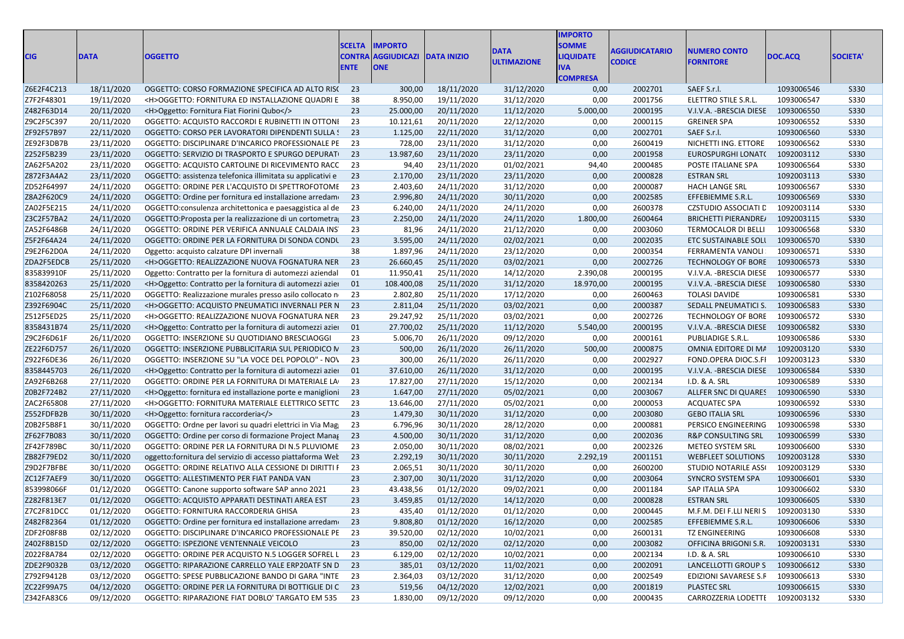| CIG | DATA | OGGETTO | SCELTA CONTRA ENTE | IMPORTO AGGIUDICAZI ONE | DATA INIZIO | DATA ULTIMAZIONE | IMPORTO SOMME LIQUIDATE IVA COMPRESA | AGGIUDICATARIO CODICE | NUMERO CONTO FORNITORE | DOC.ACQ | SOCIETA' |
|---|---|---|---|---|---|---|---|---|---|---|---|
| Z6E2F4C213 | 18/11/2020 | OGGETTO: CORSO FORMAZIONE SPECIFICA AD ALTO RIS( | 23 | 300,00 | 18/11/2020 | 31/12/2020 | 0,00 | 2002701 | SAEF S.r.l. | 1093006546 | S330 |
| Z7F2F48301 | 19/11/2020 | <H>OGGETTO: FORNITURA ED INSTALLAZIONE QUADRI E | 38 | 8.950,00 | 19/11/2020 | 31/12/2020 | 0,00 | 2001756 | ELETTRO STILE S.R.L. | 1093006547 | S330 |
| Z482F63D14 | 20/11/2020 | <H>Oggetto: Fornitura Fiat Fiorini Qubo</> | 23 | 25.000,00 | 20/11/2020 | 11/12/2020 | 5.000,00 | 2000195 | V.I.V.A. -BRESCIA DIESE | 1093006550 | S330 |
| Z9C2F5C397 | 20/11/2020 | OGGETTO: ACQUISTO RACCORDI E RUBINETTI IN OTTONI | 23 | 10.121,61 | 20/11/2020 | 22/12/2020 | 0,00 | 2000115 | GREINER SPA | 1093006552 | S330 |
| ZF92F57B97 | 22/11/2020 | OGGETTO: CORSO PER LAVORATORI DIPENDENTI SULLA S | 23 | 1.125,00 | 22/11/2020 | 31/12/2020 | 0,00 | 2002701 | SAEF S.r.l. | 1093006560 | S330 |
| ZE92F3DB7B | 23/11/2020 | OGGETTO: DISCIPLINARE D'INCARICO PROFESSIONALE PE | 23 | 728,00 | 23/11/2020 | 31/12/2020 | 0,00 | 2600419 | NICHETTI ING. ETTORE | 1093006562 | S330 |
| Z252F5B239 | 23/11/2020 | OGGETTO: SERVIZIO DI TRASPORTO E SPURGO DEPURAT( | 23 | 13.987,60 | 23/11/2020 | 23/11/2020 | 0,00 | 2001958 | EUROSPURGHI LONAT( | 1092003112 | S330 |
| ZA62F5A202 | 23/11/2020 | OGGETTO: ACQUISTO CARTOLINE DI RICEVIMENTO RACC | 23 | 94,40 | 23/11/2020 | 01/02/2021 | 94,40 | 2000485 | POSTE ITALIANE SPA | 1093006564 | S330 |
| Z872F3A4A2 | 23/11/2020 | OGGETTO: assistenza telefonica illimitata su applicativi e | 23 | 2.170,00 | 23/11/2020 | 23/11/2020 | 0,00 | 2000828 | ESTRAN SRL | 1092003113 | S330 |
| ZD52F64997 | 24/11/2020 | OGGETTO: ORDINE PER L'ACQUISTO DI SPETTROFOTOME | 23 | 2.403,60 | 24/11/2020 | 31/12/2020 | 0,00 | 2000087 | HACH LANGE SRL | 1093006567 | S330 |
| Z8A2F620C9 | 24/11/2020 | OGGETTO: Ordine per fornitura ed installazione arredam | 23 | 2.996,80 | 24/11/2020 | 30/11/2020 | 0,00 | 2002585 | EFFEBIEMME S.R.L. | 1093006569 | S330 |
| ZA02F5E215 | 24/11/2020 | OGGETTO:consulenza architettonica e paesaggistica al de | 23 | 6.240,00 | 24/11/2020 | 24/11/2020 | 0,00 | 2600378 | CZSTUDIO ASSOCIATI D | 1092003114 | S330 |
| Z3C2F57BA2 | 24/11/2020 | OGGETTO:Proposta per la realizzazione di un cortometra | 23 | 2.250,00 | 24/11/2020 | 24/11/2020 | 1.800,00 | 2600464 | BRICHETTI PIERANDRE/ | 1092003115 | S330 |
| ZA52F6486B | 24/11/2020 | OGGETTO: ORDINE PER VERIFICA ANNUALE CALDAIA INS | 23 | 81,96 | 24/11/2020 | 21/12/2020 | 0,00 | 2003060 | TERMOCALOR DI BELLI | 1093006568 | S330 |
| Z5F2F64A24 | 24/11/2020 | OGGETTO: ORDINE PER LA FORNITURA DI SONDA CONDL | 23 | 3.595,00 | 24/11/2020 | 02/02/2021 | 0,00 | 2002035 | ETC SUSTAINABLE SOLU | 1093006570 | S330 |
| Z9E2F62D0A | 24/11/2020 | Oggetto: acquisto calzature DPI invernali | 38 | 1.897,96 | 24/11/2020 | 23/12/2020 | 0,00 | 2000354 | FERRAMENTA VANOLI | 1093006571 | S330 |
| ZDA2F5EDCB | 25/11/2020 | <H>OGGETTO: REALIZZAZIONE NUOVA FOGNATURA NER | 23 | 26.660,45 | 25/11/2020 | 03/02/2021 | 0,00 | 2002726 | TECHNOLOGY OF BORE | 1093006573 | S330 |
| 835839910F | 25/11/2020 | Oggetto: Contratto per la fornitura di automezzi aziendal | 01 | 11.950,41 | 25/11/2020 | 14/12/2020 | 2.390,08 | 2000195 | V.I.V.A. -BRESCIA DIESE | 1093006577 | S330 |
| 8358420263 | 25/11/2020 | <H>Oggetto: Contratto per la fornitura di automezzi azier | 01 | 108.400,08 | 25/11/2020 | 31/12/2020 | 18.970,00 | 2000195 | V.I.V.A. -BRESCIA DIESE | 1093006580 | S330 |
| Z102F68058 | 25/11/2020 | OGGETTO: Realizzazione murales presso asilo collocato n | 23 | 2.802,80 | 25/11/2020 | 17/12/2020 | 0,00 | 2600463 | TOLASI DAVIDE | 1093006581 | S330 |
| Z392F6904C | 25/11/2020 | <H>OGGETTO: ACQUISTO PNEUMATICI INVERNALI PER N | 23 | 2.811,04 | 25/11/2020 | 03/02/2021 | 0,00 | 2000387 | SEDALL PNEUMATICI S. | 1093006583 | S330 |
| Z512F5ED25 | 25/11/2020 | <H>OGGETTO: REALIZZAZIONE NUOVA FOGNATURA NER | 23 | 29.247,92 | 25/11/2020 | 03/02/2021 | 0,00 | 2002726 | TECHNOLOGY OF BORE | 1093006572 | S330 |
| 8358431B74 | 25/11/2020 | <H>Oggetto: Contratto per la fornitura di automezzi azier | 01 | 27.700,02 | 25/11/2020 | 11/12/2020 | 5.540,00 | 2000195 | V.I.V.A. -BRESCIA DIESE | 1093006582 | S330 |
| Z9C2F6D61F | 26/11/2020 | OGGETTO: INSERZIONE SU QUOTIDIANO BRESCIAOGGI | 23 | 5.006,70 | 26/11/2020 | 09/12/2020 | 0,00 | 2000161 | PUBLIADIGE S.R.L. | 1093006586 | S330 |
| ZE22F6D757 | 26/11/2020 | OGGETTO: INSERZIONE PUBBLICITARIA SUL PERIODICO N | 23 | 500,00 | 26/11/2020 | 26/11/2020 | 500,00 | 2000875 | OMNIA EDITORE DI MA | 1092003120 | S330 |
| Z922F6DE36 | 26/11/2020 | OGGETTO: INSERZIONE SU "LA VOCE DEL POPOLO" - NOV | 23 | 300,00 | 26/11/2020 | 26/11/2020 | 0,00 | 2002927 | FOND.OPERA DIOC.S.FI | 1092003123 | S330 |
| 8358445703 | 26/11/2020 | <H>Oggetto: Contratto per la fornitura di automezzi azier | 01 | 37.610,00 | 26/11/2020 | 31/12/2020 | 0,00 | 2000195 | V.I.V.A. -BRESCIA DIESE | 1093006584 | S330 |
| ZA92F6B268 | 27/11/2020 | OGGETTO: ORDINE PER LA FORNITURA DI MATERIALE LA | 23 | 17.827,00 | 27/11/2020 | 15/12/2020 | 0,00 | 2002134 | I.D. & A. SRL | 1093006589 | S330 |
| Z0B2F724B2 | 27/11/2020 | <H>Oggetto: fornitura ed installazione porte e maniglioni | 23 | 1.647,00 | 27/11/2020 | 05/02/2021 | 0,00 | 2003067 | ALLFER SNC DI QUARES | 1093006590 | S330 |
| ZAC2F65808 | 27/11/2020 | <H>OGGETTO: FORNITURA MATERIALE ELETTRICO SETTC | 23 | 13.646,00 | 27/11/2020 | 05/02/2021 | 0,00 | 2000053 | ACQUATEC SPA | 1093006592 | S330 |
| Z552FDFB2B | 30/11/2020 | <H>Oggetto: fornitura raccorderia</> | 23 | 1.479,30 | 30/11/2020 | 31/12/2020 | 0,00 | 2003080 | GEBO ITALIA SRL | 1093006596 | S330 |
| Z0B2F5B8F1 | 30/11/2020 | OGGETTO: Ordine per lavori su quadri elettrici in Via Mag | 23 | 6.796,96 | 30/11/2020 | 28/12/2020 | 0,00 | 2000881 | PERSICO ENGINEERING | 1093006598 | S330 |
| ZF62F7B083 | 30/11/2020 | OGGETTO: Ordine per corso di formazione Project Manag | 23 | 4.500,00 | 30/11/2020 | 31/12/2020 | 0,00 | 2002036 | R&P CONSULTING SRL | 1093006599 | S330 |
| ZF42F789BC | 30/11/2020 | OGGETTO: ORDINE PER LA FORNITURA DI N.5 PLUVIOME | 23 | 2.050,00 | 30/11/2020 | 08/02/2021 | 0,00 | 2002326 | METEO SYSTEM SRL | 1093006600 | S330 |
| ZB82F79ED2 | 30/11/2020 | oggetto:fornitura del servizio di accesso piattaforma Wet | 23 | 2.292,19 | 30/11/2020 | 30/11/2020 | 2.292,19 | 2001151 | WEBFLEET SOLUTIONS | 1092003128 | S330 |
| Z9D2F7BFBE | 30/11/2020 | OGGETTO: ORDINE RELATIVO ALLA CESSIONE DI DIRITTI F | 23 | 2.065,51 | 30/11/2020 | 30/11/2020 | 0,00 | 2600200 | STUDIO NOTARILE ASS( | 1092003129 | S330 |
| ZC12F7AEF9 | 30/11/2020 | OGGETTO: ALLESTIMENTO PER FIAT PANDA VAN | 23 | 2.307,00 | 30/11/2020 | 31/12/2020 | 0,00 | 2003064 | SYNCRO SYSTEM SPA | 1093006601 | S330 |
| 853998066F | 01/12/2020 | OGGETTO: Canone supporto software SAP anno 2021 | 23 | 43.438,56 | 01/12/2020 | 09/02/2021 | 0,00 | 2001184 | SAP ITALIA SPA | 1093006602 | S330 |
| Z282F813E7 | 01/12/2020 | OGGETTO: ACQUISTO APPARATI DESTINATI AREA EST | 23 | 3.459,85 | 01/12/2020 | 14/12/2020 | 0,00 | 2000828 | ESTRAN SRL | 1093006605 | S330 |
| Z7C2F81DCC | 01/12/2020 | OGGETTO: FORNITURA RACCORDERIA GHISA | 23 | 435,40 | 01/12/2020 | 01/12/2020 | 0,00 | 2000445 | M.F.M. DEI F.LLI NERI S | 1092003130 | S330 |
| Z482F82364 | 01/12/2020 | OGGETTO: Ordine per fornitura ed installazione arredam | 23 | 9.808,80 | 01/12/2020 | 16/12/2020 | 0,00 | 2002585 | EFFEBIEMME S.R.L. | 1093006606 | S330 |
| ZDF2F08F8B | 02/12/2020 | OGGETTO: DISCIPLINARE D'INCARICO PROFESSIONALE PE | 23 | 39.520,00 | 02/12/2020 | 10/02/2021 | 0,00 | 2600131 | TZ ENGINEERING | 1093006608 | S330 |
| Z402F8B15D | 02/12/2020 | OGGETTO: ISPEZIONE VENTENNALE VEICOLO | 23 | 850,00 | 02/12/2020 | 02/12/2020 | 0,00 | 2003082 | OFFICINA BRIGONI S.R. | 1092003131 | S330 |
| Z022F8A784 | 02/12/2020 | OGGETTO: ORDINE PER ACQUISTO N.5 LOGGER SOFREL L | 23 | 6.129,00 | 02/12/2020 | 10/02/2021 | 0,00 | 2002134 | I.D. & A. SRL | 1093006610 | S330 |
| ZDE2F9032B | 03/12/2020 | OGGETTO: RIPARAZIONE CARRELLO YALE ERP20ATF SN D | 23 | 385,01 | 03/12/2020 | 11/02/2021 | 0,00 | 2002091 | LANCELLOTTI GROUP S | 1093006612 | S330 |
| Z792F9412B | 03/12/2020 | OGGETTO: SPESE PUBBLICAZIONE BANDO DI GARA "INTE | 23 | 2.364,03 | 03/12/2020 | 31/12/2020 | 0,00 | 2002549 | EDIZIONI SAVARESE S.F | 1093006613 | S330 |
| ZC22F99A75 | 04/12/2020 | OGGETTO: ORDINE PER LA FORNITURA DI BOTTIGLIE DI C | 23 | 519,56 | 04/12/2020 | 12/02/2021 | 0,00 | 2001819 | PLASTEC SRL | 1093006615 | S330 |
| Z342FA83C6 | 09/12/2020 | OGGETTO: RIPARAZIONE FIAT DOBLO' TARGATO EM 535 | 23 | 1.830,00 | 09/12/2020 | 09/12/2020 | 0,00 | 2000435 | CARROZZERIA LODETTI | 1092003132 | S330 |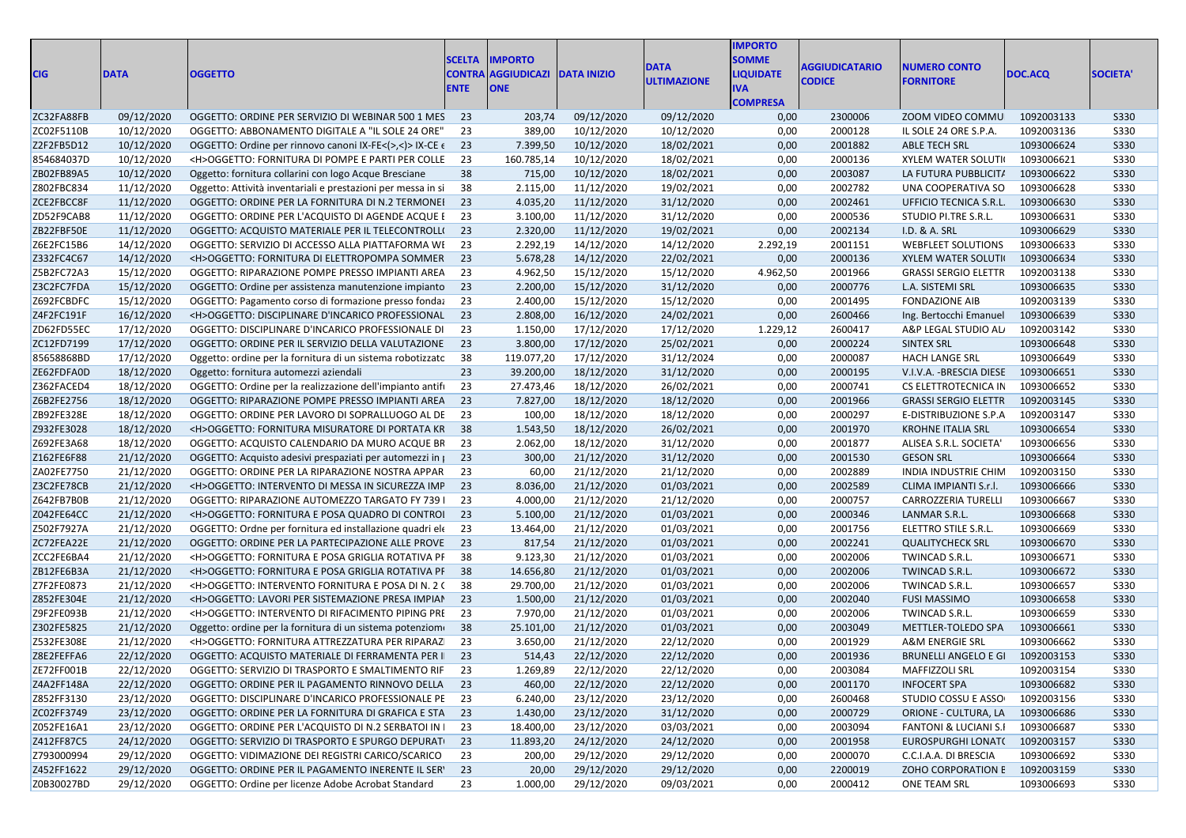| CIG | DATA | OGGETTO | SCELTA CONTRAENTE | IMPORTO AGGIUDICAZIONE | DATA INIZIO | DATA ULTIMAZIONE | IMPORTO SOMME LIQUIDATE IVA COMPRESA | AGGIUDICATARIO CODICE | NUMERO CONTO FORNITORE | DOC.ACQ | SOCIETA' |
|---|---|---|---|---|---|---|---|---|---|---|---|
| ZC32FA88FB | 09/12/2020 | OGGETTO: ORDINE PER SERVIZIO DI WEBINAR 500 1 MES | 23 | 203,74 | 09/12/2020 | 09/12/2020 | 0,00 | 2300006 | ZOOM VIDEO COMMU | 1092003133 | S330 |
| ZC02F5110B | 10/12/2020 | OGGETTO: ABBONAMENTO DIGITALE A "IL SOLE 24 ORE" | 23 | 389,00 | 10/12/2020 | 10/12/2020 | 0,00 | 2000128 | IL SOLE 24 ORE S.P.A. | 1092003136 | S330 |
| Z2F2FB5D12 | 10/12/2020 | OGGETTO: Ordine per rinnovo canoni IX-FE<(>,<)> IX-CE ( | 23 | 7.399,50 | 10/12/2020 | 18/02/2021 | 0,00 | 2001882 | ABLE TECH SRL | 1093006624 | S330 |
| 854684037D | 10/12/2020 | <H>OGGETTO: FORNITURA DI POMPE E PARTI PER COLLE | 23 | 160.785,14 | 10/12/2020 | 18/02/2021 | 0,00 | 2000136 | XYLEM WATER SOLUTI | 1093006621 | S330 |
| ZB02FB89A5 | 10/12/2020 | Oggetto: fornitura collarini con logo Acque Bresciane | 38 | 715,00 | 10/12/2020 | 18/02/2021 | 0,00 | 2003087 | LA FUTURA PUBBLICIT/ | 1093006622 | S330 |
| Z802FBC834 | 11/12/2020 | Oggetto: Attività inventariali e prestazioni per messa in si | 38 | 2.115,00 | 11/12/2020 | 19/02/2021 | 0,00 | 2002782 | UNA COOPERATIVA SO | 1093006628 | S330 |
| ZCE2FBCC8F | 11/12/2020 | OGGETTO: ORDINE PER LA FORNITURA DI N.2 TERMONEI | 23 | 4.035,20 | 11/12/2020 | 31/12/2020 | 0,00 | 2002461 | UFFICIO TECNICA S.R.L. | 1093006630 | S330 |
| ZD52F9CAB8 | 11/12/2020 | OGGETTO: ORDINE PER L'ACQUISTO DI AGENDE ACQUE E | 23 | 3.100,00 | 11/12/2020 | 31/12/2020 | 0,00 | 2000536 | STUDIO PI.TRE S.R.L. | 1093006631 | S330 |
| ZB22FBF50E | 11/12/2020 | OGGETTO: ACQUISTO MATERIALE PER IL TELECONTROLL( | 23 | 2.320,00 | 11/12/2020 | 19/02/2021 | 0,00 | 2002134 | I.D. & A. SRL | 1093006629 | S330 |
| Z6E2FC15B6 | 14/12/2020 | OGGETTO: SERVIZIO DI ACCESSO ALLA PIATTAFORMA WE | 23 | 2.292,19 | 14/12/2020 | 14/12/2020 | 2.292,19 | 2001151 | WEBFLEET SOLUTIONS | 1093006633 | S330 |
| Z332FC4C67 | 14/12/2020 | <H>OGGETTO: FORNITURA DI ELETTROPOMPA SOMMER | 23 | 5.678,28 | 14/12/2020 | 22/02/2021 | 0,00 | 2000136 | XYLEM WATER SOLUTI | 1093006634 | S330 |
| Z5B2FC72A3 | 15/12/2020 | OGGETTO: RIPARAZIONE POMPE PRESSO IMPIANTI AREA | 23 | 4.962,50 | 15/12/2020 | 15/12/2020 | 4.962,50 | 2001966 | GRASSI SERGIO ELETTR | 1092003138 | S330 |
| Z3C2FC7FDA | 15/12/2020 | OGGETTO: Ordine per assistenza manutenzione impianto | 23 | 2.200,00 | 15/12/2020 | 31/12/2020 | 0,00 | 2000776 | L.A. SISTEMI SRL | 1093006635 | S330 |
| Z692FCBDFC | 15/12/2020 | OGGETTO: Pagamento corso di formazione presso fonda: | 23 | 2.400,00 | 15/12/2020 | 15/12/2020 | 0,00 | 2001495 | FONDAZIONE AIB | 1092003139 | S330 |
| Z4F2FC191F | 16/12/2020 | <H>OGGETTO: DISCIPLINARE D'INCARICO PROFESSIONAL | 23 | 2.808,00 | 16/12/2020 | 24/02/2021 | 0,00 | 2600466 | Ing. Bertocchi Emanuel | 1093006639 | S330 |
| ZD62FD55EC | 17/12/2020 | OGGETTO: DISCIPLINARE D'INCARICO PROFESSIONALE DI | 23 | 1.150,00 | 17/12/2020 | 17/12/2020 | 1.229,12 | 2600417 | A&P LEGAL STUDIO AL/ | 1092003142 | S330 |
| ZC12FD7199 | 17/12/2020 | OGGETTO: ORDINE PER IL SERVIZIO DELLA VALUTAZIONE | 23 | 3.800,00 | 17/12/2020 | 25/02/2021 | 0,00 | 2000224 | SINTEX SRL | 1093006648 | S330 |
| 85658868BD | 17/12/2020 | Oggetto: ordine per la fornitura di un sistema robotizzatc | 38 | 119.077,20 | 17/12/2020 | 31/12/2024 | 0,00 | 2000087 | HACH LANGE SRL | 1093006649 | S330 |
| ZE62FDFA0D | 18/12/2020 | Oggetto: fornitura automezzi aziendali | 23 | 39.200,00 | 18/12/2020 | 31/12/2020 | 0,00 | 2000195 | V.I.V.A. -BRESCIA DIESE | 1093006651 | S330 |
| Z362FACED4 | 18/12/2020 | OGGETTO: Ordine per la realizzazione dell'impianto antif | 23 | 27.473,46 | 18/12/2020 | 26/02/2021 | 0,00 | 2000741 | CS ELETTROTECNICA IN | 1093006652 | S330 |
| Z6B2FE2756 | 18/12/2020 | OGGETTO: RIPARAZIONE POMPE PRESSO IMPIANTI AREA | 23 | 7.827,00 | 18/12/2020 | 18/12/2020 | 0,00 | 2001966 | GRASSI SERGIO ELETTR | 1092003145 | S330 |
| ZB92FE328E | 18/12/2020 | OGGETTO: ORDINE PER LAVORO DI SOPRALLUOGO AL DE | 23 | 100,00 | 18/12/2020 | 18/12/2020 | 0,00 | 2000297 | E-DISTRIBUZIONE S.P.A | 1092003147 | S330 |
| Z932FE3028 | 18/12/2020 | <H>OGGETTO: FORNITURA MISURATORE DI PORTATA KR | 38 | 1.543,50 | 18/12/2020 | 26/02/2021 | 0,00 | 2001970 | KROHNE ITALIA SRL | 1093006654 | S330 |
| Z692FE3A68 | 18/12/2020 | OGGETTO: ACQUISTO CALENDARIO DA MURO ACQUE BR | 23 | 2.062,00 | 18/12/2020 | 31/12/2020 | 0,00 | 2001877 | ALISEA S.R.L. SOCIETA' | 1093006656 | S330 |
| Z162FE6F88 | 21/12/2020 | OGGETTO: Acquisto adesivi prespaziati per automezzi in | | 23 | 300,00 | 21/12/2020 | 31/12/2020 | 0,00 | 2001530 | GESON SRL | 1093006664 | S330 |
| ZA02FE7750 | 21/12/2020 | OGGETTO: ORDINE PER LA RIPARAZIONE NOSTRA APPAR | 23 | 60,00 | 21/12/2020 | 21/12/2020 | 0,00 | 2002889 | INDIA INDUSTRIE CHIM | 1092003150 | S330 |
| Z3C2FE78CB | 21/12/2020 | <H>OGGETTO: INTERVENTO DI MESSA IN SICUREZZA IMP | 23 | 8.036,00 | 21/12/2020 | 01/03/2021 | 0,00 | 2002589 | CLIMA IMPIANTI S.r.l. | 1093006666 | S330 |
| Z642FB7B0B | 21/12/2020 | OGGETTO: RIPARAZIONE AUTOMEZZO TARGATO FY 739 I | 23 | 4.000,00 | 21/12/2020 | 21/12/2020 | 0,00 | 2000757 | CARROZZERIA TURELLI | 1093006667 | S330 |
| Z042FE64CC | 21/12/2020 | <H>OGGETTO: FORNITURA E POSA QUADRO DI CONTROI | 23 | 5.100,00 | 21/12/2020 | 01/03/2021 | 0,00 | 2000346 | LANMAR S.R.L. | 1093006668 | S330 |
| Z502F7927A | 21/12/2020 | OGGETTO: Ordne per fornitura ed installazione quadri ele | 23 | 13.464,00 | 21/12/2020 | 01/03/2021 | 0,00 | 2001756 | ELETTRO STILE S.R.L. | 1093006669 | S330 |
| ZC72FEA22E | 21/12/2020 | OGGETTO: ORDINE PER LA PARTECIPAZIONE ALLE PROVE | 23 | 817,54 | 21/12/2020 | 01/03/2021 | 0,00 | 2002241 | QUALITYCHECK SRL | 1093006670 | S330 |
| ZCC2FE6BA4 | 21/12/2020 | <H>OGGETTO: FORNITURA E POSA GRIGLIA ROTATIVA PF | 38 | 9.123,30 | 21/12/2020 | 01/03/2021 | 0,00 | 2002006 | TWINCAD S.R.L. | 1093006671 | S330 |
| ZB12FE6B3A | 21/12/2020 | <H>OGGETTO: FORNITURA E POSA GRIGLIA ROTATIVA PF | 38 | 14.656,80 | 21/12/2020 | 01/03/2021 | 0,00 | 2002006 | TWINCAD S.R.L. | 1093006672 | S330 |
| Z7F2FE0873 | 21/12/2020 | <H>OGGETTO: INTERVENTO FORNITURA E POSA DI N. 2 ( | 38 | 29.700,00 | 21/12/2020 | 01/03/2021 | 0,00 | 2002006 | TWINCAD S.R.L. | 1093006657 | S330 |
| Z852FE304E | 21/12/2020 | <H>OGGETTO: LAVORI PER SISTEMAZIONE PRESA IMPIAN | 23 | 1.500,00 | 21/12/2020 | 01/03/2021 | 0,00 | 2002040 | FUSI MASSIMO | 1093006658 | S330 |
| Z9F2FE093B | 21/12/2020 | <H>OGGETTO: INTERVENTO DI RIFACIMENTO PIPING PRE | 23 | 7.970,00 | 21/12/2020 | 01/03/2021 | 0,00 | 2002006 | TWINCAD S.R.L. | 1093006659 | S330 |
| Z302FE5825 | 21/12/2020 | Oggetto: ordine per la fornitura di un sistema potenziom | 38 | 25.101,00 | 21/12/2020 | 01/03/2021 | 0,00 | 2003049 | METTLER-TOLEDO SPA | 1093006661 | S330 |
| Z532FE308E | 21/12/2020 | <H>OGGETTO: FORNITURA ATTREZZATURA PER RIPARAZ | 23 | 3.650,00 | 21/12/2020 | 22/12/2020 | 0,00 | 2001929 | A&M ENERGIE SRL | 1093006662 | S330 |
| Z8E2FEFFA6 | 22/12/2020 | OGGETTO: ACQUISTO MATERIALE DI FERRAMENTA PER I | 23 | 514,43 | 22/12/2020 | 22/12/2020 | 0,00 | 2001936 | BRUNELLI ANGELO E GI | 1092003153 | S330 |
| ZE72FF001B | 22/12/2020 | OGGETTO: SERVIZIO DI TRASPORTO E SMALTIMENTO RIF | 23 | 1.269,89 | 22/12/2020 | 22/12/2020 | 0,00 | 2003084 | MAFFIZZOLI SRL | 1092003154 | S330 |
| Z4A2FF148A | 22/12/2020 | OGGETTO: ORDINE PER IL PAGAMENTO RINNOVO DELLA | 23 | 460,00 | 22/12/2020 | 22/12/2020 | 0,00 | 2001170 | INFOCERT SPA | 1093006682 | S330 |
| Z852FF3130 | 23/12/2020 | OGGETTO: DISCIPLINARE D'INCARICO PROFESSIONALE PE | 23 | 6.240,00 | 23/12/2020 | 23/12/2020 | 0,00 | 2600468 | STUDIO COSSU E ASSO | 1092003156 | S330 |
| ZC02FF3749 | 23/12/2020 | OGGETTO: ORDINE PER LA FORNITURA DI GRAFICA E STA | 23 | 1.430,00 | 23/12/2020 | 31/12/2020 | 0,00 | 2000729 | ORIONE - CULTURA, LA | 1093006686 | S330 |
| Z052FE16A1 | 23/12/2020 | OGGETTO: ORDINE PER L'ACQUISTO DI N.2 SERBATOI IN I | 23 | 18.400,00 | 23/12/2020 | 03/03/2021 | 0,00 | 2003094 | FANTONI & LUCIANI S.I | 1093006687 | S330 |
| Z412FF87C5 | 24/12/2020 | OGGETTO: SERVIZIO DI TRASPORTO E SPURGO DEPURAT | 23 | 11.893,20 | 24/12/2020 | 24/12/2020 | 0,00 | 2001958 | EUROSPURGHI LONAT( | 1092003157 | S330 |
| Z793000994 | 29/12/2020 | OGGETTO: VIDIMAZIONE DEI REGISTRI CARICO/SCARICO | 23 | 200,00 | 29/12/2020 | 29/12/2020 | 0,00 | 2000070 | C.C.I.A.A. DI BRESCIA | 1093006692 | S330 |
| Z452FF1622 | 29/12/2020 | OGGETTO: ORDINE PER IL PAGAMENTO INERENTE IL SER | 23 | 20,00 | 29/12/2020 | 29/12/2020 | 0,00 | 2200019 | ZOHO CORPORATION E | 1092003159 | S330 |
| Z0B30027BD | 29/12/2020 | OGGETTO: Ordine per licenze Adobe Acrobat Standard | 23 | 1.000,00 | 29/12/2020 | 09/03/2021 | 0,00 | 2000412 | ONE TEAM SRL | 1093006693 | S330 |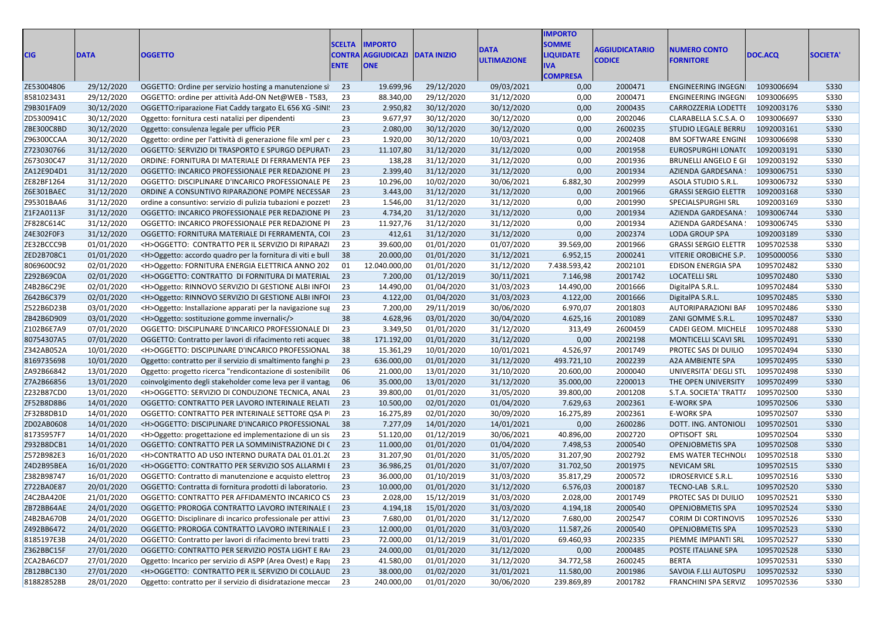| CIG | DATA | OGGETTO | SCELTA CONTRAENTE | IMPORTO AGGIUDICAZIONE | DATA INIZIO | DATA ULTIMAZIONE | IMPORTO SOMME LIQUIDATE IVA COMPRESA | AGGIUDICATARIO CODICE | NUMERO CONTO FORNITORE | DOC.ACQ | SOCIETA' |
|---|---|---|---|---|---|---|---|---|---|---|---|
| ZE53004806 | 29/12/2020 | OGGETTO: Ordine per servizio hosting a manutenzione si | 23 | 19.699,96 | 29/12/2020 | 09/03/2021 | 0,00 | 2000471 | ENGINEERING INGEGNI | 1093006694 | S330 |
| 8581023431 | 29/12/2020 | OGGETTO: ordine per attività Add-On Net@WEB - T583, | 23 | 88.340,00 | 29/12/2020 | 31/12/2020 | 0,00 | 2000471 | ENGINEERING INGEGNI | 1093006695 | S330 |
| Z9B301FA09 | 30/12/2020 | OGGETTO:riparazione Fiat Caddy targato EL 656 XG -SINI: | 23 | 2.950,82 | 30/12/2020 | 30/12/2020 | 0,00 | 2000435 | CARROZZERIA LODETTI | 1092003176 | S330 |
| ZD5300941C | 30/12/2020 | Oggetto: fornitura cesti natalizi per dipendenti | 23 | 9.677,97 | 30/12/2020 | 30/12/2020 | 0,00 | 2002046 | CLARABELLA S.C.S.A. O | 1093006697 | S330 |
| ZBE300C8BD | 30/12/2020 | Oggetto: consulenza legale per ufficio PER | 23 | 2.080,00 | 30/12/2020 | 30/12/2020 | 0,00 | 2600235 | STUDIO LEGALE BERRU | 1092003161 | S330 |
| Z96300CCAA | 30/12/2020 | Oggetto: ordine per l'attività di generazione file xml per c | 23 | 1.920,00 | 30/12/2020 | 10/03/2021 | 0,00 | 2002408 | BM SOFTWARE ENGINI | 1093006698 | S330 |
| Z723030766 | 31/12/2020 | OGGETTO: SERVIZIO DI TRASPORTO E SPURGO DEPURAT( | 23 | 11.107,80 | 31/12/2020 | 31/12/2020 | 0,00 | 2001958 | EUROSPURGHI LONAT( | 1092003191 | S330 |
| Z673030C47 | 31/12/2020 | ORDINE: FORNITURA DI MATERIALE DI FERRAMENTA PEF | 23 | 138,28 | 31/12/2020 | 31/12/2020 | 0,00 | 2001936 | BRUNELLI ANGELO E GI | 1092003192 | S330 |
| ZA12E9D4D1 | 31/12/2020 | OGGETTO: INCARICO PROFESSIONALE PER REDAZIONE PI | 23 | 2.399,40 | 31/12/2020 | 31/12/2020 | 0,00 | 2001934 | AZIENDA GARDESANA : | 1093006751 | S330 |
| ZE82BF1264 | 31/12/2020 | OGGETTO: DISCIPLINARE D'INCARICO PROFESSIONALE PE | 23 | 10.296,00 | 10/02/2020 | 30/06/2021 | 6.882,30 | 2002999 | ASOLA STUDIO S.R.L. | 1093006732 | S330 |
| Z6E301BAEC | 31/12/2020 | ORDINE A CONSUNTIVO RIPARAZIONE POMPE NECESSAR | 23 | 3.443,00 | 31/12/2020 | 31/12/2020 | 0,00 | 2001966 | GRASSI SERGIO ELETTR | 1092003168 | S330 |
| Z95301BAA6 | 31/12/2020 | ordine a consuntivo: servizio di pulizia tubazioni e pozzeti | 23 | 1.546,00 | 31/12/2020 | 31/12/2020 | 0,00 | 2001990 | SPECIALSPURGHI SRL | 1092003169 | S330 |
| Z1F2A0113F | 31/12/2020 | OGGETTO: INCARICO PROFESSIONALE PER REDAZIONE PI | 23 | 4.734,20 | 31/12/2020 | 31/12/2020 | 0,00 | 2001934 | AZIENDA GARDESANA : | 1093006744 | S330 |
| ZF828C614C | 31/12/2020 | OGGETTO: INCARICO PROFESSIONALE PER REDAZIONE PI | 23 | 11.927,76 | 31/12/2020 | 31/12/2020 | 0,00 | 2001934 | AZIENDA GARDESANA : | 1093006745 | S330 |
| Z4E302F0F3 | 31/12/2020 | OGGETTO: FORNITURA MATERIALE DI FERRAMENTA, COI | 23 | 412,61 | 31/12/2020 | 31/12/2020 | 0,00 | 2002374 | LODA GROUP SPA | 1092003189 | S330 |
| ZE32BCCC9B | 01/01/2020 | <H>OGGETTO: CONTRATTO PER IL SERVIZIO DI RIPARAZI | 23 | 39.600,00 | 01/01/2020 | 01/07/2020 | 39.569,00 | 2001966 | GRASSI SERGIO ELETTR | 1095702538 | S330 |
| ZED2B708C1 | 01/01/2020 | <H>Oggetto: accordo quadro per la fornitura di viti e bull | 38 | 20.000,00 | 01/01/2020 | 31/12/2021 | 6.952,15 | 2000241 | VITERIE OROBICHE S.P. | 1095000056 | S330 |
| 8069600C92 | 02/01/2020 | <H>Oggetto: FORNITURA ENERGIA ELETTRICA ANNO 202 | 01 | 12.040.000,00 | 01/01/2020 | 31/12/2020 | 7.438.593,42 | 2002101 | EDISON ENERGIA SPA | 1095702482 | S330 |
| Z292B69C0A | 02/01/2020 | <H>OGGETTO: CONTRATTO DI FORNITURA DI MATERIAL | 23 | 7.200,00 | 01/12/2019 | 30/11/2021 | 7.146,98 | 2001742 | LOCATELLI SRL | 1095702480 | S330 |
| Z4B2B6C29E | 02/01/2020 | <H>Oggetto: RINNOVO SERVIZIO DI GESTIONE ALBI INFOI | 23 | 14.490,00 | 01/04/2020 | 31/03/2023 | 14.490,00 | 2001666 | DigitalPA S.R.L. | 1095702484 | S330 |
| Z642B6C379 | 02/01/2020 | <H>Oggetto: RINNOVO SERVIZIO DI GESTIONE ALBI INFOI | 23 | 4.122,00 | 01/04/2020 | 31/03/2023 | 4.122,00 | 2001666 | DigitalPA S.R.L. | 1095702485 | S330 |
| Z522B6D23B | 03/01/2020 | <H>Oggetto: Installazione apparati per la navigazione sug | 23 | 7.200,00 | 29/11/2019 | 30/06/2020 | 6.970,07 | 2001803 | AUTORIPARAZIONI BAF | 1095702486 | S330 |
| ZB42B6D909 | 03/01/2020 | <H>Oggetto: sostituzione gomme invernali</> | 38 | 4.628,96 | 03/01/2020 | 30/04/2020 | 4.625,16 | 2001089 | ZANI GOMME S.R.L. | 1095702487 | S330 |
| Z102B6E7A9 | 07/01/2020 | OGGETTO: DISCIPLINARE D'INCARICO PROFESSIONALE DI | 23 | 3.349,50 | 01/01/2020 | 31/12/2020 | 313,49 | 2600459 | CADEI GEOM. MICHELE | 1095702488 | S330 |
| 80754307A5 | 07/01/2020 | OGGETTO: Contratto per lavori di rifacimento reti acquec | 38 | 171.192,00 | 01/01/2020 | 31/12/2020 | 0,00 | 2002198 | MONTICELLI SCAVI SRL | 1095702491 | S330 |
| Z342AB052A | 10/01/2020 | <H>OGGETTO: DISCIPLINARE D'INCARICO PROFESSIONAL | 38 | 15.361,29 | 10/01/2020 | 10/01/2021 | 4.526,97 | 2001749 | PROTEC SAS DI DUILIO | 1095702494 | S330 |
| 8169735698 | 10/01/2020 | Oggetto: contratto per il servizio di smaltimento fanghi p | 23 | 636.000,00 | 01/01/2020 | 31/12/2020 | 493.721,10 | 2002239 | A2A AMBIENTE SPA | 1095702495 | S330 |
| ZA92B66842 | 13/01/2020 | Oggetto: progetto ricerca "rendicontazione di sostenibilit | 06 | 21.000,00 | 13/01/2020 | 31/10/2020 | 20.600,00 | 2000040 | UNIVERSITA' DEGLI STU | 1095702498 | S330 |
| Z7A2B66856 | 13/01/2020 | coinvolgimento degli stakeholder come leva per il vantag | 06 | 35.000,00 | 13/01/2020 | 31/12/2020 | 35.000,00 | 2200013 | THE OPEN UNIVERSITY | 1095702499 | S330 |
| Z232B87CD0 | 13/01/2020 | <H>OGGETTO: SERVIZIO DI CONDUZIONE TECNICA, ANAL | 23 | 39.800,00 | 01/01/2020 | 31/05/2020 | 39.800,00 | 2001208 | S.T.A. SOCIETA' TRATT/ | 1095702500 | S330 |
| ZF52B8D8B6 | 14/01/2020 | OGGETTO: CONTRATTO PER LAVORO INTERINALE RELATI | 23 | 10.500,00 | 02/01/2020 | 01/04/2020 | 7.629,63 | 2002361 | E-WORK SPA | 1095702506 | S330 |
| ZF32B8D1BD | 14/01/2020 | OGGETTO: CONTRATTO PER INTERINALE SETTORE QSA PI | 23 | 16.275,89 | 02/01/2020 | 30/09/2020 | 16.275,89 | 2002361 | E-WORK SPA | 1095702507 | S330 |
| ZD02AB0608 | 14/01/2020 | <H>OGGETTO: DISCIPLINARE D'INCARICO PROFESSIONAL | 38 | 7.277,09 | 14/01/2020 | 14/01/2021 | 0,00 | 2600286 | DOTT. ING. ANTONIOLI | 1095702501 | S330 |
| 81735957F7 | 14/01/2020 | <H>Oggetto: progettazione ed implementazione di un sis | 23 | 51.120,00 | 01/12/2019 | 30/06/2021 | 40.896,00 | 2002720 | OPTISOFT SRL | 1095702504 | S330 |
| Z932B8DCB1 | 14/01/2020 | OGGETTO: CONTRATTO PER LA SOMMINISTRAZIONE DI C | 23 | 11.000,00 | 01/01/2020 | 01/04/2020 | 7.498,53 | 2000540 | OPENJOBMETIS SPA | 1095702508 | S330 |
| Z572B982E3 | 16/01/2020 | <H>CONTRATTO AD USO INTERNO DURATA DAL 01.01.2( | 23 | 31.207,90 | 01/01/2020 | 31/05/2020 | 31.207,90 | 2002792 | EMS WATER TECHNOL( | 1095702518 | S330 |
| Z4D2B95BEA | 16/01/2020 | <H>OGGETTO: CONTRATTO PER SERVIZIO SOS ALLARMI E | 23 | 36.986,25 | 01/01/2020 | 31/07/2020 | 31.702,50 | 2001975 | NEVICAM SRL | 1095702515 | S330 |
| Z382B98747 | 16/01/2020 | OGGETTO: Contratto di manutenzione e acquisto elettrop | 23 | 36.000,00 | 01/10/2019 | 31/03/2020 | 35.817,29 | 2000572 | IDROSERVICE S.R.L. | 1095702516 | S330 |
| Z722BA0E87 | 20/01/2020 | OGGETTO: Contratta di fornitura prodotti di laboratorio. | 23 | 10.000,00 | 01/01/2020 | 31/12/2020 | 6.576,03 | 2000187 | TECNO-LAB S.R.L. | 1095702520 | S330 |
| Z4C2BA420E | 21/01/2020 | OGGETTO: CONTRATTO PER AFFIDAMENTO INCARICO CS | 23 | 2.028,00 | 15/12/2019 | 31/03/2020 | 2.028,00 | 2001749 | PROTEC SAS DI DUILIO | 1095702521 | S330 |
| ZB72BB64AE | 24/01/2020 | OGGETTO: PROROGA CONTRATTO LAVORO INTERINALE I | 23 | 4.194,18 | 15/01/2020 | 31/03/2020 | 4.194,18 | 2000540 | OPENJOBMETIS SPA | 1095702524 | S330 |
| Z4B2BA670B | 24/01/2020 | OGGETTO: Disciplinare di incarico professionale per attivi | 23 | 7.680,00 | 01/01/2020 | 31/12/2020 | 7.680,00 | 2002547 | CORIM DI CORTINOVIS | 1095702526 | S330 |
| Z492BB6472 | 24/01/2020 | OGGETTO: PROROGA CONTRATTO LAVORO INTERINALE I | 23 | 12.000,00 | 01/01/2020 | 31/03/2020 | 11.587,26 | 2000540 | OPENJOBMETIS SPA | 1095702523 | S330 |
| 8185197E3B | 24/01/2020 | OGGETTO: Contratto per lavori di rifacimento brevi tratti | 23 | 72.000,00 | 01/12/2019 | 31/01/2020 | 69.460,93 | 2002335 | PIEMME IMPIANTI SRL | 1095702527 | S330 |
| Z362BBC15F | 27/01/2020 | OGGETTO: CONTRATTO PER SERVIZIO POSTA LIGHT E RA( | 23 | 24.000,00 | 01/01/2020 | 31/12/2020 | 0,00 | 2000485 | POSTE ITALIANE SPA | 1095702528 | S330 |
| ZCA2BA6CD7 | 27/01/2020 | Oggetto: Incarico per servizio di ASPP (Area Ovest) e Rapp | 23 | 41.580,00 | 01/01/2020 | 31/12/2020 | 34.772,58 | 2600245 | BERTA | 1095702531 | S330 |
| ZB12BBC130 | 27/01/2020 | <H>OGGETTO: CONTRATTO PER IL SERVIZIO DI COLLAUD | 23 | 38.000,00 | 01/02/2020 | 31/01/2021 | 11.580,00 | 2001986 | SAVOIA F.LLI AUTOSPU | 1095702532 | S330 |
| 818828528B | 28/01/2020 | Oggetto: contratto per il servizio di disidratazione meccar | 23 | 240.000,00 | 01/01/2020 | 30/06/2020 | 239.869,89 | 2001782 | FRANCHINI SPA SERVIZ | 1095702536 | S330 |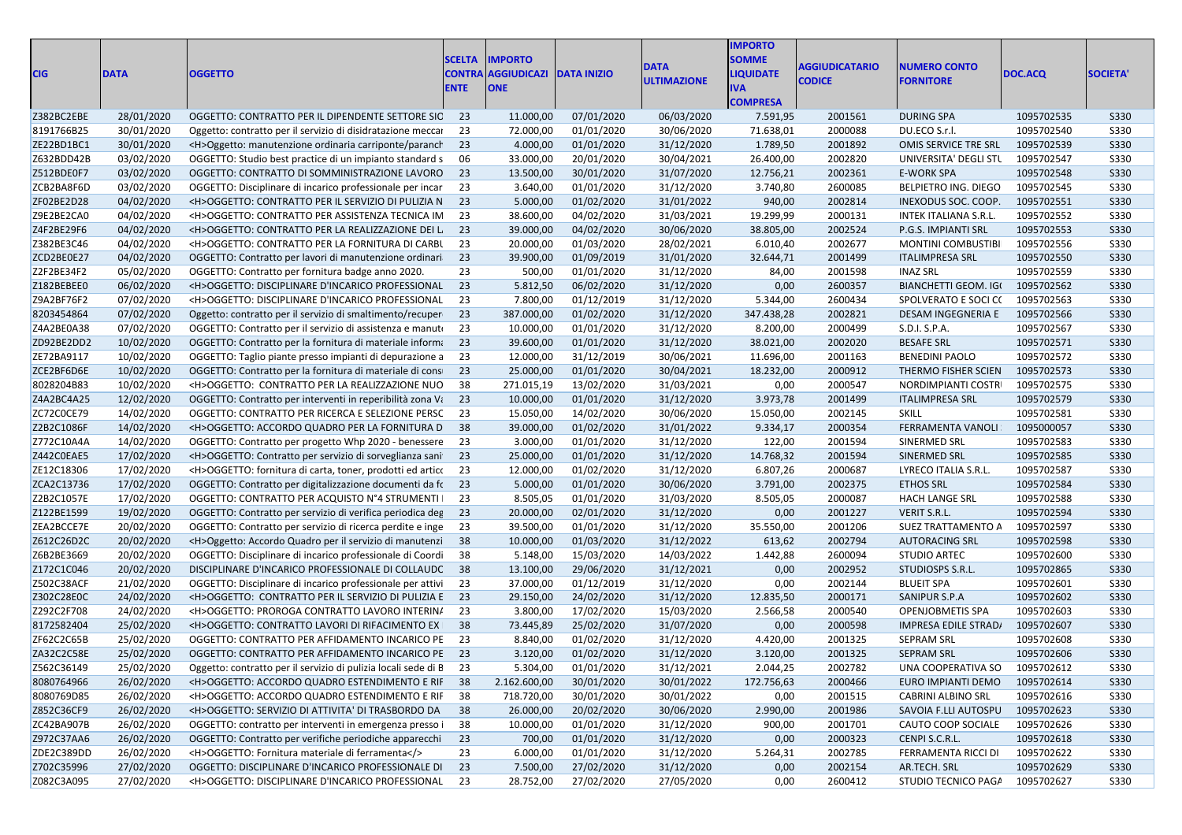| CIG | DATA | OGGETTO | SCELTA CONTRAENTE | IMPORTO AGGIUDICAZIONE | DATA INIZIO | DATA ULTIMAZIONE | IMPORTO SOMME LIQUIDATE IVA COMPRESA | AGGIUDICATARIO CODICE | NUMERO CONTO FORNITORE | DOC.ACQ | SOCIETA' |
|---|---|---|---|---|---|---|---|---|---|---|---|
| Z382BC2EBE | 28/01/2020 | OGGETTO: CONTRATTO PER IL DIPENDENTE SETTORE SIC | 23 | 11.000,00 | 07/01/2020 | 06/03/2020 | 7.591,95 | 2001561 | DURING SPA | 1095702535 | S330 |
| 8191766B25 | 30/01/2020 | Oggetto: contratto per il servizio di disidratazione meccan | 23 | 72.000,00 | 01/01/2020 | 30/06/2020 | 71.638,01 | 2000088 | DU.ECO S.r.l. | 1095702540 | S330 |
| ZE22BD1BC1 | 30/01/2020 | <H>Oggetto: manutenzione ordinaria carriponte/paranch | 23 | 4.000,00 | 01/01/2020 | 31/12/2020 | 1.789,50 | 2001892 | OMIS SERVICE TRE SRL | 1095702539 | S330 |
| Z632BDD42B | 03/02/2020 | OGGETTO: Studio best practice di un impianto standard s | 06 | 33.000,00 | 20/01/2020 | 30/04/2021 | 26.400,00 | 2002820 | UNIVERSITA' DEGLI STU | 1095702547 | S330 |
| Z512BDE0F7 | 03/02/2020 | OGGETTO: CONTRATTO DI SOMMINISTRAZIONE LAVORO | 23 | 13.500,00 | 30/01/2020 | 31/07/2020 | 12.756,21 | 2002361 | E-WORK SPA | 1095702548 | S330 |
| ZCB2BA8F6D | 03/02/2020 | OGGETTO: Disciplinare di incarico professionale per incar | 23 | 3.640,00 | 01/01/2020 | 31/12/2020 | 3.740,80 | 2600085 | BELPIETRO ING. DIEGO | 1095702545 | S330 |
| ZF02BE2D28 | 04/02/2020 | <H>OGGETTO: CONTRATTO PER IL SERVIZIO DI PULIZIA N | 23 | 5.000,00 | 01/02/2020 | 31/01/2022 | 940,00 | 2002814 | INEXODUS SOC. COOP. | 1095702551 | S330 |
| Z9E2BE2CA0 | 04/02/2020 | <H>OGGETTO: CONTRATTO PER ASSISTENZA TECNICA IM | 23 | 38.600,00 | 04/02/2020 | 31/03/2021 | 19.299,99 | 2000131 | INTEK ITALIANA S.R.L. | 1095702552 | S330 |
| Z4F2BE29F6 | 04/02/2020 | <H>OGGETTO: CONTRATTO PER LA REALIZZAZIONE DEI L | 23 | 39.000,00 | 04/02/2020 | 30/06/2020 | 38.805,00 | 2002524 | P.G.S. IMPIANTI SRL | 1095702553 | S330 |
| Z382BE3C46 | 04/02/2020 | <H>OGGETTO: CONTRATTO PER LA FORNITURA DI CARBU | 23 | 20.000,00 | 01/03/2020 | 28/02/2021 | 6.010,40 | 2002677 | MONTINI COMBUSTIBI | 1095702556 | S330 |
| ZCD2BE0E27 | 04/02/2020 | OGGETTO: Contratto per lavori di manutenzione ordinari | 23 | 39.900,00 | 01/09/2019 | 31/01/2020 | 32.644,71 | 2001499 | ITALIMPRESA SRL | 1095702550 | S330 |
| Z2F2BE34F2 | 05/02/2020 | OGGETTO: Contratto per fornitura badge anno 2020. | 23 | 500,00 | 01/01/2020 | 31/12/2020 | 84,00 | 2001598 | INAZ SRL | 1095702559 | S330 |
| Z182BEBEE0 | 06/02/2020 | <H>OGGETTO: DISCIPLINARE D'INCARICO PROFESSIONAL | 23 | 5.812,50 | 06/02/2020 | 31/12/2020 | 0,00 | 2600357 | BIANCHETTI GEOM. IG | 1095702562 | S330 |
| Z9A2BF76F2 | 07/02/2020 | <H>OGGETTO: DISCIPLINARE D'INCARICO PROFESSIONAL | 23 | 7.800,00 | 01/12/2019 | 31/12/2020 | 5.344,00 | 2600434 | SPOLVERATO E SOCI CO | 1095702563 | S330 |
| 8203454864 | 07/02/2020 | Oggetto: contratto per il servizio di smaltimento/recuper | 23 | 387.000,00 | 01/02/2020 | 31/12/2020 | 347.438,28 | 2002821 | DESAM INGEGNERIA E | 1095702566 | S330 |
| Z4A2BE0A38 | 07/02/2020 | OGGETTO: Contratto per il servizio di assistenza e manut | 23 | 10.000,00 | 01/01/2020 | 31/12/2020 | 8.200,00 | 2000499 | S.D.I. S.P.A. | 1095702567 | S330 |
| ZD92BE2DD2 | 10/02/2020 | OGGETTO: Contratto per la fornitura di materiale inform | 23 | 39.600,00 | 01/01/2020 | 31/12/2020 | 38.021,00 | 2002020 | BESAFE SRL | 1095702571 | S330 |
| ZE72BA9117 | 10/02/2020 | OGGETTO: Taglio piante presso impianti di depurazione a | 23 | 12.000,00 | 31/12/2019 | 30/06/2021 | 11.696,00 | 2001163 | BENEDINI PAOLO | 1095702572 | S330 |
| ZCE2BF6D6E | 10/02/2020 | OGGETTO: Contratto per la fornitura di materiale di cons | 23 | 25.000,00 | 01/01/2020 | 30/04/2021 | 18.232,00 | 2000912 | THERMO FISHER SCIEN | 1095702573 | S330 |
| 8028204B83 | 10/02/2020 | <H>OGGETTO: CONTRATTO PER LA REALIZZAZIONE NUO | 38 | 271.015,19 | 13/02/2020 | 31/03/2021 | 0,00 | 2000547 | NORDIMPIANTI COSTR | 1095702575 | S330 |
| Z4A2BC4A25 | 12/02/2020 | OGGETTO: Contratto per interventi in reperibilità zona Va | 23 | 10.000,00 | 01/01/2020 | 31/12/2020 | 3.973,78 | 2001499 | ITALIMPRESA SRL | 1095702579 | S330 |
| ZC72C0CE79 | 14/02/2020 | OGGETTO: CONTRATTO PER RICERCA E SELEZIONE PERSC | 23 | 15.050,00 | 14/02/2020 | 30/06/2020 | 15.050,00 | 2002145 | SKILL | 1095702581 | S330 |
| Z2B2C1086F | 14/02/2020 | <H>OGGETTO: ACCORDO QUADRO PER LA FORNITURA D | 38 | 39.000,00 | 01/02/2020 | 31/01/2022 | 9.334,17 | 2000354 | FERRAMENTA VANOLI | 1095000057 | S330 |
| Z772C10A4A | 14/02/2020 | OGGETTO: Contratto per progetto Whp 2020 - benessere | 23 | 3.000,00 | 01/01/2020 | 31/12/2020 | 122,00 | 2001594 | SINERMED SRL | 1095702583 | S330 |
| Z442C0EAE5 | 17/02/2020 | <H>OGGETTO: Contratto per servizio di sorveglianza sani | 23 | 25.000,00 | 01/01/2020 | 31/12/2020 | 14.768,32 | 2001594 | SINERMED SRL | 1095702585 | S330 |
| ZE12C18306 | 17/02/2020 | <H>OGGETTO: fornitura di carta, toner, prodotti ed artico | 23 | 12.000,00 | 01/02/2020 | 31/12/2020 | 6.807,26 | 2000687 | LYRECO ITALIA S.R.L. | 1095702587 | S330 |
| ZCA2C13736 | 17/02/2020 | OGGETTO: Contratto per digitalizzazione documenti da fo | 23 | 5.000,00 | 01/01/2020 | 30/06/2020 | 3.791,00 | 2002375 | ETHOS SRL | 1095702584 | S330 |
| Z2B2C1057E | 17/02/2020 | OGGETTO: CONTRATTO PER ACQUISTO N°4 STRUMENTI | 23 | 8.505,05 | 01/01/2020 | 31/03/2020 | 8.505,05 | 2000087 | HACH LANGE SRL | 1095702588 | S330 |
| Z122BE1599 | 19/02/2020 | OGGETTO: Contratto per servizio di verifica periodica deg | 23 | 20.000,00 | 02/01/2020 | 31/12/2020 | 0,00 | 2001227 | VERIT S.R.L. | 1095702594 | S330 |
| ZEA2BCCE7E | 20/02/2020 | OGGETTO: Contratto per servizio di ricerca perdite e inge | 23 | 39.500,00 | 01/01/2020 | 31/12/2020 | 35.550,00 | 2001206 | SUEZ TRATTAMENTO A | 1095702597 | S330 |
| Z612C26D2C | 20/02/2020 | <H>Oggetto: Accordo Quadro per il servizio di manutenzi | 38 | 10.000,00 | 01/03/2020 | 31/12/2022 | 613,62 | 2002794 | AUTORACING SRL | 1095702598 | S330 |
| Z6B2BE3669 | 20/02/2020 | OGGETTO: Disciplinare di incarico professionale di Coordi | 38 | 5.148,00 | 15/03/2020 | 14/03/2022 | 1.442,88 | 2600094 | STUDIO ARTEC | 1095702600 | S330 |
| Z172C1C046 | 20/02/2020 | DISCIPLINARE D'INCARICO PROFESSIONALE DI COLLAUDO | 38 | 13.100,00 | 29/06/2020 | 31/12/2021 | 0,00 | 2002952 | STUDIOSPS S.R.L. | 1095702865 | S330 |
| Z502C38ACF | 21/02/2020 | OGGETTO: Disciplinare di incarico professionale per attivi | 23 | 37.000,00 | 01/12/2019 | 31/12/2020 | 0,00 | 2002144 | BLUEIT SPA | 1095702601 | S330 |
| Z302C28E0C | 24/02/2020 | <H>OGGETTO: CONTRATTO PER IL SERVIZIO DI PULIZIA E | 23 | 29.150,00 | 24/02/2020 | 31/12/2020 | 12.835,50 | 2000171 | SANIPUR S.P.A | 1095702602 | S330 |
| Z292C2F708 | 24/02/2020 | <H>OGGETTO: PROROGA CONTRATTO LAVORO INTERINA | 23 | 3.800,00 | 17/02/2020 | 15/03/2020 | 2.566,58 | 2000540 | OPENJOBMETIS SPA | 1095702603 | S330 |
| 8172582404 | 25/02/2020 | <H>OGGETTO: CONTRATTO LAVORI DI RIFACIMENTO EX | 38 | 73.445,89 | 25/02/2020 | 31/07/2020 | 0,00 | 2000598 | IMPRESA EDILE STRADA | 1095702607 | S330 |
| ZF62C2C65B | 25/02/2020 | OGGETTO: CONTRATTO PER AFFIDAMENTO INCARICO PE | 23 | 8.840,00 | 01/02/2020 | 31/12/2020 | 4.420,00 | 2001325 | SEPRAM SRL | 1095702608 | S330 |
| ZA32C2C58E | 25/02/2020 | OGGETTO: CONTRATTO PER AFFIDAMENTO INCARICO PE | 23 | 3.120,00 | 01/02/2020 | 31/12/2020 | 3.120,00 | 2001325 | SEPRAM SRL | 1095702606 | S330 |
| Z562C36149 | 25/02/2020 | Oggetto: contratto per il servizio di pulizia locali sede di B | 23 | 5.304,00 | 01/01/2020 | 31/12/2021 | 2.044,25 | 2002782 | UNA COOPERATIVA SO | 1095702612 | S330 |
| 8080764966 | 26/02/2020 | <H>OGGETTO: ACCORDO QUADRO ESTENDIMENTO E RIF | 38 | 2.162.600,00 | 30/01/2020 | 30/01/2022 | 172.756,63 | 2000466 | EURO IMPIANTI DEMO | 1095702614 | S330 |
| 8080769D85 | 26/02/2020 | <H>OGGETTO: ACCORDO QUADRO ESTENDIMENTO E RIF | 38 | 718.720,00 | 30/01/2020 | 30/01/2022 | 0,00 | 2001515 | CABRINI ALBINO SRL | 1095702616 | S330 |
| Z852C36CF9 | 26/02/2020 | <H>OGGETTO: SERVIZIO DI ATTIVITA' DI TRASBORDO DA | 38 | 26.000,00 | 20/02/2020 | 30/06/2020 | 2.990,00 | 2001986 | SAVOIA F.LLI AUTOSPU | 1095702623 | S330 |
| ZC42BA907B | 26/02/2020 | OGGETTO: contratto per interventi in emergenza presso i | 38 | 10.000,00 | 01/01/2020 | 31/12/2020 | 900,00 | 2001701 | CAUTO COOP SOCIALE | 1095702626 | S330 |
| Z972C37AA6 | 26/02/2020 | OGGETTO: Contratto per verifiche periodiche apparecchi | 23 | 700,00 | 01/01/2020 | 31/12/2020 | 0,00 | 2000323 | CENPI S.C.R.L. | 1095702618 | S330 |
| ZDE2C389DD | 26/02/2020 | <H>OGGETTO: Fornitura materiale di ferramenta</> | 23 | 6.000,00 | 01/01/2020 | 31/12/2020 | 5.264,31 | 2002785 | FERRAMENTA RICCI DI | 1095702622 | S330 |
| Z702C35996 | 27/02/2020 | OGGETTO: DISCIPLINARE D'INCARICO PROFESSIONALE DI | 23 | 7.500,00 | 27/02/2020 | 31/12/2020 | 0,00 | 2002154 | AR.TECH. SRL | 1095702629 | S330 |
| Z082C3A095 | 27/02/2020 | <H>OGGETTO: DISCIPLINARE D'INCARICO PROFESSIONAL | 23 | 28.752,00 | 27/02/2020 | 27/05/2020 | 0,00 | 2600412 | STUDIO TECNICO PAGA | 1095702627 | S330 |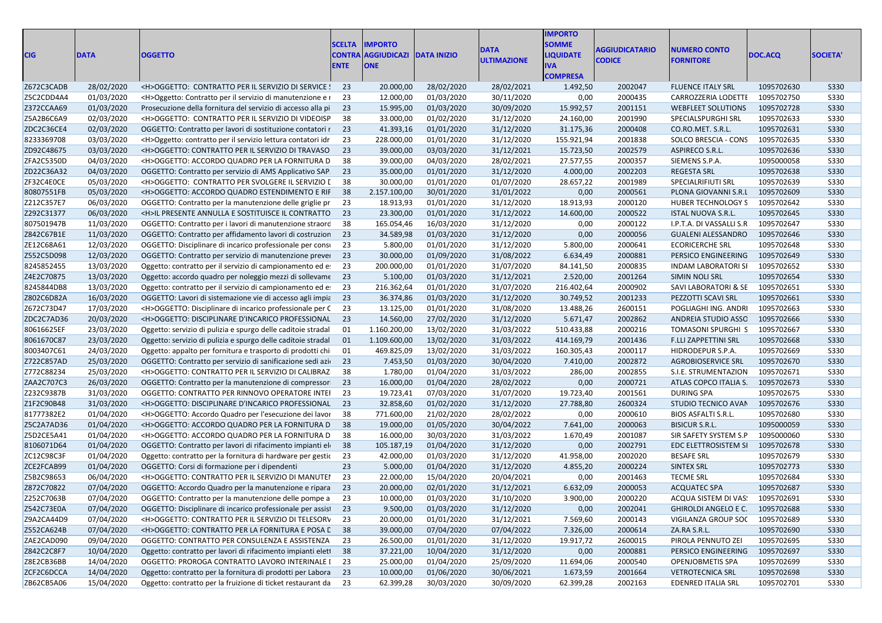| CIG | DATA | OGGETTO | SCELTA CONTRAENTE | IMPORTO AGGIUDICAZIONE | DATA INIZIO | DATA ULTIMAZIONE | IMPORTO SOMME LIQUIDATE IVA COMPRESA | AGGIUDICATARIO CODICE | NUMERO CONTO FORNITORE | DOC.ACQ | SOCIETA' |
|---|---|---|---|---|---|---|---|---|---|---|---|
| Z672C3CADB | 28/02/2020 | <H>OGGETTO: CONTRATTO PER IL SERVIZIO DI SERVICE S | 23 | 20.000,00 | 28/02/2020 | 28/02/2021 | 1.492,50 | 2002047 | FLUENCE ITALY SRL | 1095702630 | S330 |
| Z5C2CDD4A4 | 01/03/2020 | <H>Oggetto: Contratto per il servizio di manutenzione e r | 23 | 12.000,00 | 01/03/2020 | 30/11/2020 | 0,00 | 2000435 | CARROZZERIA LODETTI | 1095702750 | S330 |
| Z372CCAA69 | 01/03/2020 | Prosecuzione della fornitura del servizio di accesso alla pi | 23 | 15.995,00 | 01/03/2020 | 30/09/2020 | 15.992,57 | 2001151 | WEBFLEET SOLUTIONS | 1095702728 | S330 |
| Z5A2B6C6A9 | 02/03/2020 | <H>OGGETTO: CONTRATTO PER IL SERVIZIO DI VIDEOISP | 38 | 33.000,00 | 01/02/2020 | 31/12/2020 | 24.160,00 | 2001990 | SPECIALSPURGHI SRL | 1095702633 | S330 |
| ZDC2C36CE4 | 02/03/2020 | OGGETTO: Contratto per lavori di sostituzione contatori r | 23 | 41.393,16 | 01/01/2020 | 31/12/2020 | 31.175,36 | 2000408 | CO.RO.MET. S.R.L. | 1095702631 | S330 |
| 8233369708 | 03/03/2020 | <H>Oggetto: contratto per il servizio lettura contatori idr | 23 | 228.000,00 | 01/01/2020 | 31/12/2020 | 155.921,94 | 2001838 | SOLCO BRESCIA - CONS | 1095702635 | S330 |
| ZD92C48675 | 03/03/2020 | <H>OGGETTO: CONTRATTO PER IL SERVIZIO DI TRAVASO | 23 | 39.000,00 | 03/03/2020 | 31/12/2021 | 15.723,50 | 2002579 | ASPIRECO S.R.L. | 1095702636 | S330 |
| ZFA2C5350D | 04/03/2020 | <H>OGGETTO: ACCORDO QUADRO PER LA FORNITURA D | 38 | 39.000,00 | 04/03/2020 | 28/02/2021 | 27.577,55 | 2000357 | SIEMENS S.P.A. | 1095000058 | S330 |
| ZD22C36A32 | 04/03/2020 | OGGETTO: Contratto per servizio di AMS Applicativo SAP | 23 | 35.000,00 | 01/01/2020 | 31/12/2020 | 4.000,00 | 2002203 | REGESTA SRL | 1095702638 | S330 |
| ZF32C4E0CE | 05/03/2020 | <H>OGGETTO: CONTRATTO PER SVOLGERE IL SERVIZIO D | 38 | 30.000,00 | 01/01/2020 | 01/07/2020 | 28.657,22 | 2001989 | SPECIALRIFIUTI SRL | 1095702639 | S330 |
| 80807551FB | 05/03/2020 | <H>OGGETTO: ACCORDO QUADRO ESTENDIMENTO E RIF | 38 | 2.157.100,00 | 30/01/2020 | 31/01/2022 | 0,00 | 2000561 | PLONA GIOVANNI S.R.L | 1095702609 | S330 |
| Z212C357E7 | 06/03/2020 | OGGETTO: Contratto per la manutenzione delle griglie pr | 23 | 18.913,93 | 01/01/2020 | 31/12/2020 | 18.913,93 | 2000120 | HUBER TECHNOLOGY S | 1095702642 | S330 |
| Z292C31377 | 06/03/2020 | <H>IL PRESENTE ANNULLA E SOSTITUISCE IL CONTRATTO | 23 | 23.300,00 | 01/01/2020 | 31/12/2022 | 14.600,00 | 2000522 | ISTAL NUOVA S.R.L. | 1095702645 | S330 |
| 807501947B | 11/03/2020 | OGGETTO: Contratto per i lavori di manutenzione straord | 38 | 165.054,46 | 16/03/2020 | 31/12/2020 | 0,00 | 2000122 | I.P.T.A. DI VASSALLI S.R | 1095702647 | S330 |
| Z842C67B1E | 11/03/2020 | OGGETTO: Contratto per affidamento lavori di costruzion | 23 | 34.589,98 | 01/03/2020 | 31/12/2020 | 0,00 | 2000056 | GUALENI ALESSANDRO | 1095702646 | S330 |
| ZE12C68A61 | 12/03/2020 | OGGETTO: Disciplinare di incarico professionale per cons | 23 | 5.800,00 | 01/01/2020 | 31/12/2020 | 5.800,00 | 2000641 | ECORICERCHE SRL | 1095702648 | S330 |
| Z552C5D098 | 12/03/2020 | OGGETTO: Contratto per servizio di manutenzione preve | 23 | 30.000,00 | 01/09/2020 | 31/08/2022 | 6.634,49 | 2000881 | PERSICO ENGINEERING | 1095702649 | S330 |
| 8245852455 | 13/03/2020 | Oggetto: contratto per il servizio di campionamento ed e | 23 | 200.000,00 | 01/01/2020 | 31/07/2020 | 84.141,50 | 2000835 | INDAM LABORATORI SI | 1095702652 | S330 |
| Z4E2C70875 | 13/03/2020 | Oggetto: accordo quadro per noleggio mezzi di sollevame | 23 | 5.100,00 | 01/03/2020 | 31/12/2021 | 2.520,00 | 2001264 | SIMIN NOLI SRL | 1095702654 | S330 |
| 8245844DB8 | 13/03/2020 | Oggetto: contratto per il servizio di campionamento ed e | 23 | 216.362,64 | 01/01/2020 | 31/07/2020 | 216.402,64 | 2000902 | SAVI LABORATORI & SE | 1095702651 | S330 |
| Z802C6D82A | 16/03/2020 | OGGETTO: Lavori di sistemazione vie di accesso agli impia | 23 | 36.374,86 | 01/03/2020 | 31/12/2020 | 30.749,52 | 2001233 | PEZZOTTI SCAVI SRL | 1095702661 | S330 |
| Z672C73D47 | 17/03/2020 | <H>OGGETTO: Disciplinare di incarico professionale per C | 23 | 13.125,00 | 01/01/2020 | 31/08/2020 | 13.488,26 | 2600151 | POGLIAGHI ING. ANDRI | 1095702663 | S330 |
| ZDC2C7AD36 | 20/03/2020 | <H>OGGETTO: DISCIPLINARE D'INCARICO PROFESSIONAL | 23 | 14.560,00 | 27/02/2020 | 31/12/2020 | 5.671,47 | 2002862 | ANDREIA STUDIO ASSO | 1095702666 | S330 |
| 80616625EF | 23/03/2020 | Oggetto: servizio di pulizia e spurgo delle caditoie stradal | 01 | 1.160.200,00 | 13/02/2020 | 31/03/2022 | 510.433,88 | 2000216 | TOMASONI SPURGHI S | 1095702667 | S330 |
| 8061670C87 | 23/03/2020 | Oggetto: servizio di pulizia e spurgo delle caditoie stradal | 01 | 1.109.600,00 | 13/02/2020 | 31/03/2022 | 414.169,79 | 2001436 | F.LLI ZAPPETTINI SRL | 1095702668 | S330 |
| 8003407C61 | 24/03/2020 | Oggetto: appalto per fornitura e trasporto di prodotti chi | 01 | 469.825,09 | 13/02/2020 | 31/03/2022 | 160.305,43 | 2000117 | HIDRODEPUR S.P.A. | 1095702669 | S330 |
| Z722C857AD | 25/03/2020 | OGGETTO: Contratto per servizio di sanificazione sedi azi | 23 | 7.453,50 | 01/03/2020 | 30/04/2020 | 7.410,00 | 2002872 | AGROBIOSERVICE SRL | 1095702670 | S330 |
| Z772C88234 | 25/03/2020 | <H>OGGETTO: CONTRATTO PER IL SERVIZIO DI CALIBRAZ | 38 | 1.780,00 | 01/04/2020 | 31/03/2022 | 286,00 | 2002855 | S.I.E. STRUMENTAZION | 1095702671 | S330 |
| ZAA2C707C3 | 26/03/2020 | OGGETTO: Contratto per la manutenzione di compressori | 23 | 16.000,00 | 01/04/2020 | 28/02/2022 | 0,00 | 2000721 | ATLAS COPCO ITALIA S. | 1095702673 | S330 |
| Z232C9387B | 31/03/2020 | OGGETTO: CONTRATTO PER RINNOVO OPERATORE INTEI | 23 | 19.723,41 | 07/03/2020 | 31/07/2020 | 19.723,40 | 2001561 | DURING SPA | 1095702675 | S330 |
| Z1F2C90B48 | 31/03/2020 | <H>OGGETTO: DISCIPLINARE D'INCARICO PROFESSIONAL | 23 | 32.858,60 | 01/02/2020 | 31/12/2020 | 27.788,80 | 2600324 | STUDIO TECNICO AVAN | 1095702676 | S330 |
| 81777382E2 | 01/04/2020 | <H>OGGETTO: Accordo Quadro per l'esecuzione dei lavor | 38 | 771.600,00 | 21/02/2020 | 28/02/2022 | 0,00 | 2000610 | BIOS ASFALTI S.R.L. | 1095702680 | S330 |
| Z5C2A7AD36 | 01/04/2020 | <H>OGGETTO: ACCORDO QUADRO PER LA FORNITURA D | 38 | 19.000,00 | 01/05/2020 | 30/04/2022 | 7.641,00 | 2000063 | BISICUR S.R.L. | 1095000059 | S330 |
| Z5D2CE5A41 | 01/04/2020 | <H>OGGETTO: ACCORDO QUADRO PER LA FORNITURA D | 38 | 16.000,00 | 30/03/2020 | 31/03/2022 | 1.670,49 | 2001087 | SIR SAFETY SYSTEM S.P | 1095000060 | S330 |
| 8106071D64 | 01/04/2020 | OGGETTO: Contratto per lavori di rifacimento impianti el | 38 | 105.187,19 | 01/04/2020 | 31/12/2020 | 0,00 | 2002791 | EDC ELETTROSISTEM SI | 1095702678 | S330 |
| ZC12C98C3F | 01/04/2020 | Oggetto: contratto per la fornitura di hardware per gestic | 23 | 42.000,00 | 01/03/2020 | 31/12/2020 | 41.958,00 | 2002020 | BESAFE SRL | 1095702679 | S330 |
| ZCE2FCAB99 | 01/04/2020 | OGGETTO: Corsi di formazione per i dipendenti | 23 | 5.000,00 | 01/04/2020 | 31/12/2020 | 4.855,20 | 2000224 | SINTEX SRL | 1095702773 | S330 |
| Z5B2C98653 | 06/04/2020 | <H>OGGETTO: CONTRATTO PER IL SERVIZIO DI MANUTEI | 23 | 22.000,00 | 15/04/2020 | 20/04/2021 | 0,00 | 2001463 | TECME SRL | 1095702684 | S330 |
| Z872C70822 | 07/04/2020 | OGGETTO: Accordo Quadro per la manutenzione e ripara | 23 | 20.000,00 | 02/01/2020 | 31/12/2021 | 6.632,09 | 2000053 | ACQUATEC SPA | 1095702687 | S330 |
| Z252C7063B | 07/04/2020 | OGGETTO: Contratto per la manutenzione delle pompe a | 23 | 10.000,00 | 01/03/2020 | 31/10/2020 | 3.900,00 | 2000220 | ACQUA SISTEM DI VAS | 1095702691 | S330 |
| Z542C73E0A | 07/04/2020 | OGGETTO: Disciplinare di incarico professionale per assis | 23 | 9.500,00 | 01/03/2020 | 31/12/2020 | 0,00 | 2002041 | GHIROLDI ANGELO E C. | 1095702688 | S330 |
| Z9A2CA44D9 | 07/04/2020 | <H>OGGETTO: CONTRATTO PER IL SERVIZIO DI TELESORV | 23 | 20.000,00 | 01/01/2020 | 31/12/2021 | 7.569,60 | 2000143 | VIGILANZA GROUP SOC | 1095702689 | S330 |
| Z552CA624B | 07/04/2020 | <H>OGGETTO: CONTRATTO PER LA FORNITURA E POSA D | 38 | 39.000,00 | 07/04/2020 | 07/04/2022 | 7.326,00 | 2000614 | ZA.RA S.R.L. | 1095702690 | S330 |
| ZAE2CAD090 | 09/04/2020 | OGGETTO: CONTRATTO PER CONSULENZA E ASSISTENZA | 23 | 26.500,00 | 01/01/2020 | 31/12/2020 | 19.917,72 | 2600015 | PIROLA PENNUTO ZEI | 1095702695 | S330 |
| Z842C2C8F7 | 10/04/2020 | Oggetto: contratto per lavori di rifacimento impianti elet | 38 | 37.221,00 | 10/04/2020 | 31/12/2020 | 0,00 | 2000881 | PERSICO ENGINEERING | 1095702697 | S330 |
| Z8E2CB36BB | 14/04/2020 | OGGETTO: PROROGA CONTRATTO LAVORO INTERINALE I | 23 | 25.000,00 | 01/04/2020 | 25/09/2020 | 11.694,06 | 2000540 | OPENJOBMETIS SPA | 1095702699 | S330 |
| ZCF2C6DCCA | 14/04/2020 | Oggetto: contratto per la fornitura di prodotti per Labora | 23 | 10.000,00 | 01/06/2020 | 30/06/2021 | 1.673,59 | 2001664 | VETROTECNICA SRL | 1095702698 | S330 |
| ZB62CB5A06 | 15/04/2020 | Oggetto: contratto per la fruizione di ticket restaurant da | 23 | 62.399,28 | 30/03/2020 | 30/09/2020 | 62.399,28 | 2002163 | EDENRED ITALIA SRL | 1095702701 | S330 |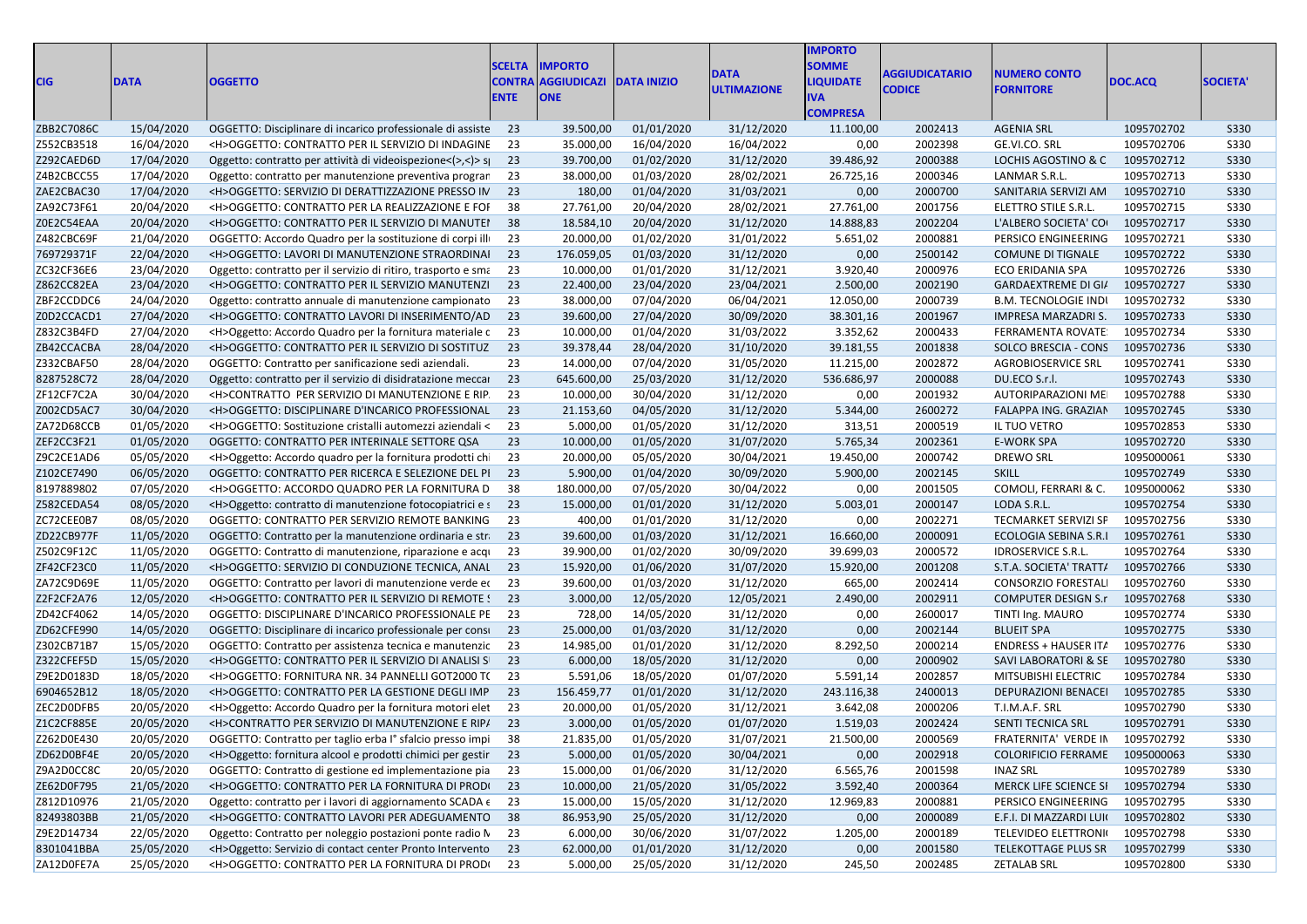| CIG | DATA | OGGETTO | SCELTA CONTRAENTE | IMPORTO AGGIUDICAZIONE | DATA INIZIO | DATA ULTIMAZIONE | IMPORTO SOMME LIQUIDATE IVA COMPRESA | AGGIUDICATARIO CODICE | NUMERO CONTO FORNITORE | DOC.ACQ | SOCIETA' |
|---|---|---|---|---|---|---|---|---|---|---|---|
| ZBB2C7086C | 15/04/2020 | OGGETTO: Disciplinare di incarico professionale di assiste | 23 | 39.500,00 | 01/01/2020 | 31/12/2020 | 11.100,00 | 2002413 | AGENIA SRL | 1095702702 | S330 |
| Z552CB3518 | 16/04/2020 | <H>OGGETTO: CONTRATTO PER IL SERVIZIO DI INDAGINE | 23 | 35.000,00 | 16/04/2020 | 16/04/2022 | 0,00 | 2002398 | GE.VI.CO. SRL | 1095702706 | S330 |
| Z292CAED6D | 17/04/2020 | Oggetto: contratto per attività di videoispezione<(>,<)> s | 23 | 39.700,00 | 01/02/2020 | 31/12/2020 | 39.486,92 | 2000388 | LOCHIS AGOSTINO & C | 1095702712 | S330 |
| Z4B2CBCC55 | 17/04/2020 | Oggetto: contratto per manutenzione preventiva progran | 23 | 38.000,00 | 01/03/2020 | 28/02/2021 | 26.725,16 | 2000346 | LANMAR S.R.L. | 1095702713 | S330 |
| ZAE2CBAC30 | 17/04/2020 | <H>OGGETTO: SERVIZIO DI DERATTIZZAZIONE PRESSO IN | 23 | 180,00 | 01/04/2020 | 31/03/2021 | 0,00 | 2000700 | SANITARIA SERVIZI AM | 1095702710 | S330 |
| ZA92C73F61 | 20/04/2020 | <H>OGGETTO: CONTRATTO PER LA REALIZZAZIONE E FOF | 38 | 27.761,00 | 20/04/2020 | 28/02/2021 | 27.761,00 | 2001756 | ELETTRO STILE S.R.L. | 1095702715 | S330 |
| Z0E2C54EAA | 20/04/2020 | <H>OGGETTO: CONTRATTO PER IL SERVIZIO DI MANUTEI | 38 | 18.584,10 | 20/04/2020 | 31/12/2020 | 14.888,83 | 2002204 | L'ALBERO SOCIETA' CO | 1095702717 | S330 |
| Z482CBC69F | 21/04/2020 | OGGETTO: Accordo Quadro per la sostituzione di corpi ill | 23 | 20.000,00 | 01/02/2020 | 31/01/2022 | 5.651,02 | 2000881 | PERSICO ENGINEERING | 1095702721 | S330 |
| 769729371F | 22/04/2020 | <H>OGGETTO: LAVORI DI MANUTENZIONE STRAORDINAI | 23 | 176.059,05 | 01/03/2020 | 31/12/2020 | 0,00 | 2500142 | COMUNE DI TIGNALE | 1095702722 | S330 |
| ZC32CF36E6 | 23/04/2020 | Oggetto: contratto per il servizio di ritiro, trasporto e sma | 23 | 10.000,00 | 01/01/2020 | 31/12/2021 | 3.920,40 | 2000976 | ECO ERIDANIA SPA | 1095702726 | S330 |
| Z862CC82EA | 23/04/2020 | <H>OGGETTO: CONTRATTO PER IL SERVIZIO MANUTENZI | 23 | 22.400,00 | 23/04/2020 | 23/04/2021 | 2.500,00 | 2002190 | GARDAEXTREME DI GI/ | 1095702727 | S330 |
| ZBF2CCDDC6 | 24/04/2020 | Oggetto: contratto annuale di manutenzione campionato | 23 | 38.000,00 | 07/04/2020 | 06/04/2021 | 12.050,00 | 2000739 | B.M. TECNOLOGIE INDI | 1095702732 | S330 |
| Z0D2CCACD1 | 27/04/2020 | <H>OGGETTO: CONTRATTO LAVORI DI INSERIMENTO/AD | 23 | 39.600,00 | 27/04/2020 | 30/09/2020 | 38.301,16 | 2001967 | IMPRESA MARZADRI S. | 1095702733 | S330 |
| Z832C3B4FD | 27/04/2020 | <H>Oggetto: Accordo Quadro per la fornitura materiale c | 23 | 10.000,00 | 01/04/2020 | 31/03/2022 | 3.352,62 | 2000433 | FERRAMENTA ROVATE | 1095702734 | S330 |
| ZB42CCACBA | 28/04/2020 | <H>OGGETTO: CONTRATTO PER IL SERVIZIO DI SOSTITUZ | 23 | 39.378,44 | 28/04/2020 | 31/10/2020 | 39.181,55 | 2001838 | SOLCO BRESCIA - CONS | 1095702736 | S330 |
| Z332CBAF50 | 28/04/2020 | OGGETTO: Contratto per sanificazione sedi aziendali. | 23 | 14.000,00 | 07/04/2020 | 31/05/2020 | 11.215,00 | 2002872 | AGROBIOSERVICE SRL | 1095702741 | S330 |
| 8287528C72 | 28/04/2020 | Oggetto: contratto per il servizio di disidratazione meccar | 23 | 645.600,00 | 25/03/2020 | 31/12/2020 | 536.686,97 | 2000088 | DU.ECO S.r.l. | 1095702743 | S330 |
| ZF12CF7C2A | 30/04/2020 | <H>CONTRATTO PER SERVIZIO DI MANUTENZIONE E RIP. | 23 | 10.000,00 | 30/04/2020 | 31/12/2020 | 0,00 | 2001932 | AUTORIPARAZIONI ME | 1095702788 | S330 |
| Z002CD5AC7 | 30/04/2020 | <H>OGGETTO: DISCIPLINARE D'INCARICO PROFESSIONAL | 23 | 21.153,60 | 04/05/2020 | 31/12/2020 | 5.344,00 | 2600272 | FALAPPA ING. GRAZIAN | 1095702745 | S330 |
| ZA72D68CCB | 01/05/2020 | <H>OGGETTO: Sostituzione cristalli automezzi aziendali < | 23 | 5.000,00 | 01/05/2020 | 31/12/2020 | 313,51 | 2000519 | IL TUO VETRO | 1095702853 | S330 |
| ZEF2CC3F21 | 01/05/2020 | OGGETTO: CONTRATTO PER INTERINALE SETTORE QSA | 23 | 10.000,00 | 01/05/2020 | 31/07/2020 | 5.765,34 | 2002361 | E-WORK SPA | 1095702720 | S330 |
| Z9C2CE1AD6 | 05/05/2020 | <H>Oggetto: Accordo quadro per la fornitura prodotti ch | 23 | 20.000,00 | 05/05/2020 | 30/04/2021 | 19.450,00 | 2000742 | DREWO SRL | 1095000061 | S330 |
| Z102CE7490 | 06/05/2020 | OGGETTO: CONTRATTO PER RICERCA E SELEZIONE DEL PI | 23 | 5.900,00 | 01/04/2020 | 30/09/2020 | 5.900,00 | 2002145 | SKILL | 1095702749 | S330 |
| 8197889802 | 07/05/2020 | <H>OGGETTO: ACCORDO QUADRO PER LA FORNITURA D | 38 | 180.000,00 | 07/05/2020 | 30/04/2022 | 0,00 | 2001505 | COMOLI, FERRARI & C. | 1095000062 | S330 |
| Z582CEDA54 | 08/05/2020 | <H>Oggetto: contratto di manutenzione fotocopiatrici e s | 23 | 15.000,00 | 01/01/2020 | 31/12/2020 | 5.003,01 | 2000147 | LODA S.R.L. | 1095702754 | S330 |
| ZC72CEE0B7 | 08/05/2020 | OGGETTO: CONTRATTO PER SERVIZIO REMOTE BANKING | 23 | 400,00 | 01/01/2020 | 31/12/2020 | 0,00 | 2002271 | TECMARKET SERVIZI SP | 1095702756 | S330 |
| ZD22CB977F | 11/05/2020 | OGGETTO: Contratto per la manutenzione ordinaria e stra | 23 | 39.600,00 | 01/03/2020 | 31/12/2021 | 16.660,00 | 2000091 | ECOLOGIA SEBINA S.R.I | 1095702761 | S330 |
| Z502C9F12C | 11/05/2020 | OGGETTO: Contratto di manutenzione, riparazione e acqu | 23 | 39.900,00 | 01/02/2020 | 30/09/2020 | 39.699,03 | 2000572 | IDROSERVICE S.R.L. | 1095702764 | S330 |
| ZF42CF23C0 | 11/05/2020 | <H>OGGETTO: SERVIZIO DI CONDUZIONE TECNICA, ANAL | 23 | 15.920,00 | 01/06/2020 | 31/07/2020 | 15.920,00 | 2001208 | S.T.A. SOCIETA' TRATT/ | 1095702766 | S330 |
| ZA72C9D69E | 11/05/2020 | OGGETTO: Contratto per lavori di manutenzione verde ed | 23 | 39.600,00 | 01/03/2020 | 31/12/2020 | 665,00 | 2002414 | CONSORZIO FORESTALI | 1095702760 | S330 |
| Z2F2CF2A76 | 12/05/2020 | <H>OGGETTO: CONTRATTO PER IL SERVIZIO DI REMOTE S | 23 | 3.000,00 | 12/05/2020 | 12/05/2021 | 2.490,00 | 2002911 | COMPUTER DESIGN S.r | 1095702768 | S330 |
| ZD42CF4062 | 14/05/2020 | OGGETTO: DISCIPLINARE D'INCARICO PROFESSIONALE PE | 23 | 728,00 | 14/05/2020 | 31/12/2020 | 0,00 | 2600017 | TINTI Ing. MAURO | 1095702774 | S330 |
| ZD62CFE990 | 14/05/2020 | OGGETTO: Disciplinare di incarico professionale per consi | 23 | 25.000,00 | 01/03/2020 | 31/12/2020 | 0,00 | 2002144 | BLUEIT SPA | 1095702775 | S330 |
| Z302CB71B7 | 15/05/2020 | OGGETTO: Contratto per assistenza tecnica e manutenzic | 23 | 14.985,00 | 01/01/2020 | 31/12/2020 | 8.292,50 | 2000214 | ENDRESS + HAUSER ITA | 1095702776 | S330 |
| Z322CFEF5D | 15/05/2020 | <H>OGGETTO: CONTRATTO PER IL SERVIZIO DI ANALISI S | 23 | 6.000,00 | 18/05/2020 | 31/12/2020 | 0,00 | 2000902 | SAVI LABORATORI & SE | 1095702780 | S330 |
| Z9E2D0183D | 18/05/2020 | <H>OGGETTO: FORNITURA NR. 34 PANNELLI GOT2000 TO | 23 | 5.591,06 | 18/05/2020 | 01/07/2020 | 5.591,14 | 2002857 | MITSUBISHI ELECTRIC | 1095702784 | S330 |
| 6904652B12 | 18/05/2020 | <H>OGGETTO: CONTRATTO PER LA GESTIONE DEGLI IMP | 23 | 156.459,77 | 01/01/2020 | 31/12/2020 | 243.116,38 | 2400013 | DEPURAZIONI BENACEI | 1095702785 | S330 |
| ZEC2D0DFB5 | 20/05/2020 | <H>Oggetto: Accordo Quadro per la fornitura motori elet | 23 | 20.000,00 | 01/05/2020 | 31/12/2021 | 3.642,08 | 2000206 | T.I.M.A.F. SRL | 1095702790 | S330 |
| Z1C2CF885E | 20/05/2020 | <H>CONTRATTO PER SERVIZIO DI MANUTENZIONE E RIP/ | 23 | 3.000,00 | 01/05/2020 | 01/07/2020 | 1.519,03 | 2002424 | SENTI TECNICA SRL | 1095702791 | S330 |
| Z262D0E430 | 20/05/2020 | OGGETTO: Contratto per taglio erba I° sfalcio presso impi | 38 | 21.835,00 | 01/05/2020 | 31/07/2021 | 21.500,00 | 2000569 | FRATERNITA' VERDE IN | 1095702792 | S330 |
| ZD62D0BF4E | 20/05/2020 | <H>Oggetto: fornitura alcool e prodotti chimici per gestir | 23 | 5.000,00 | 01/05/2020 | 30/04/2021 | 0,00 | 2002918 | COLORIFICIO FERRAME | 1095000063 | S330 |
| Z9A2D0CC8C | 20/05/2020 | OGGETTO: Contratto di gestione ed implementazione pia | 23 | 15.000,00 | 01/06/2020 | 31/12/2020 | 6.565,76 | 2001598 | INAZ SRL | 1095702789 | S330 |
| ZE62D0F795 | 21/05/2020 | <H>OGGETTO: CONTRATTO PER LA FORNITURA DI PRODI | 23 | 10.000,00 | 21/05/2020 | 31/05/2022 | 3.592,40 | 2000364 | MERCK LIFE SCIENCE SI | 1095702794 | S330 |
| Z812D10976 | 21/05/2020 | Oggetto: contratto per i lavori di aggiornamento SCADA e | 23 | 15.000,00 | 15/05/2020 | 31/12/2020 | 12.969,83 | 2000881 | PERSICO ENGINEERING | 1095702795 | S330 |
| 82493803BB | 21/05/2020 | <H>OGGETTO: CONTRATTO LAVORI PER ADEGUAMENTO | 38 | 86.953,90 | 25/05/2020 | 31/12/2020 | 0,00 | 2000089 | E.F.I. DI MAZZARDI LUI | 1095702802 | S330 |
| Z9E2D14734 | 22/05/2020 | Oggetto: Contratto per noleggio postazioni ponte radio N | 23 | 6.000,00 | 30/06/2020 | 31/07/2022 | 1.205,00 | 2000189 | TELEVIDEO ELETTRONI | 1095702798 | S330 |
| 8301041BBA | 25/05/2020 | <H>Oggetto: Servizio di contact center Pronto Intervento | 23 | 62.000,00 | 01/01/2020 | 31/12/2020 | 0,00 | 2001580 | TELEKOTTAGE PLUS SR | 1095702799 | S330 |
| ZA12D0FE7A | 25/05/2020 | <H>OGGETTO: CONTRATTO PER LA FORNITURA DI PRODI | 23 | 5.000,00 | 25/05/2020 | 31/12/2020 | 245,50 | 2002485 | ZETALAB SRL | 1095702800 | S330 |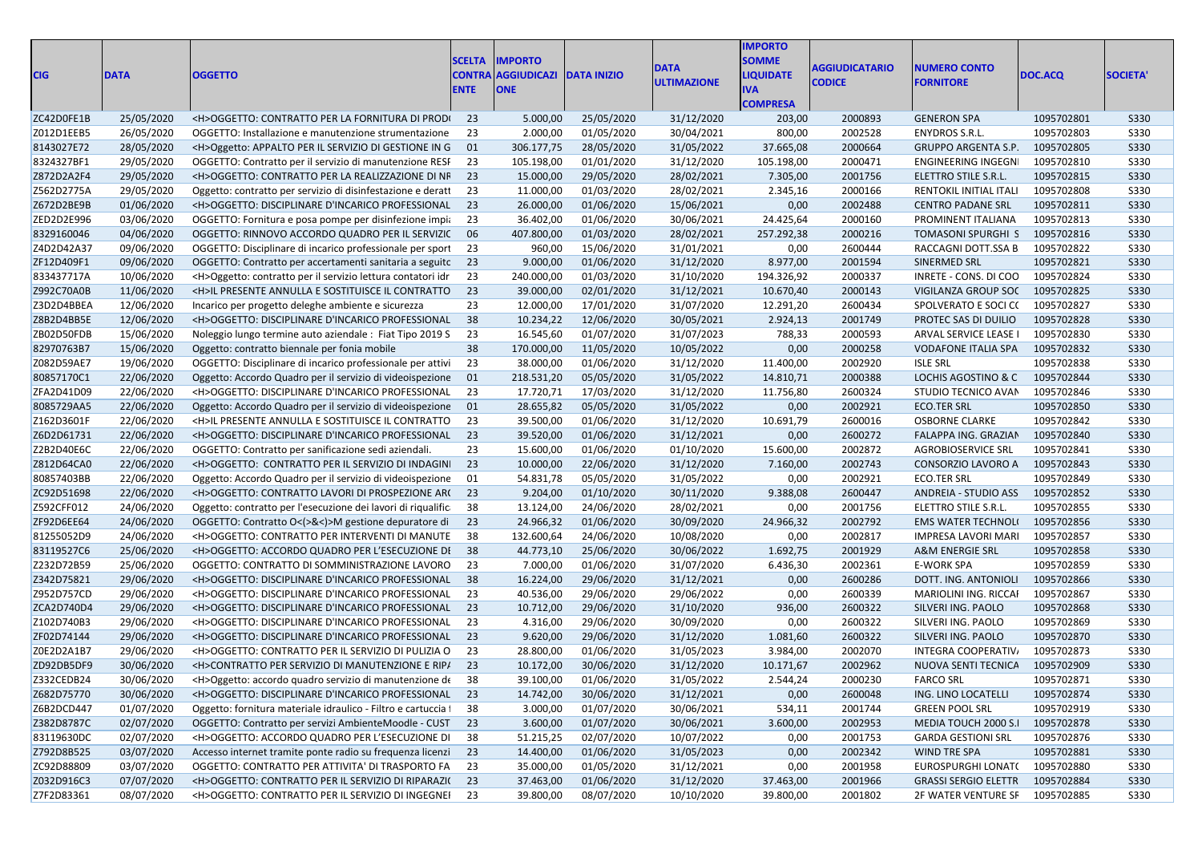| CIG | DATA | OGGETTO | SCELTA CONTRAENTE | IMPORTO AGGIUDICAZIONE | DATA INIZIO | DATA ULTIMAZIONE | IMPORTO SOMME LIQUIDATE IVA COMPRESA | AGGIUDICATARIO CODICE | NUMERO CONTO FORNITORE | DOC.ACQ | SOCIETA' |
|---|---|---|---|---|---|---|---|---|---|---|---|
| ZC42D0FE1B | 25/05/2020 | <H>OGGETTO: CONTRATTO PER LA FORNITURA DI PROD | 23 | 5.000,00 | 25/05/2020 | 31/12/2020 | 203,00 | 2000893 | GENERON SPA | 1095702801 | S330 |
| Z012D1EEB5 | 26/05/2020 | OGGETTO: Installazione e manutenzione strumentazione | 23 | 2.000,00 | 01/05/2020 | 30/04/2021 | 800,00 | 2002528 | ENYDROS S.R.L. | 1095702803 | S330 |
| 8143027E72 | 28/05/2020 | <H>Oggetto: APPALTO PER IL SERVIZIO DI GESTIONE IN G | 01 | 306.177,75 | 28/05/2020 | 31/05/2022 | 37.665,08 | 2000664 | GRUPPO ARGENTA S.P. | 1095702805 | S330 |
| 8324327BF1 | 29/05/2020 | OGGETTO: Contratto per il servizio di manutenzione RESI | 23 | 105.198,00 | 01/01/2020 | 31/12/2020 | 105.198,00 | 2000471 | ENGINEERING INGEGNI | 1095702810 | S330 |
| Z872D2A2F4 | 29/05/2020 | <H>OGGETTO: CONTRATTO PER LA REALIZZAZIONE DI NI | 23 | 15.000,00 | 29/05/2020 | 28/02/2021 | 7.305,00 | 2001756 | ELETTRO STILE S.R.L. | 1095702815 | S330 |
| Z562D2775A | 29/05/2020 | Oggetto: contratto per servizio di disinfestazione e deratt | 23 | 11.000,00 | 01/03/2020 | 28/02/2021 | 2.345,16 | 2000166 | RENTOKIL INITIAL ITALI | 1095702808 | S330 |
| Z672D2BE9B | 01/06/2020 | <H>OGGETTO: DISCIPLINARE D'INCARICO PROFESSIONAL | 23 | 26.000,00 | 01/06/2020 | 15/06/2021 | 0,00 | 2002488 | CENTRO PADANE SRL | 1095702811 | S330 |
| ZED2D2E996 | 03/06/2020 | OGGETTO: Fornitura e posa pompe per disinfezione impi | 23 | 36.402,00 | 01/06/2020 | 30/06/2021 | 24.425,64 | 2000160 | PROMINENT ITALIANA | 1095702813 | S330 |
| 8329160046 | 04/06/2020 | OGGETTO: RINNOVO ACCORDO QUADRO PER IL SERVIZIO | 06 | 407.800,00 | 01/03/2020 | 28/02/2021 | 257.292,38 | 2000216 | TOMASONI SPURGHI S | 1095702816 | S330 |
| Z4D2D42A37 | 09/06/2020 | OGGETTO: Disciplinare di incarico professionale per sport | 23 | 960,00 | 15/06/2020 | 31/01/2021 | 0,00 | 2600444 | RACCAGNI DOTT.SSA B | 1095702822 | S330 |
| ZF12D409F1 | 09/06/2020 | OGGETTO: Contratto per accertamenti sanitaria a seguito | 23 | 9.000,00 | 01/06/2020 | 31/12/2020 | 8.977,00 | 2001594 | SINERMED SRL | 1095702821 | S330 |
| 833437717A | 10/06/2020 | <H>Oggetto: contratto per il servizio lettura contatori idr | 23 | 240.000,00 | 01/03/2020 | 31/10/2020 | 194.326,92 | 2000337 | INRETE - CONS. DI COO | 1095702824 | S330 |
| Z992C70A0B | 11/06/2020 | <H>IL PRESENTE ANNULLA E SOSTITUISCE IL CONTRATTO | 23 | 39.000,00 | 02/01/2020 | 31/12/2021 | 10.670,40 | 2000143 | VIGILANZA GROUP SOC | 1095702825 | S330 |
| Z3D2D4BBEA | 12/06/2020 | Incarico per progetto deleghe ambiente e sicurezza | 23 | 12.000,00 | 17/01/2020 | 31/07/2020 | 12.291,20 | 2600434 | SPOLVERATO E SOCI CO | 1095702827 | S330 |
| Z8B2D4BB5E | 12/06/2020 | <H>OGGETTO: DISCIPLINARE D'INCARICO PROFESSIONAL | 38 | 10.234,22 | 12/06/2020 | 30/05/2021 | 2.924,13 | 2001749 | PROTEC SAS DI DUILIO | 1095702828 | S330 |
| ZB02D50FDB | 15/06/2020 | Noleggio lungo termine auto aziendale : Fiat Tipo 2019 S | 23 | 16.545,60 | 01/07/2020 | 31/07/2023 | 788,33 | 2000593 | ARVAL SERVICE LEASE I | 1095702830 | S330 |
| 82970763B7 | 15/06/2020 | Oggetto: contratto biennale per fonia mobile | 38 | 170.000,00 | 11/05/2020 | 10/05/2022 | 0,00 | 2000258 | VODAFONE ITALIA SPA | 1095702832 | S330 |
| Z082D59AE7 | 19/06/2020 | OGGETTO: Disciplinare di incarico professionale per attivi | 23 | 38.000,00 | 01/06/2020 | 31/12/2020 | 11.400,00 | 2002920 | ISLE SRL | 1095702838 | S330 |
| 80857170C1 | 22/06/2020 | Oggetto: Accordo Quadro per il servizio di videoispezione | 01 | 218.531,20 | 05/05/2020 | 31/05/2022 | 14.810,71 | 2000388 | LOCHIS AGOSTINO & C | 1095702844 | S330 |
| ZFA2D41D09 | 22/06/2020 | <H>OGGETTO: DISCIPLINARE D'INCARICO PROFESSIONAL | 23 | 17.720,71 | 17/03/2020 | 31/12/2020 | 11.756,80 | 2600324 | STUDIO TECNICO AVAN | 1095702846 | S330 |
| 8085729AA5 | 22/06/2020 | Oggetto: Accordo Quadro per il servizio di videoispezione | 01 | 28.655,82 | 05/05/2020 | 31/05/2022 | 0,00 | 2002921 | ECO.TER SRL | 1095702850 | S330 |
| Z162D3601F | 22/06/2020 | <H>IL PRESENTE ANNULLA E SOSTITUISCE IL CONTRATTO | 23 | 39.500,00 | 01/06/2020 | 31/12/2020 | 10.691,79 | 2600016 | OSBORNE CLARKE | 1095702842 | S330 |
| Z6D2D61731 | 22/06/2020 | <H>OGGETTO: DISCIPLINARE D'INCARICO PROFESSIONAL | 23 | 39.520,00 | 01/06/2020 | 31/12/2021 | 0,00 | 2600272 | FALAPPA ING. GRAZIAN | 1095702840 | S330 |
| Z2B2D40E6C | 22/06/2020 | OGGETTO: Contratto per sanificazione sedi aziendali. | 23 | 15.600,00 | 01/06/2020 | 01/10/2020 | 15.600,00 | 2002872 | AGROBIOSERVICE SRL | 1095702841 | S330 |
| Z812D64CA0 | 22/06/2020 | <H>OGGETTO: CONTRATTO PER IL SERVIZIO DI INDAGINI | 23 | 10.000,00 | 22/06/2020 | 31/12/2020 | 7.160,00 | 2002743 | CONSORZIO LAVORO A | 1095702843 | S330 |
| 80857403BB | 22/06/2020 | Oggetto: Accordo Quadro per il servizio di videoispezione | 01 | 54.831,78 | 05/05/2020 | 31/05/2022 | 0,00 | 2002921 | ECO.TER SRL | 1095702849 | S330 |
| ZC92D51698 | 22/06/2020 | <H>OGGETTO: CONTRATTO LAVORI DI PROSPEZIONE AR( | 23 | 9.204,00 | 01/10/2020 | 30/11/2020 | 9.388,08 | 2600447 | ANDREIA - STUDIO ASS | 1095702852 | S330 |
| Z592CFF012 | 24/06/2020 | Oggetto: contratto per l'esecuzione dei lavori di riqualific | 38 | 13.124,00 | 24/06/2020 | 28/02/2021 | 0,00 | 2001756 | ELETTRO STILE S.R.L. | 1095702855 | S330 |
| ZF92D6EE64 | 24/06/2020 | OGGETTO: Contratto O<(>&<)>M gestione depuratore di | 23 | 24.966,32 | 01/06/2020 | 30/09/2020 | 24.966,32 | 2002792 | EMS WATER TECHNOLO | 1095702856 | S330 |
| 81255052D9 | 24/06/2020 | <H>OGGETTO: CONTRATTO PER INTERVENTI DI MANUTE | 38 | 132.600,64 | 24/06/2020 | 10/08/2020 | 0,00 | 2002817 | IMPRESA LAVORI MARI | 1095702857 | S330 |
| 83119527C6 | 25/06/2020 | <H>OGGETTO: ACCORDO QUADRO PER L'ESECUZIONE DI | 38 | 44.773,10 | 25/06/2020 | 30/06/2022 | 1.692,75 | 2001929 | A&M ENERGIE SRL | 1095702858 | S330 |
| Z232D72B59 | 25/06/2020 | OGGETTO: CONTRATTO DI SOMMINISTRAZIONE LAVORO | 23 | 7.000,00 | 01/06/2020 | 31/07/2020 | 6.436,30 | 2002361 | E-WORK SPA | 1095702859 | S330 |
| Z342D75821 | 29/06/2020 | <H>OGGETTO: DISCIPLINARE D'INCARICO PROFESSIONAL | 38 | 16.224,00 | 29/06/2020 | 31/12/2021 | 0,00 | 2600286 | DOTT. ING. ANTONIOLI | 1095702866 | S330 |
| Z952D757CD | 29/06/2020 | <H>OGGETTO: DISCIPLINARE D'INCARICO PROFESSIONAL | 23 | 40.536,00 | 29/06/2020 | 29/06/2022 | 0,00 | 2600339 | MARIOLINI ING. RICCAI | 1095702867 | S330 |
| ZCA2D740D4 | 29/06/2020 | <H>OGGETTO: DISCIPLINARE D'INCARICO PROFESSIONAL | 23 | 10.712,00 | 29/06/2020 | 31/10/2020 | 936,00 | 2600322 | SILVERI ING. PAOLO | 1095702868 | S330 |
| Z102D740B3 | 29/06/2020 | <H>OGGETTO: DISCIPLINARE D'INCARICO PROFESSIONAL | 23 | 4.316,00 | 29/06/2020 | 30/09/2020 | 0,00 | 2600322 | SILVERI ING. PAOLO | 1095702869 | S330 |
| ZF02D74144 | 29/06/2020 | <H>OGGETTO: DISCIPLINARE D'INCARICO PROFESSIONAL | 23 | 9.620,00 | 29/06/2020 | 31/12/2020 | 1.081,60 | 2600322 | SILVERI ING. PAOLO | 1095702870 | S330 |
| Z0E2D2A1B7 | 29/06/2020 | <H>OGGETTO: CONTRATTO PER IL SERVIZIO DI PULIZIA O | 23 | 28.800,00 | 01/06/2020 | 31/05/2023 | 3.984,00 | 2002070 | INTEGRA COOPERATIVA | 1095702873 | S330 |
| ZD92DB5DF9 | 30/06/2020 | <H>CONTRATTO PER SERVIZIO DI MANUTENZIONE E RIPA | 23 | 10.172,00 | 30/06/2020 | 31/12/2020 | 10.171,67 | 2002962 | NUOVA SENTI TECNICA | 1095702909 | S330 |
| Z332CEDB24 | 30/06/2020 | <H>Oggetto: accordo quadro servizio di manutenzione de | 38 | 39.100,00 | 01/06/2020 | 31/05/2022 | 2.544,24 | 2000230 | FARCO SRL | 1095702871 | S330 |
| Z682D75770 | 30/06/2020 | <H>OGGETTO: DISCIPLINARE D'INCARICO PROFESSIONAL | 23 | 14.742,00 | 30/06/2020 | 31/12/2021 | 0,00 | 2600048 | ING. LINO LOCATELLI | 1095702874 | S330 |
| Z6B2DCD447 | 01/07/2020 | Oggetto: fornitura materiale idraulico - Filtro e cartuccia | 38 | 3.000,00 | 01/07/2020 | 30/06/2021 | 534,11 | 2001744 | GREEN POOL SRL | 1095702919 | S330 |
| Z382D8787C | 02/07/2020 | OGGETTO: Contratto per servizi AmbienteMoodle - CUST | 23 | 3.600,00 | 01/07/2020 | 30/06/2021 | 3.600,00 | 2002953 | MEDIA TOUCH 2000 S.I | 1095702878 | S330 |
| 83119630DC | 02/07/2020 | <H>OGGETTO: ACCORDO QUADRO PER L'ESECUZIONE DI | 38 | 51.215,25 | 02/07/2020 | 10/07/2022 | 0,00 | 2001753 | GARDA GESTIONI SRL | 1095702876 | S330 |
| Z792D8B525 | 03/07/2020 | Accesso internet tramite ponte radio su frequenza licenzi | 23 | 14.400,00 | 01/06/2020 | 31/05/2023 | 0,00 | 2002342 | WIND TRE SPA | 1095702881 | S330 |
| ZC92D88809 | 03/07/2020 | OGGETTO: CONTRATTO PER ATTIVITA' DI TRASPORTO FA | 23 | 35.000,00 | 01/05/2020 | 31/12/2021 | 0,00 | 2001958 | EUROSPURGHI LONATO | 1095702880 | S330 |
| Z032D916C3 | 07/07/2020 | <H>OGGETTO: CONTRATTO PER IL SERVIZIO DI RIPARAZIO | 23 | 37.463,00 | 01/06/2020 | 31/12/2020 | 37.463,00 | 2001966 | GRASSI SERGIO ELETTR | 1095702884 | S330 |
| Z7F2D83361 | 08/07/2020 | <H>OGGETTO: CONTRATTO PER IL SERVIZIO DI INGEGNEI | 23 | 39.800,00 | 08/07/2020 | 10/10/2020 | 39.800,00 | 2001802 | 2F WATER VENTURE SF | 1095702885 | S330 |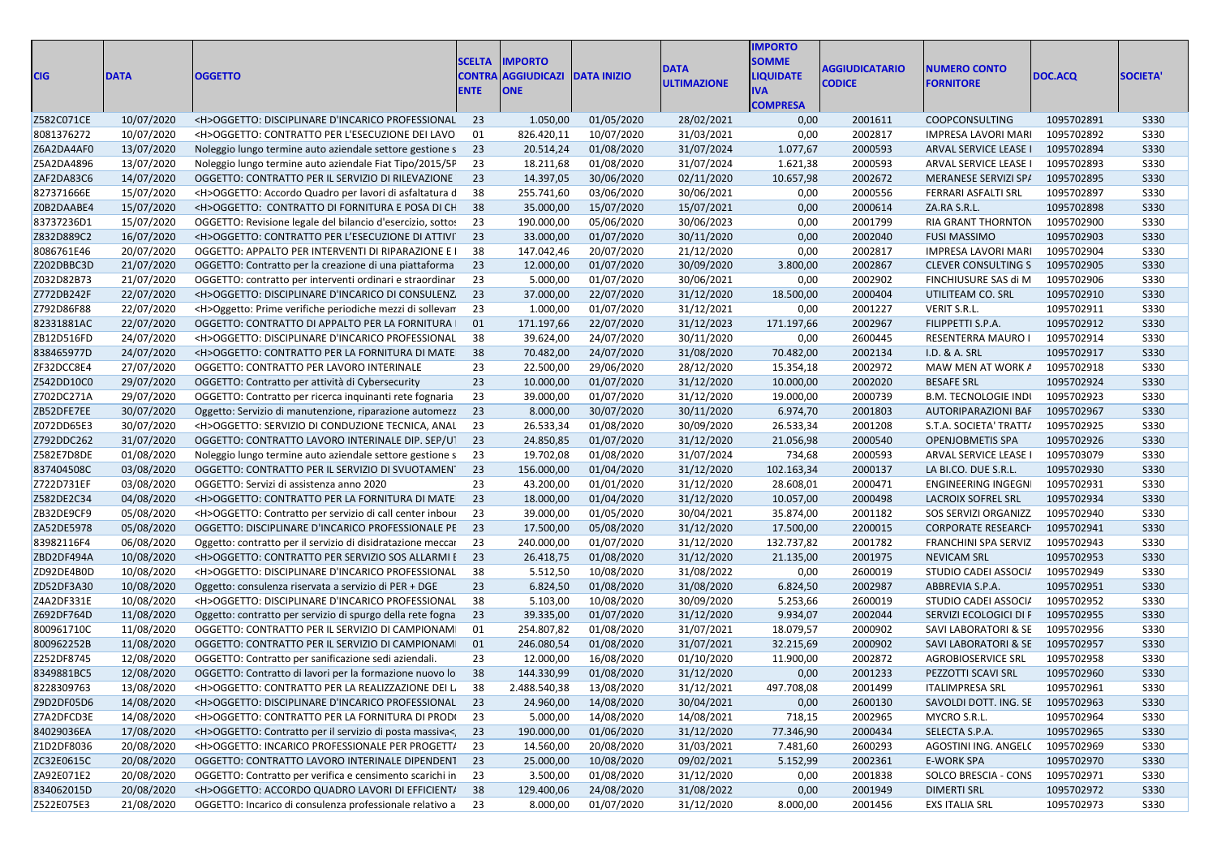| CIG | DATA | OGGETTO | SCELTA CONTRAENTE | IMPORTO AGGIUDICAZIONE | DATA INIZIO | DATA ULTIMAZIONE | IMPORTO SOMME LIQUIDATE IVA COMPRESA | AGGIUDICATARIO CODICE | NUMERO CONTO FORNITORE | DOC.ACQ | SOCIETA' |
|---|---|---|---|---|---|---|---|---|---|---|---|
| Z582C071CE | 10/07/2020 | <H>OGGETTO: DISCIPLINARE D'INCARICO PROFESSIONAL | 23 | 1.050,00 | 01/05/2020 | 28/02/2021 | 0,00 | 2001611 | COOPCONSULTING | 1095702891 | S330 |
| 8081376272 | 10/07/2020 | <H>OGGETTO: CONTRATTO PER L'ESECUZIONE DEI LAVO | 01 | 826.420,11 | 10/07/2020 | 31/03/2021 | 0,00 | 2002817 | IMPRESA LAVORI MARI | 1095702892 | S330 |
| Z6A2DA4AF0 | 13/07/2020 | Noleggio lungo termine auto aziendale settore gestione s | 23 | 20.514,24 | 01/08/2020 | 31/07/2024 | 1.077,67 | 2000593 | ARVAL SERVICE LEASE I | 1095702894 | S330 |
| Z5A2DA4896 | 13/07/2020 | Noleggio lungo termine auto aziendale Fiat Tipo/2015/5P | 23 | 18.211,68 | 01/08/2020 | 31/07/2024 | 1.621,38 | 2000593 | ARVAL SERVICE LEASE I | 1095702893 | S330 |
| ZAF2DA83C6 | 14/07/2020 | OGGETTO: CONTRATTO PER IL SERVIZIO DI RILEVAZIONE | 23 | 14.397,05 | 30/06/2020 | 02/11/2020 | 10.657,98 | 2002672 | MERANESE SERVIZI SPA | 1095702895 | S330 |
| 827371666E | 15/07/2020 | <H>OGGETTO: Accordo Quadro per lavori di asfaltatura d | 38 | 255.741,60 | 03/06/2020 | 30/06/2021 | 0,00 | 2000556 | FERRARI ASFALTI SRL | 1095702897 | S330 |
| Z0B2DAABE4 | 15/07/2020 | <H>OGGETTO: CONTRATTO DI FORNITURA E POSA DI CH | 38 | 35.000,00 | 15/07/2020 | 15/07/2021 | 0,00 | 2000614 | ZA.RA S.R.L. | 1095702898 | S330 |
| 83737236D1 | 15/07/2020 | OGGETTO: Revisione legale del bilancio d'esercizio, sottos | 23 | 190.000,00 | 05/06/2020 | 30/06/2023 | 0,00 | 2001799 | RIA GRANT THORNTON | 1095702900 | S330 |
| Z832D889C2 | 16/07/2020 | <H>OGGETTO: CONTRATTO PER L'ESECUZIONE DI ATTIVI | 23 | 33.000,00 | 01/07/2020 | 30/11/2020 | 0,00 | 2002040 | FUSI MASSIMO | 1095702903 | S330 |
| 8086761E46 | 20/07/2020 | OGGETTO: APPALTO PER INTERVENTI DI RIPARAZIONE E I | 38 | 147.042,46 | 20/07/2020 | 21/12/2020 | 0,00 | 2002817 | IMPRESA LAVORI MARI | 1095702904 | S330 |
| Z202DBBC3D | 21/07/2020 | OGGETTO: Contratto per la creazione di una piattaforma | 23 | 12.000,00 | 01/07/2020 | 30/09/2020 | 3.800,00 | 2002867 | CLEVER CONSULTING S | 1095702905 | S330 |
| Z032D82B73 | 21/07/2020 | OGGETTO: contratto per interventi ordinari e straordinar | 23 | 5.000,00 | 01/07/2020 | 30/06/2021 | 0,00 | 2002902 | FINCHIUSURE SAS di M | 1095702906 | S330 |
| Z772DB242F | 22/07/2020 | <H>OGGETTO: DISCIPLINARE D'INCARICO DI CONSULENZ | 23 | 37.000,00 | 22/07/2020 | 31/12/2020 | 18.500,00 | 2000404 | UTILITEAM CO. SRL | 1095702910 | S330 |
| Z792D86F88 | 22/07/2020 | <H>Oggetto: Prime verifiche periodiche mezzi di sollevan | 23 | 1.000,00 | 01/07/2020 | 31/12/2021 | 0,00 | 2001227 | VERIT S.R.L. | 1095702911 | S330 |
| 82331881AC | 22/07/2020 | OGGETTO: CONTRATTO DI APPALTO PER LA FORNITURA I | 01 | 171.197,66 | 22/07/2020 | 31/12/2023 | 171.197,66 | 2002967 | FILIPPETTI S.P.A. | 1095702912 | S330 |
| ZB12D516FD | 24/07/2020 | <H>OGGETTO: DISCIPLINARE D'INCARICO PROFESSIONAL | 38 | 39.624,00 | 24/07/2020 | 30/11/2020 | 0,00 | 2600445 | RESENTERRA MAURO I | 1095702914 | S330 |
| 838465977D | 24/07/2020 | <H>OGGETTO: CONTRATTO PER LA FORNITURA DI MATE | 38 | 70.482,00 | 24/07/2020 | 31/08/2020 | 70.482,00 | 2002134 | I.D. & A. SRL | 1095702917 | S330 |
| ZF32DCC8E4 | 27/07/2020 | OGGETTO: CONTRATTO PER LAVORO INTERINALE | 23 | 22.500,00 | 29/06/2020 | 28/12/2020 | 15.354,18 | 2002972 | MAW MEN AT WORK A | 1095702918 | S330 |
| Z542DD10C0 | 29/07/2020 | OGGETTO: Contratto per attività di Cybersecurity | 23 | 10.000,00 | 01/07/2020 | 31/12/2020 | 10.000,00 | 2002020 | BESAFE SRL | 1095702924 | S330 |
| Z702DC271A | 29/07/2020 | OGGETTO: Contratto per ricerca inquinanti rete fognaria | 23 | 39.000,00 | 01/07/2020 | 31/12/2020 | 19.000,00 | 2000739 | B.M. TECNOLOGIE INDI | 1095702923 | S330 |
| ZB52DFE7EE | 30/07/2020 | Oggetto: Servizio di manutenzione, riparazione automezz | 23 | 8.000,00 | 30/07/2020 | 30/11/2020 | 6.974,70 | 2001803 | AUTORIPARAZIONI BAF | 1095702967 | S330 |
| Z072DD65E3 | 30/07/2020 | <H>OGGETTO: SERVIZIO DI CONDUZIONE TECNICA, ANAL | 23 | 26.533,34 | 01/08/2020 | 30/09/2020 | 26.533,34 | 2001208 | S.T.A. SOCIETA' TRATTA | 1095702925 | S330 |
| Z792DDC262 | 31/07/2020 | OGGETTO: CONTRATTO LAVORO INTERINALE DIP. SEP/UT | 23 | 24.850,85 | 01/07/2020 | 31/12/2020 | 21.056,98 | 2000540 | OPENJOBMETIS SPA | 1095702926 | S330 |
| Z582E7D8DE | 01/08/2020 | Noleggio lungo termine auto aziendale settore gestione s | 23 | 19.702,08 | 01/08/2020 | 31/07/2024 | 734,68 | 2000593 | ARVAL SERVICE LEASE I | 1095703079 | S330 |
| 837404508C | 03/08/2020 | OGGETTO: CONTRATTO PER IL SERVIZIO DI SVUOTAMENT | 23 | 156.000,00 | 01/04/2020 | 31/12/2020 | 102.163,34 | 2000137 | LA BI.CO. DUE S.R.L. | 1095702930 | S330 |
| Z722D731EF | 03/08/2020 | OGGETTO: Servizi di assistenza anno 2020 | 23 | 43.200,00 | 01/01/2020 | 31/12/2020 | 28.608,01 | 2000471 | ENGINEERING INGEGNI | 1095702931 | S330 |
| Z582DE2C34 | 04/08/2020 | <H>OGGETTO: CONTRATTO PER LA FORNITURA DI MATE | 23 | 18.000,00 | 01/04/2020 | 31/12/2020 | 10.057,00 | 2000498 | LACROIX SOFREL SRL | 1095702934 | S330 |
| ZB32DE9CF9 | 05/08/2020 | <H>OGGETTO: Contratto per servizio di call center inbou | 23 | 39.000,00 | 01/05/2020 | 30/04/2021 | 35.874,00 | 2001182 | SOS SERVIZI ORGANIZZ | 1095702940 | S330 |
| ZA52DE5978 | 05/08/2020 | OGGETTO: DISCIPLINARE D'INCARICO PROFESSIONALE PE | 23 | 17.500,00 | 05/08/2020 | 31/12/2020 | 17.500,00 | 2200015 | CORPORATE RESEARCH | 1095702941 | S330 |
| 83982116F4 | 06/08/2020 | Oggetto: contratto per il servizio di disidratazione meccar | 23 | 240.000,00 | 01/07/2020 | 31/12/2020 | 132.737,82 | 2001782 | FRANCHINI SPA SERVIZ | 1095702943 | S330 |
| ZBD2DF494A | 10/08/2020 | <H>OGGETTO: CONTRATTO PER SERVIZIO SOS ALLARMI E | 23 | 26.418,75 | 01/08/2020 | 31/12/2020 | 21.135,00 | 2001975 | NEVICAM SRL | 1095702953 | S330 |
| ZD92DE4B0D | 10/08/2020 | <H>OGGETTO: DISCIPLINARE D'INCARICO PROFESSIONAL | 38 | 5.512,50 | 10/08/2020 | 31/08/2022 | 0,00 | 2600019 | STUDIO CADEI ASSOCIA | 1095702949 | S330 |
| ZD52DF3A30 | 10/08/2020 | Oggetto: consulenza riservata a servizio di PER + DGE | 23 | 6.824,50 | 01/08/2020 | 31/08/2020 | 6.824,50 | 2002987 | ABBREVIA S.P.A. | 1095702951 | S330 |
| Z4A2DF331E | 10/08/2020 | <H>OGGETTO: DISCIPLINARE D'INCARICO PROFESSIONAL | 38 | 5.103,00 | 10/08/2020 | 30/09/2020 | 5.253,66 | 2600019 | STUDIO CADEI ASSOCIA | 1095702952 | S330 |
| Z692DF764D | 11/08/2020 | Oggetto: contratto per servizio di spurgo della rete fogna | 23 | 39.335,00 | 01/07/2020 | 31/12/2020 | 9.934,07 | 2002044 | SERVIZI ECOLOGICI DI F | 1095702955 | S330 |
| 800961710C | 11/08/2020 | OGGETTO: CONTRATTO PER IL SERVIZIO DI CAMPIONAMI | 01 | 254.807,82 | 01/08/2020 | 31/07/2021 | 18.079,57 | 2000902 | SAVI LABORATORI & SE | 1095702956 | S330 |
| 800962252B | 11/08/2020 | OGGETTO: CONTRATTO PER IL SERVIZIO DI CAMPIONAMI | 01 | 246.080,54 | 01/08/2020 | 31/07/2021 | 32.215,69 | 2000902 | SAVI LABORATORI & SE | 1095702957 | S330 |
| Z252DF8745 | 12/08/2020 | OGGETTO: Contratto per sanificazione sedi aziendali. | 23 | 12.000,00 | 16/08/2020 | 01/10/2020 | 11.900,00 | 2002872 | AGROBIOSERVICE SRL | 1095702958 | S330 |
| 8349881BC5 | 12/08/2020 | OGGETTO: Contratto di lavori per la formazione nuovo lo | 38 | 144.330,99 | 01/08/2020 | 31/12/2020 | 0,00 | 2001233 | PEZZOTTI SCAVI SRL | 1095702960 | S330 |
| 8228309763 | 13/08/2020 | <H>OGGETTO: CONTRATTO PER LA REALIZZAZIONE DEI L | 38 | 2.488.540,38 | 13/08/2020 | 31/12/2021 | 497.708,08 | 2001499 | ITALIMPRESA SRL | 1095702961 | S330 |
| Z9D2DF05D6 | 14/08/2020 | <H>OGGETTO: DISCIPLINARE D'INCARICO PROFESSIONAL | 23 | 24.960,00 | 14/08/2020 | 30/04/2021 | 0,00 | 2600130 | SAVOLDI DOTT. ING. SE | 1095702963 | S330 |
| Z7A2DFCD3E | 14/08/2020 | <H>OGGETTO: CONTRATTO PER LA FORNITURA DI PROD | 23 | 5.000,00 | 14/08/2020 | 14/08/2021 | 718,15 | 2002965 | MYCRO S.R.L. | 1095702964 | S330 |
| 84029036EA | 17/08/2020 | <H>OGGETTO: Contratto per il servizio di posta massiva<, | 23 | 190.000,00 | 01/06/2020 | 31/12/2020 | 77.346,90 | 2000434 | SELECTA S.P.A. | 1095702965 | S330 |
| Z1D2DF8036 | 20/08/2020 | <H>OGGETTO: INCARICO PROFESSIONALE PER PROGETTA | 23 | 14.560,00 | 20/08/2020 | 31/03/2021 | 7.481,60 | 2600293 | AGOSTINI ING. ANGELO | 1095702969 | S330 |
| ZC32E0615C | 20/08/2020 | OGGETTO: CONTRATTO LAVORO INTERINALE DIPENDENT | 23 | 25.000,00 | 10/08/2020 | 09/02/2021 | 5.152,99 | 2002361 | E-WORK SPA | 1095702970 | S330 |
| ZA92E071E2 | 20/08/2020 | OGGETTO: Contratto per verifica e censimento scarichi in | 23 | 3.500,00 | 01/08/2020 | 31/12/2020 | 0,00 | 2001838 | SOLCO BRESCIA - CONS | 1095702971 | S330 |
| 834062015D | 20/08/2020 | <H>OGGETTO: ACCORDO QUADRO LAVORI DI EFFICIENTA | 38 | 129.400,06 | 24/08/2020 | 31/08/2022 | 0,00 | 2001949 | DIMERTI SRL | 1095702972 | S330 |
| Z522E075E3 | 21/08/2020 | OGGETTO: Incarico di consulenza professionale relativo a | 23 | 8.000,00 | 01/07/2020 | 31/12/2020 | 8.000,00 | 2001456 | EXS ITALIA SRL | 1095702973 | S330 |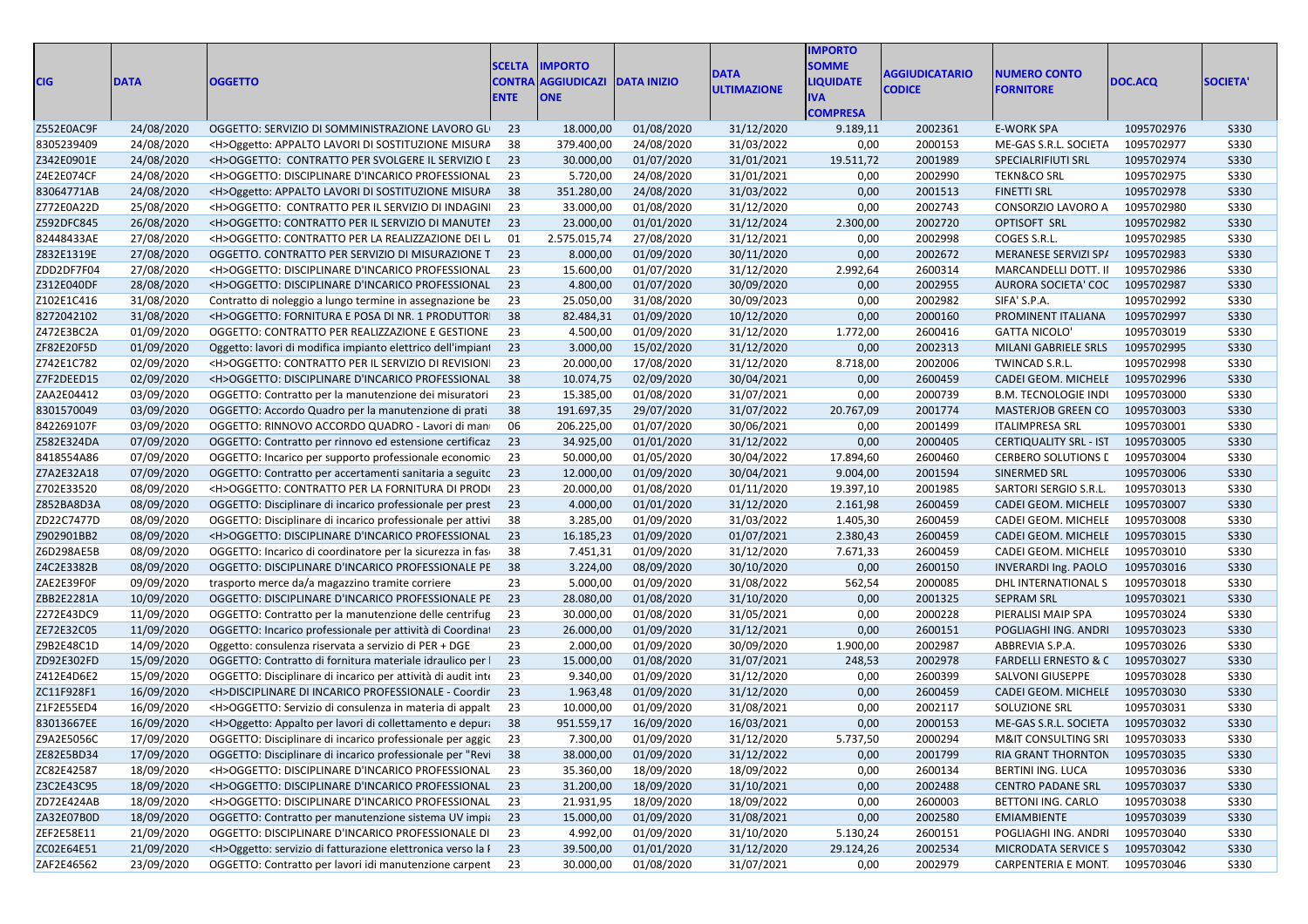| CIG | DATA | OGGETTO | SCELTA CONTRAENTE | IMPORTO AGGIUDICAZIONE | DATA INIZIO | DATA ULTIMAZIONE | IMPORTO SOMME LIQUIDATE IVA COMPRESA | AGGIUDICATARIO CODICE | NUMERO CONTO FORNITORE | DOC.ACQ | SOCIETA' |
|---|---|---|---|---|---|---|---|---|---|---|---|
| Z552E0AC9F | 24/08/2020 | OGGETTO: SERVIZIO DI SOMMINISTRAZIONE LAVORO GL | 23 | 18.000,00 | 01/08/2020 | 31/12/2020 | 9.189,11 | 2002361 | E-WORK SPA | 1095702976 | S330 |
| 8305239409 | 24/08/2020 | <H>Oggetto: APPALTO LAVORI DI SOSTITUZIONE MISURA | 38 | 379.400,00 | 24/08/2020 | 31/03/2022 | 0,00 | 2000153 | ME-GAS S.R.L. SOCIETA | 1095702977 | S330 |
| Z342E0901E | 24/08/2020 | <H>OGGETTO: CONTRATTO PER SVOLGERE IL SERVIZIO D | 23 | 30.000,00 | 01/07/2020 | 31/01/2021 | 19.511,72 | 2001989 | SPECIALRIFIUTI SRL | 1095702974 | S330 |
| Z4E2E074CF | 24/08/2020 | <H>OGGETTO: DISCIPLINARE D'INCARICO PROFESSIONAL | 23 | 5.720,00 | 24/08/2020 | 31/01/2021 | 0,00 | 2002990 | TEKN&CO SRL | 1095702975 | S330 |
| 83064771AB | 24/08/2020 | <H>Oggetto: APPALTO LAVORI DI SOSTITUZIONE MISURA | 38 | 351.280,00 | 24/08/2020 | 31/03/2022 | 0,00 | 2001513 | FINETTI SRL | 1095702978 | S330 |
| Z772E0A22D | 25/08/2020 | <H>OGGETTO: CONTRATTO PER IL SERVIZIO DI INDAGINI | 23 | 33.000,00 | 01/08/2020 | 31/12/2020 | 0,00 | 2002743 | CONSORZIO LAVORO A | 1095702980 | S330 |
| Z592DFC845 | 26/08/2020 | <H>OGGETTO: CONTRATTO PER IL SERVIZIO DI MANUTEN | 23 | 23.000,00 | 01/01/2020 | 31/12/2024 | 2.300,00 | 2002720 | OPTISOFT SRL | 1095702982 | S330 |
| 82448433AE | 27/08/2020 | <H>OGGETTO: CONTRATTO PER LA REALIZZAZIONE DEI L | 01 | 2.575.015,74 | 27/08/2020 | 31/12/2021 | 0,00 | 2002998 | COGES S.R.L. | 1095702985 | S330 |
| Z832E1319E | 27/08/2020 | OGGETTO. CONTRATTO PER SERVIZIO DI MISURAZIONE T | 23 | 8.000,00 | 01/09/2020 | 30/11/2020 | 0,00 | 2002672 | MERANESE SERVIZI SPA | 1095702983 | S330 |
| ZDD2DF7F04 | 27/08/2020 | <H>OGGETTO: DISCIPLINARE D'INCARICO PROFESSIONAL | 23 | 15.600,00 | 01/07/2020 | 31/12/2020 | 2.992,64 | 2600314 | MARCANDELLI DOTT. II | 1095702986 | S330 |
| Z312E040DF | 28/08/2020 | <H>OGGETTO: DISCIPLINARE D'INCARICO PROFESSIONAL | 23 | 4.800,00 | 01/07/2020 | 30/09/2020 | 0,00 | 2002955 | AURORA SOCIETA' COC | 1095702987 | S330 |
| Z102E1C416 | 31/08/2020 | Contratto di noleggio a lungo termine in assegnazione be | 23 | 25.050,00 | 31/08/2020 | 30/09/2023 | 0,00 | 2002982 | SIFA' S.P.A. | 1095702992 | S330 |
| 8272042102 | 31/08/2020 | <H>OGGETTO: FORNITURA E POSA DI NR. 1 PRODUTTOR | 38 | 82.484,31 | 01/09/2020 | 10/12/2020 | 0,00 | 2000160 | PROMINENT ITALIANA | 1095702997 | S330 |
| Z472E3BC2A | 01/09/2020 | OGGETTO: CONTRATTO PER REALIZZAZIONE E GESTIONE | 23 | 4.500,00 | 01/09/2020 | 31/12/2020 | 1.772,00 | 2600416 | GATTA NICOLO' | 1095703019 | S330 |
| ZF82E20F5D | 01/09/2020 | Oggetto: lavori di modifica impianto elettrico dell'impiant | 23 | 3.000,00 | 15/02/2020 | 31/12/2020 | 0,00 | 2002313 | MILANI GABRIELE SRLS | 1095702995 | S330 |
| Z742E1C782 | 02/09/2020 | <H>OGGETTO: CONTRATTO PER IL SERVIZIO DI REVISION | 23 | 20.000,00 | 17/08/2020 | 31/12/2020 | 8.718,00 | 2002006 | TWINCAD S.R.L. | 1095702998 | S330 |
| Z7F2DEED15 | 02/09/2020 | <H>OGGETTO: DISCIPLINARE D'INCARICO PROFESSIONAL | 38 | 10.074,75 | 02/09/2020 | 30/04/2021 | 0,00 | 2600459 | CADEI GEOM. MICHELE | 1095702996 | S330 |
| ZAA2E04412 | 03/09/2020 | OGGETTO: Contratto per la manutenzione dei misuratori | 23 | 15.385,00 | 01/08/2020 | 31/07/2021 | 0,00 | 2000739 | B.M. TECNOLOGIE INDU | 1095703000 | S330 |
| 8301570049 | 03/09/2020 | OGGETTO: Accordo Quadro per la manutenzione di prati | 38 | 191.697,35 | 29/07/2020 | 31/07/2022 | 20.767,09 | 2001774 | MASTERJOB GREEN CO | 1095703003 | S330 |
| 842269107F | 03/09/2020 | OGGETTO: RINNOVO ACCORDO QUADRO - Lavori di man | 06 | 206.225,00 | 01/07/2020 | 30/06/2021 | 0,00 | 2001499 | ITALIMPRESA SRL | 1095703001 | S330 |
| Z582E324DA | 07/09/2020 | OGGETTO: Contratto per rinnovo ed estensione certificaz | 23 | 34.925,00 | 01/01/2020 | 31/12/2022 | 0,00 | 2000405 | CERTIQUALITY SRL - IST | 1095703005 | S330 |
| 8418554A86 | 07/09/2020 | OGGETTO: Incarico per supporto professionale economic | 23 | 50.000,00 | 01/05/2020 | 30/04/2022 | 17.894,60 | 2600460 | CERBERO SOLUTIONS D | 1095703004 | S330 |
| Z7A2E32A18 | 07/09/2020 | OGGETTO: Contratto per accertamenti sanitaria a seguito | 23 | 12.000,00 | 01/09/2020 | 30/04/2021 | 9.004,00 | 2001594 | SINERMED SRL | 1095703006 | S330 |
| Z702E33520 | 08/09/2020 | <H>OGGETTO: CONTRATTO PER LA FORNITURA DI PROD | 23 | 20.000,00 | 01/08/2020 | 01/11/2020 | 19.397,10 | 2001985 | SARTORI SERGIO S.R.L. | 1095703013 | S330 |
| Z852BA8D3A | 08/09/2020 | OGGETTO: Disciplinare di incarico professionale per prest | 23 | 4.000,00 | 01/01/2020 | 31/12/2020 | 2.161,98 | 2600459 | CADEI GEOM. MICHELE | 1095703007 | S330 |
| ZD22C7477D | 08/09/2020 | OGGETTO: Disciplinare di incarico professionale per attivi | 38 | 3.285,00 | 01/09/2020 | 31/03/2022 | 1.405,30 | 2600459 | CADEI GEOM. MICHELE | 1095703008 | S330 |
| Z902901BB2 | 08/09/2020 | <H>OGGETTO: DISCIPLINARE D'INCARICO PROFESSIONAL | 23 | 16.185,23 | 01/09/2020 | 01/07/2021 | 2.380,43 | 2600459 | CADEI GEOM. MICHELE | 1095703015 | S330 |
| Z6D298AE5B | 08/09/2020 | OGGETTO: Incarico di coordinatore per la sicurezza in fas | 38 | 7.451,31 | 01/09/2020 | 31/12/2020 | 7.671,33 | 2600459 | CADEI GEOM. MICHELE | 1095703010 | S330 |
| Z4C2E3382B | 08/09/2020 | OGGETTO: DISCIPLINARE D'INCARICO PROFESSIONALE PE | 38 | 3.224,00 | 08/09/2020 | 30/10/2020 | 0,00 | 2600150 | INVERARDI Ing. PAOLO | 1095703016 | S330 |
| ZAE2E39F0F | 09/09/2020 | trasporto merce da/a magazzino tramite corriere | 23 | 5.000,00 | 01/09/2020 | 31/08/2022 | 562,54 | 2000085 | DHL INTERNATIONAL S | 1095703018 | S330 |
| ZBB2E2281A | 10/09/2020 | OGGETTO: DISCIPLINARE D'INCARICO PROFESSIONALE PE | 23 | 28.080,00 | 01/08/2020 | 31/10/2020 | 0,00 | 2001325 | SEPRAM SRL | 1095703021 | S330 |
| Z272E43DC9 | 11/09/2020 | OGGETTO: Contratto per la manutenzione delle centrifug | 23 | 30.000,00 | 01/08/2020 | 31/05/2021 | 0,00 | 2000228 | PIERALISI MAIP SPA | 1095703024 | S330 |
| ZE72E32C05 | 11/09/2020 | OGGETTO: Incarico professionale per attività di Coordinat | 23 | 26.000,00 | 01/09/2020 | 31/12/2021 | 0,00 | 2600151 | POGLIAGHI ING. ANDRI | 1095703023 | S330 |
| Z9B2E48C1D | 14/09/2020 | Oggetto: consulenza riservata a servizio di PER + DGE | 23 | 2.000,00 | 01/09/2020 | 30/09/2020 | 1.900,00 | 2002987 | ABBREVIA S.P.A. | 1095703026 | S330 |
| ZD92E302FD | 15/09/2020 | OGGETTO: Contratto di fornitura materiale idraulico per | 23 | 15.000,00 | 01/08/2020 | 31/07/2021 | 248,53 | 2002978 | FARDELLI ERNESTO & C | 1095703027 | S330 |
| Z412E4D6E2 | 15/09/2020 | OGGETTO: Disciplinare di incarico per attività di audit inte | 23 | 9.340,00 | 01/09/2020 | 31/12/2020 | 0,00 | 2600399 | SALVONI GIUSEPPE | 1095703028 | S330 |
| ZC11F928F1 | 16/09/2020 | <H>DISCIPLINARE DI INCARICO PROFESSIONALE - Coordir | 23 | 1.963,48 | 01/09/2020 | 31/12/2020 | 0,00 | 2600459 | CADEI GEOM. MICHELE | 1095703030 | S330 |
| Z1F2E55ED4 | 16/09/2020 | <H>OGGETTO: Servizio di consulenza in materia di appalt | 23 | 10.000,00 | 01/09/2020 | 31/08/2021 | 0,00 | 2002117 | SOLUZIONE SRL | 1095703031 | S330 |
| 83013667EE | 16/09/2020 | <H>Oggetto: Appalto per lavori di collettamento e depura | 38 | 951.559,17 | 16/09/2020 | 16/03/2021 | 0,00 | 2000153 | ME-GAS S.R.L. SOCIETA | 1095703032 | S330 |
| Z9A2E5056C | 17/09/2020 | OGGETTO: Disciplinare di incarico professionale per aggic | 23 | 7.300,00 | 01/09/2020 | 31/12/2020 | 5.737,50 | 2000294 | M&IT CONSULTING SRL | 1095703033 | S330 |
| ZE82E5BD34 | 17/09/2020 | OGGETTO: Disciplinare di incarico professionale per "Revi | 38 | 38.000,00 | 01/09/2020 | 31/12/2022 | 0,00 | 2001799 | RIA GRANT THORNTON | 1095703035 | S330 |
| ZC82E42587 | 18/09/2020 | <H>OGGETTO: DISCIPLINARE D'INCARICO PROFESSIONAL | 23 | 35.360,00 | 18/09/2020 | 18/09/2022 | 0,00 | 2600134 | BERTINI ING. LUCA | 1095703036 | S330 |
| Z3C2E43C95 | 18/09/2020 | <H>OGGETTO: DISCIPLINARE D'INCARICO PROFESSIONAL | 23 | 31.200,00 | 18/09/2020 | 31/10/2021 | 0,00 | 2002488 | CENTRO PADANE SRL | 1095703037 | S330 |
| ZD72E424AB | 18/09/2020 | <H>OGGETTO: DISCIPLINARE D'INCARICO PROFESSIONAL | 23 | 21.931,95 | 18/09/2020 | 18/09/2022 | 0,00 | 2600003 | BETTONI ING. CARLO | 1095703038 | S330 |
| ZA32E07B0D | 18/09/2020 | OGGETTO: Contratto per manutenzione sistema UV impia | 23 | 15.000,00 | 01/09/2020 | 31/08/2021 | 0,00 | 2002580 | EMIAMBIENTE | 1095703039 | S330 |
| ZEF2E58E11 | 21/09/2020 | OGGETTO: DISCIPLINARE D'INCARICO PROFESSIONALE DI | 23 | 4.992,00 | 01/09/2020 | 31/10/2020 | 5.130,24 | 2600151 | POGLIAGHI ING. ANDRI | 1095703040 | S330 |
| ZC02E64E51 | 21/09/2020 | <H>Oggetto: servizio di fatturazione elettronica verso la F | 23 | 39.500,00 | 01/01/2020 | 31/12/2020 | 29.124,26 | 2002534 | MICRODATA SERVICE S | 1095703042 | S330 |
| ZAF2E46562 | 23/09/2020 | OGGETTO: Contratto per lavori idi manutenzione carpent | 23 | 30.000,00 | 01/08/2020 | 31/07/2021 | 0,00 | 2002979 | CARPENTERIA E MONT. | 1095703046 | S330 |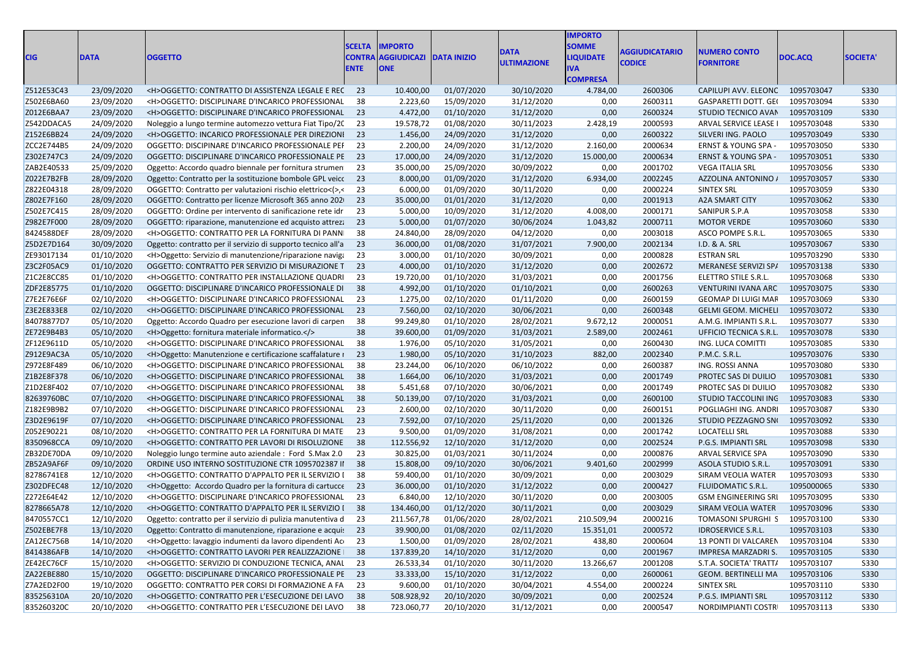| CIG | DATA | OGGETTO | SCELTA CONTRAENTE | IMPORTO AGGIUDICAZIONE | DATA INIZIO | DATA ULTIMAZIONE | IMPORTO SOMME LIQUIDATE IVA COMPRESA | AGGIUDICATARIO CODICE | NUMERO CONTO FORNITORE | DOC.ACQ | SOCIETA' |
|---|---|---|---|---|---|---|---|---|---|---|---|
| Z512E53C43 | 23/09/2020 | <H>OGGETTO: CONTRATTO DI ASSISTENZA LEGALE E REC | 23 | 10.400,00 | 01/07/2020 | 30/10/2020 | 4.784,00 | 2600306 | CAPILUPI AVV. ELEONC | 1095703047 | S330 |
| Z502E6BA60 | 23/09/2020 | <H>OGGETTO: DISCIPLINARE D'INCARICO PROFESSIONAL | 38 | 2.223,60 | 15/09/2020 | 31/12/2020 | 0,00 | 2600311 | GASPARETTI DOTT. GE( | 1095703094 | S330 |
| Z012E6BAA7 | 23/09/2020 | <H>OGGETTO: DISCIPLINARE D'INCARICO PROFESSIONAL | 23 | 4.472,00 | 01/10/2020 | 31/12/2020 | 0,00 | 2600324 | STUDIO TECNICO AVAN | 1095703109 | S330 |
| Z542DDACA5 | 24/09/2020 | Noleggio a lungo termine automezzo vettura Fiat Tipo/2C | 23 | 19.578,72 | 01/08/2020 | 30/11/2023 | 2.428,19 | 2000593 | ARVAL SERVICE LEASE I | 1095703048 | S330 |
| Z152E6BB24 | 24/09/2020 | <H>OGGETTO: INCARICO PROFESSIONALE PER DIREZIONI | 23 | 1.456,00 | 24/09/2020 | 31/12/2020 | 0,00 | 2600322 | SILVERI ING. PAOLO | 1095703049 | S330 |
| ZCC2E744B5 | 24/09/2020 | OGGETTO: DISCIPINARE D'INCARICO PROFESSIONALE PEF | 23 | 2.200,00 | 24/09/2020 | 31/12/2020 | 2.160,00 | 2000634 | ERNST & YOUNG SPA - | 1095703050 | S330 |
| Z302E747C3 | 24/09/2020 | OGGETTO: DISCIPLINARE D'INCARICO PROFESSIONALE PE | 23 | 17.000,00 | 24/09/2020 | 31/12/2020 | 15.000,00 | 2000634 | ERNST & YOUNG SPA - | 1095703051 | S330 |
| ZAB2E40533 | 25/09/2020 | Oggetto: Accordo quadro biennale per fornitura strumen | 23 | 35.000,00 | 25/09/2020 | 30/09/2022 | 0,00 | 2001702 | VEGA ITALIA SRL | 1095703056 | S330 |
| Z022E7B2FB | 28/09/2020 | Oggetto: Contratto per la sostituzione bombole GPL veic | 23 | 8.000,00 | 01/09/2020 | 31/12/2020 | 6.934,00 | 2002245 | AZZOLINA ANTONINO / | 1095703057 | S330 |
| Z822E04318 | 28/09/2020 | OGGETTO: Contratto per valutazioni rischio elettrico<(>,< | 23 | 6.000,00 | 01/09/2020 | 30/11/2020 | 0,00 | 2000224 | SINTEX SRL | 1095703059 | S330 |
| Z802E7F160 | 28/09/2020 | OGGETTO: Contratto per licenze Microsoft 365 anno 202 | 23 | 35.000,00 | 01/01/2020 | 31/12/2020 | 0,00 | 2001913 | A2A SMART CITY | 1095703062 | S330 |
| Z502E7C415 | 28/09/2020 | OGGETTO: Ordine per intervento di sanificazione rete idr | 23 | 5.000,00 | 10/09/2020 | 31/12/2020 | 4.008,00 | 2000171 | SANIPUR S.P.A | 1095703058 | S330 |
| Z982E7F000 | 28/09/2020 | OGGETTO: riparazione, manutenzione ed acquisto attrez | 23 | 5.000,00 | 01/07/2020 | 30/06/2024 | 1.043,82 | 2000711 | MOTOR VERDE | 1095703060 | S330 |
| 8424588DEF | 28/09/2020 | <H>OGGETTO: CONTRATTO PER LA FORNITURA DI PANN | 38 | 24.840,00 | 28/09/2020 | 04/12/2020 | 0,00 | 2003018 | ASCO POMPE S.R.L. | 1095703065 | S330 |
| Z5D2E7D164 | 30/09/2020 | Oggetto: contratto per il servizio di supporto tecnico all'a | 23 | 36.000,00 | 01/08/2020 | 31/07/2021 | 7.900,00 | 2002134 | I.D. & A. SRL | 1095703067 | S330 |
| ZE93017134 | 01/10/2020 | <H>Oggetto: Servizio di manutenzione/riparazione navig | 23 | 3.000,00 | 01/10/2020 | 30/09/2021 | 0,00 | 2000828 | ESTRAN SRL | 1095703290 | S330 |
| Z3C2F05AC9 | 01/10/2020 | OGGETTO: CONTRATTO PER SERVIZIO DI MISURAZIONE T | 23 | 4.000,00 | 01/10/2020 | 31/12/2020 | 0,00 | 2002672 | MERANESE SERVIZI SP/ | 1095703138 | S330 |
| Z1C2E8CC85 | 01/10/2020 | <H>OGGETTO: CONTRATTO PER INSTALLAZIONE QUADRI | 23 | 19.720,00 | 01/10/2020 | 31/03/2021 | 0,00 | 2001756 | ELETTRO STILE S.R.L. | 1095703068 | S330 |
| ZDF2E85775 | 01/10/2020 | OGGETTO: DISCIPLINARE D'INCARICO PROFESSIONALE DI | 38 | 4.992,00 | 01/10/2020 | 01/10/2021 | 0,00 | 2600263 | VENTURINI IVANA ARC | 1095703075 | S330 |
| Z7E2E76E6F | 02/10/2020 | <H>OGGETTO: DISCIPLINARE D'INCARICO PROFESSIONAL | 23 | 1.275,00 | 02/10/2020 | 01/11/2020 | 0,00 | 2600159 | GEOMAP DI LUIGI MAR | 1095703069 | S330 |
| Z3E2E833E8 | 02/10/2020 | <H>OGGETTO: DISCIPLINARE D'INCARICO PROFESSIONAL | 23 | 7.560,00 | 02/10/2020 | 30/06/2021 | 0,00 | 2600348 | GELMI GEOM. MICHELI | 1095703072 | S330 |
| 84078877D7 | 05/10/2020 | Oggetto: Accordo Quadro per esecuzione lavori di carpen | 38 | 99.249,80 | 01/10/2020 | 28/02/2021 | 9.672,12 | 2000051 | A.M.G. IMPIANTI S.R.L. | 1095703077 | S330 |
| ZE72E9B4B3 | 05/10/2020 | <H>Oggetto: fornitura materiale informatico.</> | 38 | 39.600,00 | 01/09/2020 | 31/03/2021 | 2.589,00 | 2002461 | UFFICIO TECNICA S.R.L. | 1095703078 | S330 |
| ZF12E9611D | 05/10/2020 | <H>OGGETTO: DISCIPLINARE D'INCARICO PROFESSIONAL | 38 | 1.976,00 | 05/10/2020 | 31/05/2021 | 0,00 | 2600430 | ING. LUCA COMITTI | 1095703085 | S330 |
| Z912E9AC3A | 05/10/2020 | <H>Oggetto: Manutenzione e certificazione scaffalature r | 23 | 1.980,00 | 05/10/2020 | 31/10/2023 | 882,00 | 2002340 | P.M.C. S.R.L. | 1095703076 | S330 |
| Z972E8F489 | 06/10/2020 | <H>OGGETTO: DISCIPLINARE D'INCARICO PROFESSIONAL | 38 | 23.244,00 | 06/10/2020 | 06/10/2022 | 0,00 | 2600387 | ING. ROSSI ANNA | 1095703080 | S330 |
| Z1B2E8F378 | 06/10/2020 | <H>OGGETTO: DISCIPLINARE D'INCARICO PROFESSIONAL | 38 | 1.664,00 | 06/10/2020 | 31/03/2021 | 0,00 | 2001749 | PROTEC SAS DI DUILIO | 1095703081 | S330 |
| Z1D2E8F402 | 07/10/2020 | <H>OGGETTO: DISCIPLINARE D'INCARICO PROFESSIONAL | 38 | 5.451,68 | 07/10/2020 | 30/06/2021 | 0,00 | 2001749 | PROTEC SAS DI DUILIO | 1095703082 | S330 |
| 82639760BC | 07/10/2020 | <H>OGGETTO: DISCIPLINARE D'INCARICO PROFESSIONAL | 38 | 50.139,00 | 07/10/2020 | 31/03/2021 | 0,00 | 2600100 | STUDIO TACCOLINI ING | 1095703083 | S330 |
| Z182E9B9B2 | 07/10/2020 | <H>OGGETTO: DISCIPLINARE D'INCARICO PROFESSIONAL | 23 | 2.600,00 | 02/10/2020 | 30/11/2020 | 0,00 | 2600151 | POGLIAGHI ING. ANDRI | 1095703087 | S330 |
| Z3D2E9619F | 07/10/2020 | <H>OGGETTO: DISCIPLINARE D'INCARICO PROFESSIONAL | 23 | 7.592,00 | 07/10/2020 | 25/11/2020 | 0,00 | 2001326 | STUDIO PEZZAGNO SN( | 1095703092 | S330 |
| Z052E90221 | 08/10/2020 | <H>OGGETTO: CONTRATTO PER LA FORNITURA DI MATE | 23 | 9.500,00 | 01/09/2020 | 31/08/2021 | 0,00 | 2001742 | LOCATELLI SRL | 1095703088 | S330 |
| 8350968CCA | 09/10/2020 | <H>OGGETTO: CONTRATTO PER LAVORI DI RISOLUZIONE | 38 | 112.556,92 | 12/10/2020 | 31/12/2020 | 0,00 | 2002524 | P.G.S. IMPIANTI SRL | 1095703098 | S330 |
| ZB32DE70DA | 09/10/2020 | Noleggio lungo termine auto aziendale : Ford S.Max 2.0 | 23 | 30.825,00 | 01/03/2021 | 30/11/2024 | 0,00 | 2000876 | ARVAL SERVICE SPA | 1095703090 | S330 |
| ZB52A9AF6F | 09/10/2020 | ORDINE USO INTERNO SOSTITUZIONE CTR 1095702387 II | 38 | 15.808,00 | 09/10/2020 | 30/06/2021 | 9.401,60 | 2002999 | ASOLA STUDIO S.R.L. | 1095703091 | S330 |
| 82786741E8 | 12/10/2020 | <H>OGGETTO: CONTRATTO D'APPALTO PER IL SERVIZIO I | 38 | 59.400,00 | 01/10/2020 | 30/09/2021 | 0,00 | 2003029 | SIRAM VEOLIA WATER | 1095703093 | S330 |
| Z302DFEC48 | 12/10/2020 | <H>Oggetto: Accordo Quadro per la fornitura di cartucce | 23 | 36.000,00 | 01/10/2020 | 31/12/2022 | 0,00 | 2000427 | FLUIDOMATIC S.R.L. | 1095000065 | S330 |
| Z272E64E42 | 12/10/2020 | <H>OGGETTO: DISCIPLINARE D'INCARICO PROFESSIONAL | 23 | 6.840,00 | 12/10/2020 | 30/11/2020 | 0,00 | 2003005 | GSM ENGINEERING SRI | 1095703095 | S330 |
| 8278665A78 | 12/10/2020 | <H>OGGETTO: CONTRATTO D'APPALTO PER IL SERVIZIO I | 38 | 134.460,00 | 01/12/2020 | 30/11/2021 | 0,00 | 2003029 | SIRAM VEOLIA WATER | 1095703096 | S330 |
| 8470557CC1 | 12/10/2020 | Oggetto: contratto per il servizio di pulizia manutentiva d | 23 | 211.567,78 | 01/06/2020 | 28/02/2021 | 210.509,94 | 2000216 | TOMASONI SPURGHI S | 1095703100 | S330 |
| Z502EBE7F8 | 13/10/2020 | Oggetto: Contratto di manutenzione, riparazione e acqui: | 23 | 39.900,00 | 01/08/2020 | 02/11/2020 | 15.351,01 | 2000572 | IDROSERVICE S.R.L. | 1095703103 | S330 |
| ZA12EC756B | 14/10/2020 | <H>Oggetto: lavaggio indumenti da lavoro dipendenti Ac | 23 | 1.500,00 | 01/09/2020 | 28/02/2021 | 438,80 | 2000604 | 13 PONTI DI VALCAREN | 1095703104 | S330 |
| 8414386AFB | 14/10/2020 | <H>OGGETTO: CONTRATTO LAVORI PER REALIZZAZIONE | 38 | 137.839,20 | 14/10/2020 | 31/12/2020 | 0,00 | 2001967 | IMPRESA MARZADRI S. | 1095703105 | S330 |
| ZE42EC76CF | 15/10/2020 | <H>OGGETTO: SERVIZIO DI CONDUZIONE TECNICA, ANAL | 23 | 26.533,34 | 01/10/2020 | 30/11/2020 | 13.266,67 | 2001208 | S.T.A. SOCIETA' TRATT/ | 1095703107 | S330 |
| ZA22EBE880 | 15/10/2020 | OGGETTO: DISCIPLINARE D'INCARICO PROFESSIONALE PE | 23 | 33.333,00 | 15/10/2020 | 31/12/2022 | 0,00 | 2600061 | GEOM. BERTINELLI MA | 1095703106 | S330 |
| Z7A2ED2F00 | 19/10/2020 | OGGETTO: CONTRATTO PER CORSI DI FORMAZIONE A FA | 23 | 9.600,00 | 01/10/2020 | 30/04/2021 | 4.554,00 | 2000224 | SINTEX SRL | 1095703110 | S330 |
| 835256310A | 20/10/2020 | <H>OGGETTO: CONTRATTO PER L'ESECUZIONE DEI LAVO | 38 | 508.928,92 | 20/10/2020 | 30/09/2021 | 0,00 | 2002524 | P.G.S. IMPIANTI SRL | 1095703112 | S330 |
| 835260320C | 20/10/2020 | <H>OGGETTO: CONTRATTO PER L'ESECUZIONE DEI LAVO | 38 | 723.060,77 | 20/10/2020 | 31/12/2021 | 0,00 | 2000547 | NORDIMPIANTI COSTRI | 1095703113 | S330 |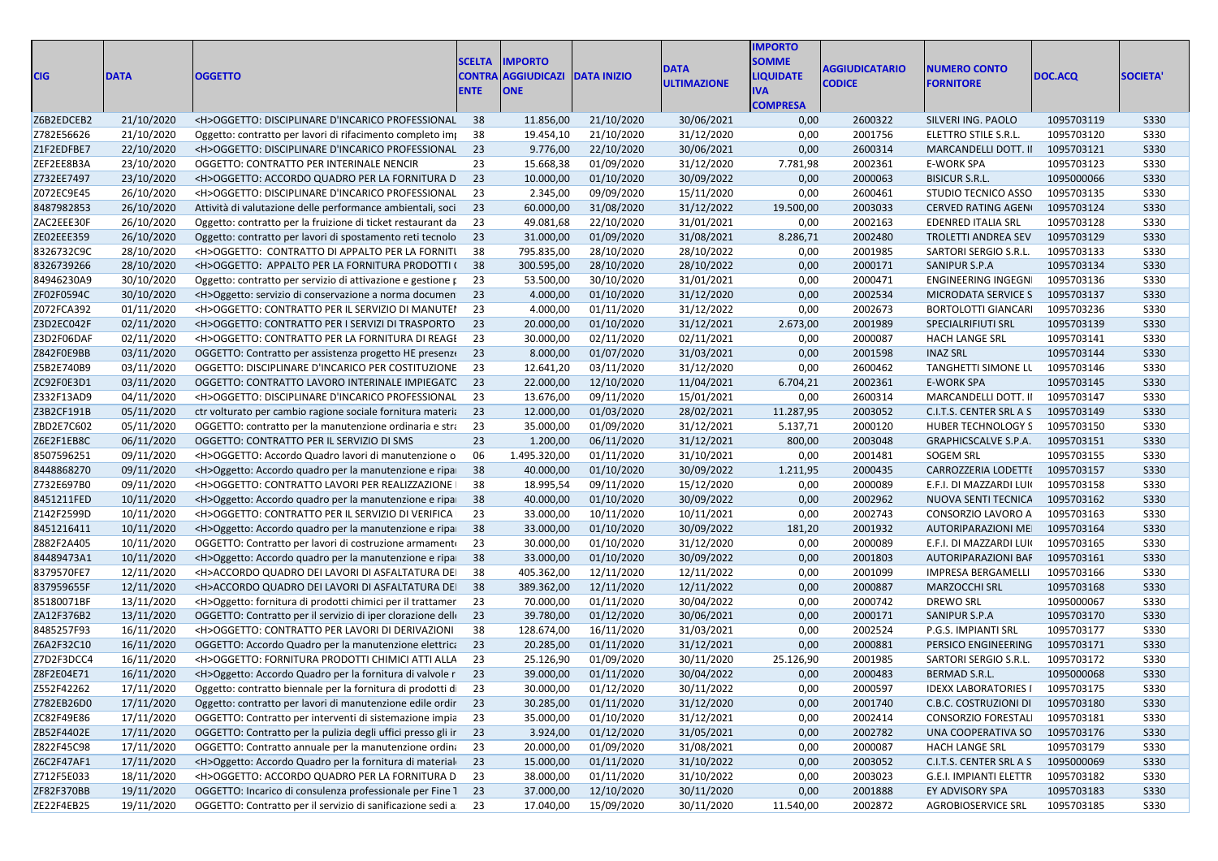| CIG | DATA | OGGETTO | SCELTA CONTRAENTE | IMPORTO AGGIUDICAZIONE | DATA INIZIO | DATA ULTIMAZIONE | IMPORTO SOMME LIQUIDATE IVA COMPRESA | AGGIUDICATARIO CODICE | NUMERO CONTO FORNITORE | DOC.ACQ | SOCIETA' |
|---|---|---|---|---|---|---|---|---|---|---|---|
| Z6B2EDCEB2 | 21/10/2020 | <H>OGGETTO: DISCIPLINARE D'INCARICO PROFESSIONAL | 38 | 11.856,00 | 21/10/2020 | 30/06/2021 | 0,00 | 2600322 | SILVERI ING. PAOLO | 1095703119 | S330 |
| Z782E56626 | 21/10/2020 | Oggetto: contratto per lavori di rifacimento completo im | 38 | 19.454,10 | 21/10/2020 | 31/12/2020 | 0,00 | 2001756 | ELETTRO STILE S.R.L. | 1095703120 | S330 |
| Z1F2EDFBE7 | 22/10/2020 | <H>OGGETTO: DISCIPLINARE D'INCARICO PROFESSIONAL | 23 | 9.776,00 | 22/10/2020 | 30/06/2021 | 0,00 | 2600314 | MARCANDELLI DOTT. I | 1095703121 | S330 |
| ZEF2EE8B3A | 23/10/2020 | OGGETTO: CONTRATTO PER INTERINALE NENCIR | 23 | 15.668,38 | 01/09/2020 | 31/12/2020 | 7.781,98 | 2002361 | E-WORK SPA | 1095703123 | S330 |
| Z732EE7497 | 23/10/2020 | <H>OGGETTO: ACCORDO QUADRO PER LA FORNITURA D | 23 | 10.000,00 | 01/10/2020 | 30/09/2022 | 0,00 | 2000063 | BISICUR S.R.L. | 1095000066 | S330 |
| Z072EC9E45 | 26/10/2020 | <H>OGGETTO: DISCIPLINARE D'INCARICO PROFESSIONAL | 23 | 2.345,00 | 09/09/2020 | 15/11/2020 | 0,00 | 2600461 | STUDIO TECNICO ASSO | 1095703135 | S330 |
| 8487982853 | 26/10/2020 | Attività di valutazione delle performance ambientali, soci | 23 | 60.000,00 | 31/08/2020 | 31/12/2022 | 19.500,00 | 2003033 | CERVED RATING AGEN | 1095703124 | S330 |
| ZAC2EEE30F | 26/10/2020 | Oggetto: contratto per la fruizione di ticket restaurant da | 23 | 49.081,68 | 22/10/2020 | 31/01/2021 | 0,00 | 2002163 | EDENRED ITALIA SRL | 1095703128 | S330 |
| ZE02EEE359 | 26/10/2020 | Oggetto: contratto per lavori di spostamento reti tecnolo | 23 | 31.000,00 | 01/09/2020 | 31/08/2021 | 8.286,71 | 2002480 | TROLETTI ANDREA SEV | 1095703129 | S330 |
| 8326732C9C | 28/10/2020 | <H>OGGETTO: CONTRATTO DI APPALTO PER LA FORNITU | 38 | 795.835,00 | 28/10/2020 | 28/10/2022 | 0,00 | 2001985 | SARTORI SERGIO S.R.L. | 1095703133 | S330 |
| 8326739266 | 28/10/2020 | <H>OGGETTO: APPALTO PER LA FORNITURA PRODOTTI | 38 | 300.595,00 | 28/10/2020 | 28/10/2022 | 0,00 | 2000171 | SANIPUR S.P.A | 1095703134 | S330 |
| 84946230A9 | 30/10/2020 | Oggetto: contratto per servizio di attivazione e gestione p | 23 | 53.500,00 | 30/10/2020 | 31/01/2021 | 0,00 | 2000471 | ENGINEERING INGEGN | 1095703136 | S330 |
| ZF02F0594C | 30/10/2020 | <H>Oggetto: servizio di conservazione a norma documen | 23 | 4.000,00 | 01/10/2020 | 31/12/2020 | 0,00 | 2002534 | MICRODATA SERVICE S | 1095703137 | S330 |
| Z072FCA392 | 01/11/2020 | <H>OGGETTO: CONTRATTO PER IL SERVIZIO DI MANUTEN | 23 | 4.000,00 | 01/11/2020 | 31/12/2022 | 0,00 | 2002673 | BORTOLOTTI GIANCAR | 1095703236 | S330 |
| Z3D2EC042F | 02/11/2020 | <H>OGGETTO: CONTRATTO PER I SERVIZI DI TRASPORTO | 23 | 20.000,00 | 01/10/2020 | 31/12/2021 | 2.673,00 | 2001989 | SPECIALRIFIUTI SRL | 1095703139 | S330 |
| Z3D2F06DAF | 02/11/2020 | <H>OGGETTO: CONTRATTO PER LA FORNITURA DI REAGE | 23 | 30.000,00 | 02/11/2020 | 02/11/2021 | 0,00 | 2000087 | HACH LANGE SRL | 1095703141 | S330 |
| Z842F0E9BB | 03/11/2020 | OGGETTO: Contratto per assistenza progetto HE presenz | 23 | 8.000,00 | 01/07/2020 | 31/03/2021 | 0,00 | 2001598 | INAZ SRL | 1095703144 | S330 |
| Z5B2E740B9 | 03/11/2020 | OGGETTO: DISCIPLINARE D'INCARICO PER COSTITUZIONE | 23 | 12.641,20 | 03/11/2020 | 31/12/2020 | 0,00 | 2600462 | TANGHETTI SIMONE LU | 1095703146 | S330 |
| ZC92F0E3D1 | 03/11/2020 | OGGETTO: CONTRATTO LAVORO INTERINALE IMPIEGATO | 23 | 22.000,00 | 12/10/2020 | 11/04/2021 | 6.704,21 | 2002361 | E-WORK SPA | 1095703145 | S330 |
| Z332F13AD9 | 04/11/2020 | <H>OGGETTO: DISCIPLINARE D'INCARICO PROFESSIONAL | 23 | 13.676,00 | 09/11/2020 | 15/01/2021 | 0,00 | 2600314 | MARCANDELLI DOTT. I | 1095703147 | S330 |
| Z3B2CF191B | 05/11/2020 | ctr volturato per cambio ragione sociale fornitura materi | 23 | 12.000,00 | 01/03/2020 | 28/02/2021 | 11.287,95 | 2003052 | C.I.T.S. CENTER SRL A S | 1095703149 | S330 |
| ZBD2E7C602 | 05/11/2020 | OGGETTO: contratto per la manutenzione ordinaria e stra | 23 | 35.000,00 | 01/09/2020 | 31/12/2021 | 5.137,71 | 2000120 | HUBER TECHNOLOGY S | 1095703150 | S330 |
| Z6E2F1EB8C | 06/11/2020 | OGGETTO: CONTRATTO PER IL SERVIZIO DI SMS | 23 | 1.200,00 | 06/11/2020 | 31/12/2021 | 800,00 | 2003048 | GRAPHICSCALVE S.P.A. | 1095703151 | S330 |
| 8507596251 | 09/11/2020 | <H>OGGETTO: Accordo Quadro lavori di manutenzione o | 06 | 1.495.320,00 | 01/11/2020 | 31/10/2021 | 0,00 | 2001481 | SOGEM SRL | 1095703155 | S330 |
| 8448868270 | 09/11/2020 | <H>Oggetto: Accordo quadro per la manutenzione e ripa | 38 | 40.000,00 | 01/10/2020 | 30/09/2022 | 1.211,95 | 2000435 | CARROZZERIA LODETTI | 1095703157 | S330 |
| Z732E697B0 | 09/11/2020 | <H>OGGETTO: CONTRATTO LAVORI PER REALIZZAZIONE | 38 | 18.995,54 | 09/11/2020 | 15/12/2020 | 0,00 | 2000089 | E.F.I. DI MAZZARDI LUI | 1095703158 | S330 |
| 8451211FED | 10/11/2020 | <H>Oggetto: Accordo quadro per la manutenzione e ripa | 38 | 40.000,00 | 01/10/2020 | 30/09/2022 | 0,00 | 2002962 | NUOVA SENTI TECNICA | 1095703162 | S330 |
| Z142F2599D | 10/11/2020 | <H>OGGETTO: CONTRATTO PER IL SERVIZIO DI VERIFICA | 23 | 33.000,00 | 10/11/2020 | 10/11/2021 | 0,00 | 2002743 | CONSORZIO LAVORO A | 1095703163 | S330 |
| 8451216411 | 10/11/2020 | <H>Oggetto: Accordo quadro per la manutenzione e ripa | 38 | 33.000,00 | 01/10/2020 | 30/09/2022 | 181,20 | 2001932 | AUTORIPARAZIONI ME | 1095703164 | S330 |
| Z882F2A405 | 10/11/2020 | OGGETTO: Contratto per lavori di costruzione armament | 23 | 30.000,00 | 01/10/2020 | 31/12/2020 | 0,00 | 2000089 | E.F.I. DI MAZZARDI LUI | 1095703165 | S330 |
| 84489473A1 | 10/11/2020 | <H>Oggetto: Accordo quadro per la manutenzione e ripa | 38 | 33.000,00 | 01/10/2020 | 30/09/2022 | 0,00 | 2001803 | AUTORIPARAZIONI BAF | 1095703161 | S330 |
| 8379570FE7 | 12/11/2020 | <H>ACCORDO QUADRO DEI LAVORI DI ASFALTATURA DE | 38 | 405.362,00 | 12/11/2020 | 12/11/2022 | 0,00 | 2001099 | IMPRESA BERGAMELLI | 1095703166 | S330 |
| 837959655F | 12/11/2020 | <H>ACCORDO QUADRO DEI LAVORI DI ASFALTATURA DE | 38 | 389.362,00 | 12/11/2020 | 12/11/2022 | 0,00 | 2000887 | MARZOCCHI SRL | 1095703168 | S330 |
| 85180071BF | 13/11/2020 | <H>Oggetto: fornitura di prodotti chimici per il trattamer | 23 | 70.000,00 | 01/11/2020 | 30/04/2022 | 0,00 | 2000742 | DREWO SRL | 1095000067 | S330 |
| ZA12F376B2 | 13/11/2020 | OGGETTO: Contratto per il servizio di iper clorazione dell | 23 | 39.780,00 | 01/12/2020 | 30/06/2021 | 0,00 | 2000171 | SANIPUR S.P.A | 1095703170 | S330 |
| 8485257F93 | 16/11/2020 | <H>OGGETTO: CONTRATTO PER LAVORI DI DERIVAZIONI | 38 | 128.674,00 | 16/11/2020 | 31/03/2021 | 0,00 | 2002524 | P.G.S. IMPIANTI SRL | 1095703177 | S330 |
| Z6A2F32C10 | 16/11/2020 | OGGETTO: Accordo Quadro per la manutenzione elettric | 23 | 20.285,00 | 01/11/2020 | 31/12/2021 | 0,00 | 2000881 | PERSICO ENGINEERING | 1095703171 | S330 |
| Z7D2F3DCC4 | 16/11/2020 | <H>OGGETTO: FORNITURA PRODOTTI CHIMICI ATTI ALLA | 23 | 25.126,90 | 01/09/2020 | 30/11/2020 | 25.126,90 | 2001985 | SARTORI SERGIO S.R.L. | 1095703172 | S330 |
| Z8F2E04E71 | 16/11/2020 | <H>Oggetto: Accordo Quadro per la fornitura di valvole r | 23 | 39.000,00 | 01/11/2020 | 30/04/2022 | 0,00 | 2000483 | BERMAD S.R.L. | 1095000068 | S330 |
| Z552F42262 | 17/11/2020 | Oggetto: contratto biennale per la fornitura di prodotti d | 23 | 30.000,00 | 01/12/2020 | 30/11/2022 | 0,00 | 2000597 | IDEXX LABORATORIES | 1095703175 | S330 |
| Z782EB26D0 | 17/11/2020 | Oggetto: contratto per lavori di manutenzione edile ordir | 23 | 30.285,00 | 01/11/2020 | 31/12/2020 | 0,00 | 2001740 | C.B.C. COSTRUZIONI DI | 1095703180 | S330 |
| ZC82F49E86 | 17/11/2020 | OGGETTO: Contratto per interventi di sistemazione impia | 23 | 35.000,00 | 01/10/2020 | 31/12/2021 | 0,00 | 2002414 | CONSORZIO FORESTAL | 1095703181 | S330 |
| ZB52F4402E | 17/11/2020 | OGGETTO: Contratto per la pulizia degli uffici presso gli ir | 23 | 3.924,00 | 01/12/2020 | 31/05/2021 | 0,00 | 2002782 | UNA COOPERATIVA SO | 1095703176 | S330 |
| Z822F45C98 | 17/11/2020 | OGGETTO: Contratto annuale per la manutenzione ordin | 23 | 20.000,00 | 01/09/2020 | 31/08/2021 | 0,00 | 2000087 | HACH LANGE SRL | 1095703179 | S330 |
| Z6C2F47AF1 | 17/11/2020 | <H>Oggetto: Accordo Quadro per la fornitura di material | 23 | 15.000,00 | 01/11/2020 | 31/10/2022 | 0,00 | 2003052 | C.I.T.S. CENTER SRL A S | 1095000069 | S330 |
| Z712F5E033 | 18/11/2020 | <H>OGGETTO: ACCORDO QUADRO PER LA FORNITURA D | 23 | 38.000,00 | 01/11/2020 | 31/10/2022 | 0,00 | 2003023 | G.E.I. IMPIANTI ELETTR | 1095703182 | S330 |
| ZF82F370BB | 19/11/2020 | OGGETTO: Incarico di consulenza professionale per Fine T | 23 | 37.000,00 | 12/10/2020 | 30/11/2020 | 0,00 | 2001888 | EY ADVISORY SPA | 1095703183 | S330 |
| ZE22F4EB25 | 19/11/2020 | OGGETTO: Contratto per il servizio di sanificazione sedi a | 23 | 17.040,00 | 15/09/2020 | 30/11/2020 | 11.540,00 | 2002872 | AGROBIOSERVICE SRL | 1095703185 | S330 |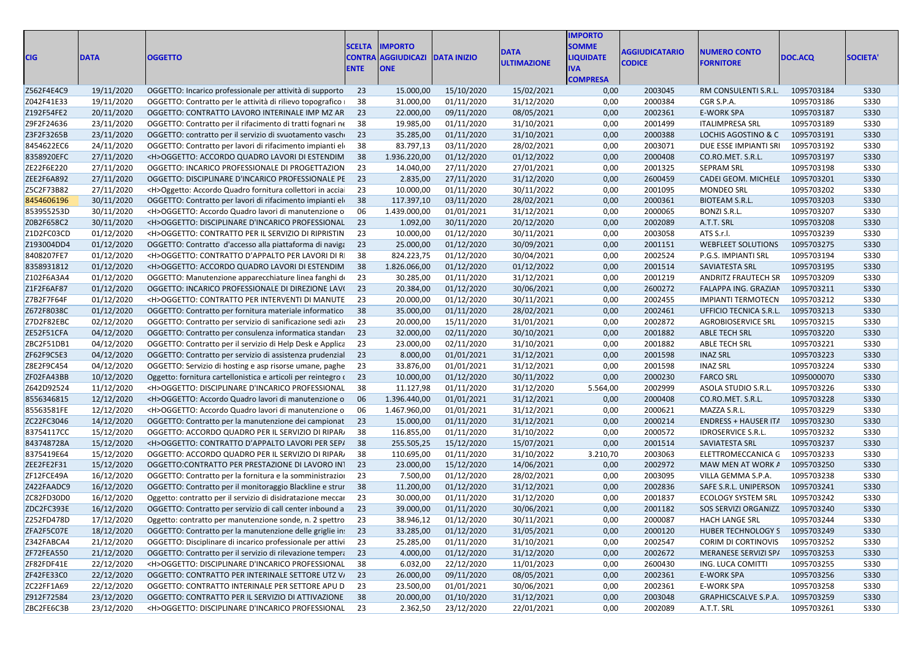| CIG | DATA | OGGETTO | SCELTA CONTRAENTE | IMPORTO AGGIUDICAZIONE | DATA INIZIO | DATA ULTIMAZIONE | IMPORTO SOMME LIQUIDATE IVA COMPRESA | AGGIUDICATARIO CODICE | NUMERO CONTO FORNITORE | DOC.ACQ | SOCIETA' |
|---|---|---|---|---|---|---|---|---|---|---|---|
| Z562F4E4C9 | 19/11/2020 | OGGETTO: Incarico professionale per attività di supporto | 23 | 15.000,00 | 15/10/2020 | 15/02/2021 | 0,00 | 2003045 | RM CONSULENTI S.R.L. | 1095703184 | S330 |
| Z042F41E33 | 19/11/2020 | OGGETTO: Contratto per le attività di rilievo topografico | 38 | 31.000,00 | 01/11/2020 | 31/12/2020 | 0,00 | 2000384 | CGR S.P.A. | 1095703186 | S330 |
| Z192F54FE2 | 20/11/2020 | OGGETTO: CONTRATTO LAVORO INTERINALE IMP MZ AR | 23 | 22.000,00 | 09/11/2020 | 08/05/2021 | 0,00 | 2002361 | E-WORK SPA | 1095703187 | S330 |
| Z9F2F24636 | 23/11/2020 | OGGETTO: Contratto per il rifacimento di tratti fognari ne | 38 | 19.985,00 | 01/11/2020 | 31/10/2021 | 0,00 | 2001499 | ITALIMPRESA SRL | 1095703189 | S330 |
| Z3F2F3265B | 23/11/2020 | OGGETTO: contratto per il servizio di svuotamento vasch | 23 | 35.285,00 | 01/11/2020 | 31/10/2021 | 0,00 | 2000388 | LOCHIS AGOSTINO & C | 1095703191 | S330 |
| 8454622EC6 | 24/11/2020 | OGGETTO: Contratto per lavori di rifacimento impianti el | 38 | 83.797,13 | 03/11/2020 | 28/02/2021 | 0,00 | 2003071 | DUE ESSE IMPIANTI SRI | 1095703192 | S330 |
| 8358920EFC | 27/11/2020 | <H>OGGETTO: ACCORDO QUADRO LAVORI DI ESTENDIM | 38 | 1.936.220,00 | 01/12/2020 | 01/12/2022 | 0,00 | 2000408 | CO.RO.MET. S.R.L. | 1095703197 | S330 |
| ZE22F6E220 | 27/11/2020 | OGGETTO: INCARICO PROFESSIONALE DI PROGETTAZION | 23 | 14.040,00 | 27/11/2020 | 27/01/2021 | 0,00 | 2001325 | SEPRAM SRL | 1095703198 | S330 |
| ZEE2F6A892 | 27/11/2020 | OGGETTO: DISCIPLINARE D'INCARICO PROFESSIONALE PE | 23 | 2.835,00 | 27/11/2020 | 31/12/2020 | 0,00 | 2600459 | CADEI GEOM. MICHELE | 1095703201 | S330 |
| Z5C2F73B82 | 27/11/2020 | <H>Oggetto: Accordo Quadro fornitura collettori in accia | 23 | 10.000,00 | 01/11/2020 | 30/11/2022 | 0,00 | 2001095 | MONDEO SRL | 1095703202 | S330 |
| 8454606196 | 30/11/2020 | OGGETTO: Contratto per lavori di rifacimento impianti el | 38 | 117.397,10 | 03/11/2020 | 28/02/2021 | 0,00 | 2000361 | BIOTEAM S.R.L. | 1095703203 | S330 |
| 853955253D | 30/11/2020 | <H>OGGETTO: Accordo Quadro lavori di manutenzione o | 06 | 1.439.000,00 | 01/01/2021 | 31/12/2021 | 0,00 | 2000065 | BONZI S.R.L. | 1095703207 | S330 |
| Z0B2F658C2 | 30/11/2020 | <H>OGGETTO: DISCIPLINARE D'INCARICO PROFESSIONAL | 23 | 1.092,00 | 30/11/2020 | 20/12/2020 | 0,00 | 2002089 | A.T.T. SRL | 1095703208 | S330 |
| Z1D2FC03CD | 01/12/2020 | <H>OGGETTO: CONTRATTO PER IL SERVIZIO DI RIPRISTIN | 23 | 10.000,00 | 01/12/2020 | 30/11/2021 | 0,00 | 2003058 | ATS S.r.l. | 1095703239 | S330 |
| Z193004DD4 | 01/12/2020 | OGGETTO: Contratto d'accesso alla piattaforma di naviga | 23 | 25.000,00 | 01/12/2020 | 30/09/2021 | 0,00 | 2001151 | WEBFLEET SOLUTIONS | 1095703275 | S330 |
| 8408207FE7 | 01/12/2020 | <H>OGGETTO: CONTRATTO D'APPALTO PER LAVORI DI R | 38 | 824.223,75 | 01/12/2020 | 30/04/2021 | 0,00 | 2002524 | P.G.S. IMPIANTI SRL | 1095703194 | S330 |
| 8358931812 | 01/12/2020 | <H>OGGETTO: ACCORDO QUADRO LAVORI DI ESTENDIM | 38 | 1.826.066,00 | 01/12/2020 | 01/12/2022 | 0,00 | 2001514 | SAVIATESTA SRL | 1095703195 | S330 |
| Z102F6A3A4 | 01/12/2020 | OGGETTO: Manutenzione apparecchiature linea fanghi d | 23 | 30.285,00 | 01/11/2020 | 31/12/2021 | 0,00 | 2001219 | ANDRITZ FRAUTECH SR | 1095703209 | S330 |
| Z1F2F6AF87 | 01/12/2020 | OGGETTO: INCARICO PROFESSIONALE DI DIREZIONE LAV | 23 | 20.384,00 | 01/12/2020 | 30/06/2021 | 0,00 | 2600272 | FALAPPA ING. GRAZIAN | 1095703211 | S330 |
| Z7B2F7F64F | 01/12/2020 | <H>OGGETTO: CONTRATTO PER INTERVENTI DI MANUTE | 23 | 20.000,00 | 01/12/2020 | 30/11/2021 | 0,00 | 2002455 | IMPIANTI TERMOTECN | 1095703212 | S330 |
| Z672F8038C | 01/12/2020 | OGGETTO: Contratto per fornitura materiale informatico | 38 | 35.000,00 | 01/11/2020 | 28/02/2021 | 0,00 | 2002461 | UFFICIO TECNICA S.R.L. | 1095703213 | S330 |
| Z7D2F82EBC | 02/12/2020 | OGGETTO: Contratto per servizio di sanificazione sedi azi | 23 | 20.000,00 | 15/11/2020 | 31/01/2021 | 0,00 | 2002872 | AGROBIOSERVICE SRL | 1095703215 | S330 |
| ZE52F51CFA | 04/12/2020 | OGGETTO: Contratto per consulenza informatica standar | 23 | 32.000,00 | 02/11/2020 | 30/10/2021 | 0,00 | 2001882 | ABLE TECH SRL | 1095703220 | S330 |
| ZBC2F51DB1 | 04/12/2020 | OGGETTO: Contratto per il servizio di Help Desk e Applica | 23 | 23.000,00 | 02/11/2020 | 31/10/2021 | 0,00 | 2001882 | ABLE TECH SRL | 1095703221 | S330 |
| ZF62F9C5E3 | 04/12/2020 | OGGETTO: Contratto per servizio di assistenza prudenzial | 23 | 8.000,00 | 01/01/2021 | 31/12/2021 | 0,00 | 2001598 | INAZ SRL | 1095703223 | S330 |
| Z8E2F9C454 | 04/12/2020 | OGGETTO: Servizio di hosting e asp risorse umane, paghe | 23 | 33.876,00 | 01/01/2021 | 31/12/2021 | 0,00 | 2001598 | INAZ SRL | 1095703224 | S330 |
| ZF02FA43BB | 10/12/2020 | Oggetto: fornitura cartellonistica e articoli per reintegro | 23 | 10.000,00 | 01/12/2020 | 30/11/2022 | 0,00 | 2000230 | FARCO SRL | 1095000070 | S330 |
| Z642D92524 | 11/12/2020 | <H>OGGETTO: DISCIPLINARE D'INCARICO PROFESSIONAL | 38 | 11.127,98 | 01/11/2020 | 31/12/2020 | 5.564,00 | 2002999 | ASOLA STUDIO S.R.L. | 1095703226 | S330 |
| 8556346815 | 12/12/2020 | <H>OGGETTO: Accordo Quadro lavori di manutenzione o | 06 | 1.396.440,00 | 01/01/2021 | 31/12/2021 | 0,00 | 2000408 | CO.RO.MET. S.R.L. | 1095703228 | S330 |
| 85563581FE | 12/12/2020 | <H>OGGETTO: Accordo Quadro lavori di manutenzione o | 06 | 1.467.960,00 | 01/01/2021 | 31/12/2021 | 0,00 | 2000621 | MAZZA S.R.L. | 1095703229 | S330 |
| ZC22FC3046 | 14/12/2020 | OGGETTO: Contratto per la manutenzione dei campionat | 23 | 15.000,00 | 01/11/2020 | 31/12/2021 | 0,00 | 2000214 | ENDRESS + HAUSER ITA | 1095703230 | S330 |
| 83754117CC | 15/12/2020 | OGGETTO: ACCORDO QUADRO PER IL SERVIZIO DI RIPARA | 38 | 116.855,00 | 01/11/2020 | 31/10/2022 | 0,00 | 2000572 | IDROSERVICE S.R.L. | 1095703232 | S330 |
| 843748728A | 15/12/2020 | <H>OGGETTO: CONTRATTO D'APPALTO LAVORI PER SEPA | 38 | 255.505,25 | 15/12/2020 | 15/07/2021 | 0,00 | 2001514 | SAVIATESTA SRL | 1095703237 | S330 |
| 8375419E64 | 15/12/2020 | OGGETTO: ACCORDO QUADRO PER IL SERVIZIO DI RIPARA | 38 | 110.695,00 | 01/11/2020 | 31/10/2022 | 3.210,70 | 2003063 | ELETTROMECCANICA G | 1095703233 | S330 |
| ZEE2FE2F31 | 15/12/2020 | OGGETTO:CONTRATTO PER PRESTAZIONE DI LAVORO INT | 23 | 23.000,00 | 15/12/2020 | 14/06/2021 | 0,00 | 2002972 | MAW MEN AT WORK A | 1095703250 | S330 |
| ZF12FCE49A | 16/12/2020 | OGGETTO: Contratto per la fornitura e la somministrazion | 23 | 7.500,00 | 01/12/2020 | 28/02/2021 | 0,00 | 2003095 | VILLA GEMMA S.P.A. | 1095703238 | S330 |
| Z422FAADC9 | 16/12/2020 | OGGETTO: Contratto per il monitoraggio Blackline e strur | 38 | 11.200,00 | 01/12/2020 | 31/12/2021 | 0,00 | 2002836 | SAFE S.R.L. UNIPERSON | 1095703241 | S330 |
| ZC82FD30D0 | 16/12/2020 | Oggetto: contratto per il servizio di disidratazione meccar | 23 | 30.000,00 | 01/11/2020 | 31/12/2020 | 0,00 | 2001837 | ECOLOGY SYSTEM SRL | 1095703242 | S330 |
| ZDC2FC393E | 16/12/2020 | OGGETTO: Contratto per servizio di call center inbound a | 23 | 39.000,00 | 01/11/2020 | 30/06/2021 | 0,00 | 2001182 | SOS SERVIZI ORGANIZZ | 1095703240 | S330 |
| Z252FD478D | 17/12/2020 | Oggetto: contratto per manutenzione sonde, n. 2 spettro | 23 | 38.946,12 | 01/12/2020 | 30/11/2021 | 0,00 | 2000087 | HACH LANGE SRL | 1095703244 | S330 |
| ZFA2F5C07E | 18/12/2020 | OGGETTO: Contratto per la manutenzione delle griglie in | 23 | 33.285,00 | 01/12/2020 | 31/05/2021 | 0,00 | 2000120 | HUBER TECHNOLOGY S | 1095703249 | S330 |
| Z342FABCA4 | 21/12/2020 | OGGETTO: Disciplinare di incarico professionale per attivi | 23 | 25.285,00 | 01/11/2020 | 31/10/2021 | 0,00 | 2002547 | CORIM DI CORTINOVIS | 1095703252 | S330 |
| ZF72FEA550 | 21/12/2020 | OGGETTO: Contratto per il servizio di rilevazione tempera | 23 | 4.000,00 | 01/12/2020 | 31/12/2020 | 0,00 | 2002672 | MERANESE SERVIZI SPA | 1095703253 | S330 |
| ZF82FDF41E | 22/12/2020 | <H>OGGETTO: DISCIPLINARE D'INCARICO PROFESSIONAL | 38 | 6.032,00 | 22/12/2020 | 11/01/2023 | 0,00 | 2600430 | ING. LUCA COMITTI | 1095703255 | S330 |
| ZF42FE33C0 | 22/12/2020 | OGGETTO: CONTRATTO PER INTERINALE SETTORE UTZ VA | 23 | 26.000,00 | 09/11/2020 | 08/05/2021 | 0,00 | 2002361 | E-WORK SPA | 1095703256 | S330 |
| ZC22FF1A69 | 22/12/2020 | OGGETTO: CONTRATTO INTERINALE PER SETTORE APU D | 23 | 23.500,00 | 01/01/2021 | 30/06/2021 | 0,00 | 2002361 | E-WORK SPA | 1095703258 | S330 |
| Z912F72584 | 23/12/2020 | OGGETTO: CONTRATTO PER IL SERVIZIO DI ATTIVAZIONE | 38 | 20.000,00 | 01/10/2020 | 31/12/2021 | 0,00 | 2003048 | GRAPHICSCALVE S.P.A. | 1095703259 | S330 |
| ZBC2FE6C3B | 23/12/2020 | <H>OGGETTO: DISCIPLINARE D'INCARICO PROFESSIONAL | 23 | 2.362,50 | 23/12/2020 | 22/01/2021 | 0,00 | 2002089 | A.T.T. SRL | 1095703261 | S330 |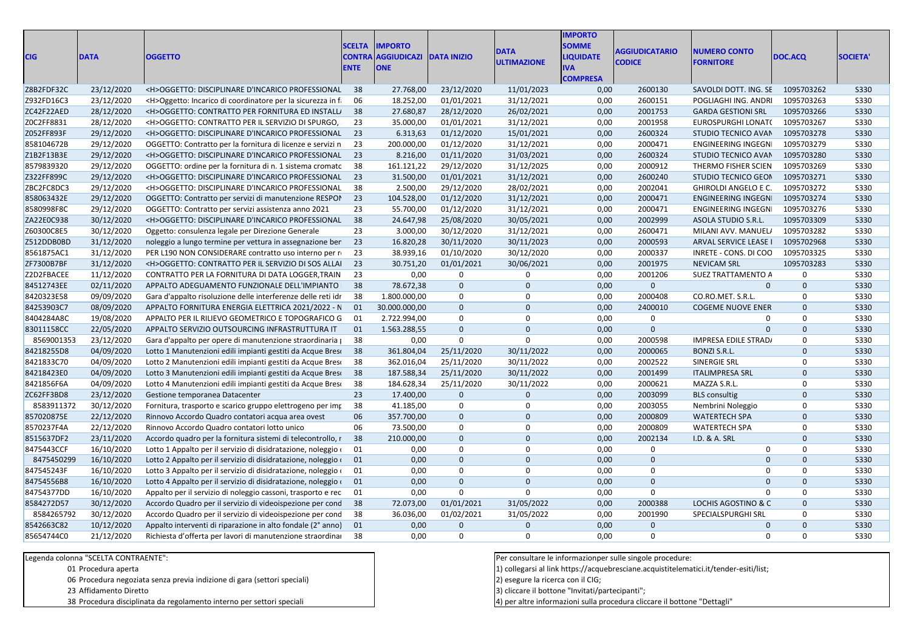| CIG | DATA | OGGETTO | SCELTA CONTRA ENTE | IMPORTO AGGIUDICAZI ONE | DATA INIZIO | DATA ULTIMAZIONE | IMPORTO SOMME LIQUIDATE IVA COMPRESA | AGGIUDICATARIO CODICE | NUMERO CONTO FORNITORE | DOC.ACQ | SOCIETA' |
|---|---|---|---|---|---|---|---|---|---|---|---|
| Z8B2FDF32C | 23/12/2020 | <H>OGGETTO: DISCIPLINARE D'INCARICO PROFESSIONAL | 38 | 27.768,00 | 23/12/2020 | 11/01/2023 | 0,00 | 2600130 | SAVOLDI DOTT. ING. SE | 1095703262 | S330 |
| Z932FD16C3 | 23/12/2020 | <H>Oggetto: Incarico di coordinatore per la sicurezza in f | 06 | 18.252,00 | 01/01/2021 | 31/12/2021 | 0,00 | 2600151 | POGLIAGHI ING. ANDRI | 1095703263 | S330 |
| ZC42F22AED | 28/12/2020 | <H>OGGETTO: CONTRATTO PER FORNITURA ED INSTALL/ | 38 | 27.680,87 | 28/12/2020 | 26/02/2021 | 0,00 | 2001753 | GARDA GESTIONI SRL | 1095703266 | S330 |
| Z0C2FF8831 | 28/12/2020 | <H>OGGETTO: CONTRATTO PER IL SERVIZIO DI SPURGO, | 23 | 35.000,00 | 01/01/2021 | 31/12/2021 | 0,00 | 2001958 | EUROSPURGHI LONAT( | 1095703267 | S330 |
| Z052FF893F | 29/12/2020 | <H>OGGETTO: DISCIPLINARE D'INCARICO PROFESSIONAL | 23 | 6.313,63 | 01/12/2020 | 15/01/2021 | 0,00 | 2600324 | STUDIO TECNICO AVAN | 1095703278 | S330 |
| 858104672B | 29/12/2020 | OGGETTO: Contratto per la fornitura di licenze e servizi n | 23 | 200.000,00 | 01/12/2020 | 31/12/2021 | 0,00 | 2000471 | ENGINEERING INGEGNI | 1095703279 | S330 |
| Z1B2F13B3E | 29/12/2020 | <H>OGGETTO: DISCIPLINARE D'INCARICO PROFESSIONAL | 23 | 8.216,00 | 01/11/2020 | 31/03/2021 | 0,00 | 2600324 | STUDIO TECNICO AVAN | 1095703280 | S330 |
| 8579839320 | 29/12/2020 | OGGETTO: ordine per la fornitura di n. 1 sistema cromatc | 38 | 161.121,22 | 29/12/2020 | 31/12/2025 | 0,00 | 2000912 | THERMO FISHER SCIEN | 1095703269 | S330 |
| Z322FF899C | 29/12/2020 | <H>OGGETTO: DISCIPLINARE D'INCARICO PROFESSIONAL | 23 | 31.500,00 | 01/01/2021 | 31/12/2021 | 0,00 | 2600240 | STUDIO TECNICO GEON | 1095703271 | S330 |
| ZBC2FC8DC3 | 29/12/2020 | <H>OGGETTO: DISCIPLINARE D'INCARICO PROFESSIONAL | 38 | 2.500,00 | 29/12/2020 | 28/02/2021 | 0,00 | 2002041 | GHIROLDI ANGELO E C. | 1095703272 | S330 |
| 858063432E | 29/12/2020 | OGGETTO: Contratto per servizi di manutenzione RESPOI | 23 | 104.528,00 | 01/12/2020 | 31/12/2021 | 0,00 | 2000471 | ENGINEERING INGEGNI | 1095703274 | S330 |
| 8580998F8C | 29/12/2020 | OGGETTO: Contratto per servizi assistenza anno 2021 | 23 | 55.700,00 | 01/12/2020 | 31/12/2021 | 0,00 | 2000471 | ENGINEERING INGEGNI | 1095703276 | S330 |
| ZA22E0C938 | 30/12/2020 | <H>OGGETTO: DISCIPLINARE D'INCARICO PROFESSIONAL | 38 | 24.647,98 | 25/08/2020 | 30/05/2021 | 0,00 | 2002999 | ASOLA STUDIO S.R.L. | 1095703309 | S330 |
| Z60300C8E5 | 30/12/2020 | Oggetto: consulenza legale per Direzione Generale | 23 | 3.000,00 | 30/12/2020 | 31/12/2021 | 0,00 | 2600471 | MILANI AVV. MANUEL/ | 1095703282 | S330 |
| Z512DDB0BD | 31/12/2020 | noleggio a lungo termine per vettura in assegnazione ber | 23 | 16.820,28 | 30/11/2020 | 30/11/2023 | 0,00 | 2000593 | ARVAL SERVICE LEASE I | 1095702968 | S330 |
| 8561875AC1 | 31/12/2020 | PER L190 NON CONSIDERARE contratto uso interno per r | 23 | 38.939,16 | 01/10/2020 | 30/12/2020 | 0,00 | 2000337 | INRETE - CONS. DI COO | 1095703325 | S330 |
| ZF7300B7BF | 31/12/2020 | <H>OGGETTO: CONTRATTO PER IL SERVIZIO DI SOS ALLAI | 23 | 30.751,20 | 01/01/2021 | 30/06/2021 | 0,00 | 2001975 | NEVICAM SRL | 1095703283 | S330 |
| Z2D2FBACEE | 11/12/2020 | CONTRATTO PER LA FORNITURA DI DATA LOGGER,TRAIN | 23 | 0,00 | 0 | 0 | 0,00 | 2001206 | SUEZ TRATTAMENTO A | 0 | S330 |
| 84512743EE | 02/11/2020 | APPALTO ADEGUAMENTO FUNZIONALE DELL'IMPIANTO | 38 | 78.672,38 | 0 | 0 | 0,00 | 0 | 0 | 0 | S330 |
| 8420323E58 | 09/09/2020 | Gara d'appalto risoluzione delle interferenze delle reti idr | 38 | 1.800.000,00 | 0 | 0 | 0,00 | 2000408 | CO.RO.MET. S.R.L. | 0 | S330 |
| 84253903C7 | 08/09/2020 | APPALTO FORNITURA ENERGIA ELETTRICA 2021/2022 - N | 01 | 30.000.000,00 | 0 | 0 | 0,00 | 2400010 | COGEME NUOVE ENER | 0 | S330 |
| 8404284A8C | 19/08/2020 | APPALTO PER IL RILIEVO GEOMETRICO E TOPOGRAFICO G | 01 | 2.722.994,00 | 0 | 0 | 0,00 | 0 | 0 | 0 | S330 |
| 83011158CC | 22/05/2020 | APPALTO SERVIZIO OUTSOURCING INFRASTRUTTURA IT | 01 | 1.563.288,55 | 0 | 0 | 0,00 | 0 | 0 | 0 | S330 |
| 8569001353 | 23/12/2020 | Gara d'appalto per opere di manutenzione straordinaria | 38 | 0,00 | 0 | 0 | 0,00 | 2000598 | IMPRESA EDILE STRAD/ | 0 | S330 |
| 84218255D8 | 04/09/2020 | Lotto 1 Manutenzioni edili impianti gestiti da Acque Bres | 38 | 361.804,04 | 25/11/2020 | 30/11/2022 | 0,00 | 2000065 | BONZI S.R.L. | 0 | S330 |
| 8421833C70 | 04/09/2020 | Lotto 2 Manutenzioni edili impianti gestiti da Acque Bres | 38 | 362.016,04 | 25/11/2020 | 30/11/2022 | 0,00 | 2002522 | SINERGIE SRL | 0 | S330 |
| 84218423E0 | 04/09/2020 | Lotto 3 Manutenzioni edili impianti gestiti da Acque Bres | 38 | 187.588,34 | 25/11/2020 | 30/11/2022 | 0,00 | 2001499 | ITALIMPRESA SRL | 0 | S330 |
| 8421856F6A | 04/09/2020 | Lotto 4 Manutenzioni edili impianti gestiti da Acque Bres | 38 | 184.628,34 | 25/11/2020 | 30/11/2022 | 0,00 | 2000621 | MAZZA S.R.L. | 0 | S330 |
| ZC62FF3BD8 | 23/12/2020 | Gestione temporanea Datacenter | 23 | 17.400,00 | 0 | 0 | 0,00 | 2003099 | BLS consultig | 0 | S330 |
| 8583911372 | 30/12/2020 | Fornitura, trasporto e scarico gruppo elettrogeno per imp | 38 | 41.185,00 | 0 | 0 | 0,00 | 2003055 | Nembrini Noleggio | 0 | S330 |
| 857020875E | 22/12/2020 | Rinnovo Accordo Quadro contatori acqua area ovest | 06 | 357.700,00 | 0 | 0 | 0,00 | 2000809 | WATERTECH SPA | 0 | S330 |
| 8570237F4A | 22/12/2020 | Rinnovo Accordo Quadro contatori lotto unico | 06 | 73.500,00 | 0 | 0 | 0,00 | 2000809 | WATERTECH SPA | 0 | S330 |
| 8515637DF2 | 23/11/2020 | Accordo quadro per la fornitura sistemi di telecontrollo, r | 38 | 210.000,00 | 0 | 0 | 0,00 | 2002134 | I.D. & A. SRL | 0 | S330 |
| 8475443CCF | 16/10/2020 | Lotto 1 Appalto per il servizio di disidratazione, noleggio | 01 | 0,00 | 0 | 0 | 0,00 | 0 | 0 | 0 | S330 |
| 8475450299 | 16/10/2020 | Lotto 2 Appalto per il servizio di disidratazione, noleggio | 01 | 0,00 | 0 | 0 | 0,00 | 0 | 0 | 0 | S330 |
| 847545243F | 16/10/2020 | Lotto 3 Appalto per il servizio di disidratazione, noleggio | 01 | 0,00 | 0 | 0 | 0,00 | 0 | 0 | 0 | S330 |
| 84754556B8 | 16/10/2020 | Lotto 4 Appalto per il servizio di disidratazione, noleggio | 01 | 0,00 | 0 | 0 | 0,00 | 0 | 0 | 0 | S330 |
| 84754377DD | 16/10/2020 | Appalto per il servizio di noleggio cassoni, trasporto e rec | 01 | 0,00 | 0 | 0 | 0,00 | 0 | 0 | 0 | S330 |
| 8584272D57 | 30/12/2020 | Accordo Quadro per il servizio di videoispezione per cond | 38 | 72.073,00 | 01/01/2021 | 31/05/2022 | 0,00 | 2000388 | LOCHIS AGOSTINO & C | 0 | S330 |
| 8584265792 | 30/12/2020 | Accordo Quadro per il servizio di videoispezione per cond | 38 | 36.036,00 | 01/02/2021 | 31/05/2022 | 0,00 | 2001990 | SPECIALSPURGHI SRL | 0 | S330 |
| 8542663C82 | 10/12/2020 | Appalto interventi di riparazione in alto fondale (2° anno) | 01 | 0,00 | 0 | 0 | 0,00 | 0 | 0 | 0 | S330 |
| 85654744C0 | 21/12/2020 | Richiesta d'offerta per lavori di manutenzione straordinai | 38 | 0,00 | 0 | 0 | 0,00 | 0 | 0 | 0 | S330 |

Legenda colonna "SCELTA CONTRAENTE":

01 Procedura aperta

06 Procedura negoziata senza previa indizione di gara (settori speciali)

23 Affidamento Diretto

38 Procedura disciplinata da regolamento interno per settori speciali

Per consultare le informazionper sulle singole procedure:

1) collegarsi al link https://acquebresciane.acquistitelematici.it/tender-esiti/list;

2) esegure la ricerca con il CIG;

3) cliccare il bottone "Invitati/partecipanti";

4) per altre informazioni sulla procedura cliccare il bottone "Dettagli"